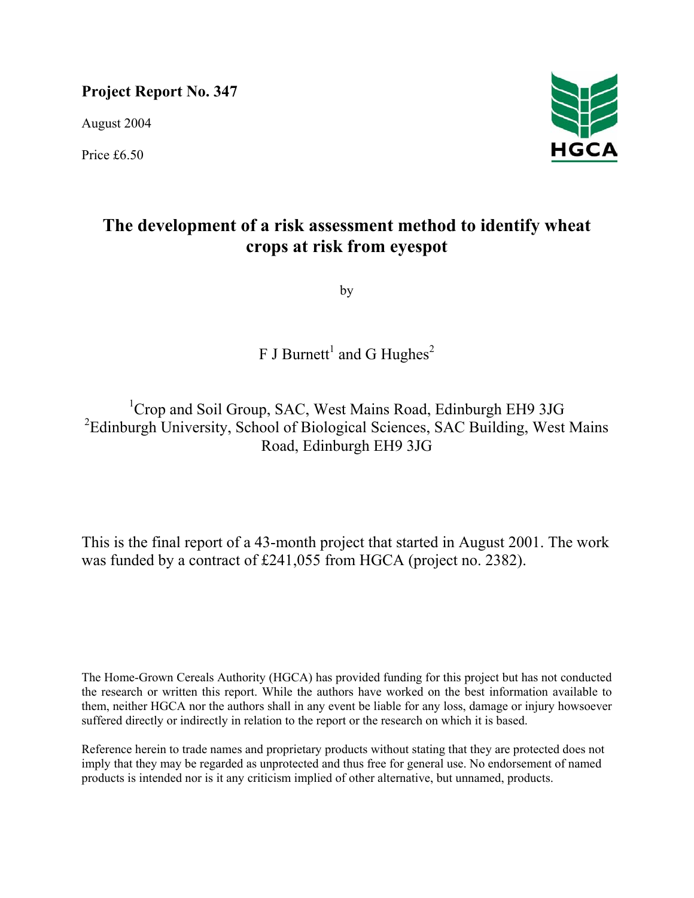**Project Report No. 347**

August 2004

Price £6.50

HGCA

# The development of a risk assessment method to identify wheat crops at risk from eyespot

by

F J Burnett[1] and G Hughes[2]

[1]Crop and Soil Group, SAC, West Mains Road, Edinburgh EH9 3JG
[2]Edinburgh University, School of Biological Sciences, SAC Building, West Mains Road, Edinburgh EH9 3JG

This is the final report of a 43-month project that started in August 2001. The work was funded by a contract of £241,055 from HGCA (project no. 2382).

The Home-Grown Cereals Authority (HGCA) has provided funding for this project but has not conducted the research or written this report. While the authors have worked on the best information available to them, neither HGCA nor the authors shall in any event be liable for any loss, damage or injury howsoever suffered directly or indirectly in relation to the report or the research on which it is based.

Reference herein to trade names and proprietary products without stating that they are protected does not imply that they may be regarded as unprotected and thus free for general use. No endorsement of named products is intended nor is it any criticism implied of other alternative, but unnamed, products.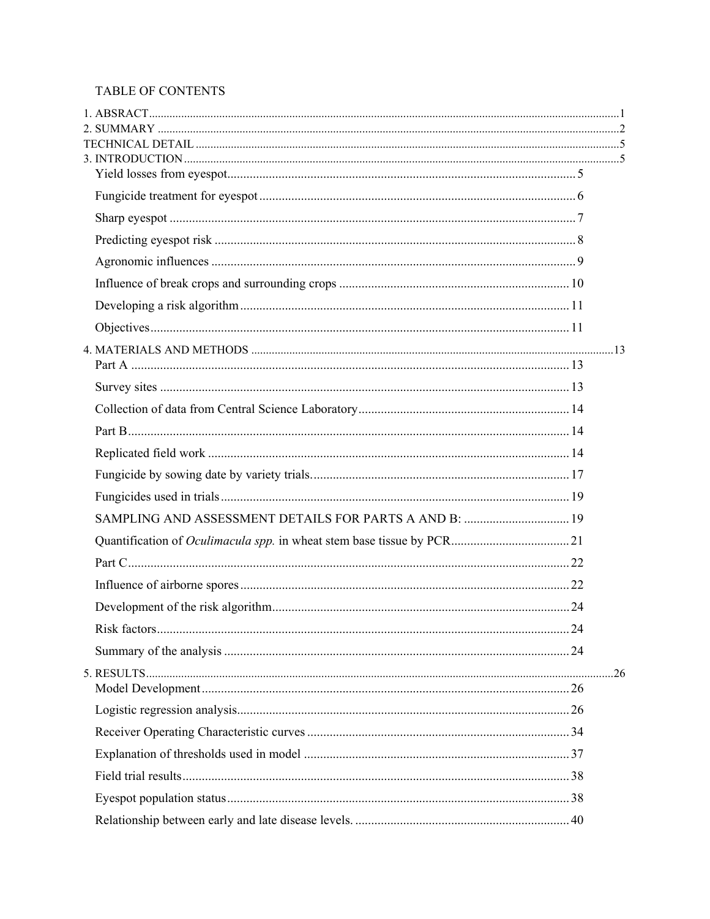TABLE OF CONTENTS

1. ABSRACT ..... 1
2. SUMMARY ..... 2

TECHNICAL DETAIL ..... 5

3. INTRODUCTION ..... 5
   - Yield losses from eyespot ..... 5
   - Fungicide treatment for eyespot ..... 6
   - Sharp eyespot ..... 7
   - Predicting eyespot risk ..... 8
   - Agronomic influences ..... 9
   - Influence of break crops and surrounding crops ..... 10
   - Developing a risk algorithm ..... 11
   - Objectives ..... 11
4. MATERIALS AND METHODS ..... 13
   - Part A ..... 13
   - Survey sites ..... 13
   - Collection of data from Central Science Laboratory ..... 14
   - Part B ..... 14
   - Replicated field work ..... 14
   - Fungicide by sowing date by variety trials. ..... 17
   - Fungicides used in trials ..... 19
   - SAMPLING AND ASSESSMENT DETAILS FOR PARTS A AND B: ..... 19
   - Quantification of *Oculimacula spp.* in wheat stem base tissue by PCR ..... 21
   - Part C ..... 22
   - Influence of airborne spores ..... 22
   - Development of the risk algorithm ..... 24
   - Risk factors ..... 24
   - Summary of the analysis ..... 24
5. RESULTS ..... 26
   - Model Development ..... 26
   - Logistic regression analysis ..... 26
   - Receiver Operating Characteristic curves ..... 34
   - Explanation of thresholds used in model ..... 37
   - Field trial results ..... 38
   - Eyespot population status ..... 38
   - Relationship between early and late disease levels. ..... 40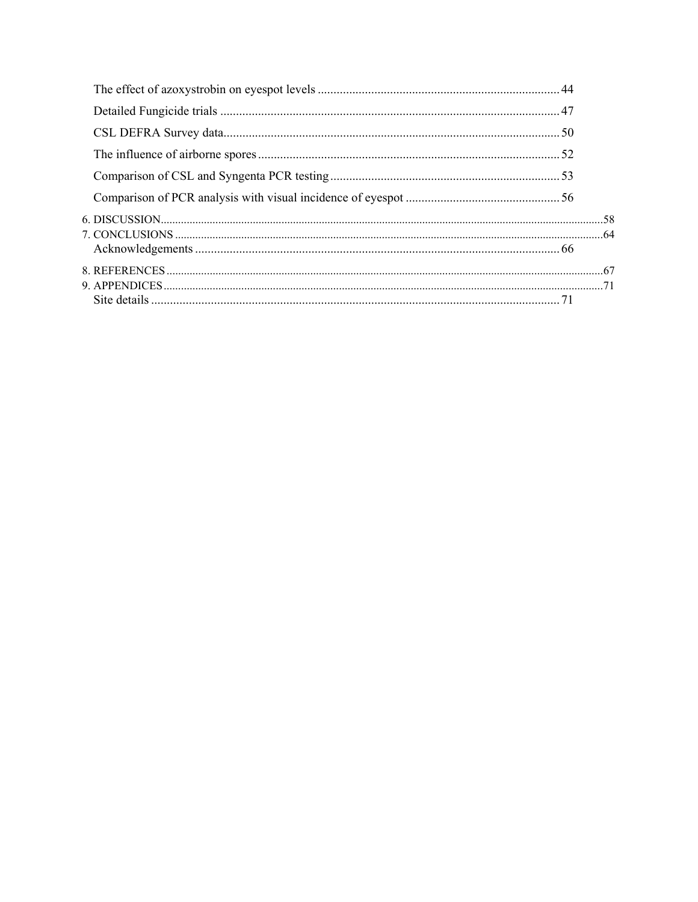The effect of azoxystrobin on eyespot levels ........................................................................... 44

Detailed Fungicide trials ........................................................................................................... 47

CSL DEFRA Survey data.......................................................................................................... 50

The influence of airborne spores ............................................................................................... 52

Comparison of CSL and Syngenta PCR testing ........................................................................ 53

Comparison of PCR analysis with visual incidence of eyespot ................................................ 56

6. DISCUSSION.......................................................................................................................................................58

7. CONCLUSIONS ..................................................................................................................................................64

Acknowledgements .................................................................................................................... 66

8. REFERENCES .....................................................................................................................................................67

9. APPENDICES .....................................................................................................................................................71

Site details .................................................................................................................................. 71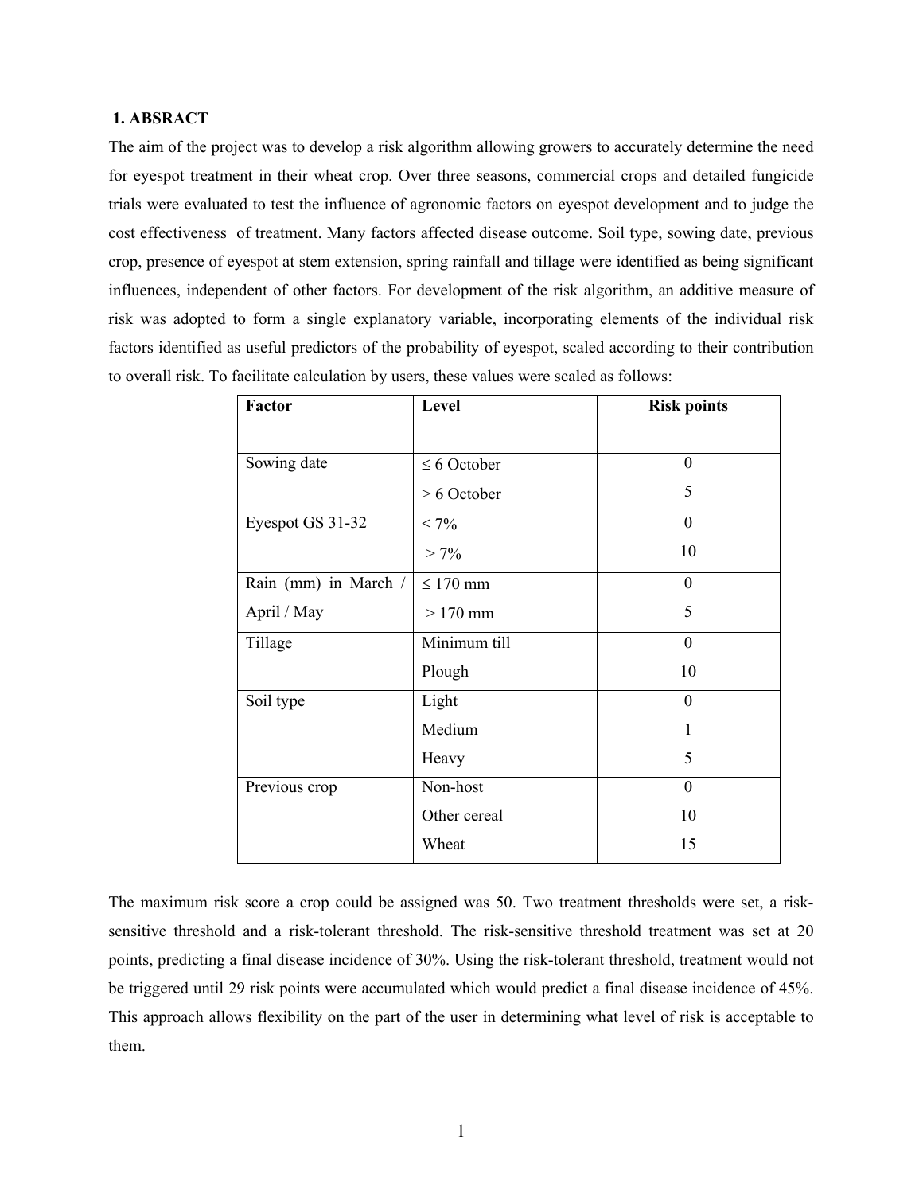## 1. ABSRACT

The aim of the project was to develop a risk algorithm allowing growers to accurately determine the need for eyespot treatment in their wheat crop. Over three seasons, commercial crops and detailed fungicide trials were evaluated to test the influence of agronomic factors on eyespot development and to judge the cost effectiveness of treatment. Many factors affected disease outcome. Soil type, sowing date, previous crop, presence of eyespot at stem extension, spring rainfall and tillage were identified as being significant influences, independent of other factors. For development of the risk algorithm, an additive measure of risk was adopted to form a single explanatory variable, incorporating elements of the individual risk factors identified as useful predictors of the probability of eyespot, scaled according to their contribution to overall risk. To facilitate calculation by users, these values were scaled as follows:

| Factor | Level | Risk points |
|---|---|---|
| Sowing date | ≤ 6 October | 0 |
| | > 6 October | 5 |
| Eyespot GS 31-32 | ≤ 7% | 0 |
| | > 7% | 10 |
| Rain (mm) in March / April / May | ≤ 170 mm | 0 |
| | > 170 mm | 5 |
| Tillage | Minimum till | 0 |
| | Plough | 10 |
| Soil type | Light | 0 |
| | Medium | 1 |
| | Heavy | 5 |
| Previous crop | Non-host | 0 |
| | Other cereal | 10 |
| | Wheat | 15 |

The maximum risk score a crop could be assigned was 50. Two treatment thresholds were set, a risk-sensitive threshold and a risk-tolerant threshold. The risk-sensitive threshold treatment was set at 20 points, predicting a final disease incidence of 30%. Using the risk-tolerant threshold, treatment would not be triggered until 29 risk points were accumulated which would predict a final disease incidence of 45%. This approach allows flexibility on the part of the user in determining what level of risk is acceptable to them.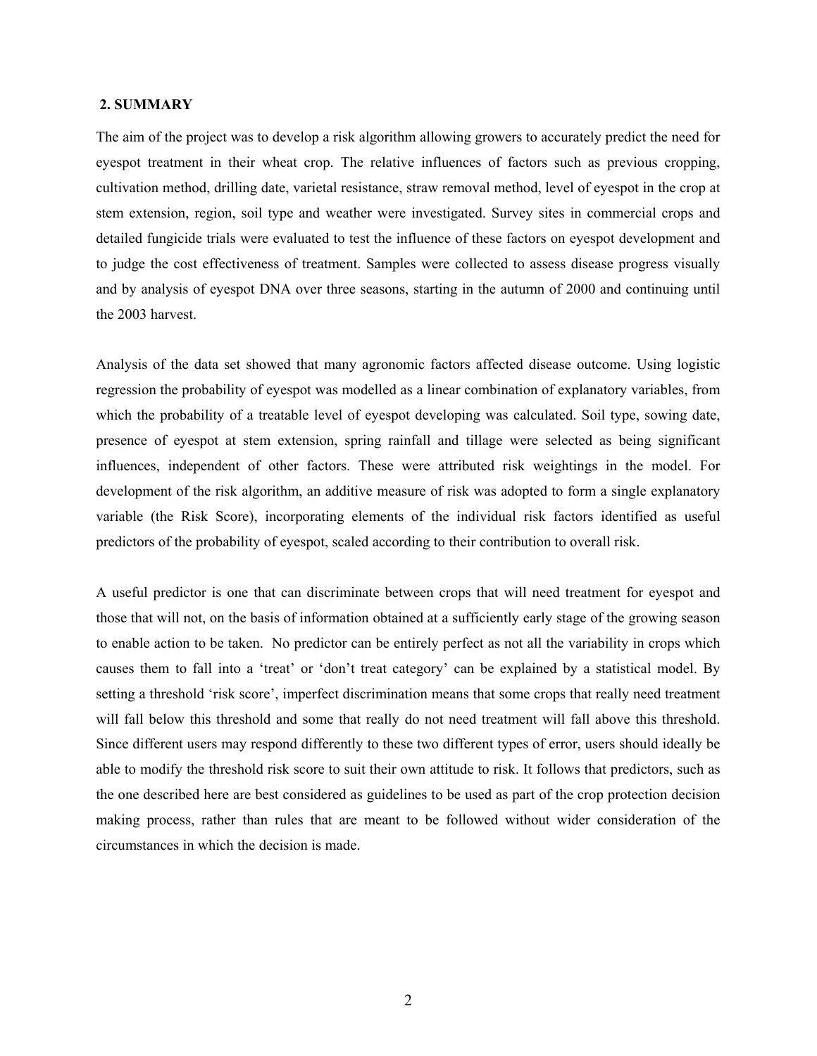## 2. SUMMARY

The aim of the project was to develop a risk algorithm allowing growers to accurately predict the need for eyespot treatment in their wheat crop. The relative influences of factors such as previous cropping, cultivation method, drilling date, varietal resistance, straw removal method, level of eyespot in the crop at stem extension, region, soil type and weather were investigated. Survey sites in commercial crops and detailed fungicide trials were evaluated to test the influence of these factors on eyespot development and to judge the cost effectiveness of treatment. Samples were collected to assess disease progress visually and by analysis of eyespot DNA over three seasons, starting in the autumn of 2000 and continuing until the 2003 harvest.

Analysis of the data set showed that many agronomic factors affected disease outcome. Using logistic regression the probability of eyespot was modelled as a linear combination of explanatory variables, from which the probability of a treatable level of eyespot developing was calculated. Soil type, sowing date, presence of eyespot at stem extension, spring rainfall and tillage were selected as being significant influences, independent of other factors. These were attributed risk weightings in the model. For development of the risk algorithm, an additive measure of risk was adopted to form a single explanatory variable (the Risk Score), incorporating elements of the individual risk factors identified as useful predictors of the probability of eyespot, scaled according to their contribution to overall risk.

A useful predictor is one that can discriminate between crops that will need treatment for eyespot and those that will not, on the basis of information obtained at a sufficiently early stage of the growing season to enable action to be taken. No predictor can be entirely perfect as not all the variability in crops which causes them to fall into a 'treat' or 'don't treat category' can be explained by a statistical model. By setting a threshold 'risk score', imperfect discrimination means that some crops that really need treatment will fall below this threshold and some that really do not need treatment will fall above this threshold. Since different users may respond differently to these two different types of error, users should ideally be able to modify the threshold risk score to suit their own attitude to risk. It follows that predictors, such as the one described here are best considered as guidelines to be used as part of the crop protection decision making process, rather than rules that are meant to be followed without wider consideration of the circumstances in which the decision is made.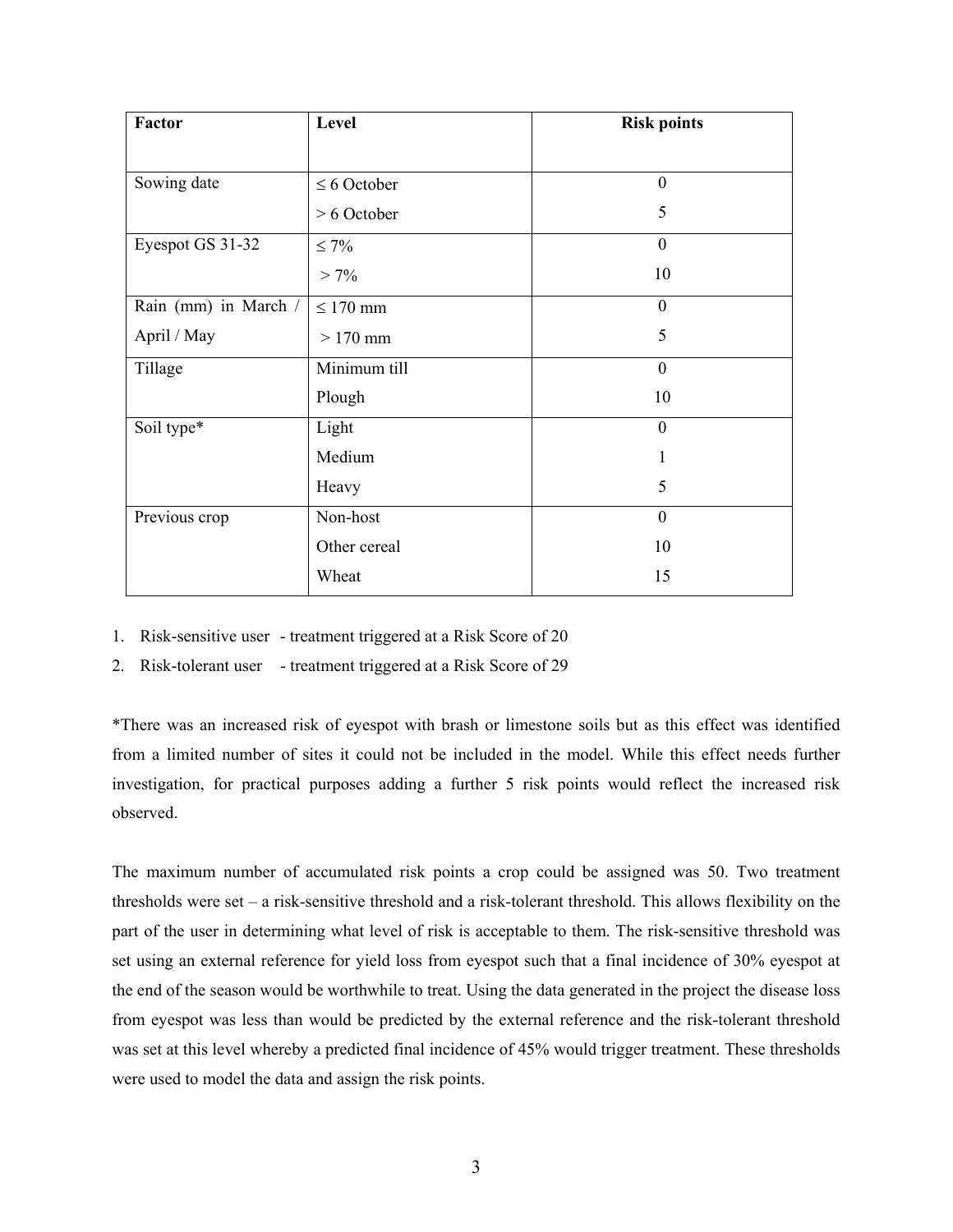| Factor | Level | Risk points |
|---|---|---|
| Sowing date | ≤ 6 October | 0 |
| | > 6 October | 5 |
| Eyespot GS 31-32 | ≤ 7% | 0 |
| | > 7% | 10 |
| Rain (mm) in March / April / May | ≤ 170 mm | 0 |
| | > 170 mm | 5 |
| Tillage | Minimum till | 0 |
| | Plough | 10 |
| Soil type* | Light | 0 |
| | Medium | 1 |
| | Heavy | 5 |
| Previous crop | Non-host | 0 |
| | Other cereal | 10 |
| | Wheat | 15 |

1. Risk-sensitive user - treatment triggered at a Risk Score of 20
2. Risk-tolerant user - treatment triggered at a Risk Score of 29

*There was an increased risk of eyespot with brash or limestone soils but as this effect was identified from a limited number of sites it could not be included in the model. While this effect needs further investigation, for practical purposes adding a further 5 risk points would reflect the increased risk observed.

The maximum number of accumulated risk points a crop could be assigned was 50. Two treatment thresholds were set – a risk-sensitive threshold and a risk-tolerant threshold. This allows flexibility on the part of the user in determining what level of risk is acceptable to them. The risk-sensitive threshold was set using an external reference for yield loss from eyespot such that a final incidence of 30% eyespot at the end of the season would be worthwhile to treat. Using the data generated in the project the disease loss from eyespot was less than would be predicted by the external reference and the risk-tolerant threshold was set at this level whereby a predicted final incidence of 45% would trigger treatment. These thresholds were used to model the data and assign the risk points.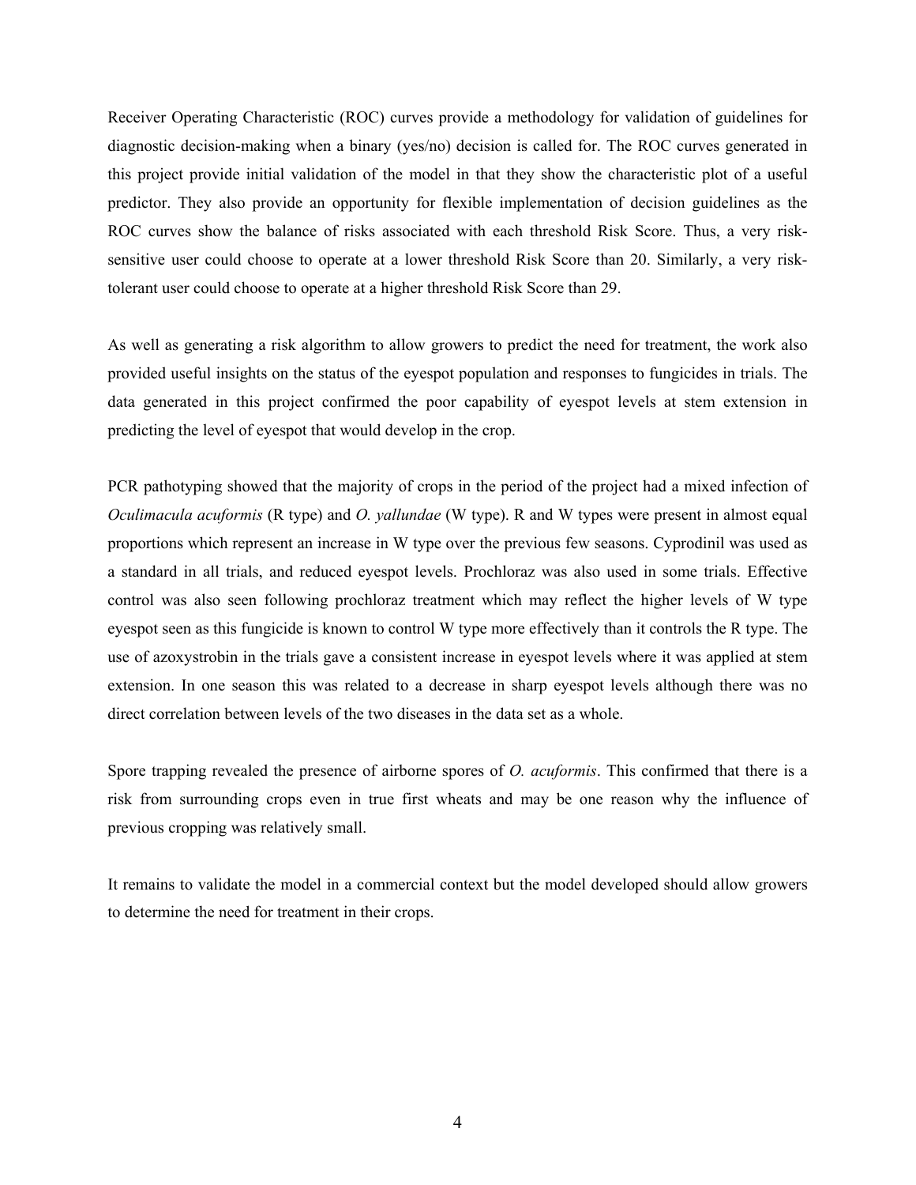Receiver Operating Characteristic (ROC) curves provide a methodology for validation of guidelines for diagnostic decision-making when a binary (yes/no) decision is called for. The ROC curves generated in this project provide initial validation of the model in that they show the characteristic plot of a useful predictor. They also provide an opportunity for flexible implementation of decision guidelines as the ROC curves show the balance of risks associated with each threshold Risk Score. Thus, a very risk-sensitive user could choose to operate at a lower threshold Risk Score than 20. Similarly, a very risk-tolerant user could choose to operate at a higher threshold Risk Score than 29.

As well as generating a risk algorithm to allow growers to predict the need for treatment, the work also provided useful insights on the status of the eyespot population and responses to fungicides in trials. The data generated in this project confirmed the poor capability of eyespot levels at stem extension in predicting the level of eyespot that would develop in the crop.

PCR pathotyping showed that the majority of crops in the period of the project had a mixed infection of *Oculimacula acuformis* (R type) and *O. yallundae* (W type). R and W types were present in almost equal proportions which represent an increase in W type over the previous few seasons. Cyprodinil was used as a standard in all trials, and reduced eyespot levels. Prochloraz was also used in some trials. Effective control was also seen following prochloraz treatment which may reflect the higher levels of W type eyespot seen as this fungicide is known to control W type more effectively than it controls the R type. The use of azoxystrobin in the trials gave a consistent increase in eyespot levels where it was applied at stem extension. In one season this was related to a decrease in sharp eyespot levels although there was no direct correlation between levels of the two diseases in the data set as a whole.

Spore trapping revealed the presence of airborne spores of *O. acuformis*. This confirmed that there is a risk from surrounding crops even in true first wheats and may be one reason why the influence of previous cropping was relatively small.

It remains to validate the model in a commercial context but the model developed should allow growers to determine the need for treatment in their crops.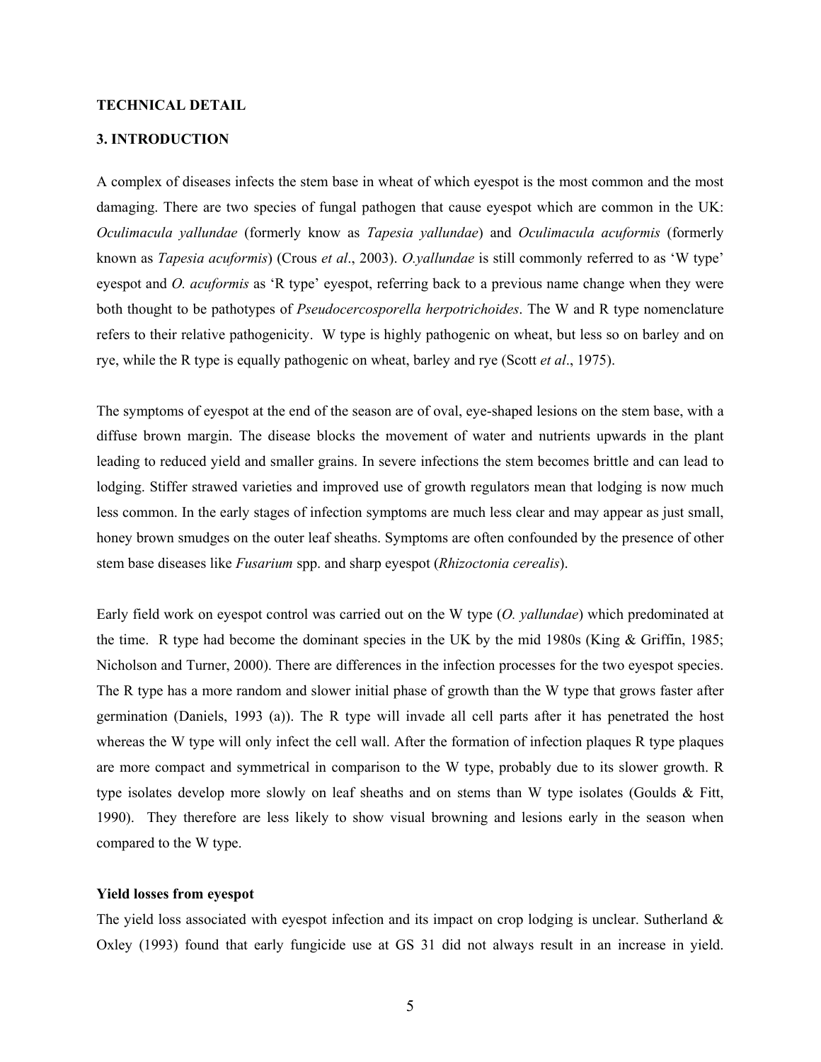**TECHNICAL DETAIL**

## 3. INTRODUCTION

A complex of diseases infects the stem base in wheat of which eyespot is the most common and the most damaging. There are two species of fungal pathogen that cause eyespot which are common in the UK: *Oculimacula yallundae* (formerly know as *Tapesia yallundae*) and *Oculimacula acuformis* (formerly known as *Tapesia acuformis*) (Crous *et al*., 2003). *O.yallundae* is still commonly referred to as 'W type' eyespot and *O. acuformis* as 'R type' eyespot, referring back to a previous name change when they were both thought to be pathotypes of *Pseudocercosporella herpotrichoides*. The W and R type nomenclature refers to their relative pathogenicity. W type is highly pathogenic on wheat, but less so on barley and on rye, while the R type is equally pathogenic on wheat, barley and rye (Scott *et al*., 1975).

The symptoms of eyespot at the end of the season are of oval, eye-shaped lesions on the stem base, with a diffuse brown margin. The disease blocks the movement of water and nutrients upwards in the plant leading to reduced yield and smaller grains. In severe infections the stem becomes brittle and can lead to lodging. Stiffer strawed varieties and improved use of growth regulators mean that lodging is now much less common. In the early stages of infection symptoms are much less clear and may appear as just small, honey brown smudges on the outer leaf sheaths. Symptoms are often confounded by the presence of other stem base diseases like *Fusarium* spp. and sharp eyespot (*Rhizoctonia cerealis*).

Early field work on eyespot control was carried out on the W type (*O. yallundae*) which predominated at the time. R type had become the dominant species in the UK by the mid 1980s (King & Griffin, 1985; Nicholson and Turner, 2000). There are differences in the infection processes for the two eyespot species. The R type has a more random and slower initial phase of growth than the W type that grows faster after germination (Daniels, 1993 (a)). The R type will invade all cell parts after it has penetrated the host whereas the W type will only infect the cell wall. After the formation of infection plaques R type plaques are more compact and symmetrical in comparison to the W type, probably due to its slower growth. R type isolates develop more slowly on leaf sheaths and on stems than W type isolates (Goulds & Fitt, 1990). They therefore are less likely to show visual browning and lesions early in the season when compared to the W type.

**Yield losses from eyespot**

The yield loss associated with eyespot infection and its impact on crop lodging is unclear. Sutherland & Oxley (1993) found that early fungicide use at GS 31 did not always result in an increase in yield.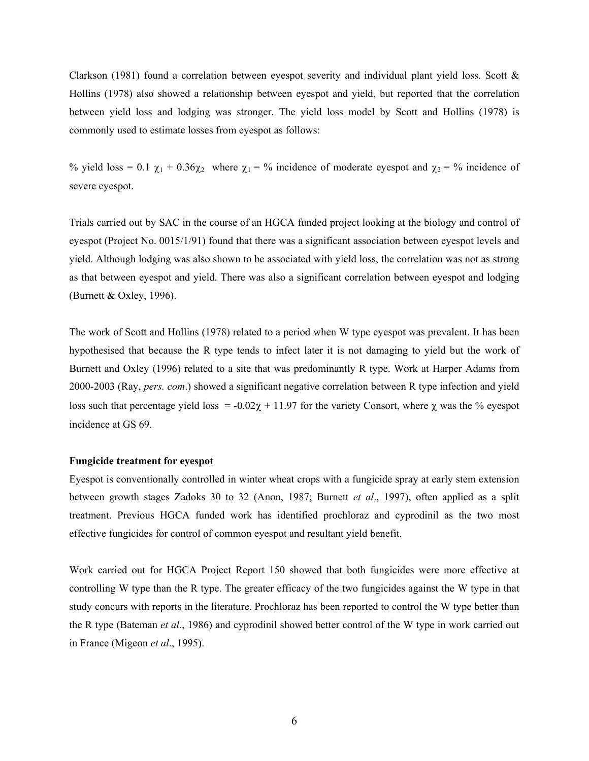Clarkson (1981) found a correlation between eyespot severity and individual plant yield loss. Scott & Hollins (1978) also showed a relationship between eyespot and yield, but reported that the correlation between yield loss and lodging was stronger. The yield loss model by Scott and Hollins (1978) is commonly used to estimate losses from eyespot as follows:

% yield loss = $0.1\ \chi_1 + 0.36\chi_2$ where $\chi_1$ = % incidence of moderate eyespot and $\chi_2$ = % incidence of severe eyespot.

Trials carried out by SAC in the course of an HGCA funded project looking at the biology and control of eyespot (Project No. 0015/1/91) found that there was a significant association between eyespot levels and yield. Although lodging was also shown to be associated with yield loss, the correlation was not as strong as that between eyespot and yield. There was also a significant correlation between eyespot and lodging (Burnett & Oxley, 1996).

The work of Scott and Hollins (1978) related to a period when W type eyespot was prevalent. It has been hypothesised that because the R type tends to infect later it is not damaging to yield but the work of Burnett and Oxley (1996) related to a site that was predominantly R type. Work at Harper Adams from 2000-2003 (Ray, *pers. com*.) showed a significant negative correlation between R type infection and yield loss such that percentage yield loss = $-0.02\chi + 11.97$ for the variety Consort, where $\chi$ was the % eyespot incidence at GS 69.

**Fungicide treatment for eyespot**

Eyespot is conventionally controlled in winter wheat crops with a fungicide spray at early stem extension between growth stages Zadoks 30 to 32 (Anon, 1987; Burnett *et al*., 1997), often applied as a split treatment. Previous HGCA funded work has identified prochloraz and cyprodinil as the two most effective fungicides for control of common eyespot and resultant yield benefit.

Work carried out for HGCA Project Report 150 showed that both fungicides were more effective at controlling W type than the R type. The greater efficacy of the two fungicides against the W type in that study concurs with reports in the literature. Prochloraz has been reported to control the W type better than the R type (Bateman *et al*., 1986) and cyprodinil showed better control of the W type in work carried out in France (Migeon *et al*., 1995).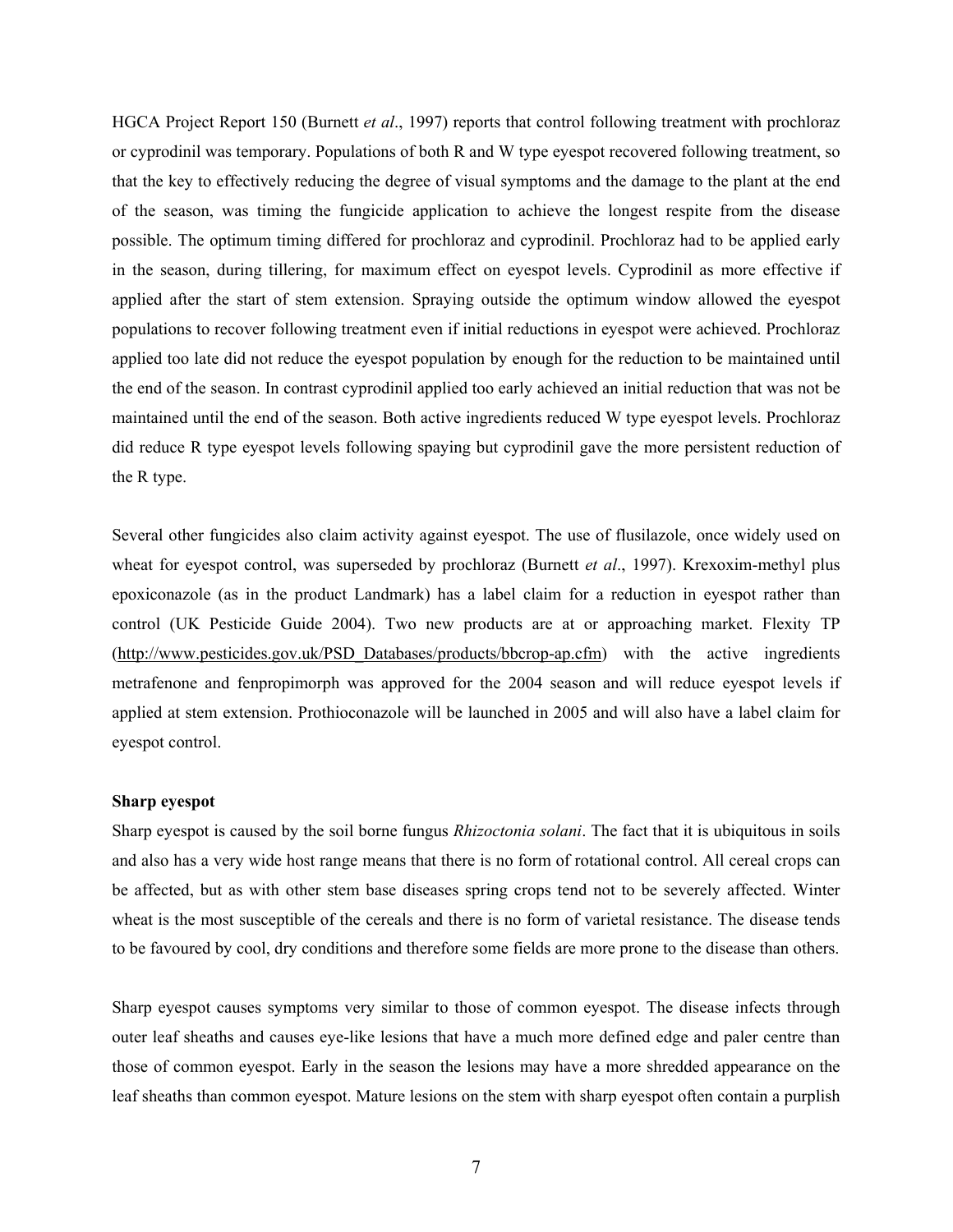HGCA Project Report 150 (Burnett *et al*., 1997) reports that control following treatment with prochloraz or cyprodinil was temporary. Populations of both R and W type eyespot recovered following treatment, so that the key to effectively reducing the degree of visual symptoms and the damage to the plant at the end of the season, was timing the fungicide application to achieve the longest respite from the disease possible. The optimum timing differed for prochloraz and cyprodinil. Prochloraz had to be applied early in the season, during tillering, for maximum effect on eyespot levels. Cyprodinil as more effective if applied after the start of stem extension. Spraying outside the optimum window allowed the eyespot populations to recover following treatment even if initial reductions in eyespot were achieved. Prochloraz applied too late did not reduce the eyespot population by enough for the reduction to be maintained until the end of the season. In contrast cyprodinil applied too early achieved an initial reduction that was not be maintained until the end of the season. Both active ingredients reduced W type eyespot levels. Prochloraz did reduce R type eyespot levels following spaying but cyprodinil gave the more persistent reduction of the R type.

Several other fungicides also claim activity against eyespot. The use of flusilazole, once widely used on wheat for eyespot control, was superseded by prochloraz (Burnett *et al*., 1997). Krexoxim-methyl plus epoxiconazole (as in the product Landmark) has a label claim for a reduction in eyespot rather than control (UK Pesticide Guide 2004). Two new products are at or approaching market. Flexity TP (http://www.pesticides.gov.uk/PSD_Databases/products/bbcrop-ap.cfm) with the active ingredients metrafenone and fenpropimorph was approved for the 2004 season and will reduce eyespot levels if applied at stem extension. Prothioconazole will be launched in 2005 and will also have a label claim for eyespot control.

**Sharp eyespot**

Sharp eyespot is caused by the soil borne fungus *Rhizoctonia solani*. The fact that it is ubiquitous in soils and also has a very wide host range means that there is no form of rotational control. All cereal crops can be affected, but as with other stem base diseases spring crops tend not to be severely affected. Winter wheat is the most susceptible of the cereals and there is no form of varietal resistance. The disease tends to be favoured by cool, dry conditions and therefore some fields are more prone to the disease than others.

Sharp eyespot causes symptoms very similar to those of common eyespot. The disease infects through outer leaf sheaths and causes eye-like lesions that have a much more defined edge and paler centre than those of common eyespot. Early in the season the lesions may have a more shredded appearance on the leaf sheaths than common eyespot. Mature lesions on the stem with sharp eyespot often contain a purplish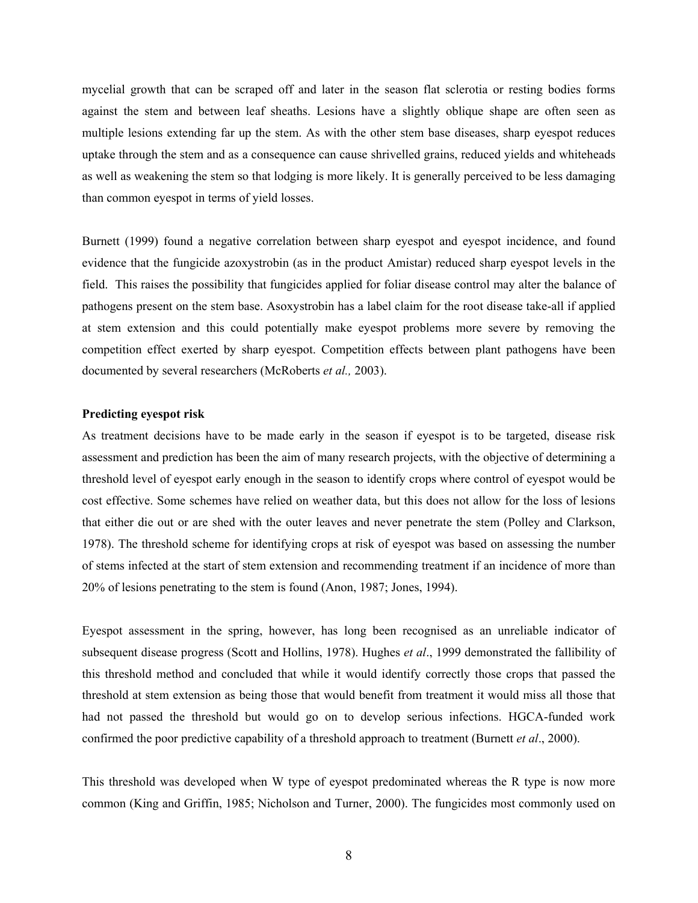mycelial growth that can be scraped off and later in the season flat sclerotia or resting bodies forms against the stem and between leaf sheaths. Lesions have a slightly oblique shape are often seen as multiple lesions extending far up the stem. As with the other stem base diseases, sharp eyespot reduces uptake through the stem and as a consequence can cause shrivelled grains, reduced yields and whiteheads as well as weakening the stem so that lodging is more likely. It is generally perceived to be less damaging than common eyespot in terms of yield losses.

Burnett (1999) found a negative correlation between sharp eyespot and eyespot incidence, and found evidence that the fungicide azoxystrobin (as in the product Amistar) reduced sharp eyespot levels in the field. This raises the possibility that fungicides applied for foliar disease control may alter the balance of pathogens present on the stem base. Asoxystrobin has a label claim for the root disease take-all if applied at stem extension and this could potentially make eyespot problems more severe by removing the competition effect exerted by sharp eyespot. Competition effects between plant pathogens have been documented by several researchers (McRoberts *et al.,* 2003).

**Predicting eyespot risk**

As treatment decisions have to be made early in the season if eyespot is to be targeted, disease risk assessment and prediction has been the aim of many research projects, with the objective of determining a threshold level of eyespot early enough in the season to identify crops where control of eyespot would be cost effective. Some schemes have relied on weather data, but this does not allow for the loss of lesions that either die out or are shed with the outer leaves and never penetrate the stem (Polley and Clarkson, 1978). The threshold scheme for identifying crops at risk of eyespot was based on assessing the number of stems infected at the start of stem extension and recommending treatment if an incidence of more than 20% of lesions penetrating to the stem is found (Anon, 1987; Jones, 1994).

Eyespot assessment in the spring, however, has long been recognised as an unreliable indicator of subsequent disease progress (Scott and Hollins, 1978). Hughes *et al*., 1999 demonstrated the fallibility of this threshold method and concluded that while it would identify correctly those crops that passed the threshold at stem extension as being those that would benefit from treatment it would miss all those that had not passed the threshold but would go on to develop serious infections. HGCA-funded work confirmed the poor predictive capability of a threshold approach to treatment (Burnett *et al*., 2000).

This threshold was developed when W type of eyespot predominated whereas the R type is now more common (King and Griffin, 1985; Nicholson and Turner, 2000). The fungicides most commonly used on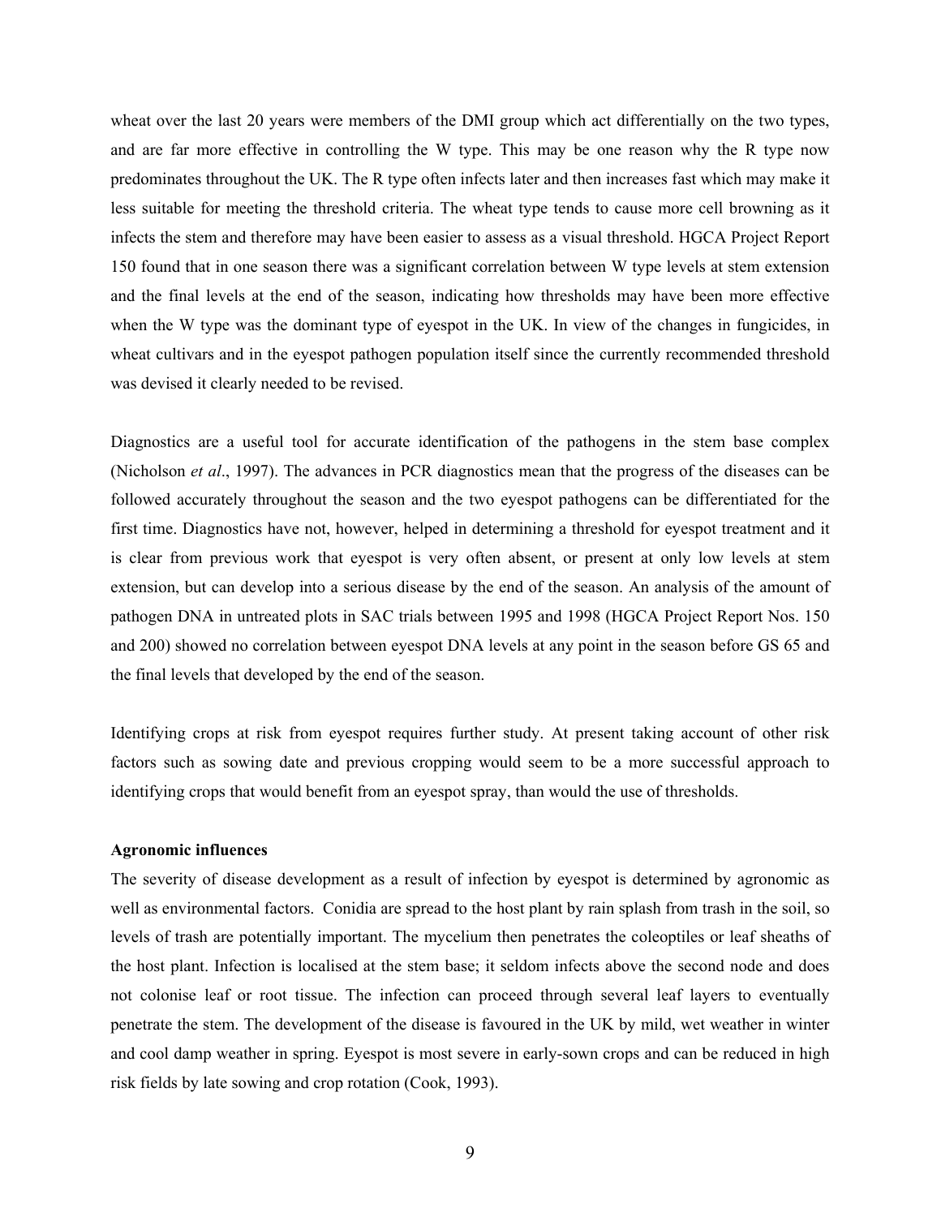wheat over the last 20 years were members of the DMI group which act differentially on the two types, and are far more effective in controlling the W type. This may be one reason why the R type now predominates throughout the UK. The R type often infects later and then increases fast which may make it less suitable for meeting the threshold criteria. The wheat type tends to cause more cell browning as it infects the stem and therefore may have been easier to assess as a visual threshold. HGCA Project Report 150 found that in one season there was a significant correlation between W type levels at stem extension and the final levels at the end of the season, indicating how thresholds may have been more effective when the W type was the dominant type of eyespot in the UK. In view of the changes in fungicides, in wheat cultivars and in the eyespot pathogen population itself since the currently recommended threshold was devised it clearly needed to be revised.

Diagnostics are a useful tool for accurate identification of the pathogens in the stem base complex (Nicholson *et al*., 1997). The advances in PCR diagnostics mean that the progress of the diseases can be followed accurately throughout the season and the two eyespot pathogens can be differentiated for the first time. Diagnostics have not, however, helped in determining a threshold for eyespot treatment and it is clear from previous work that eyespot is very often absent, or present at only low levels at stem extension, but can develop into a serious disease by the end of the season. An analysis of the amount of pathogen DNA in untreated plots in SAC trials between 1995 and 1998 (HGCA Project Report Nos. 150 and 200) showed no correlation between eyespot DNA levels at any point in the season before GS 65 and the final levels that developed by the end of the season.

Identifying crops at risk from eyespot requires further study. At present taking account of other risk factors such as sowing date and previous cropping would seem to be a more successful approach to identifying crops that would benefit from an eyespot spray, than would the use of thresholds.

**Agronomic influences**

The severity of disease development as a result of infection by eyespot is determined by agronomic as well as environmental factors. Conidia are spread to the host plant by rain splash from trash in the soil, so levels of trash are potentially important. The mycelium then penetrates the coleoptiles or leaf sheaths of the host plant. Infection is localised at the stem base; it seldom infects above the second node and does not colonise leaf or root tissue. The infection can proceed through several leaf layers to eventually penetrate the stem. The development of the disease is favoured in the UK by mild, wet weather in winter and cool damp weather in spring. Eyespot is most severe in early-sown crops and can be reduced in high risk fields by late sowing and crop rotation (Cook, 1993).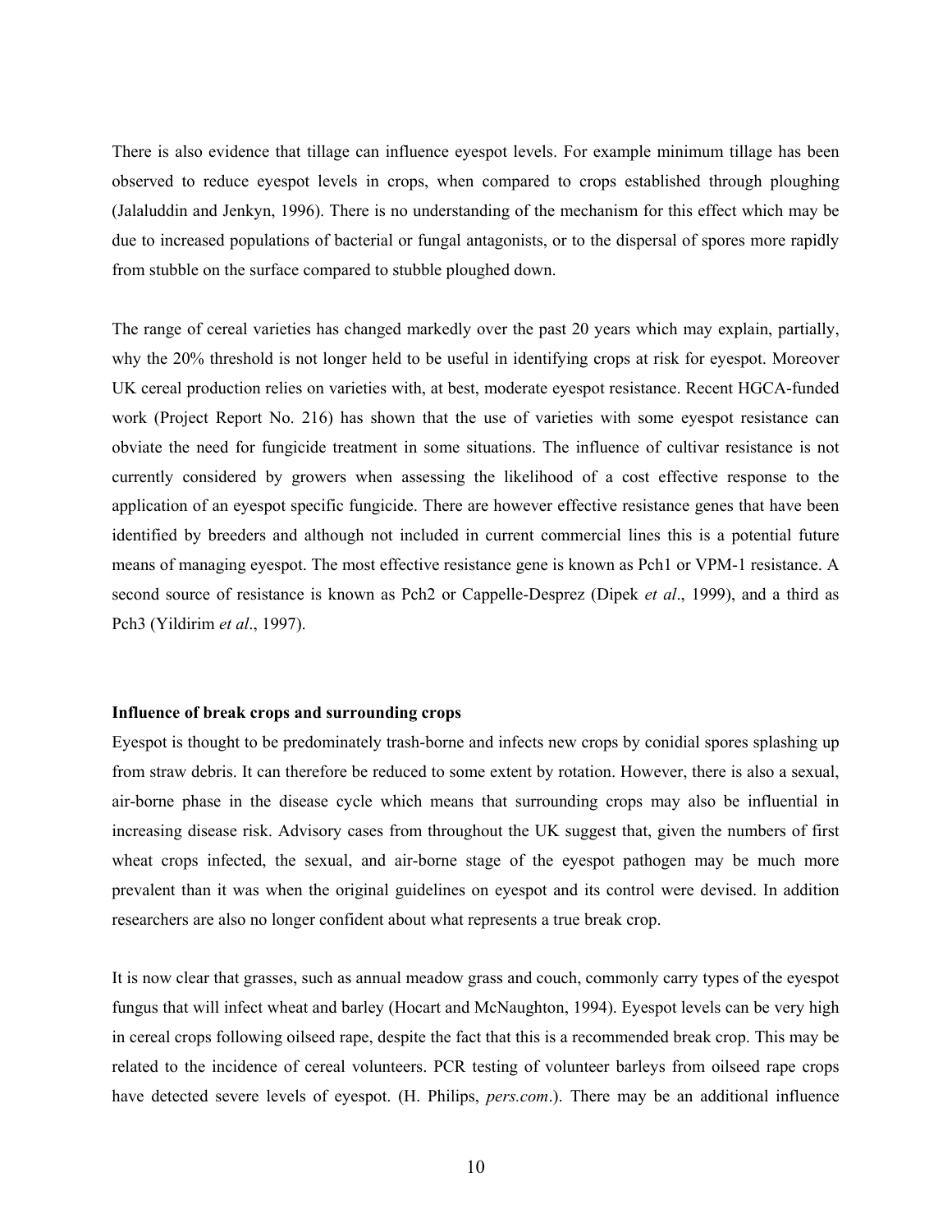There is also evidence that tillage can influence eyespot levels. For example minimum tillage has been observed to reduce eyespot levels in crops, when compared to crops established through ploughing (Jalaluddin and Jenkyn, 1996). There is no understanding of the mechanism for this effect which may be due to increased populations of bacterial or fungal antagonists, or to the dispersal of spores more rapidly from stubble on the surface compared to stubble ploughed down.

The range of cereal varieties has changed markedly over the past 20 years which may explain, partially, why the 20% threshold is not longer held to be useful in identifying crops at risk for eyespot. Moreover UK cereal production relies on varieties with, at best, moderate eyespot resistance. Recent HGCA-funded work (Project Report No. 216) has shown that the use of varieties with some eyespot resistance can obviate the need for fungicide treatment in some situations. The influence of cultivar resistance is not currently considered by growers when assessing the likelihood of a cost effective response to the application of an eyespot specific fungicide. There are however effective resistance genes that have been identified by breeders and although not included in current commercial lines this is a potential future means of managing eyespot. The most effective resistance gene is known as Pch1 or VPM-1 resistance. A second source of resistance is known as Pch2 or Cappelle-Desprez (Dipek *et al*., 1999), and a third as Pch3 (Yildirim *et al*., 1997).

**Influence of break crops and surrounding crops**

Eyespot is thought to be predominately trash-borne and infects new crops by conidial spores splashing up from straw debris. It can therefore be reduced to some extent by rotation. However, there is also a sexual, air-borne phase in the disease cycle which means that surrounding crops may also be influential in increasing disease risk. Advisory cases from throughout the UK suggest that, given the numbers of first wheat crops infected, the sexual, and air-borne stage of the eyespot pathogen may be much more prevalent than it was when the original guidelines on eyespot and its control were devised. In addition researchers are also no longer confident about what represents a true break crop.

It is now clear that grasses, such as annual meadow grass and couch, commonly carry types of the eyespot fungus that will infect wheat and barley (Hocart and McNaughton, 1994). Eyespot levels can be very high in cereal crops following oilseed rape, despite the fact that this is a recommended break crop. This may be related to the incidence of cereal volunteers. PCR testing of volunteer barleys from oilseed rape crops have detected severe levels of eyespot. (H. Philips, *pers.com*.). There may be an additional influence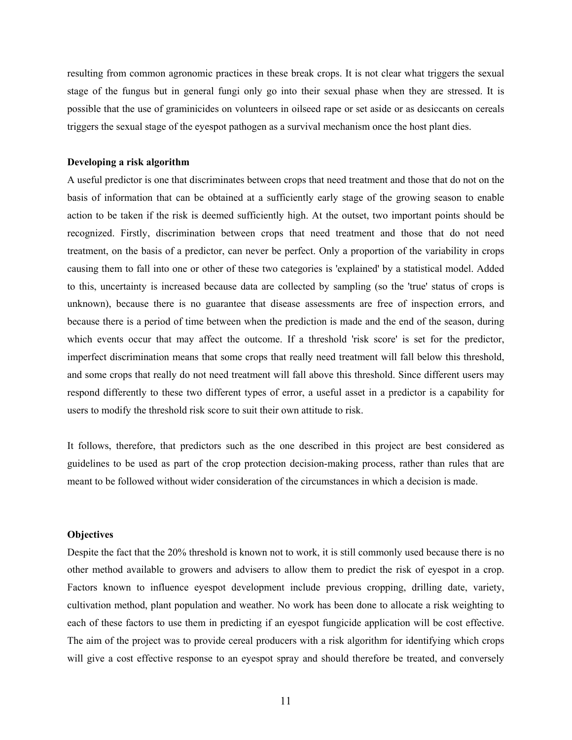resulting from common agronomic practices in these break crops. It is not clear what triggers the sexual stage of the fungus but in general fungi only go into their sexual phase when they are stressed. It is possible that the use of graminicides on volunteers in oilseed rape or set aside or as desiccants on cereals triggers the sexual stage of the eyespot pathogen as a survival mechanism once the host plant dies.

**Developing a risk algorithm**

A useful predictor is one that discriminates between crops that need treatment and those that do not on the basis of information that can be obtained at a sufficiently early stage of the growing season to enable action to be taken if the risk is deemed sufficiently high. At the outset, two important points should be recognized. Firstly, discrimination between crops that need treatment and those that do not need treatment, on the basis of a predictor, can never be perfect. Only a proportion of the variability in crops causing them to fall into one or other of these two categories is 'explained' by a statistical model. Added to this, uncertainty is increased because data are collected by sampling (so the 'true' status of crops is unknown), because there is no guarantee that disease assessments are free of inspection errors, and because there is a period of time between when the prediction is made and the end of the season, during which events occur that may affect the outcome. If a threshold 'risk score' is set for the predictor, imperfect discrimination means that some crops that really need treatment will fall below this threshold, and some crops that really do not need treatment will fall above this threshold. Since different users may respond differently to these two different types of error, a useful asset in a predictor is a capability for users to modify the threshold risk score to suit their own attitude to risk.

It follows, therefore, that predictors such as the one described in this project are best considered as guidelines to be used as part of the crop protection decision-making process, rather than rules that are meant to be followed without wider consideration of the circumstances in which a decision is made.

**Objectives**

Despite the fact that the 20% threshold is known not to work, it is still commonly used because there is no other method available to growers and advisers to allow them to predict the risk of eyespot in a crop. Factors known to influence eyespot development include previous cropping, drilling date, variety, cultivation method, plant population and weather. No work has been done to allocate a risk weighting to each of these factors to use them in predicting if an eyespot fungicide application will be cost effective. The aim of the project was to provide cereal producers with a risk algorithm for identifying which crops will give a cost effective response to an eyespot spray and should therefore be treated, and conversely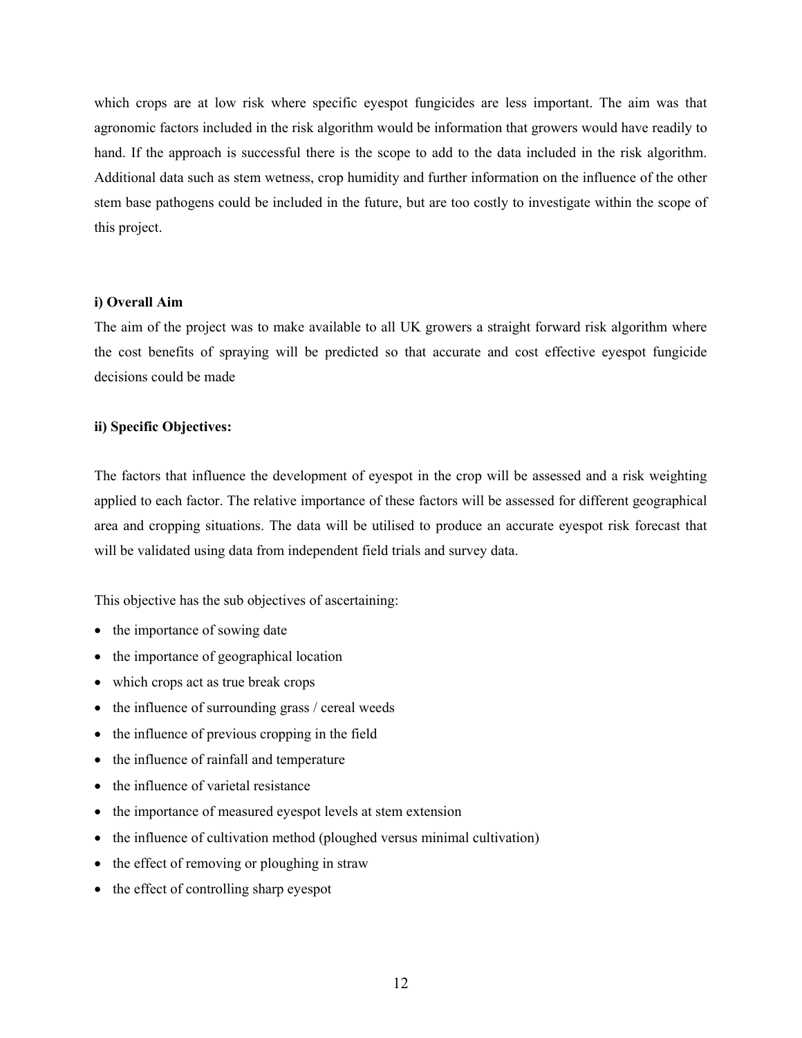which crops are at low risk where specific eyespot fungicides are less important. The aim was that agronomic factors included in the risk algorithm would be information that growers would have readily to hand. If the approach is successful there is the scope to add to the data included in the risk algorithm. Additional data such as stem wetness, crop humidity and further information on the influence of the other stem base pathogens could be included in the future, but are too costly to investigate within the scope of this project.

**i) Overall Aim**

The aim of the project was to make available to all UK growers a straight forward risk algorithm where the cost benefits of spraying will be predicted so that accurate and cost effective eyespot fungicide decisions could be made

**ii) Specific Objectives:**

The factors that influence the development of eyespot in the crop will be assessed and a risk weighting applied to each factor. The relative importance of these factors will be assessed for different geographical area and cropping situations. The data will be utilised to produce an accurate eyespot risk forecast that will be validated using data from independent field trials and survey data.

This objective has the sub objectives of ascertaining:

- the importance of sowing date
- the importance of geographical location
- which crops act as true break crops
- the influence of surrounding grass / cereal weeds
- the influence of previous cropping in the field
- the influence of rainfall and temperature
- the influence of varietal resistance
- the importance of measured eyespot levels at stem extension
- the influence of cultivation method (ploughed versus minimal cultivation)
- the effect of removing or ploughing in straw
- the effect of controlling sharp eyespot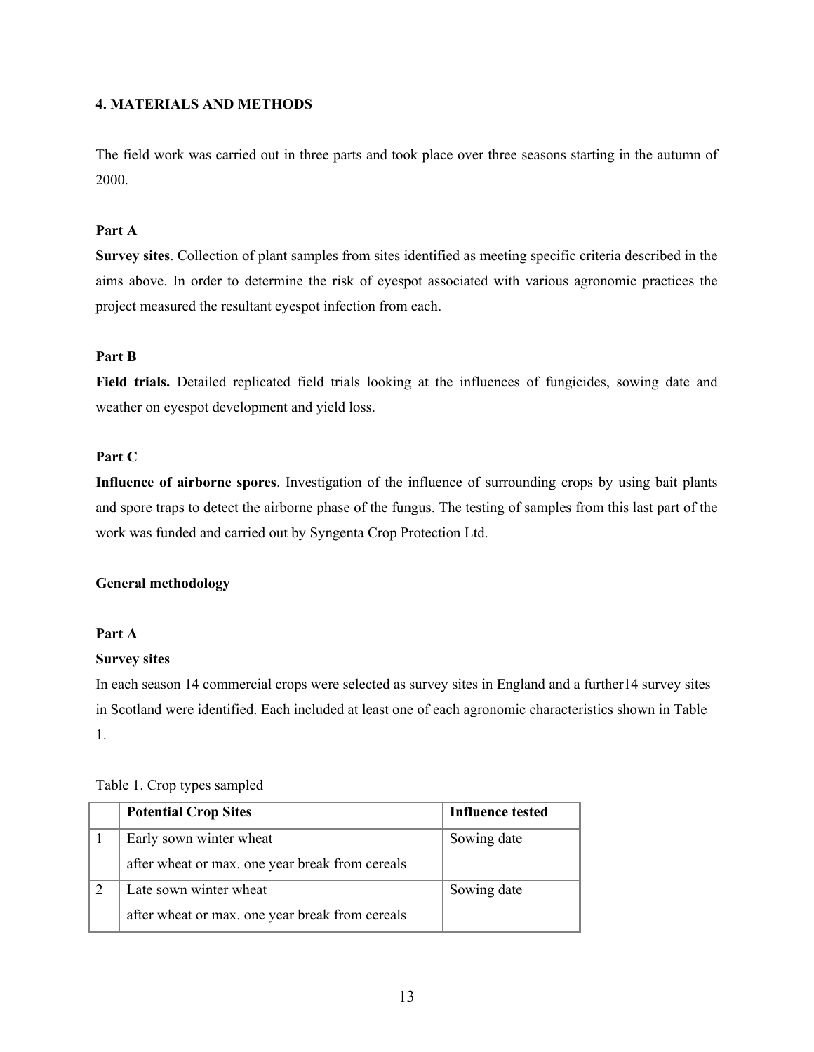## 4. MATERIALS AND METHODS

The field work was carried out in three parts and took place over three seasons starting in the autumn of 2000.

**Part A**

**Survey sites**. Collection of plant samples from sites identified as meeting specific criteria described in the aims above. In order to determine the risk of eyespot associated with various agronomic practices the project measured the resultant eyespot infection from each.

**Part B**

**Field trials.** Detailed replicated field trials looking at the influences of fungicides, sowing date and weather on eyespot development and yield loss.

**Part C**

**Influence of airborne spores**. Investigation of the influence of surrounding crops by using bait plants and spore traps to detect the airborne phase of the fungus. The testing of samples from this last part of the work was funded and carried out by Syngenta Crop Protection Ltd.

**General methodology**

**Part A**

**Survey sites**

In each season 14 commercial crops were selected as survey sites in England and a further14 survey sites in Scotland were identified. Each included at least one of each agronomic characteristics shown in Table 1.

Table 1. Crop types sampled

| | Potential Crop Sites | Influence tested |
|---|---|---|
| 1 | Early sown winter wheat<br>after wheat or max. one year break from cereals | Sowing date |
| 2 | Late sown winter wheat<br>after wheat or max. one year break from cereals | Sowing date |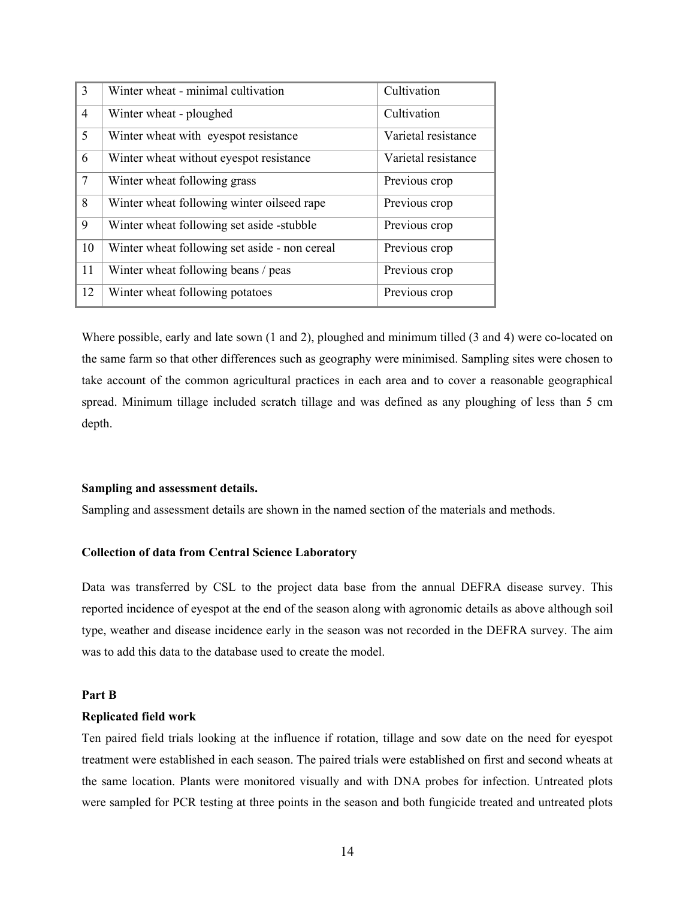| | | |
|---|---|---|
| 3 | Winter wheat - minimal cultivation | Cultivation |
| 4 | Winter wheat - ploughed | Cultivation |
| 5 | Winter wheat with eyespot resistance | Varietal resistance |
| 6 | Winter wheat without eyespot resistance | Varietal resistance |
| 7 | Winter wheat following grass | Previous crop |
| 8 | Winter wheat following winter oilseed rape | Previous crop |
| 9 | Winter wheat following set aside -stubble | Previous crop |
| 10 | Winter wheat following set aside - non cereal | Previous crop |
| 11 | Winter wheat following beans / peas | Previous crop |
| 12 | Winter wheat following potatoes | Previous crop |

Where possible, early and late sown (1 and 2), ploughed and minimum tilled (3 and 4) were co-located on the same farm so that other differences such as geography were minimised. Sampling sites were chosen to take account of the common agricultural practices in each area and to cover a reasonable geographical spread. Minimum tillage included scratch tillage and was defined as any ploughing of less than 5 cm depth.

**Sampling and assessment details.**

Sampling and assessment details are shown in the named section of the materials and methods.

**Collection of data from Central Science Laboratory**

Data was transferred by CSL to the project data base from the annual DEFRA disease survey. This reported incidence of eyespot at the end of the season along with agronomic details as above although soil type, weather and disease incidence early in the season was not recorded in the DEFRA survey. The aim was to add this data to the database used to create the model.

**Part B**

**Replicated field work**

Ten paired field trials looking at the influence if rotation, tillage and sow date on the need for eyespot treatment were established in each season. The paired trials were established on first and second wheats at the same location. Plants were monitored visually and with DNA probes for infection. Untreated plots were sampled for PCR testing at three points in the season and both fungicide treated and untreated plots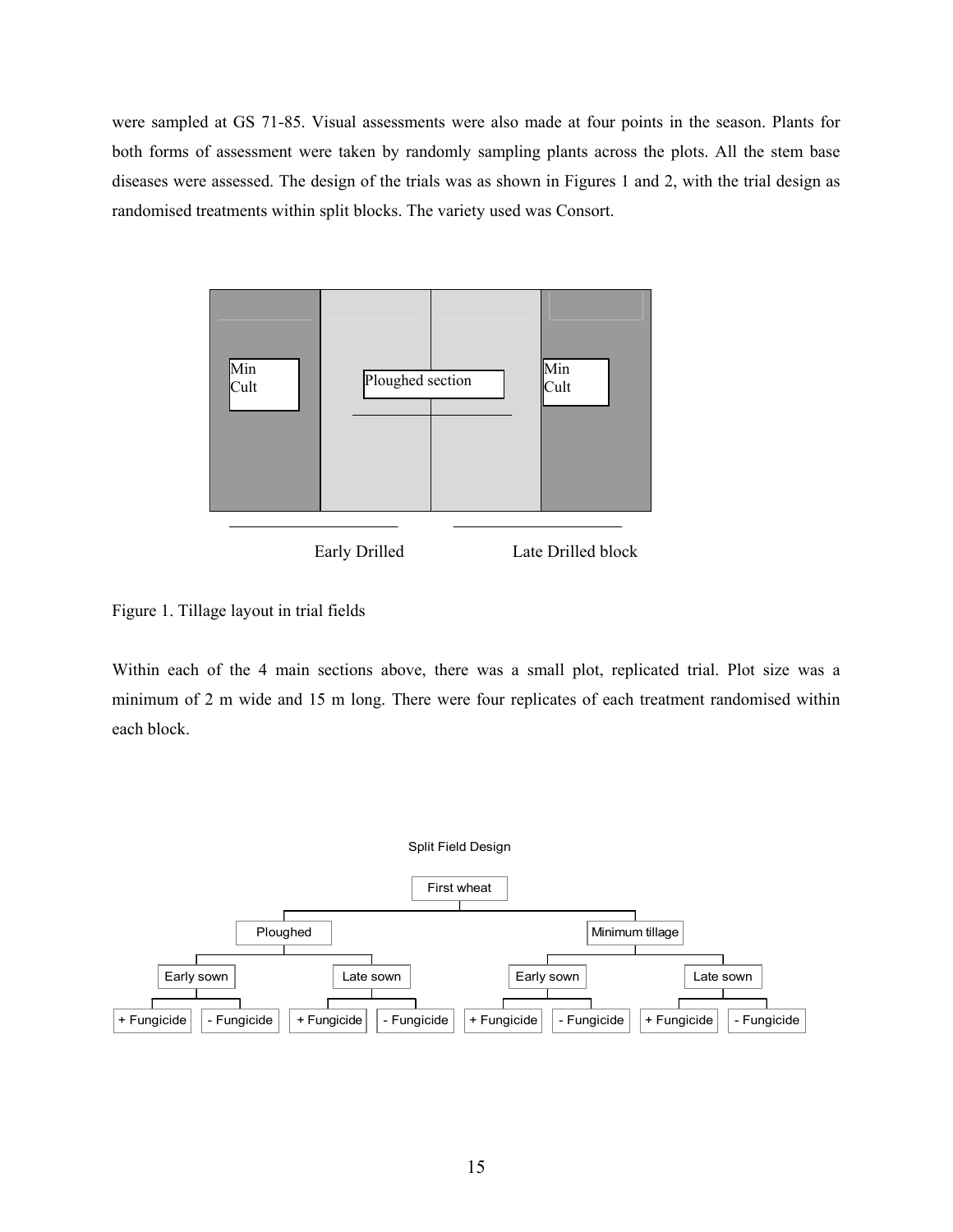were sampled at GS 71-85. Visual assessments were also made at four points in the season. Plants for both forms of assessment were taken by randomly sampling plants across the plots. All the stem base diseases were assessed. The design of the trials was as shown in Figures 1 and 2, with the trial design as randomised treatments within split blocks. The variety used was Consort.

Min Cult

Ploughed section

Min Cult

Early Drilled

Late Drilled block

Figure 1. Tillage layout in trial fields

Within each of the 4 main sections above, there was a small plot, replicated trial. Plot size was a minimum of 2 m wide and 15 m long. There were four replicates of each treatment randomised within each block.

Split Field Design

First wheat

Ploughed

Minimum tillage

Early sown

Late sown

Early sown

Late sown

+ Fungicide

- Fungicide

+ Fungicide

- Fungicide

+ Fungicide

- Fungicide

+ Fungicide

- Fungicide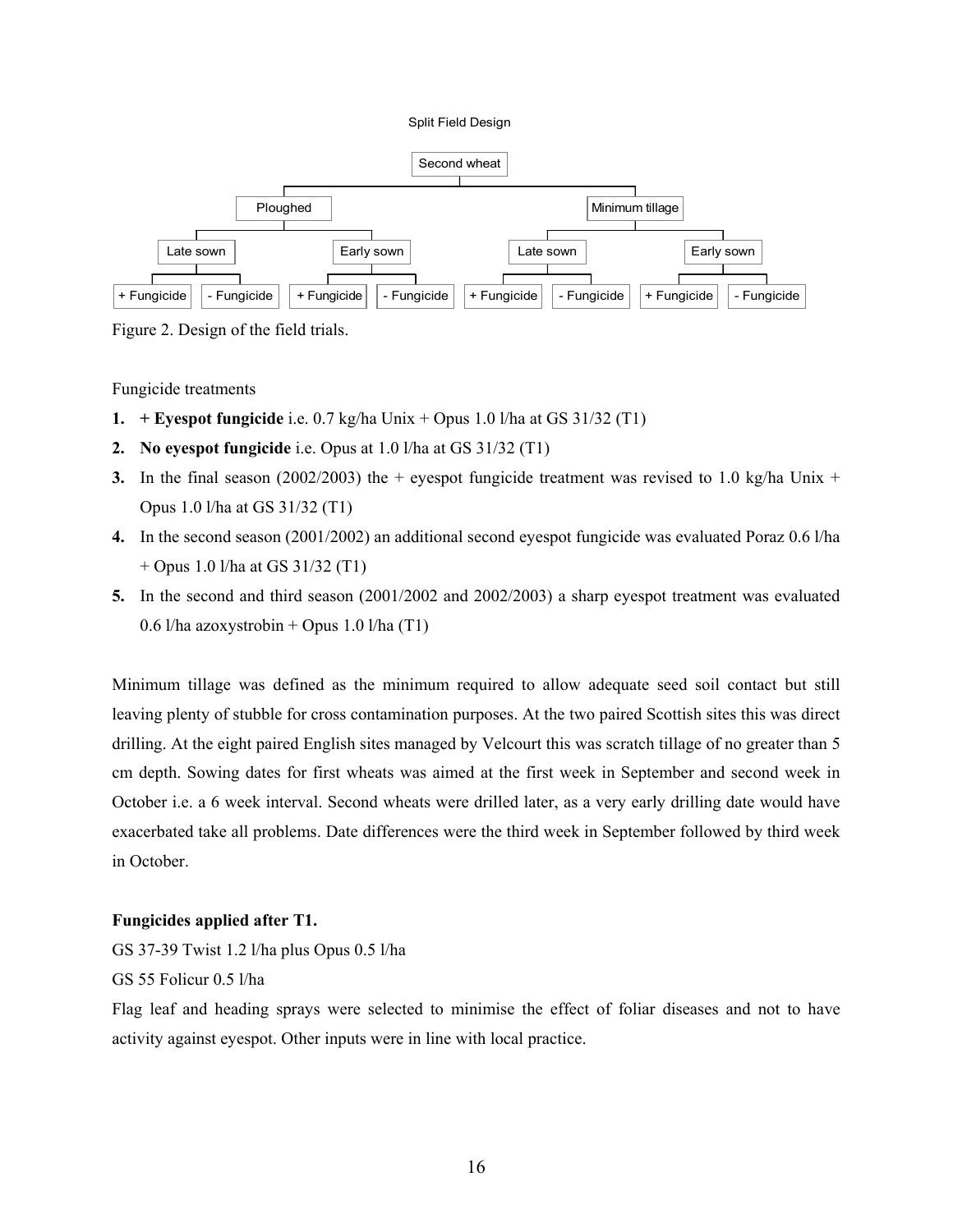Split Field Design

- Second wheat
  - Ploughed
    - Late sown
      - + Fungicide
      - - Fungicide
    - Early sown
      - + Fungicide
      - - Fungicide
  - Minimum tillage
    - Late sown
      - + Fungicide
      - - Fungicide
    - Early sown
      - + Fungicide
      - - Fungicide

Figure 2. Design of the field trials.

Fungicide treatments

1. **+ Eyespot fungicide** i.e. 0.7 kg/ha Unix + Opus 1.0 l/ha at GS 31/32 (T1)
2. **No eyespot fungicide** i.e. Opus at 1.0 l/ha at GS 31/32 (T1)
3. In the final season (2002/2003) the + eyespot fungicide treatment was revised to 1.0 kg/ha Unix + Opus 1.0 l/ha at GS 31/32 (T1)
4. In the second season (2001/2002) an additional second eyespot fungicide was evaluated Poraz 0.6 l/ha + Opus 1.0 l/ha at GS 31/32 (T1)
5. In the second and third season (2001/2002 and 2002/2003) a sharp eyespot treatment was evaluated 0.6 l/ha azoxystrobin + Opus 1.0 l/ha (T1)

Minimum tillage was defined as the minimum required to allow adequate seed soil contact but still leaving plenty of stubble for cross contamination purposes. At the two paired Scottish sites this was direct drilling. At the eight paired English sites managed by Velcourt this was scratch tillage of no greater than 5 cm depth. Sowing dates for first wheats was aimed at the first week in September and second week in October i.e. a 6 week interval. Second wheats were drilled later, as a very early drilling date would have exacerbated take all problems. Date differences were the third week in September followed by third week in October.

**Fungicides applied after T1.**

GS 37-39 Twist 1.2 l/ha plus Opus 0.5 l/ha

GS 55 Folicur 0.5 l/ha

Flag leaf and heading sprays were selected to minimise the effect of foliar diseases and not to have activity against eyespot. Other inputs were in line with local practice.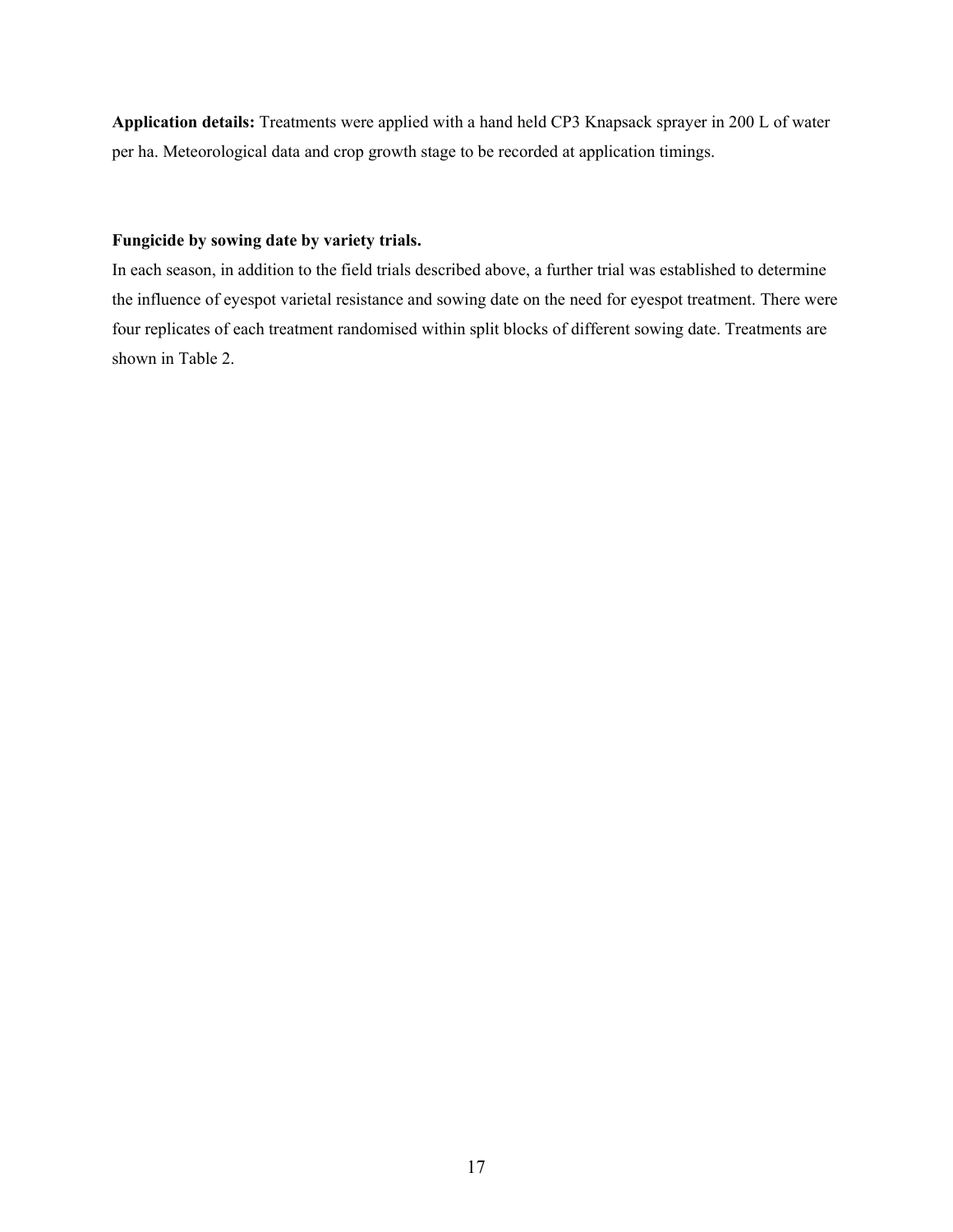**Application details:** Treatments were applied with a hand held CP3 Knapsack sprayer in 200 L of water per ha. Meteorological data and crop growth stage to be recorded at application timings.

**Fungicide by sowing date by variety trials.**

In each season, in addition to the field trials described above, a further trial was established to determine the influence of eyespot varietal resistance and sowing date on the need for eyespot treatment. There were four replicates of each treatment randomised within split blocks of different sowing date. Treatments are shown in Table 2.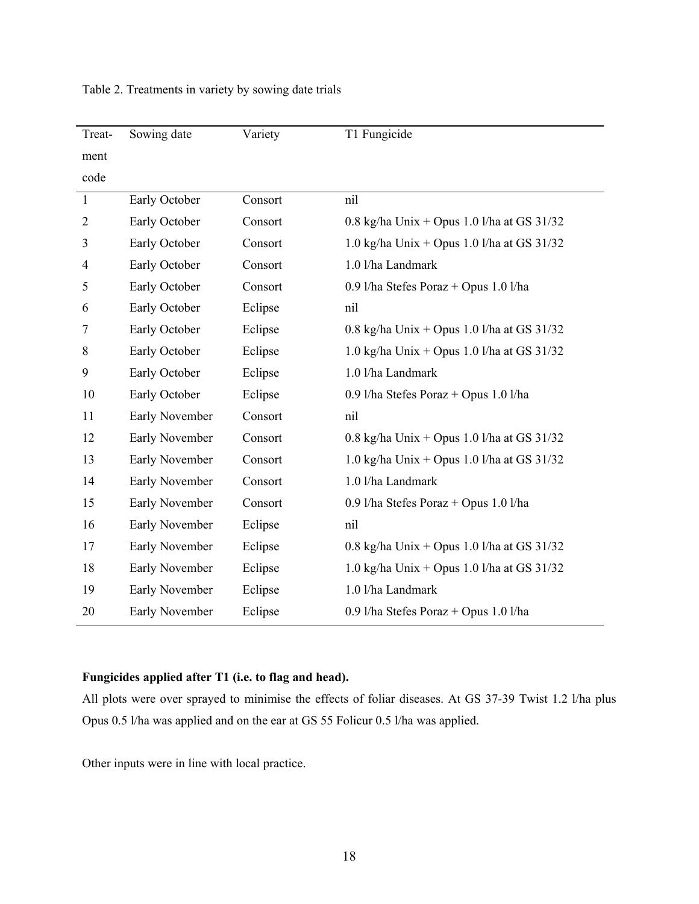Table 2. Treatments in variety by sowing date trials

| Treatment code | Sowing date | Variety | T1 Fungicide |
|---|---|---|---|
| 1 | Early October | Consort | nil |
| 2 | Early October | Consort | 0.8 kg/ha Unix + Opus 1.0 l/ha at GS 31/32 |
| 3 | Early October | Consort | 1.0 kg/ha Unix + Opus 1.0 l/ha at GS 31/32 |
| 4 | Early October | Consort | 1.0 l/ha Landmark |
| 5 | Early October | Consort | 0.9 l/ha Stefes Poraz + Opus 1.0 l/ha |
| 6 | Early October | Eclipse | nil |
| 7 | Early October | Eclipse | 0.8 kg/ha Unix + Opus 1.0 l/ha at GS 31/32 |
| 8 | Early October | Eclipse | 1.0 kg/ha Unix + Opus 1.0 l/ha at GS 31/32 |
| 9 | Early October | Eclipse | 1.0 l/ha Landmark |
| 10 | Early October | Eclipse | 0.9 l/ha Stefes Poraz + Opus 1.0 l/ha |
| 11 | Early November | Consort | nil |
| 12 | Early November | Consort | 0.8 kg/ha Unix + Opus 1.0 l/ha at GS 31/32 |
| 13 | Early November | Consort | 1.0 kg/ha Unix + Opus 1.0 l/ha at GS 31/32 |
| 14 | Early November | Consort | 1.0 l/ha Landmark |
| 15 | Early November | Consort | 0.9 l/ha Stefes Poraz + Opus 1.0 l/ha |
| 16 | Early November | Eclipse | nil |
| 17 | Early November | Eclipse | 0.8 kg/ha Unix + Opus 1.0 l/ha at GS 31/32 |
| 18 | Early November | Eclipse | 1.0 kg/ha Unix + Opus 1.0 l/ha at GS 31/32 |
| 19 | Early November | Eclipse | 1.0 l/ha Landmark |
| 20 | Early November | Eclipse | 0.9 l/ha Stefes Poraz + Opus 1.0 l/ha |

**Fungicides applied after T1 (i.e. to flag and head).**

All plots were over sprayed to minimise the effects of foliar diseases. At GS 37-39 Twist 1.2 l/ha plus Opus 0.5 l/ha was applied and on the ear at GS 55 Folicur 0.5 l/ha was applied.

Other inputs were in line with local practice.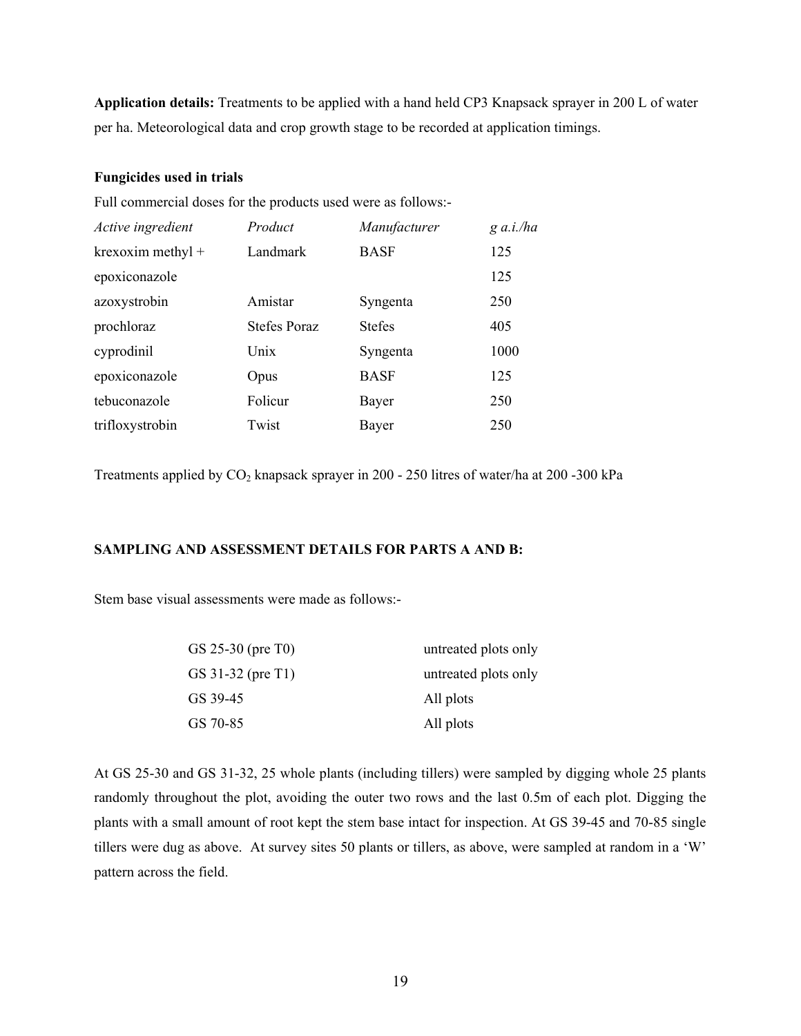**Application details:** Treatments to be applied with a hand held CP3 Knapsack sprayer in 200 L of water per ha. Meteorological data and crop growth stage to be recorded at application timings.

**Fungicides used in trials**

Full commercial doses for the products used were as follows:-

| *Active ingredient* | *Product* | *Manufacturer* | *g a.i./ha* |
|---|---|---|---|
| krexoxim methyl + | Landmark | BASF | 125 |
| epoxiconazole | | | 125 |
| azoxystrobin | Amistar | Syngenta | 250 |
| prochloraz | Stefes Poraz | Stefes | 405 |
| cyprodinil | Unix | Syngenta | 1000 |
| epoxiconazole | Opus | BASF | 125 |
| tebuconazole | Folicur | Bayer | 250 |
| trifloxystrobin | Twist | Bayer | 250 |

Treatments applied by $CO_2$ knapsack sprayer in 200 - 250 litres of water/ha at 200 -300 kPa

**SAMPLING AND ASSESSMENT DETAILS FOR PARTS A AND B:**

Stem base visual assessments were made as follows:-

| | |
|---|---|
| GS 25-30 (pre T0) | untreated plots only |
| GS 31-32 (pre T1) | untreated plots only |
| GS 39-45 | All plots |
| GS 70-85 | All plots |

At GS 25-30 and GS 31-32, 25 whole plants (including tillers) were sampled by digging whole 25 plants randomly throughout the plot, avoiding the outer two rows and the last 0.5m of each plot. Digging the plants with a small amount of root kept the stem base intact for inspection. At GS 39-45 and 70-85 single tillers were dug as above. At survey sites 50 plants or tillers, as above, were sampled at random in a 'W' pattern across the field.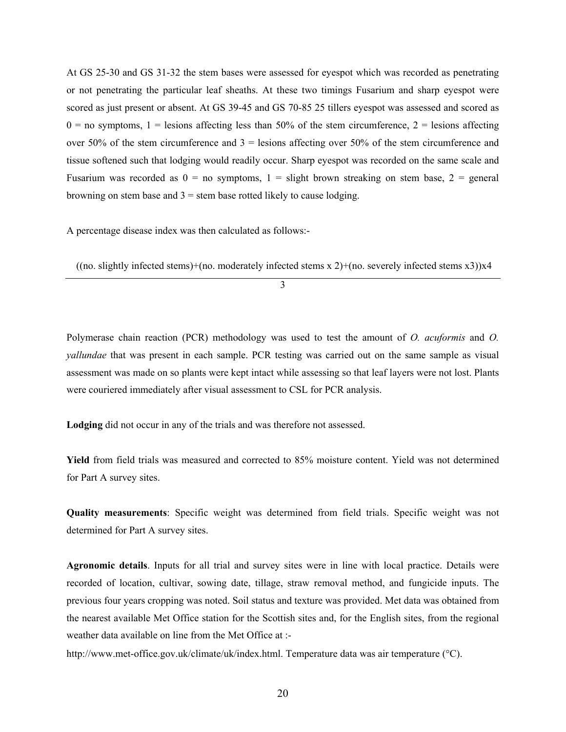At GS 25-30 and GS 31-32 the stem bases were assessed for eyespot which was recorded as penetrating or not penetrating the particular leaf sheaths. At these two timings Fusarium and sharp eyespot were scored as just present or absent. At GS 39-45 and GS 70-85 25 tillers eyespot was assessed and scored as 0 = no symptoms, 1 = lesions affecting less than 50% of the stem circumference, 2 = lesions affecting over 50% of the stem circumference and 3 = lesions affecting over 50% of the stem circumference and tissue softened such that lodging would readily occur. Sharp eyespot was recorded on the same scale and Fusarium was recorded as 0 = no symptoms, 1 = slight brown streaking on stem base, 2 = general browning on stem base and 3 = stem base rotted likely to cause lodging.

A percentage disease index was then calculated as follows:-

$$\frac{((\text{no. slightly infected stems})+(\text{no. moderately infected stems} \times 2)+(\text{no. severely infected stems} \times 3))\times 4}{3}$$

Polymerase chain reaction (PCR) methodology was used to test the amount of *O. acuformis* and *O. yallundae* that was present in each sample. PCR testing was carried out on the same sample as visual assessment was made on so plants were kept intact while assessing so that leaf layers were not lost. Plants were couriered immediately after visual assessment to CSL for PCR analysis.

**Lodging** did not occur in any of the trials and was therefore not assessed.

**Yield** from field trials was measured and corrected to 85% moisture content. Yield was not determined for Part A survey sites.

**Quality measurements**: Specific weight was determined from field trials. Specific weight was not determined for Part A survey sites.

**Agronomic details**. Inputs for all trial and survey sites were in line with local practice. Details were recorded of location, cultivar, sowing date, tillage, straw removal method, and fungicide inputs. The previous four years cropping was noted. Soil status and texture was provided. Met data was obtained from the nearest available Met Office station for the Scottish sites and, for the English sites, from the regional weather data available on line from the Met Office at :-

http://www.met-office.gov.uk/climate/uk/index.html. Temperature data was air temperature (°C).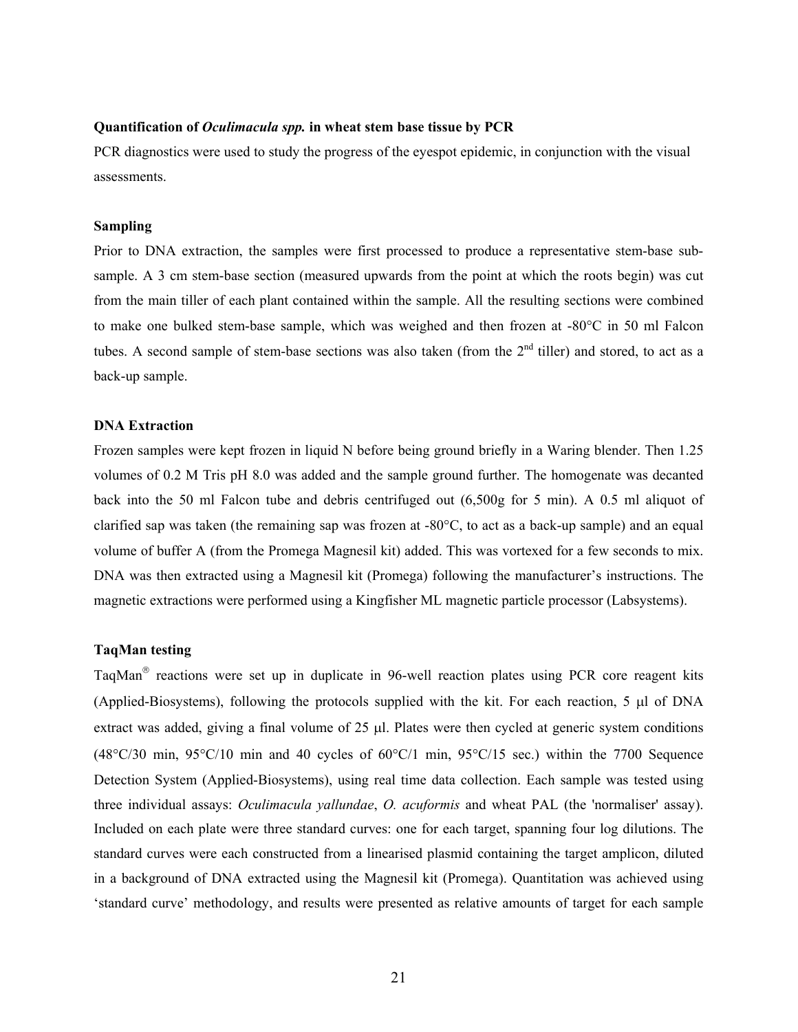**Quantification of *Oculimacula spp.* in wheat stem base tissue by PCR**

PCR diagnostics were used to study the progress of the eyespot epidemic, in conjunction with the visual assessments.

**Sampling**

Prior to DNA extraction, the samples were first processed to produce a representative stem-base sub-sample. A 3 cm stem-base section (measured upwards from the point at which the roots begin) was cut from the main tiller of each plant contained within the sample. All the resulting sections were combined to make one bulked stem-base sample, which was weighed and then frozen at -80°C in 50 ml Falcon tubes. A second sample of stem-base sections was also taken (from the 2nd tiller) and stored, to act as a back-up sample.

**DNA Extraction**

Frozen samples were kept frozen in liquid N before being ground briefly in a Waring blender. Then 1.25 volumes of 0.2 M Tris pH 8.0 was added and the sample ground further. The homogenate was decanted back into the 50 ml Falcon tube and debris centrifuged out (6,500g for 5 min). A 0.5 ml aliquot of clarified sap was taken (the remaining sap was frozen at -80°C, to act as a back-up sample) and an equal volume of buffer A (from the Promega Magnesil kit) added. This was vortexed for a few seconds to mix. DNA was then extracted using a Magnesil kit (Promega) following the manufacturer's instructions. The magnetic extractions were performed using a Kingfisher ML magnetic particle processor (Labsystems).

**TaqMan testing**

TaqMan® reactions were set up in duplicate in 96-well reaction plates using PCR core reagent kits (Applied-Biosystems), following the protocols supplied with the kit. For each reaction, 5 µl of DNA extract was added, giving a final volume of 25 µl. Plates were then cycled at generic system conditions (48°C/30 min, 95°C/10 min and 40 cycles of 60°C/1 min, 95°C/15 sec.) within the 7700 Sequence Detection System (Applied-Biosystems), using real time data collection. Each sample was tested using three individual assays: *Oculimacula yallundae*, *O. acuformis* and wheat PAL (the 'normaliser' assay). Included on each plate were three standard curves: one for each target, spanning four log dilutions. The standard curves were each constructed from a linearised plasmid containing the target amplicon, diluted in a background of DNA extracted using the Magnesil kit (Promega). Quantitation was achieved using 'standard curve' methodology, and results were presented as relative amounts of target for each sample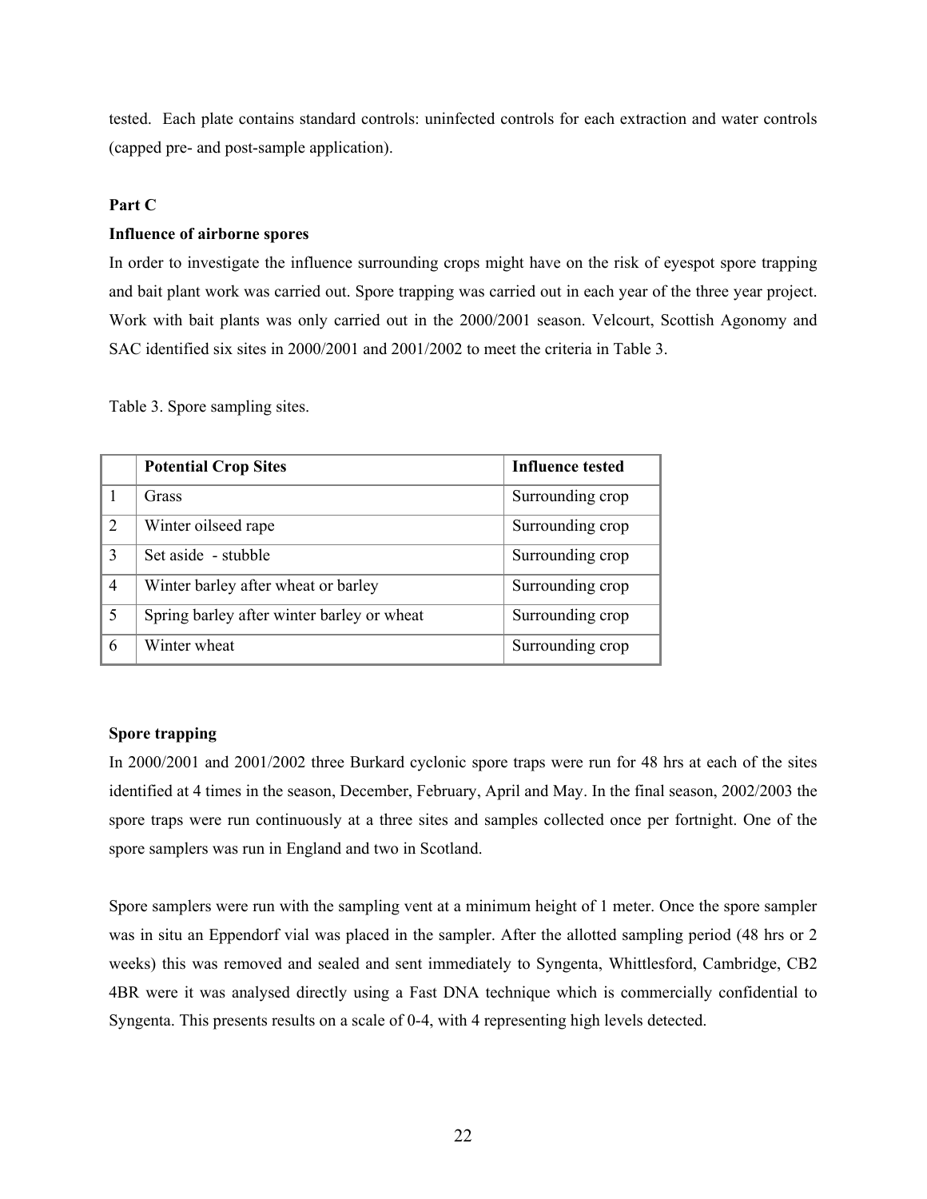tested. Each plate contains standard controls: uninfected controls for each extraction and water controls (capped pre- and post-sample application).

**Part C**

**Influence of airborne spores**

In order to investigate the influence surrounding crops might have on the risk of eyespot spore trapping and bait plant work was carried out. Spore trapping was carried out in each year of the three year project. Work with bait plants was only carried out in the 2000/2001 season. Velcourt, Scottish Agonomy and SAC identified six sites in 2000/2001 and 2001/2002 to meet the criteria in Table 3.

Table 3. Spore sampling sites.

| | Potential Crop Sites | Influence tested |
|---|---|---|
| 1 | Grass | Surrounding crop |
| 2 | Winter oilseed rape | Surrounding crop |
| 3 | Set aside - stubble | Surrounding crop |
| 4 | Winter barley after wheat or barley | Surrounding crop |
| 5 | Spring barley after winter barley or wheat | Surrounding crop |
| 6 | Winter wheat | Surrounding crop |

**Spore trapping**

In 2000/2001 and 2001/2002 three Burkard cyclonic spore traps were run for 48 hrs at each of the sites identified at 4 times in the season, December, February, April and May. In the final season, 2002/2003 the spore traps were run continuously at a three sites and samples collected once per fortnight. One of the spore samplers was run in England and two in Scotland.

Spore samplers were run with the sampling vent at a minimum height of 1 meter. Once the spore sampler was in situ an Eppendorf vial was placed in the sampler. After the allotted sampling period (48 hrs or 2 weeks) this was removed and sealed and sent immediately to Syngenta, Whittlesford, Cambridge, CB2 4BR were it was analysed directly using a Fast DNA technique which is commercially confidential to Syngenta. This presents results on a scale of 0-4, with 4 representing high levels detected.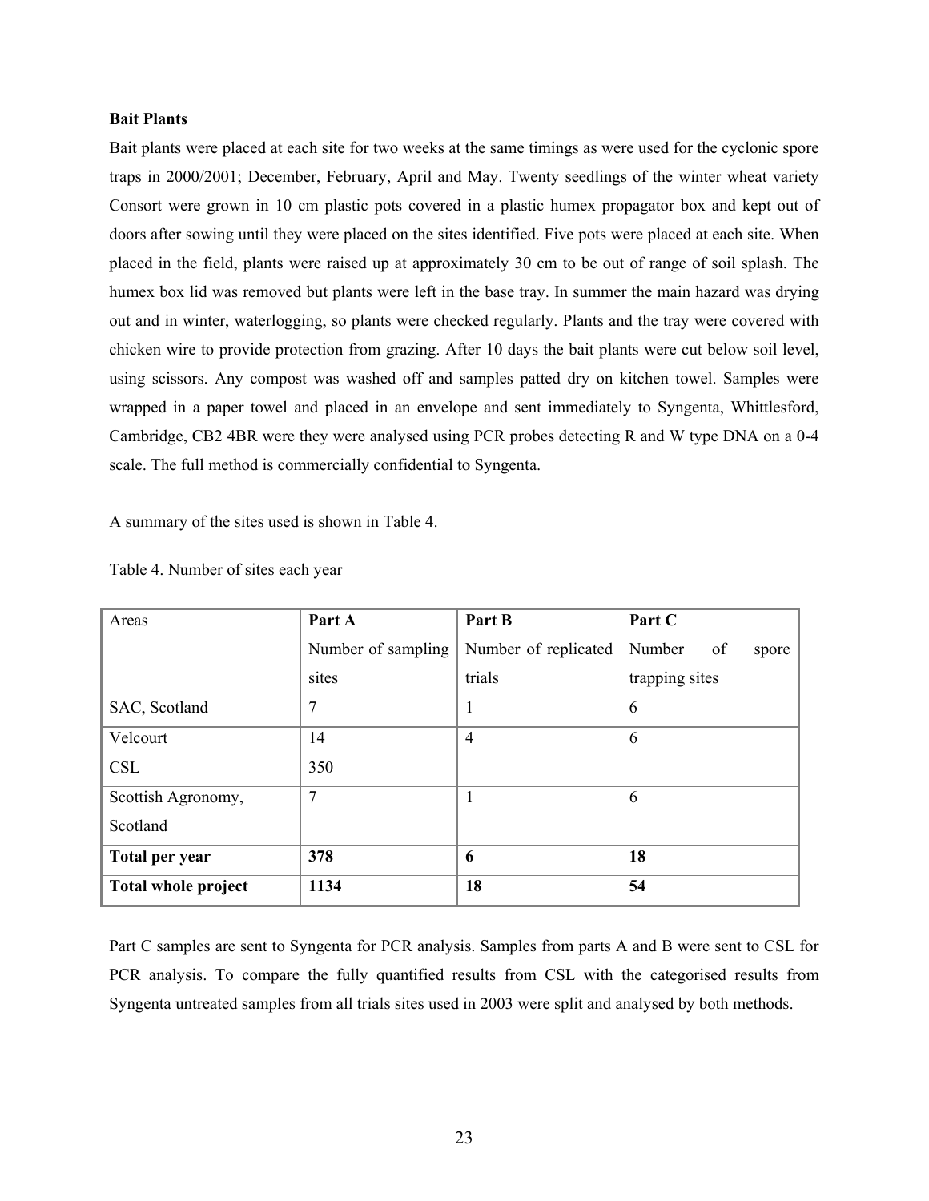**Bait Plants**

Bait plants were placed at each site for two weeks at the same timings as were used for the cyclonic spore traps in 2000/2001; December, February, April and May. Twenty seedlings of the winter wheat variety Consort were grown in 10 cm plastic pots covered in a plastic humex propagator box and kept out of doors after sowing until they were placed on the sites identified. Five pots were placed at each site. When placed in the field, plants were raised up at approximately 30 cm to be out of range of soil splash. The humex box lid was removed but plants were left in the base tray. In summer the main hazard was drying out and in winter, waterlogging, so plants were checked regularly. Plants and the tray were covered with chicken wire to provide protection from grazing. After 10 days the bait plants were cut below soil level, using scissors. Any compost was washed off and samples patted dry on kitchen towel. Samples were wrapped in a paper towel and placed in an envelope and sent immediately to Syngenta, Whittlesford, Cambridge, CB2 4BR were they were analysed using PCR probes detecting R and W type DNA on a 0-4 scale. The full method is commercially confidential to Syngenta.

A summary of the sites used is shown in Table 4.

Table 4. Number of sites each year

| Areas | **Part A** Number of sampling sites | **Part B** Number of replicated trials | **Part C** Number of spore trapping sites |
|---|---|---|---|
| SAC, Scotland | 7 | 1 | 6 |
| Velcourt | 14 | 4 | 6 |
| CSL | 350 | | |
| Scottish Agronomy, Scotland | 7 | 1 | 6 |
| **Total per year** | **378** | **6** | **18** |
| **Total whole project** | **1134** | **18** | **54** |

Part C samples are sent to Syngenta for PCR analysis. Samples from parts A and B were sent to CSL for PCR analysis. To compare the fully quantified results from CSL with the categorised results from Syngenta untreated samples from all trials sites used in 2003 were split and analysed by both methods.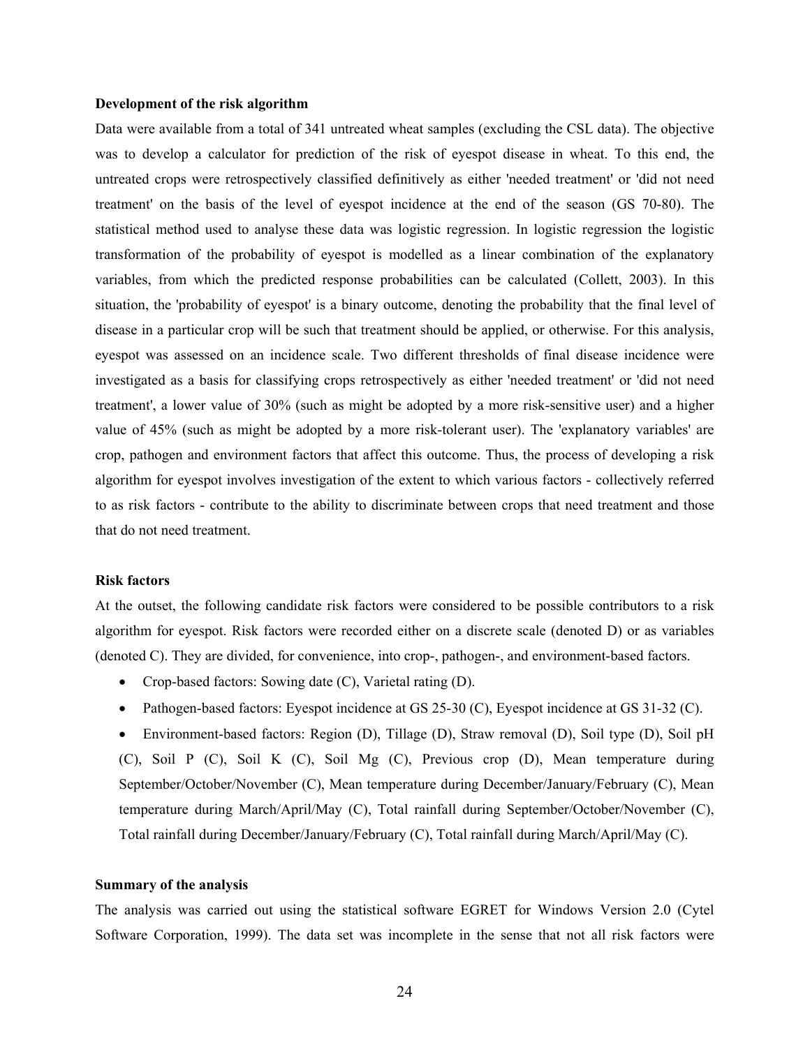**Development of the risk algorithm**

Data were available from a total of 341 untreated wheat samples (excluding the CSL data). The objective was to develop a calculator for prediction of the risk of eyespot disease in wheat. To this end, the untreated crops were retrospectively classified definitively as either 'needed treatment' or 'did not need treatment' on the basis of the level of eyespot incidence at the end of the season (GS 70-80). The statistical method used to analyse these data was logistic regression. In logistic regression the logistic transformation of the probability of eyespot is modelled as a linear combination of the explanatory variables, from which the predicted response probabilities can be calculated (Collett, 2003). In this situation, the 'probability of eyespot' is a binary outcome, denoting the probability that the final level of disease in a particular crop will be such that treatment should be applied, or otherwise. For this analysis, eyespot was assessed on an incidence scale. Two different thresholds of final disease incidence were investigated as a basis for classifying crops retrospectively as either 'needed treatment' or 'did not need treatment', a lower value of 30% (such as might be adopted by a more risk-sensitive user) and a higher value of 45% (such as might be adopted by a more risk-tolerant user). The 'explanatory variables' are crop, pathogen and environment factors that affect this outcome. Thus, the process of developing a risk algorithm for eyespot involves investigation of the extent to which various factors - collectively referred to as risk factors - contribute to the ability to discriminate between crops that need treatment and those that do not need treatment.

**Risk factors**

At the outset, the following candidate risk factors were considered to be possible contributors to a risk algorithm for eyespot. Risk factors were recorded either on a discrete scale (denoted D) or as variables (denoted C). They are divided, for convenience, into crop-, pathogen-, and environment-based factors.

- Crop-based factors: Sowing date (C), Varietal rating (D).
- Pathogen-based factors: Eyespot incidence at GS 25-30 (C), Eyespot incidence at GS 31-32 (C).
- Environment-based factors: Region (D), Tillage (D), Straw removal (D), Soil type (D), Soil pH (C), Soil P (C), Soil K (C), Soil Mg (C), Previous crop (D), Mean temperature during September/October/November (C), Mean temperature during December/January/February (C), Mean temperature during March/April/May (C), Total rainfall during September/October/November (C), Total rainfall during December/January/February (C), Total rainfall during March/April/May (C).

**Summary of the analysis**

The analysis was carried out using the statistical software EGRET for Windows Version 2.0 (Cytel Software Corporation, 1999). The data set was incomplete in the sense that not all risk factors were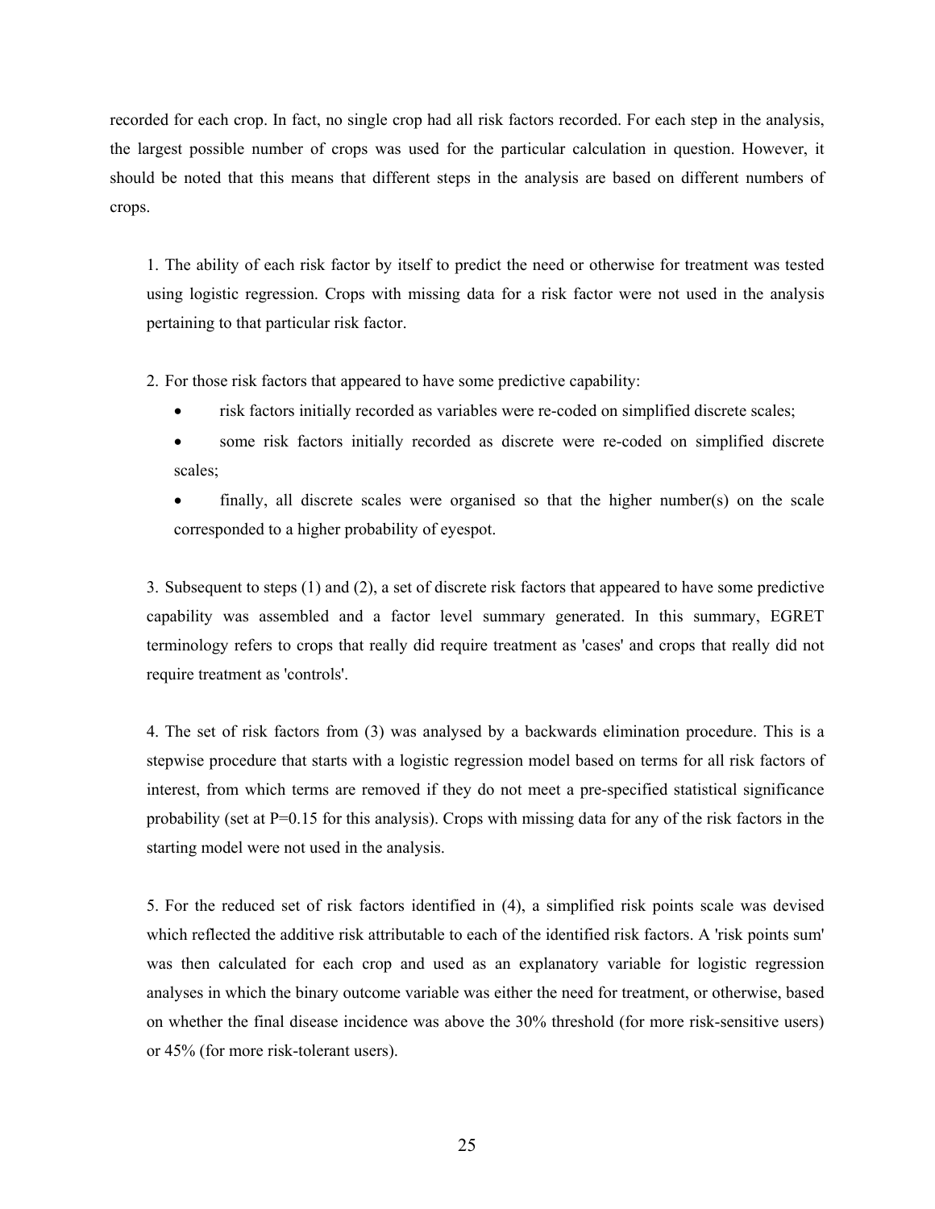recorded for each crop. In fact, no single crop had all risk factors recorded. For each step in the analysis, the largest possible number of crops was used for the particular calculation in question. However, it should be noted that this means that different steps in the analysis are based on different numbers of crops.

1. The ability of each risk factor by itself to predict the need or otherwise for treatment was tested using logistic regression. Crops with missing data for a risk factor were not used in the analysis pertaining to that particular risk factor.

2. For those risk factors that appeared to have some predictive capability:

- risk factors initially recorded as variables were re-coded on simplified discrete scales;
- some risk factors initially recorded as discrete were re-coded on simplified discrete scales;
- finally, all discrete scales were organised so that the higher number(s) on the scale corresponded to a higher probability of eyespot.

3. Subsequent to steps (1) and (2), a set of discrete risk factors that appeared to have some predictive capability was assembled and a factor level summary generated. In this summary, EGRET terminology refers to crops that really did require treatment as 'cases' and crops that really did not require treatment as 'controls'.

4. The set of risk factors from (3) was analysed by a backwards elimination procedure. This is a stepwise procedure that starts with a logistic regression model based on terms for all risk factors of interest, from which terms are removed if they do not meet a pre-specified statistical significance probability (set at $P=0.15$ for this analysis). Crops with missing data for any of the risk factors in the starting model were not used in the analysis.

5. For the reduced set of risk factors identified in (4), a simplified risk points scale was devised which reflected the additive risk attributable to each of the identified risk factors. A 'risk points sum' was then calculated for each crop and used as an explanatory variable for logistic regression analyses in which the binary outcome variable was either the need for treatment, or otherwise, based on whether the final disease incidence was above the 30% threshold (for more risk-sensitive users) or 45% (for more risk-tolerant users).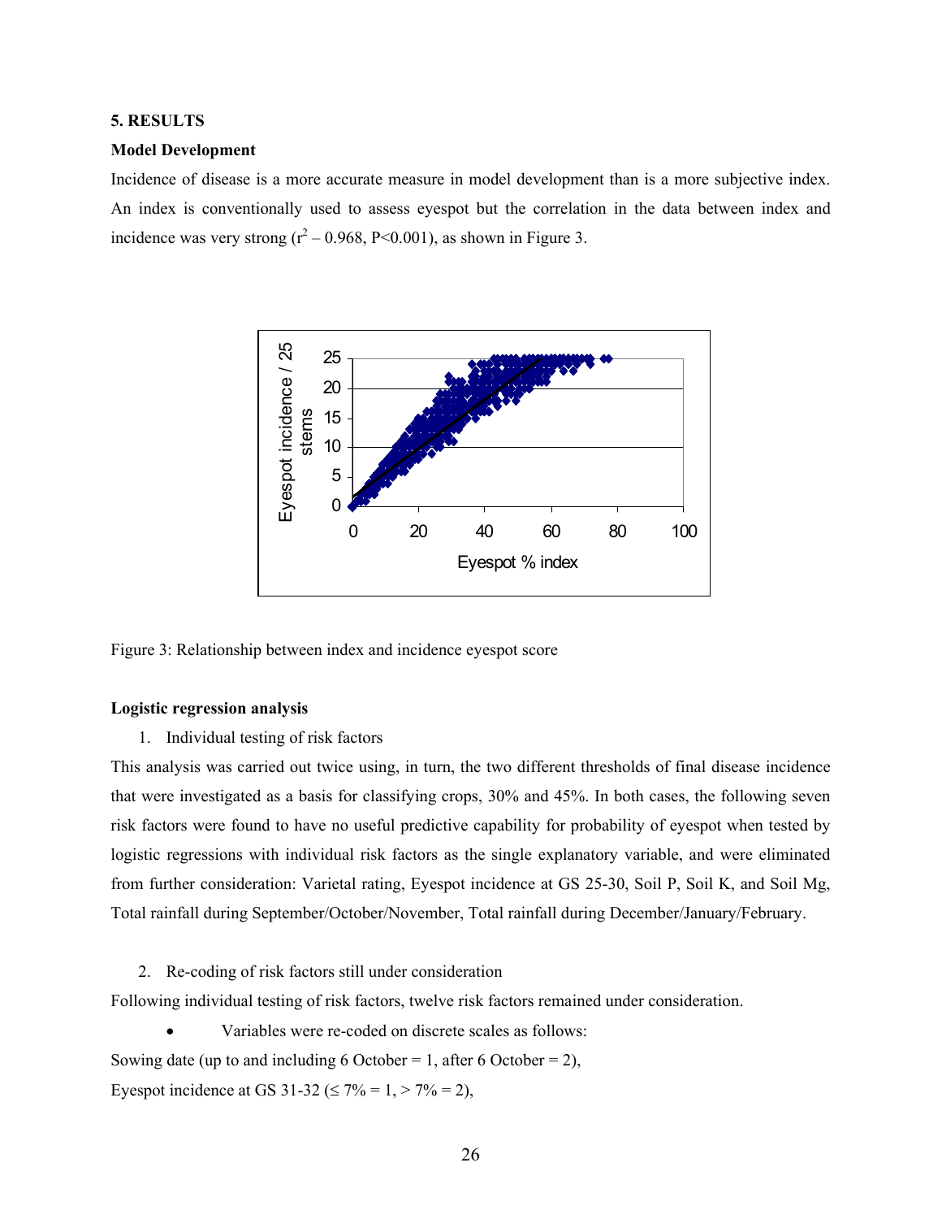## 5. RESULTS

### Model Development

Incidence of disease is a more accurate measure in model development than is a more subjective index. An index is conventionally used to assess eyespot but the correlation in the data between index and incidence was very strong ($r^2$ – 0.968, $P<0.001$), as shown in Figure 3.

Eyespot incidence / 25 stems

25
20
15
10
5
0

0 20 40 60 80 100

Eyespot % index

Figure 3: Relationship between index and incidence eyespot score

### Logistic regression analysis

1. Individual testing of risk factors

This analysis was carried out twice using, in turn, the two different thresholds of final disease incidence that were investigated as a basis for classifying crops, 30% and 45%. In both cases, the following seven risk factors were found to have no useful predictive capability for probability of eyespot when tested by logistic regressions with individual risk factors as the single explanatory variable, and were eliminated from further consideration: Varietal rating, Eyespot incidence at GS 25-30, Soil P, Soil K, and Soil Mg, Total rainfall during September/October/November, Total rainfall during December/January/February.

2. Re-coding of risk factors still under consideration

Following individual testing of risk factors, twelve risk factors remained under consideration.

- Variables were re-coded on discrete scales as follows:

Sowing date (up to and including 6 October = 1, after 6 October = 2),

Eyespot incidence at GS 31-32 (≤ 7% = 1, > 7% = 2),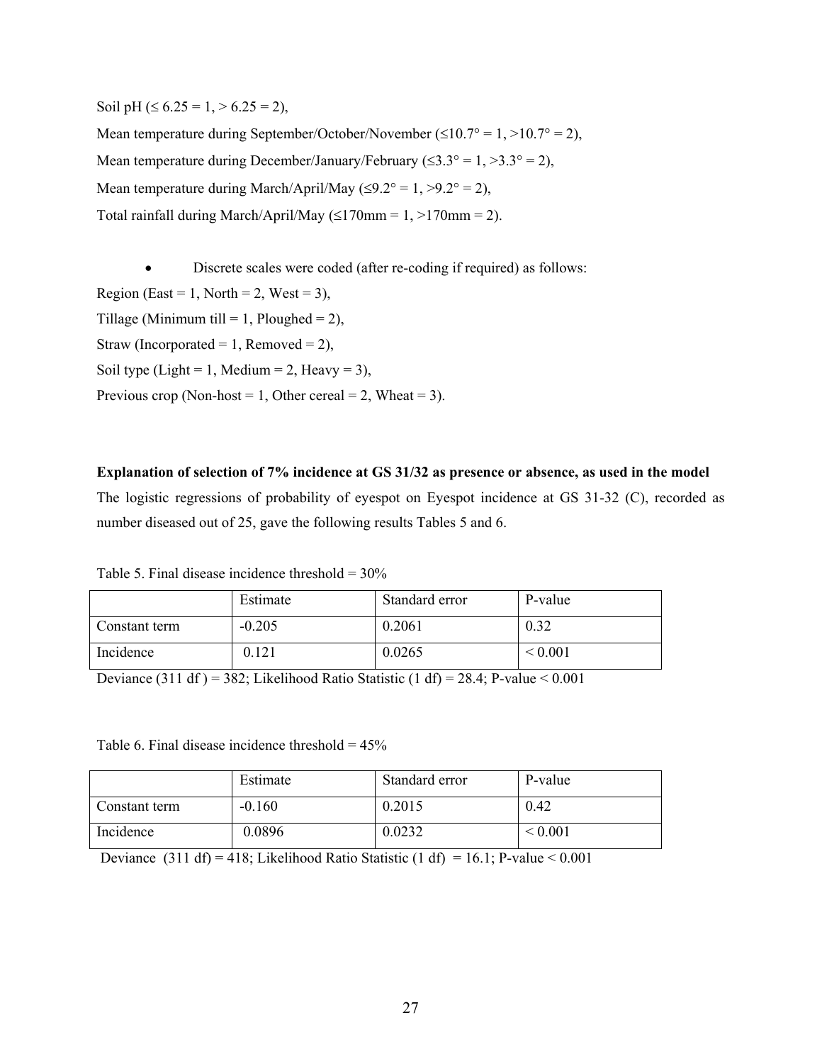Soil pH (≤ 6.25 = 1, > 6.25 = 2),

Mean temperature during September/October/November (≤10.7° = 1, >10.7° = 2),

Mean temperature during December/January/February (≤3.3° = 1, >3.3° = 2),

Mean temperature during March/April/May (≤9.2° = 1, >9.2° = 2),

Total rainfall during March/April/May (≤170mm = 1, >170mm = 2).

- Discrete scales were coded (after re-coding if required) as follows:

Region (East = 1, North = 2, West = 3),

Tillage (Minimum till = 1, Ploughed = 2),

Straw (Incorporated = 1, Removed = 2),

Soil type (Light = 1, Medium = 2, Heavy = 3),

Previous crop (Non-host = 1, Other cereal = 2, Wheat = 3).

**Explanation of selection of 7% incidence at GS 31/32 as presence or absence, as used in the model**

The logistic regressions of probability of eyespot on Eyespot incidence at GS 31-32 (C), recorded as number diseased out of 25, gave the following results Tables 5 and 6.

Table 5. Final disease incidence threshold = 30%

| | Estimate | Standard error | P-value |
|---|---|---|---|
| Constant term | -0.205 | 0.2061 | 0.32 |
| Incidence | 0.121 | 0.0265 | < 0.001 |

Deviance (311 df ) = 382; Likelihood Ratio Statistic (1 df) = 28.4; P-value < 0.001

Table 6. Final disease incidence threshold = 45%

| | Estimate | Standard error | P-value |
|---|---|---|---|
| Constant term | -0.160 | 0.2015 | 0.42 |
| Incidence | 0.0896 | 0.0232 | < 0.001 |

Deviance (311 df) = 418; Likelihood Ratio Statistic (1 df) = 16.1; P-value < 0.001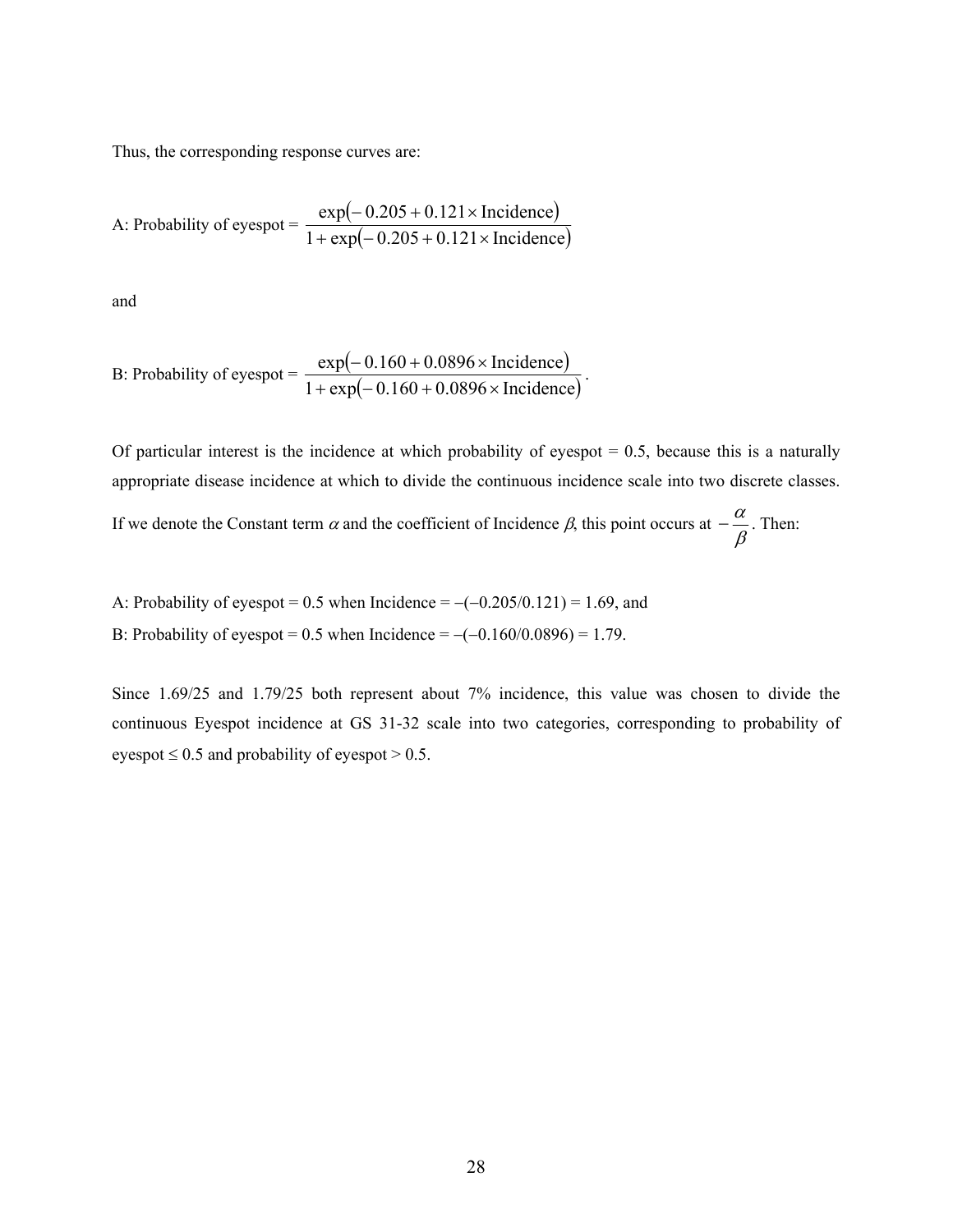Thus, the corresponding response curves are:

A: Probability of eyespot = $\dfrac{\exp(-0.205 + 0.121 \times \text{Incidence})}{1 + \exp(-0.205 + 0.121 \times \text{Incidence})}$

and

B: Probability of eyespot = $\dfrac{\exp(-0.160 + 0.0896 \times \text{Incidence})}{1 + \exp(-0.160 + 0.0896 \times \text{Incidence})}$.

Of particular interest is the incidence at which probability of eyespot = 0.5, because this is a naturally appropriate disease incidence at which to divide the continuous incidence scale into two discrete classes. If we denote the Constant term $\alpha$ and the coefficient of Incidence $\beta$, this point occurs at $-\dfrac{\alpha}{\beta}$. Then:

A: Probability of eyespot = 0.5 when Incidence = $-(-0.205/0.121) = 1.69$, and
B: Probability of eyespot = 0.5 when Incidence = $-(-0.160/0.0896) = 1.79$.

Since 1.69/25 and 1.79/25 both represent about 7% incidence, this value was chosen to divide the continuous Eyespot incidence at GS 31-32 scale into two categories, corresponding to probability of eyespot $\leq 0.5$ and probability of eyespot $> 0.5$.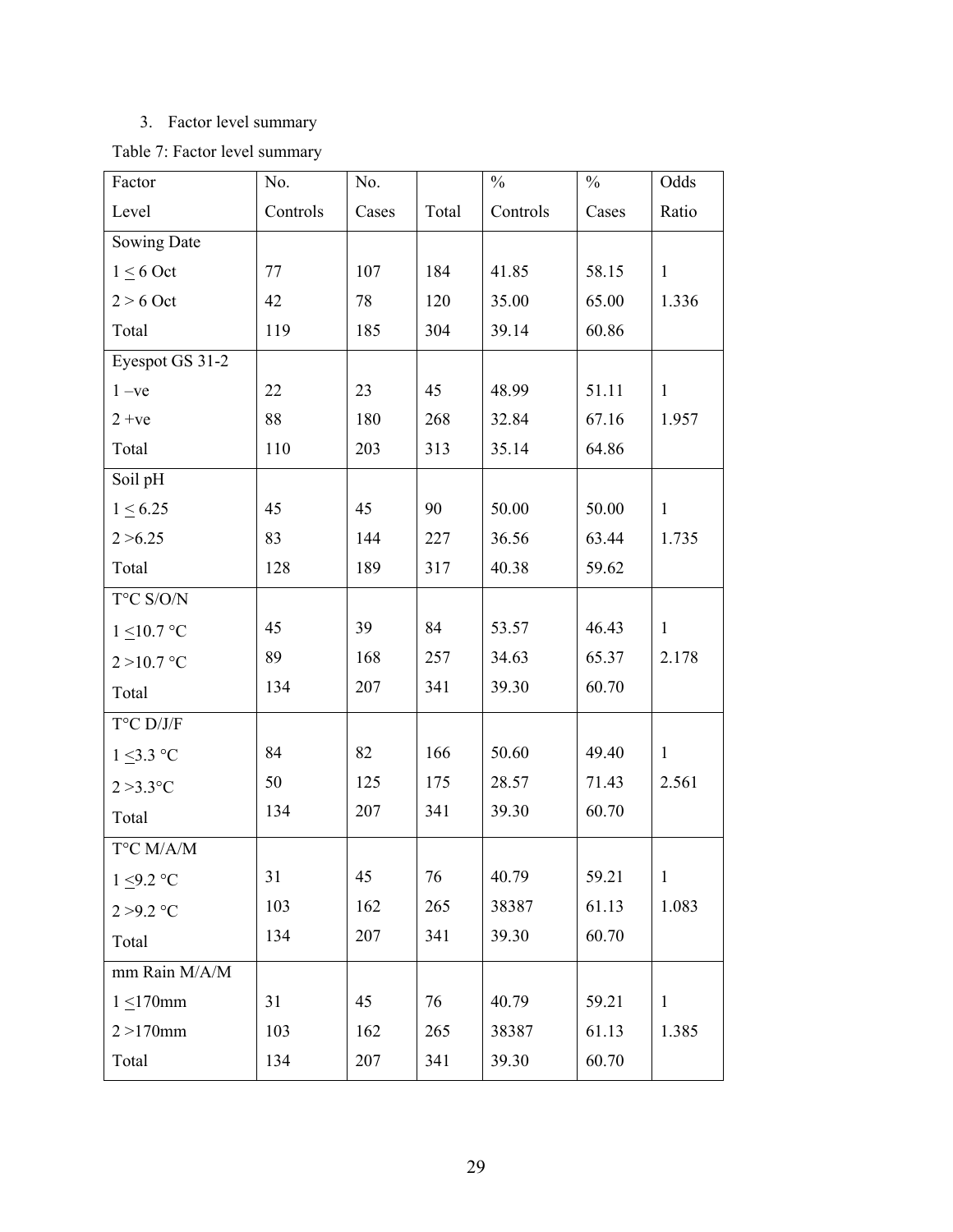3. Factor level summary

Table 7: Factor level summary

| Factor Level | No. Controls | No. Cases | Total | % Controls | % Cases | Odds Ratio |
|---|---|---|---|---|---|---|
| Sowing Date | | | | | | |
| 1 ≤ 6 Oct | 77 | 107 | 184 | 41.85 | 58.15 | 1 |
| 2 > 6 Oct | 42 | 78 | 120 | 35.00 | 65.00 | 1.336 |
| Total | 119 | 185 | 304 | 39.14 | 60.86 | |
| Eyespot GS 31-2 | | | | | | |
| 1 –ve | 22 | 23 | 45 | 48.99 | 51.11 | 1 |
| 2 +ve | 88 | 180 | 268 | 32.84 | 67.16 | 1.957 |
| Total | 110 | 203 | 313 | 35.14 | 64.86 | |
| Soil pH | | | | | | |
| 1 ≤ 6.25 | 45 | 45 | 90 | 50.00 | 50.00 | 1 |
| 2 >6.25 | 83 | 144 | 227 | 36.56 | 63.44 | 1.735 |
| Total | 128 | 189 | 317 | 40.38 | 59.62 | |
| T°C S/O/N | | | | | | |
| 1 ≤10.7 °C | 45 | 39 | 84 | 53.57 | 46.43 | 1 |
| 2 >10.7 °C | 89 | 168 | 257 | 34.63 | 65.37 | 2.178 |
| Total | 134 | 207 | 341 | 39.30 | 60.70 | |
| T°C D/J/F | | | | | | |
| 1 ≤3.3 °C | 84 | 82 | 166 | 50.60 | 49.40 | 1 |
| 2 >3.3°C | 50 | 125 | 175 | 28.57 | 71.43 | 2.561 |
| Total | 134 | 207 | 341 | 39.30 | 60.70 | |
| T°C M/A/M | | | | | | |
| 1 ≤9.2 °C | 31 | 45 | 76 | 40.79 | 59.21 | 1 |
| 2 >9.2 °C | 103 | 162 | 265 | 38387 | 61.13 | 1.083 |
| Total | 134 | 207 | 341 | 39.30 | 60.70 | |
| mm Rain M/A/M | | | | | | |
| 1 ≤170mm | 31 | 45 | 76 | 40.79 | 59.21 | 1 |
| 2 >170mm | 103 | 162 | 265 | 38387 | 61.13 | 1.385 |
| Total | 134 | 207 | 341 | 39.30 | 60.70 | |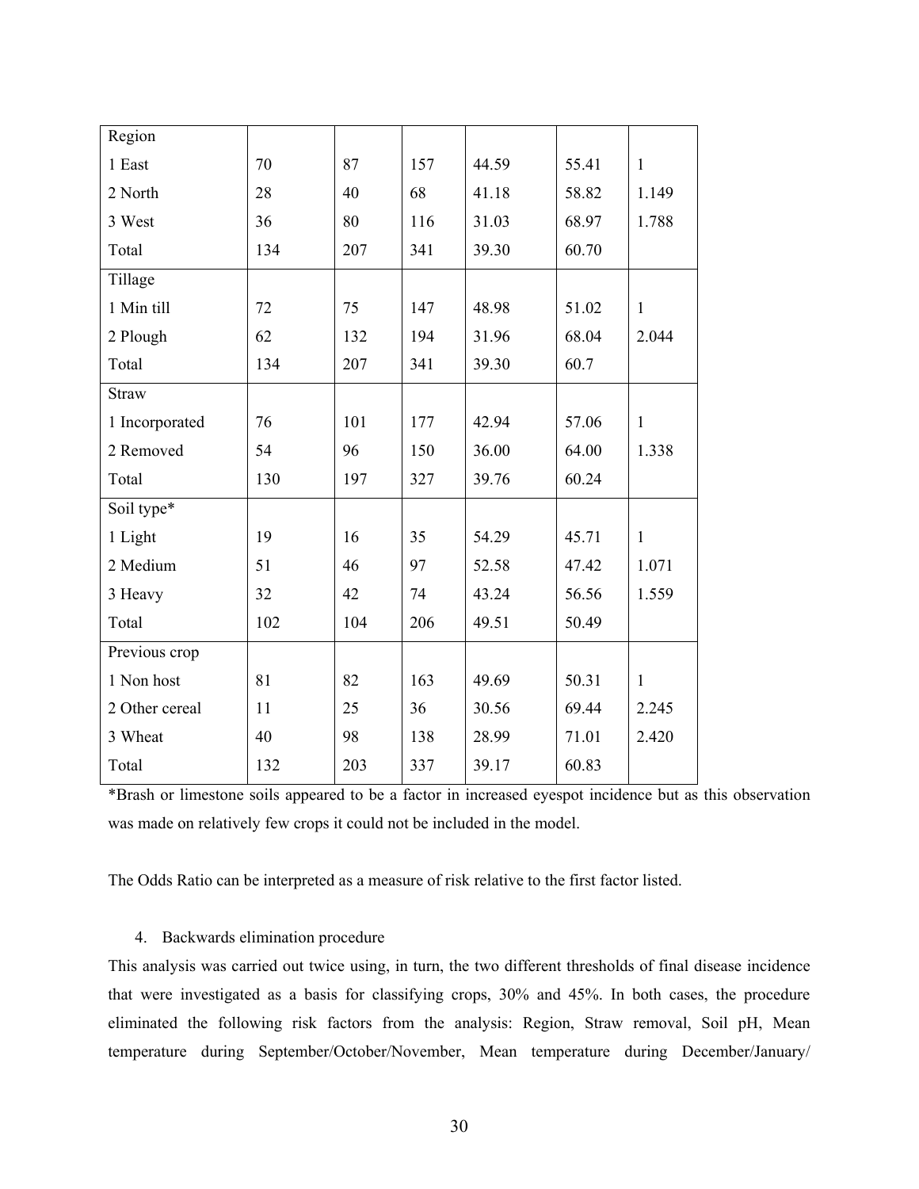| | | | | | | |
|---|---|---|---|---|---|---|
| Region | | | | | | |
| 1 East | 70 | 87 | 157 | 44.59 | 55.41 | 1 |
| 2 North | 28 | 40 | 68 | 41.18 | 58.82 | 1.149 |
| 3 West | 36 | 80 | 116 | 31.03 | 68.97 | 1.788 |
| Total | 134 | 207 | 341 | 39.30 | 60.70 | |
| Tillage | | | | | | |
| 1 Min till | 72 | 75 | 147 | 48.98 | 51.02 | 1 |
| 2 Plough | 62 | 132 | 194 | 31.96 | 68.04 | 2.044 |
| Total | 134 | 207 | 341 | 39.30 | 60.7 | |
| Straw | | | | | | |
| 1 Incorporated | 76 | 101 | 177 | 42.94 | 57.06 | 1 |
| 2 Removed | 54 | 96 | 150 | 36.00 | 64.00 | 1.338 |
| Total | 130 | 197 | 327 | 39.76 | 60.24 | |
| Soil type* | | | | | | |
| 1 Light | 19 | 16 | 35 | 54.29 | 45.71 | 1 |
| 2 Medium | 51 | 46 | 97 | 52.58 | 47.42 | 1.071 |
| 3 Heavy | 32 | 42 | 74 | 43.24 | 56.56 | 1.559 |
| Total | 102 | 104 | 206 | 49.51 | 50.49 | |
| Previous crop | | | | | | |
| 1 Non host | 81 | 82 | 163 | 49.69 | 50.31 | 1 |
| 2 Other cereal | 11 | 25 | 36 | 30.56 | 69.44 | 2.245 |
| 3 Wheat | 40 | 98 | 138 | 28.99 | 71.01 | 2.420 |
| Total | 132 | 203 | 337 | 39.17 | 60.83 | |

*Brash or limestone soils appeared to be a factor in increased eyespot incidence but as this observation was made on relatively few crops it could not be included in the model.

The Odds Ratio can be interpreted as a measure of risk relative to the first factor listed.

4. Backwards elimination procedure

This analysis was carried out twice using, in turn, the two different thresholds of final disease incidence that were investigated as a basis for classifying crops, 30% and 45%. In both cases, the procedure eliminated the following risk factors from the analysis: Region, Straw removal, Soil pH, Mean temperature during September/October/November, Mean temperature during December/January/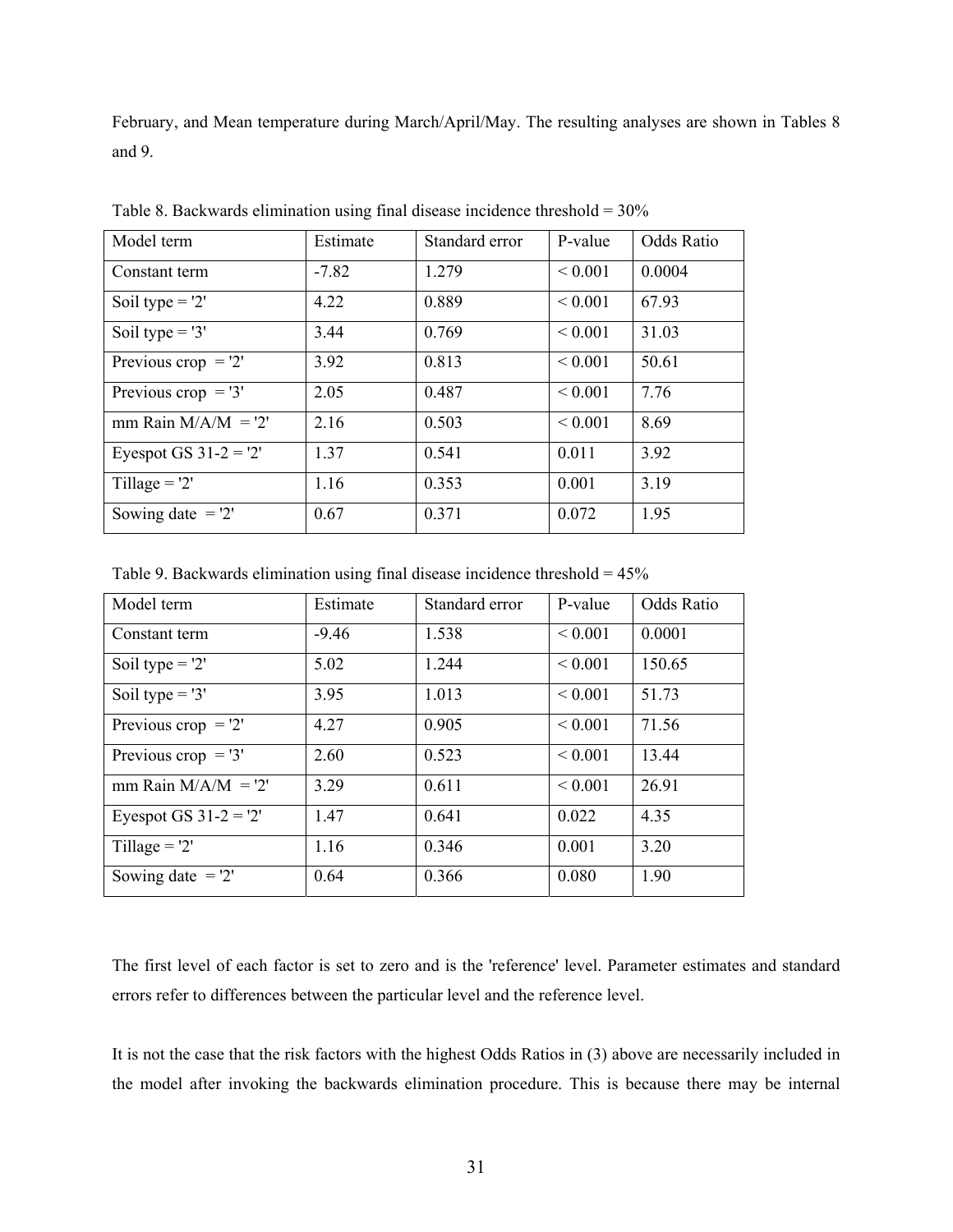February, and Mean temperature during March/April/May. The resulting analyses are shown in Tables 8 and 9.

Table 8. Backwards elimination using final disease incidence threshold = 30%

| Model term | Estimate | Standard error | P-value | Odds Ratio |
|---|---|---|---|---|
| Constant term | -7.82 | 1.279 | < 0.001 | 0.0004 |
| Soil type = '2' | 4.22 | 0.889 | < 0.001 | 67.93 |
| Soil type = '3' | 3.44 | 0.769 | < 0.001 | 31.03 |
| Previous crop = '2' | 3.92 | 0.813 | < 0.001 | 50.61 |
| Previous crop = '3' | 2.05 | 0.487 | < 0.001 | 7.76 |
| mm Rain M/A/M = '2' | 2.16 | 0.503 | < 0.001 | 8.69 |
| Eyespot GS 31-2 = '2' | 1.37 | 0.541 | 0.011 | 3.92 |
| Tillage = '2' | 1.16 | 0.353 | 0.001 | 3.19 |
| Sowing date = '2' | 0.67 | 0.371 | 0.072 | 1.95 |

Table 9. Backwards elimination using final disease incidence threshold = 45%

| Model term | Estimate | Standard error | P-value | Odds Ratio |
|---|---|---|---|---|
| Constant term | -9.46 | 1.538 | < 0.001 | 0.0001 |
| Soil type = '2' | 5.02 | 1.244 | < 0.001 | 150.65 |
| Soil type = '3' | 3.95 | 1.013 | < 0.001 | 51.73 |
| Previous crop = '2' | 4.27 | 0.905 | < 0.001 | 71.56 |
| Previous crop = '3' | 2.60 | 0.523 | < 0.001 | 13.44 |
| mm Rain M/A/M = '2' | 3.29 | 0.611 | < 0.001 | 26.91 |
| Eyespot GS 31-2 = '2' | 1.47 | 0.641 | 0.022 | 4.35 |
| Tillage = '2' | 1.16 | 0.346 | 0.001 | 3.20 |
| Sowing date = '2' | 0.64 | 0.366 | 0.080 | 1.90 |

The first level of each factor is set to zero and is the 'reference' level. Parameter estimates and standard errors refer to differences between the particular level and the reference level.

It is not the case that the risk factors with the highest Odds Ratios in (3) above are necessarily included in the model after invoking the backwards elimination procedure. This is because there may be internal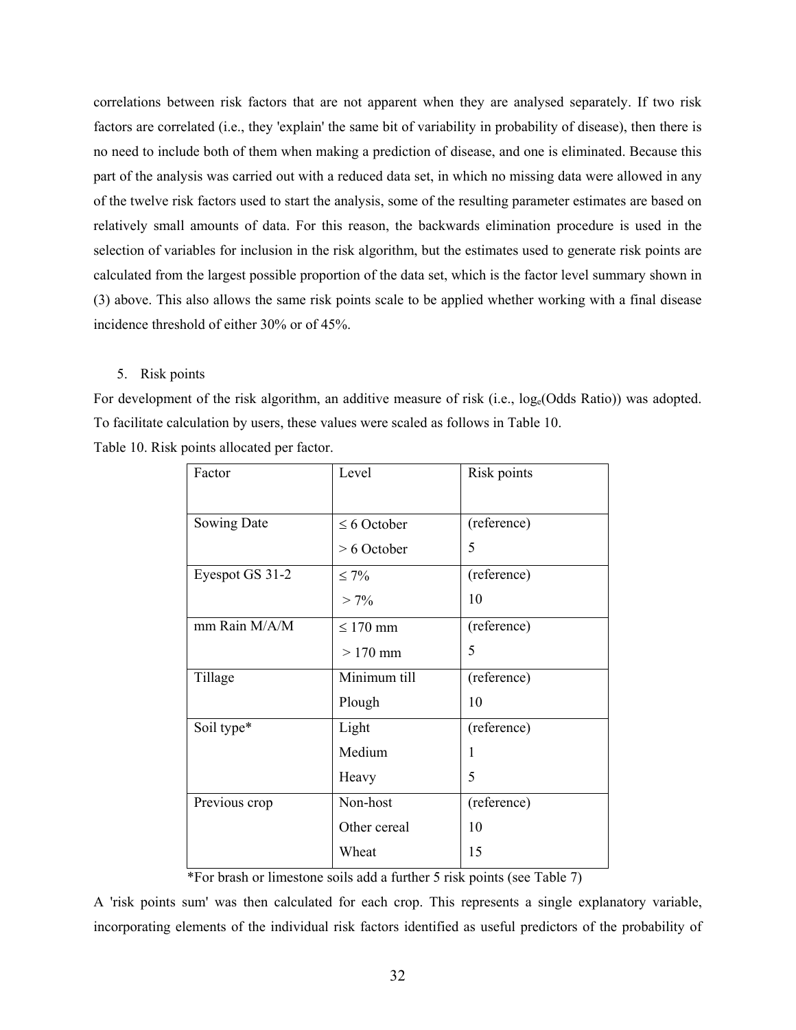correlations between risk factors that are not apparent when they are analysed separately. If two risk factors are correlated (i.e., they 'explain' the same bit of variability in probability of disease), then there is no need to include both of them when making a prediction of disease, and one is eliminated. Because this part of the analysis was carried out with a reduced data set, in which no missing data were allowed in any of the twelve risk factors used to start the analysis, some of the resulting parameter estimates are based on relatively small amounts of data. For this reason, the backwards elimination procedure is used in the selection of variables for inclusion in the risk algorithm, but the estimates used to generate risk points are calculated from the largest possible proportion of the data set, which is the factor level summary shown in (3) above. This also allows the same risk points scale to be applied whether working with a final disease incidence threshold of either 30% or of 45%.

5. Risk points

For development of the risk algorithm, an additive measure of risk (i.e., $\log_e$(Odds Ratio)) was adopted. To facilitate calculation by users, these values were scaled as follows in Table 10.

Table 10. Risk points allocated per factor.

| Factor | Level | Risk points |
|---|---|---|
| Sowing Date | ≤ 6 October | (reference) |
| | > 6 October | 5 |
| Eyespot GS 31-2 | ≤ 7% | (reference) |
| | > 7% | 10 |
| mm Rain M/A/M | ≤ 170 mm | (reference) |
| | > 170 mm | 5 |
| Tillage | Minimum till | (reference) |
| | Plough | 10 |
| Soil type* | Light | (reference) |
| | Medium | 1 |
| | Heavy | 5 |
| Previous crop | Non-host | (reference) |
| | Other cereal | 10 |
| | Wheat | 15 |

*For brash or limestone soils add a further 5 risk points (see Table 7)

A 'risk points sum' was then calculated for each crop. This represents a single explanatory variable, incorporating elements of the individual risk factors identified as useful predictors of the probability of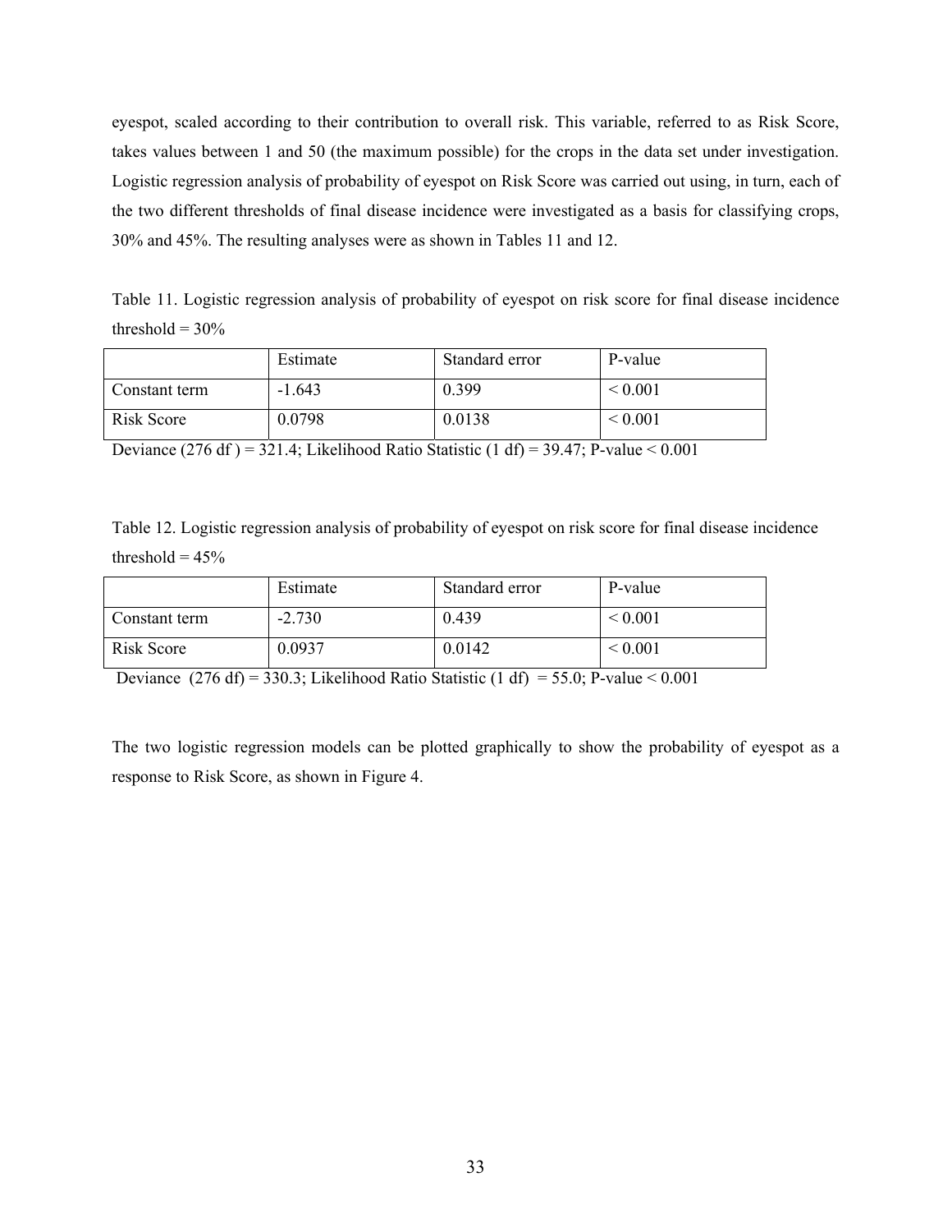eyespot, scaled according to their contribution to overall risk. This variable, referred to as Risk Score, takes values between 1 and 50 (the maximum possible) for the crops in the data set under investigation. Logistic regression analysis of probability of eyespot on Risk Score was carried out using, in turn, each of the two different thresholds of final disease incidence were investigated as a basis for classifying crops, 30% and 45%. The resulting analyses were as shown in Tables 11 and 12.

Table 11. Logistic regression analysis of probability of eyespot on risk score for final disease incidence threshold = 30%

| | Estimate | Standard error | P-value |
|---|---|---|---|
| Constant term | -1.643 | 0.399 | < 0.001 |
| Risk Score | 0.0798 | 0.0138 | < 0.001 |

Deviance (276 df ) = 321.4; Likelihood Ratio Statistic (1 df) = 39.47; P-value < 0.001

Table 12. Logistic regression analysis of probability of eyespot on risk score for final disease incidence threshold = 45%

| | Estimate | Standard error | P-value |
|---|---|---|---|
| Constant term | -2.730 | 0.439 | < 0.001 |
| Risk Score | 0.0937 | 0.0142 | < 0.001 |

Deviance (276 df) = 330.3; Likelihood Ratio Statistic (1 df) = 55.0; P-value < 0.001

The two logistic regression models can be plotted graphically to show the probability of eyespot as a response to Risk Score, as shown in Figure 4.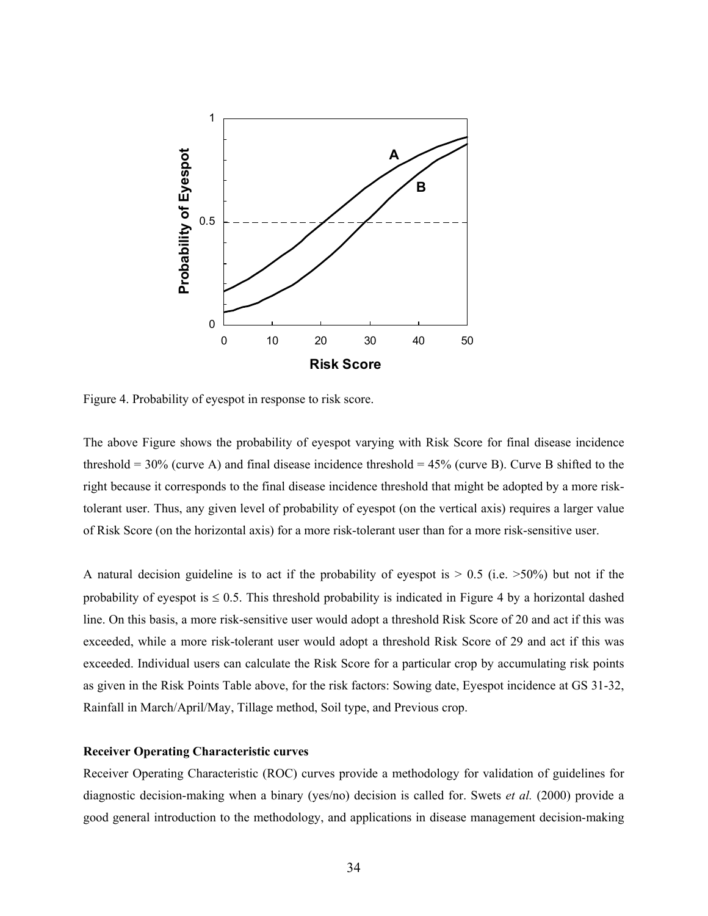1

0.5

0

0 10 20 30 40 50

Probability of Eyespot

Risk Score

A

B

Figure 4. Probability of eyespot in response to risk score.

The above Figure shows the probability of eyespot varying with Risk Score for final disease incidence threshold = 30% (curve A) and final disease incidence threshold = 45% (curve B). Curve B shifted to the right because it corresponds to the final disease incidence threshold that might be adopted by a more risk-tolerant user. Thus, any given level of probability of eyespot (on the vertical axis) requires a larger value of Risk Score (on the horizontal axis) for a more risk-tolerant user than for a more risk-sensitive user.

A natural decision guideline is to act if the probability of eyespot is $> 0.5$ (i.e. $>50\%$) but not if the probability of eyespot is $\leq 0.5$. This threshold probability is indicated in Figure 4 by a horizontal dashed line. On this basis, a more risk-sensitive user would adopt a threshold Risk Score of 20 and act if this was exceeded, while a more risk-tolerant user would adopt a threshold Risk Score of 29 and act if this was exceeded. Individual users can calculate the Risk Score for a particular crop by accumulating risk points as given in the Risk Points Table above, for the risk factors: Sowing date, Eyespot incidence at GS 31-32, Rainfall in March/April/May, Tillage method, Soil type, and Previous crop.

**Receiver Operating Characteristic curves**

Receiver Operating Characteristic (ROC) curves provide a methodology for validation of guidelines for diagnostic decision-making when a binary (yes/no) decision is called for. Swets *et al.* (2000) provide a good general introduction to the methodology, and applications in disease management decision-making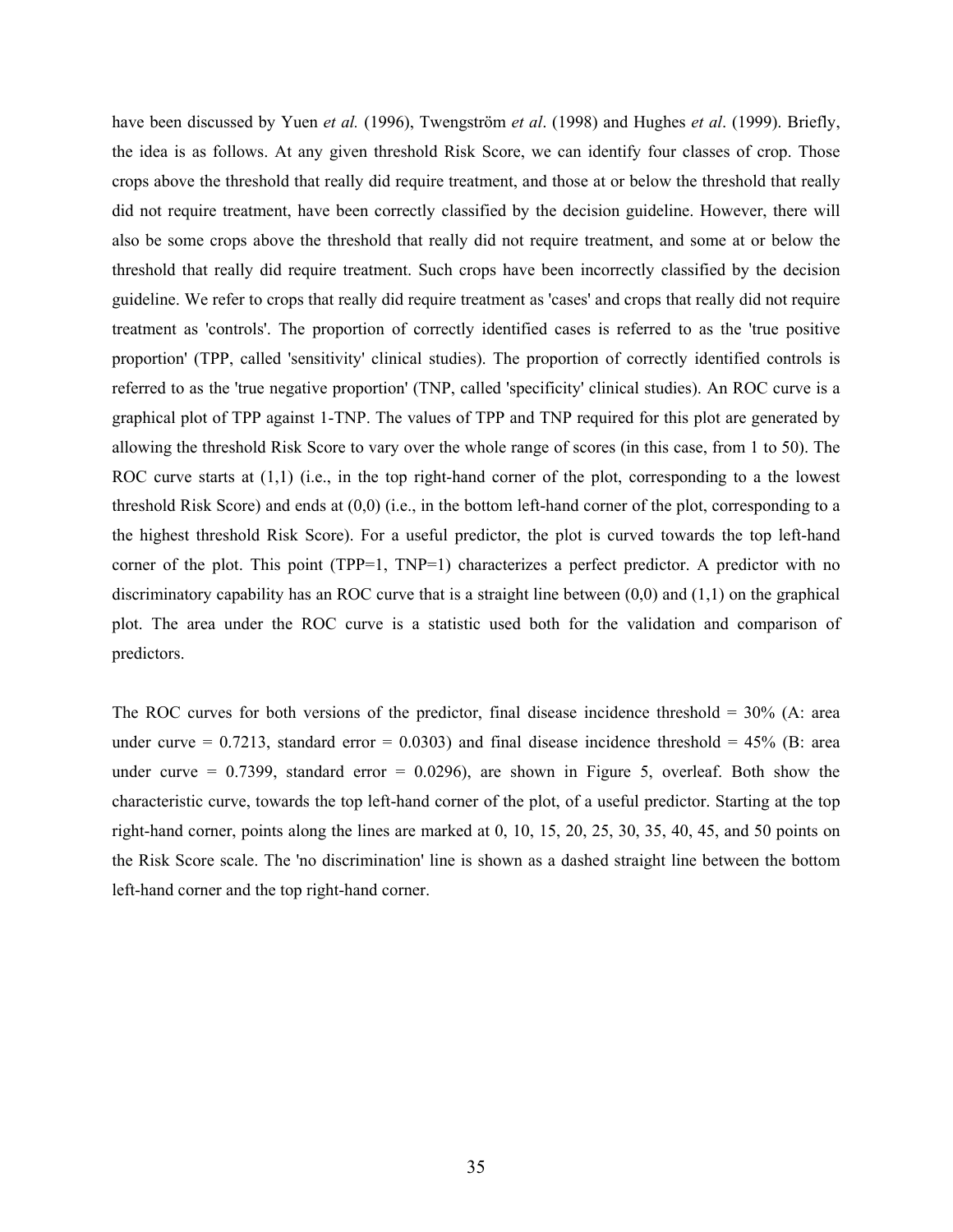have been discussed by Yuen *et al.* (1996), Twengström *et al*. (1998) and Hughes *et al*. (1999). Briefly, the idea is as follows. At any given threshold Risk Score, we can identify four classes of crop. Those crops above the threshold that really did require treatment, and those at or below the threshold that really did not require treatment, have been correctly classified by the decision guideline. However, there will also be some crops above the threshold that really did not require treatment, and some at or below the threshold that really did require treatment. Such crops have been incorrectly classified by the decision guideline. We refer to crops that really did require treatment as 'cases' and crops that really did not require treatment as 'controls'. The proportion of correctly identified cases is referred to as the 'true positive proportion' (TPP, called 'sensitivity' clinical studies). The proportion of correctly identified controls is referred to as the 'true negative proportion' (TNP, called 'specificity' clinical studies). An ROC curve is a graphical plot of TPP against 1-TNP. The values of TPP and TNP required for this plot are generated by allowing the threshold Risk Score to vary over the whole range of scores (in this case, from 1 to 50). The ROC curve starts at (1,1) (i.e., in the top right-hand corner of the plot, corresponding to a the lowest threshold Risk Score) and ends at (0,0) (i.e., in the bottom left-hand corner of the plot, corresponding to a the highest threshold Risk Score). For a useful predictor, the plot is curved towards the top left-hand corner of the plot. This point (TPP=1, TNP=1) characterizes a perfect predictor. A predictor with no discriminatory capability has an ROC curve that is a straight line between (0,0) and (1,1) on the graphical plot. The area under the ROC curve is a statistic used both for the validation and comparison of predictors.

The ROC curves for both versions of the predictor, final disease incidence threshold = 30% (A: area under curve = 0.7213, standard error = 0.0303) and final disease incidence threshold = 45% (B: area under curve = 0.7399, standard error = 0.0296), are shown in Figure 5, overleaf. Both show the characteristic curve, towards the top left-hand corner of the plot, of a useful predictor. Starting at the top right-hand corner, points along the lines are marked at 0, 10, 15, 20, 25, 30, 35, 40, 45, and 50 points on the Risk Score scale. The 'no discrimination' line is shown as a dashed straight line between the bottom left-hand corner and the top right-hand corner.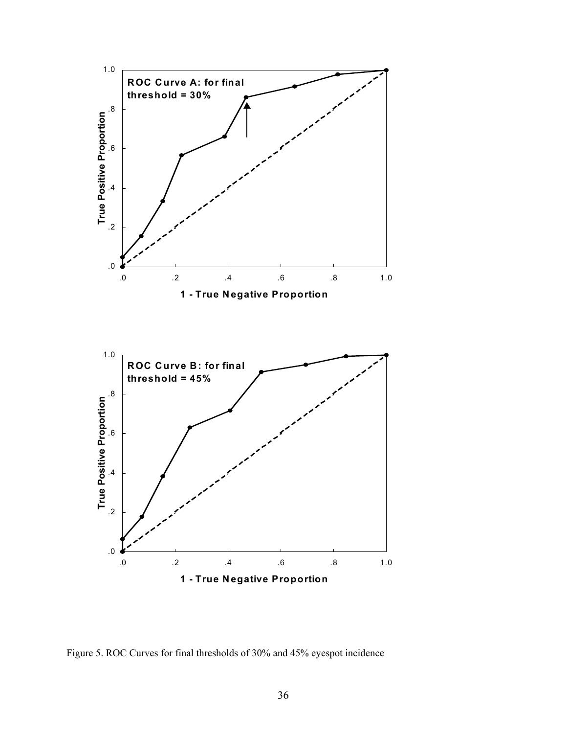ROC Curve A: for final threshold = 30%

True Positive Proportion

1.0

.8

.6

.4

.2

.0

.0 .2 .4 .6 .8 1.0

1 - True Negative Proportion

ROC Curve B: for final threshold = 45%

True Positive Proportion

1.0

.8

.6

.4

.2

.0

.0 .2 .4 .6 .8 1.0

1 - True Negative Proportion

Figure 5. ROC Curves for final thresholds of 30% and 45% eyespot incidence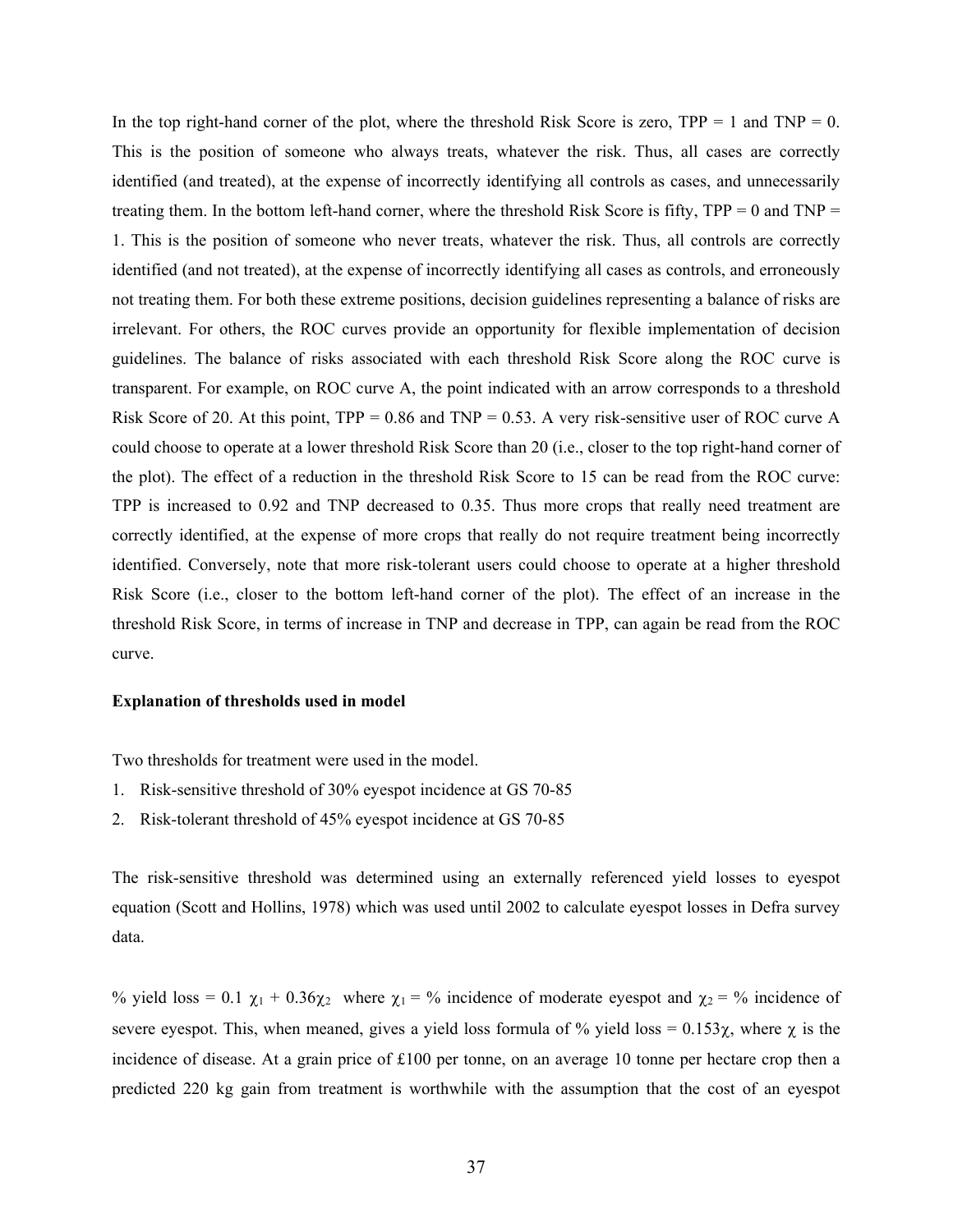In the top right-hand corner of the plot, where the threshold Risk Score is zero, TPP = 1 and TNP = 0. This is the position of someone who always treats, whatever the risk. Thus, all cases are correctly identified (and treated), at the expense of incorrectly identifying all controls as cases, and unnecessarily treating them. In the bottom left-hand corner, where the threshold Risk Score is fifty, TPP = 0 and TNP = 1. This is the position of someone who never treats, whatever the risk. Thus, all controls are correctly identified (and not treated), at the expense of incorrectly identifying all cases as controls, and erroneously not treating them. For both these extreme positions, decision guidelines representing a balance of risks are irrelevant. For others, the ROC curves provide an opportunity for flexible implementation of decision guidelines. The balance of risks associated with each threshold Risk Score along the ROC curve is transparent. For example, on ROC curve A, the point indicated with an arrow corresponds to a threshold Risk Score of 20. At this point, TPP = 0.86 and TNP = 0.53. A very risk-sensitive user of ROC curve A could choose to operate at a lower threshold Risk Score than 20 (i.e., closer to the top right-hand corner of the plot). The effect of a reduction in the threshold Risk Score to 15 can be read from the ROC curve: TPP is increased to 0.92 and TNP decreased to 0.35. Thus more crops that really need treatment are correctly identified, at the expense of more crops that really do not require treatment being incorrectly identified. Conversely, note that more risk-tolerant users could choose to operate at a higher threshold Risk Score (i.e., closer to the bottom left-hand corner of the plot). The effect of an increase in the threshold Risk Score, in terms of increase in TNP and decrease in TPP, can again be read from the ROC curve.

**Explanation of thresholds used in model**

Two thresholds for treatment were used in the model.

1. Risk-sensitive threshold of 30% eyespot incidence at GS 70-85
2. Risk-tolerant threshold of 45% eyespot incidence at GS 70-85

The risk-sensitive threshold was determined using an externally referenced yield losses to eyespot equation (Scott and Hollins, 1978) which was used until 2002 to calculate eyespot losses in Defra survey data.

% yield loss = $0.1\ \chi_1 + 0.36\chi_2$ where $\chi_1$ = % incidence of moderate eyespot and $\chi_2$ = % incidence of severe eyespot. This, when meaned, gives a yield loss formula of % yield loss = $0.153\chi$, where $\chi$ is the incidence of disease. At a grain price of £100 per tonne, on an average 10 tonne per hectare crop then a predicted 220 kg gain from treatment is worthwhile with the assumption that the cost of an eyespot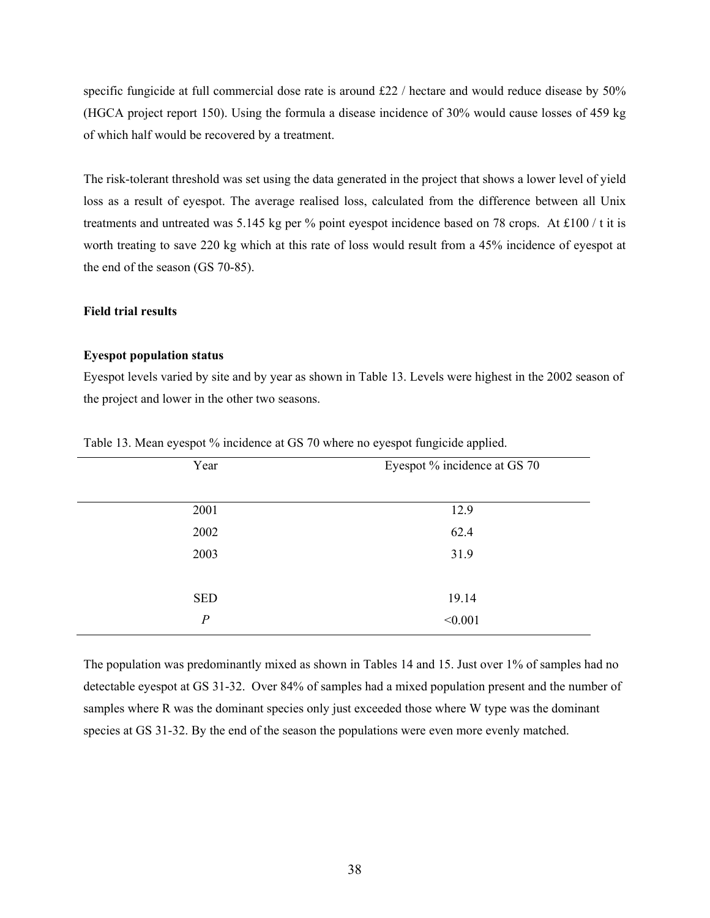specific fungicide at full commercial dose rate is around £22 / hectare and would reduce disease by 50% (HGCA project report 150). Using the formula a disease incidence of 30% would cause losses of 459 kg of which half would be recovered by a treatment.

The risk-tolerant threshold was set using the data generated in the project that shows a lower level of yield loss as a result of eyespot. The average realised loss, calculated from the difference between all Unix treatments and untreated was 5.145 kg per % point eyespot incidence based on 78 crops. At £100 / t it is worth treating to save 220 kg which at this rate of loss would result from a 45% incidence of eyespot at the end of the season (GS 70-85).

**Field trial results**

**Eyespot population status**

Eyespot levels varied by site and by year as shown in Table 13. Levels were highest in the 2002 season of the project and lower in the other two seasons.

Table 13. Mean eyespot % incidence at GS 70 where no eyespot fungicide applied.

| Year | Eyespot % incidence at GS 70 |
|---|---|
| 2001 | 12.9 |
| 2002 | 62.4 |
| 2003 | 31.9 |
| | |
| SED | 19.14 |
| *P* | <0.001 |

The population was predominantly mixed as shown in Tables 14 and 15. Just over 1% of samples had no detectable eyespot at GS 31-32. Over 84% of samples had a mixed population present and the number of samples where R was the dominant species only just exceeded those where W type was the dominant species at GS 31-32. By the end of the season the populations were even more evenly matched.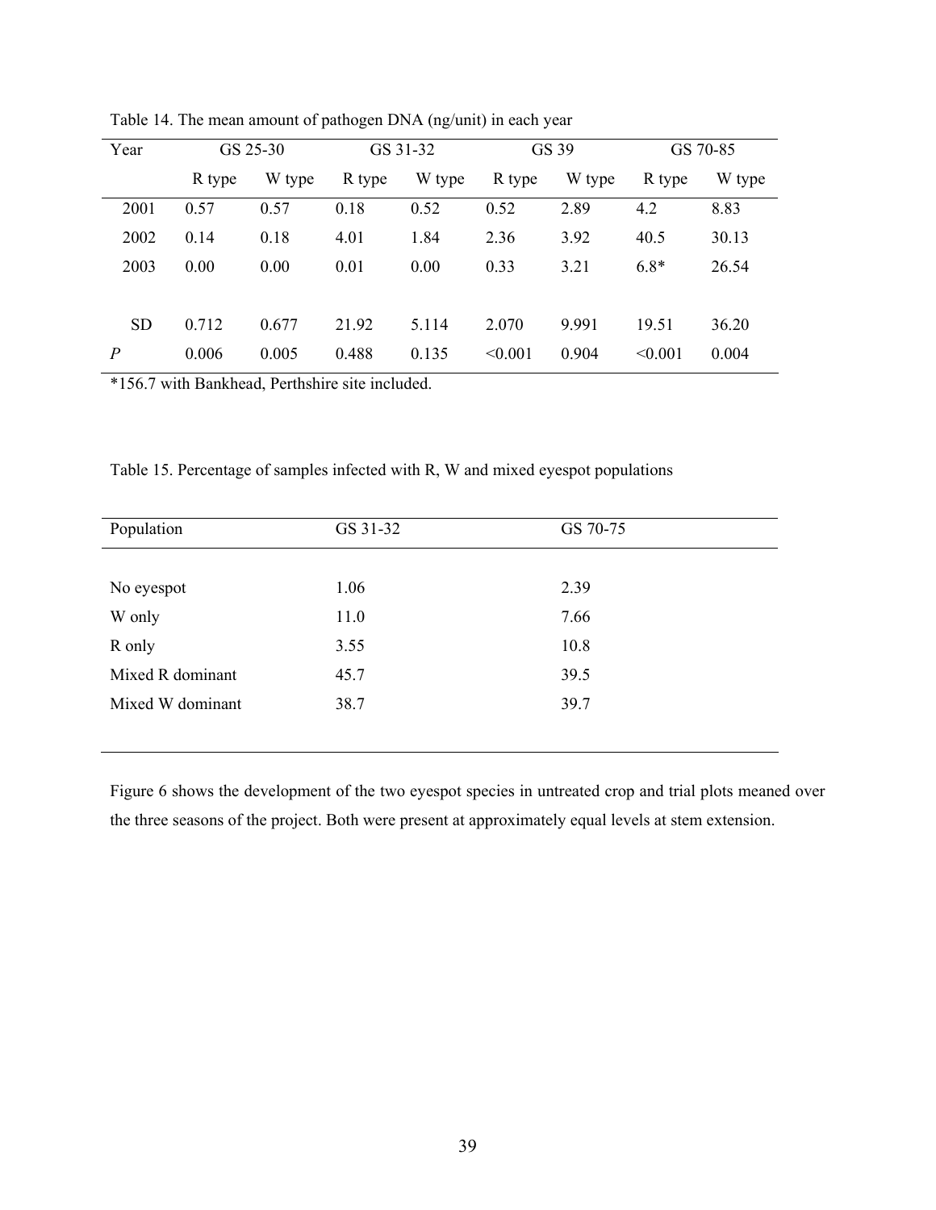Table 14. The mean amount of pathogen DNA (ng/unit) in each year

| Year | GS 25-30 | | GS 31-32 | | GS 39 | | GS 70-85 | |
|---|---|---|---|---|---|---|---|---|
| | R type | W type | R type | W type | R type | W type | R type | W type |
| 2001 | 0.57 | 0.57 | 0.18 | 0.52 | 0.52 | 2.89 | 4.2 | 8.83 |
| 2002 | 0.14 | 0.18 | 4.01 | 1.84 | 2.36 | 3.92 | 40.5 | 30.13 |
| 2003 | 0.00 | 0.00 | 0.01 | 0.00 | 0.33 | 3.21 | 6.8* | 26.54 |
| | | | | | | | | |
| SD | 0.712 | 0.677 | 21.92 | 5.114 | 2.070 | 9.991 | 19.51 | 36.20 |
| *P* | 0.006 | 0.005 | 0.488 | 0.135 | <0.001 | 0.904 | <0.001 | 0.004 |

*156.7 with Bankhead, Perthshire site included.

Table 15. Percentage of samples infected with R, W and mixed eyespot populations

| Population | GS 31-32 | GS 70-75 |
|---|---|---|
| No eyespot | 1.06 | 2.39 |
| W only | 11.0 | 7.66 |
| R only | 3.55 | 10.8 |
| Mixed R dominant | 45.7 | 39.5 |
| Mixed W dominant | 38.7 | 39.7 |

Figure 6 shows the development of the two eyespot species in untreated crop and trial plots meaned over the three seasons of the project. Both were present at approximately equal levels at stem extension.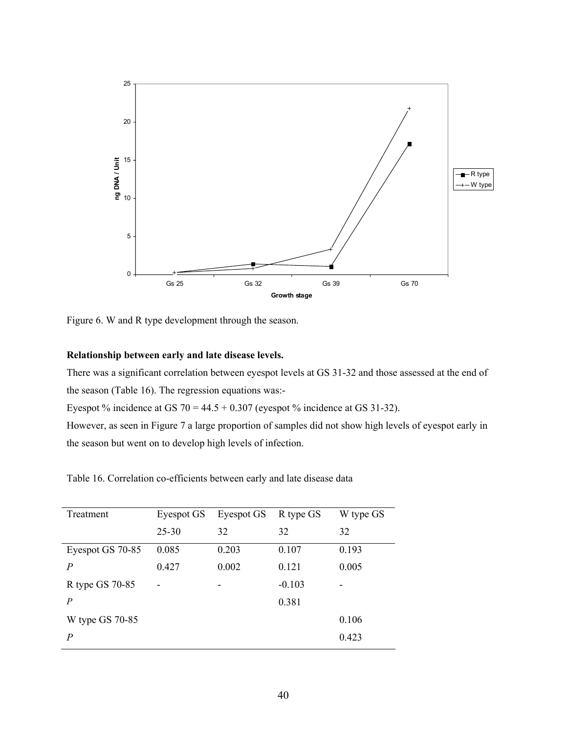25

20

15

10

5

0

ng DNA / Unit

Gs 25

Gs 32

Gs 39

Gs 70

Growth stage

R type

W type

Figure 6. W and R type development through the season.

**Relationship between early and late disease levels.**

There was a significant correlation between eyespot levels at GS 31-32 and those assessed at the end of the season (Table 16). The regression equations was:-

Eyespot % incidence at GS 70 = 44.5 + 0.307 (eyespot % incidence at GS 31-32).

However, as seen in Figure 7 a large proportion of samples did not show high levels of eyespot early in the season but went on to develop high levels of infection.

Table 16. Correlation co-efficients between early and late disease data

| Treatment | Eyespot GS 25-30 | Eyespot GS 32 | R type GS 32 | W type GS 32 |
|---|---|---|---|---|
| Eyespot GS 70-85 | 0.085 | 0.203 | 0.107 | 0.193 |
| *P* | 0.427 | 0.002 | 0.121 | 0.005 |
| R type GS 70-85 | - | - | -0.103 | - |
| *P* | | | 0.381 | |
| W type GS 70-85 | | | | 0.106 |
| *P* | | | | 0.423 |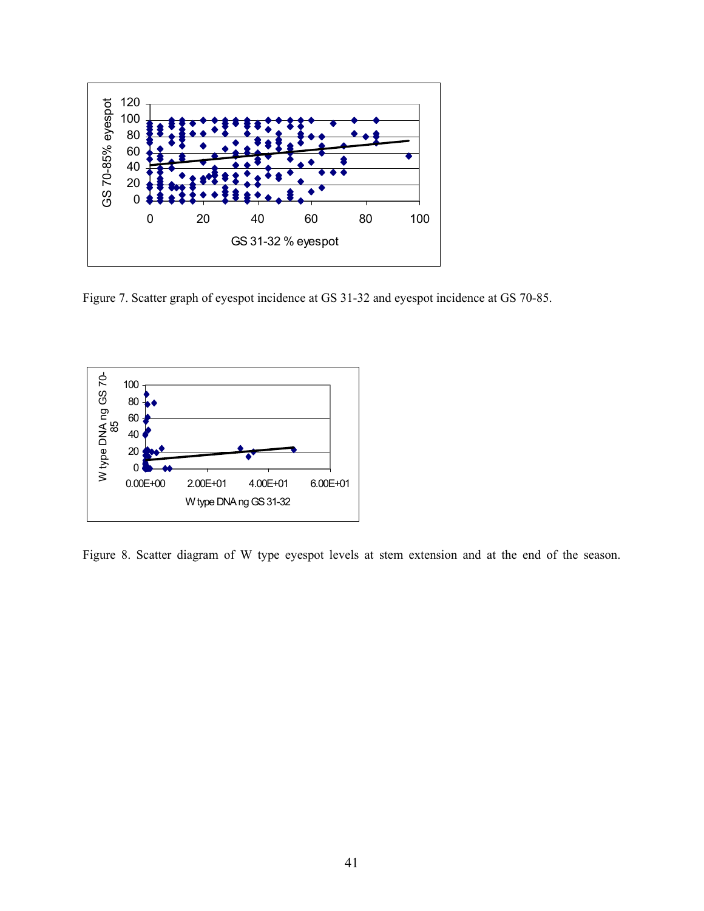GS 70-85% eyespot

120
100
80
60
40
20
0

0 20 40 60 80 100

GS 31-32 % eyespot

Figure 7. Scatter graph of eyespot incidence at GS 31-32 and eyespot incidence at GS 70-85.

W type DNA ng GS 70-85

100
80
60
40
20
0

0.00E+00 2.00E+01 4.00E+01 6.00E+01

W type DNA ng GS 31-32

Figure 8. Scatter diagram of W type eyespot levels at stem extension and at the end of the season.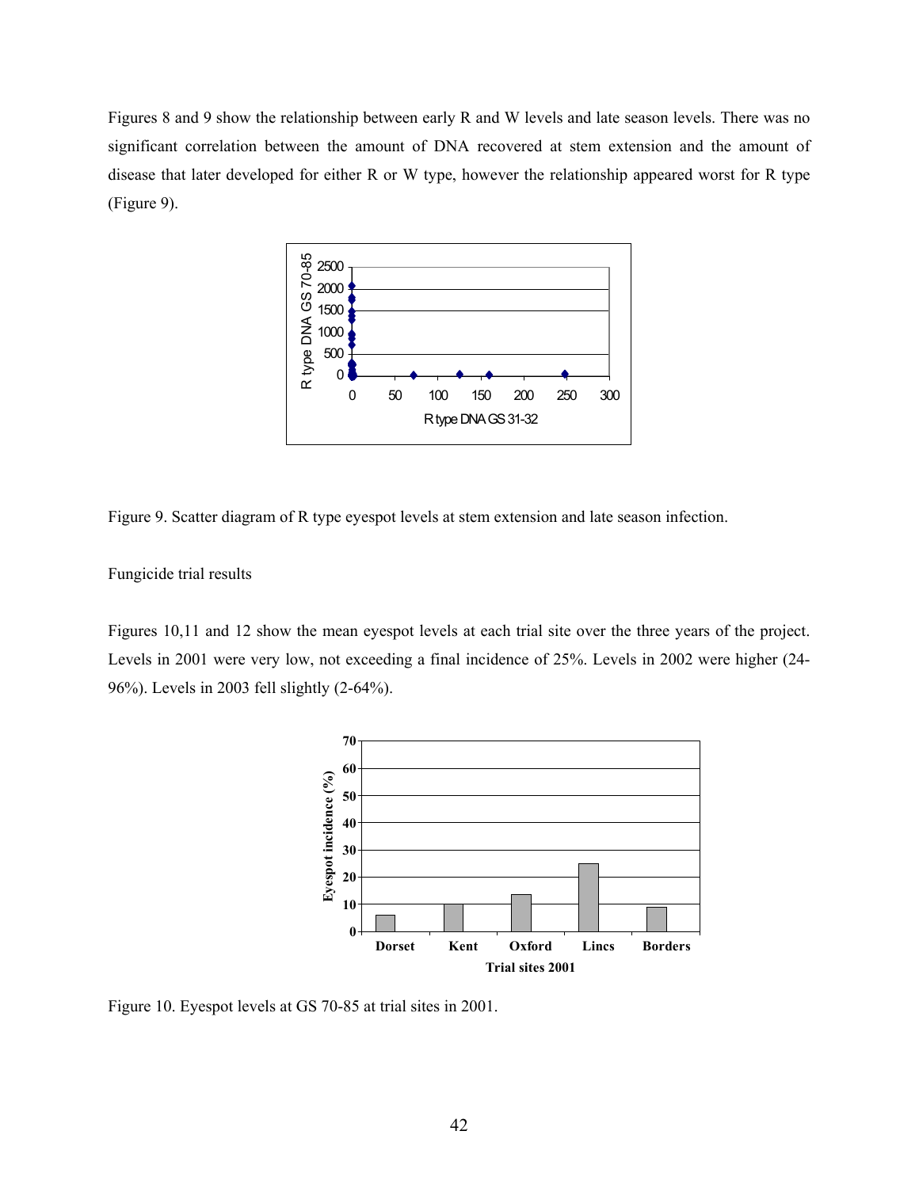Figures 8 and 9 show the relationship between early R and W levels and late season levels. There was no significant correlation between the amount of DNA recovered at stem extension and the amount of disease that later developed for either R or W type, however the relationship appeared worst for R type (Figure 9).

R type DNA GS 70-85

2500
2000
1500
1000
500
0

0 50 100 150 200 250 300

R type DNA GS 31-32

Figure 9. Scatter diagram of R type eyespot levels at stem extension and late season infection.

Fungicide trial results

Figures 10,11 and 12 show the mean eyespot levels at each trial site over the three years of the project. Levels in 2001 were very low, not exceeding a final incidence of 25%. Levels in 2002 were higher (24-96%). Levels in 2003 fell slightly (2-64%).

Eyespot incidence (%)

70
60
50
40
30
20
10
0

Dorset Kent Oxford Lincs Borders

Trial sites 2001

Figure 10. Eyespot levels at GS 70-85 at trial sites in 2001.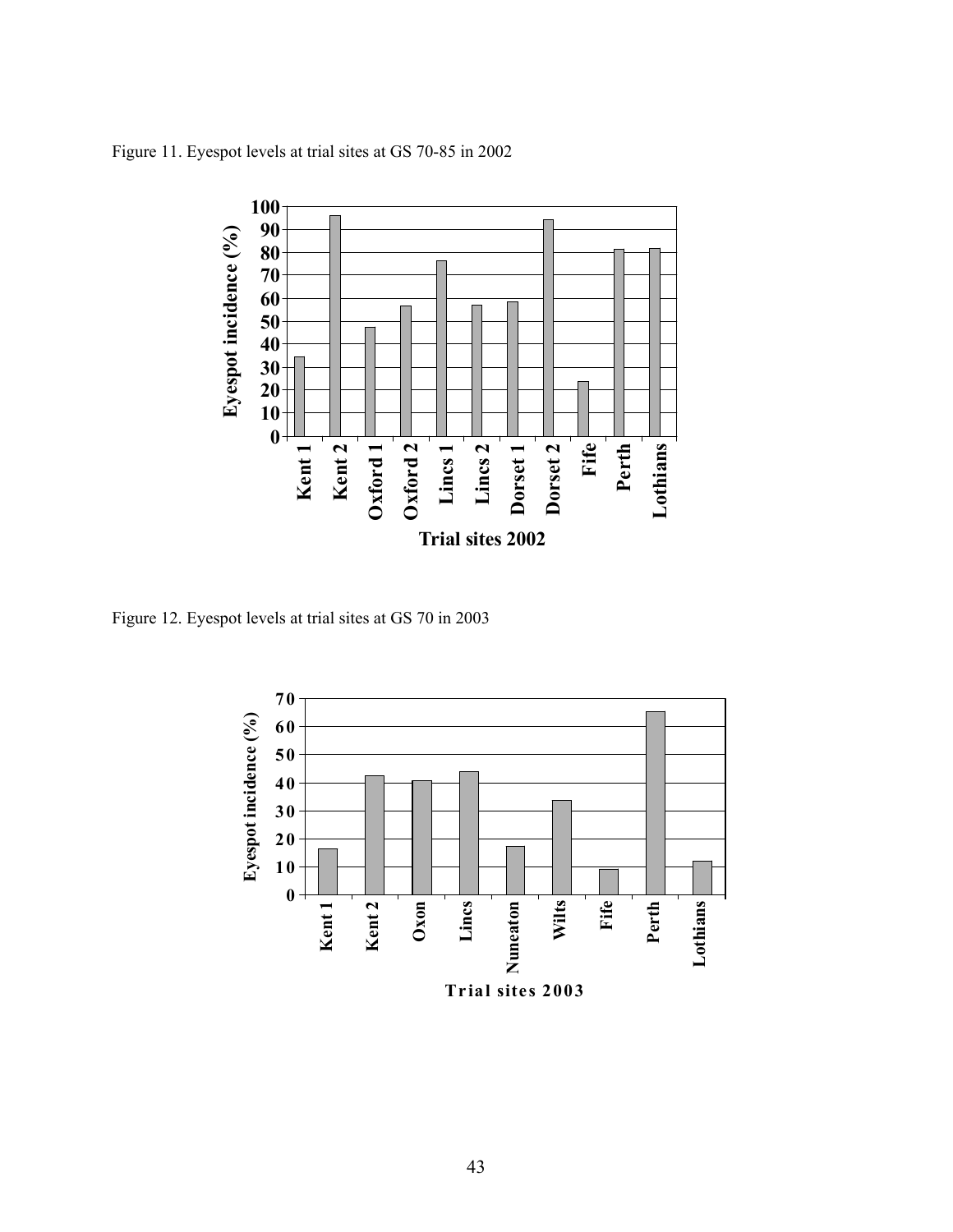Figure 11. Eyespot levels at trial sites at GS 70-85 in 2002

Eyespot incidence (%)

100
90
80
70
60
50
40
30
20
10
0

Kent 1
Kent 2
Oxford 1
Oxford 2
Lincs 1
Lincs 2
Dorset 1
Dorset 2
Fife
Perth
Lothians

Trial sites 2002

Figure 12. Eyespot levels at trial sites at GS 70 in 2003

Eyespot incidence (%)

70
60
50
40
30
20
10
0

Kent 1
Kent 2
Oxon
Lincs
Nuneaton
Wilts
Fife
Perth
Lothians

Trial sites 2003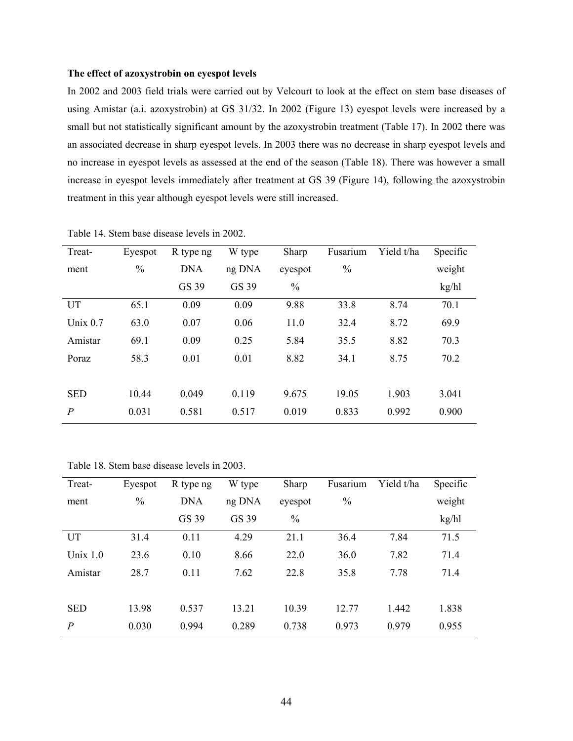**The effect of azoxystrobin on eyespot levels**

In 2002 and 2003 field trials were carried out by Velcourt to look at the effect on stem base diseases of using Amistar (a.i. azoxystrobin) at GS 31/32. In 2002 (Figure 13) eyespot levels were increased by a small but not statistically significant amount by the azoxystrobin treatment (Table 17). In 2002 there was an associated decrease in sharp eyespot levels. In 2003 there was no decrease in sharp eyespot levels and no increase in eyespot levels as assessed at the end of the season (Table 18). There was however a small increase in eyespot levels immediately after treatment at GS 39 (Figure 14), following the azoxystrobin treatment in this year although eyespot levels were still increased.

Table 14. Stem base disease levels in 2002.

| Treat-ment | Eyespot % | R type ng DNA GS 39 | W type ng DNA GS 39 | Sharp eyespot % | Fusarium % | Yield t/ha | Specific weight kg/hl |
|---|---|---|---|---|---|---|---|
| UT | 65.1 | 0.09 | 0.09 | 9.88 | 33.8 | 8.74 | 70.1 |
| Unix 0.7 | 63.0 | 0.07 | 0.06 | 11.0 | 32.4 | 8.72 | 69.9 |
| Amistar | 69.1 | 0.09 | 0.25 | 5.84 | 35.5 | 8.82 | 70.3 |
| Poraz | 58.3 | 0.01 | 0.01 | 8.82 | 34.1 | 8.75 | 70.2 |
| | | | | | | | |
| SED | 10.44 | 0.049 | 0.119 | 9.675 | 19.05 | 1.903 | 3.041 |
| *P* | 0.031 | 0.581 | 0.517 | 0.019 | 0.833 | 0.992 | 0.900 |

Table 18. Stem base disease levels in 2003.

| Treat-ment | Eyespot % | R type ng DNA GS 39 | W type ng DNA GS 39 | Sharp eyespot % | Fusarium % | Yield t/ha | Specific weight kg/hl |
|---|---|---|---|---|---|---|---|
| UT | 31.4 | 0.11 | 4.29 | 21.1 | 36.4 | 7.84 | 71.5 |
| Unix 1.0 | 23.6 | 0.10 | 8.66 | 22.0 | 36.0 | 7.82 | 71.4 |
| Amistar | 28.7 | 0.11 | 7.62 | 22.8 | 35.8 | 7.78 | 71.4 |
| | | | | | | | |
| SED | 13.98 | 0.537 | 13.21 | 10.39 | 12.77 | 1.442 | 1.838 |
| *P* | 0.030 | 0.994 | 0.289 | 0.738 | 0.973 | 0.979 | 0.955 |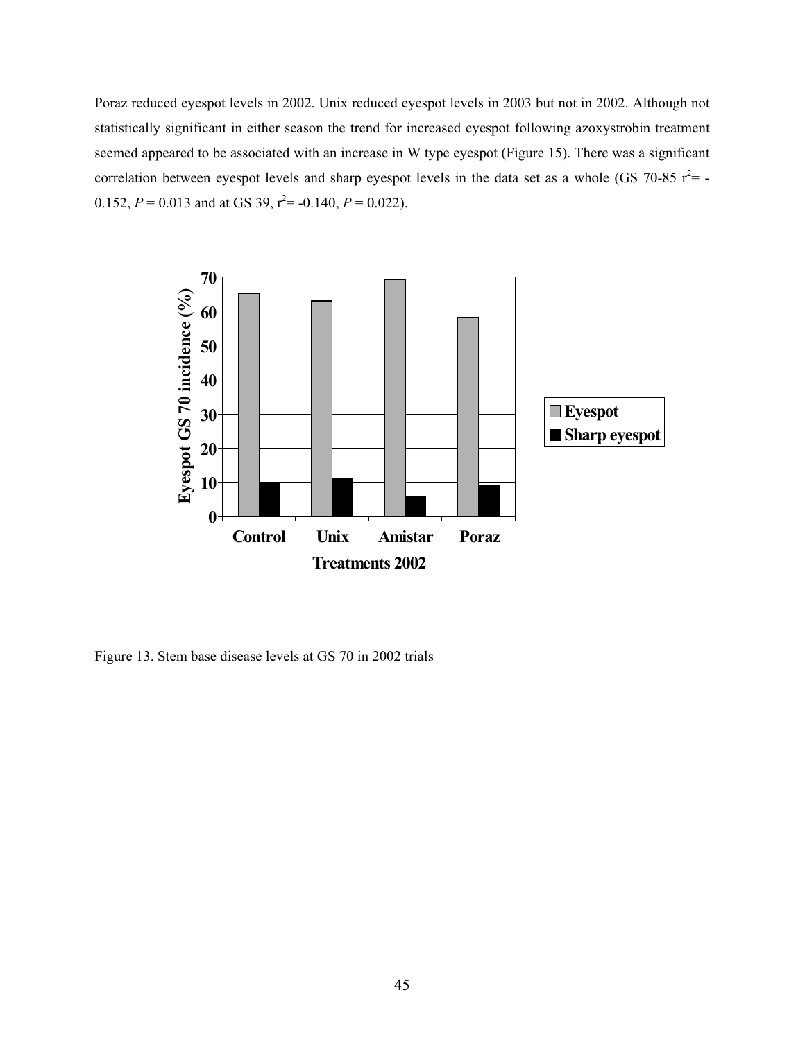Poraz reduced eyespot levels in 2002. Unix reduced eyespot levels in 2003 but not in 2002. Although not statistically significant in either season the trend for increased eyespot following azoxystrobin treatment seemed appeared to be associated with an increase in W type eyespot (Figure 15). There was a significant correlation between eyespot levels and sharp eyespot levels in the data set as a whole (GS 70-85 $r^2$= -0.152, $P$ = 0.013 and at GS 39, $r^2$= -0.140, $P$ = 0.022).

Eyespot GS 70 incidence (%)

70
60
50
40
30
20
10
0

Control
Unix
Amistar
Poraz

Treatments 2002

Eyespot
Sharp eyespot

Figure 13. Stem base disease levels at GS 70 in 2002 trials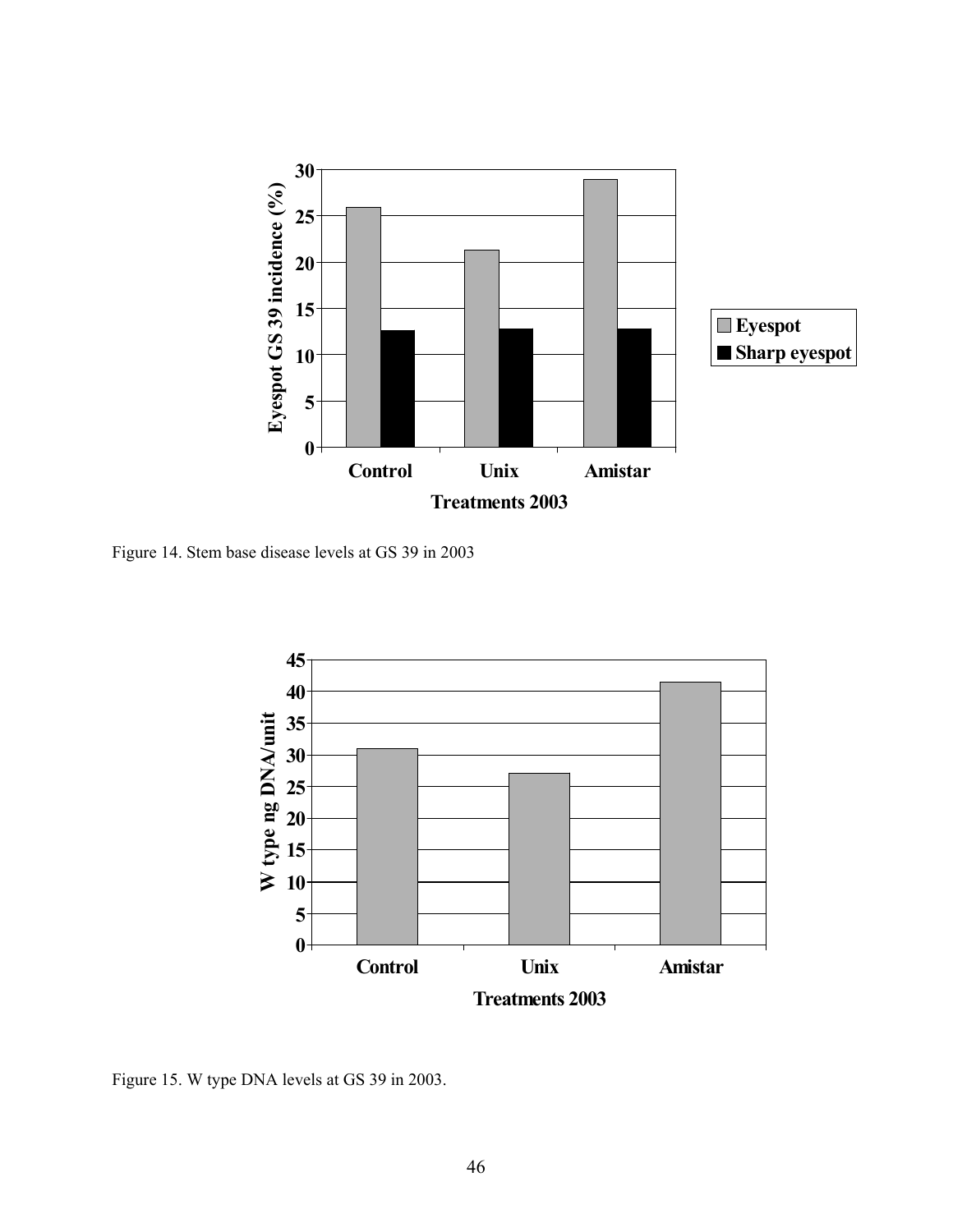Figure 14. Stem base disease levels at GS 39 in 2003

Figure 15. W type DNA levels at GS 39 in 2003.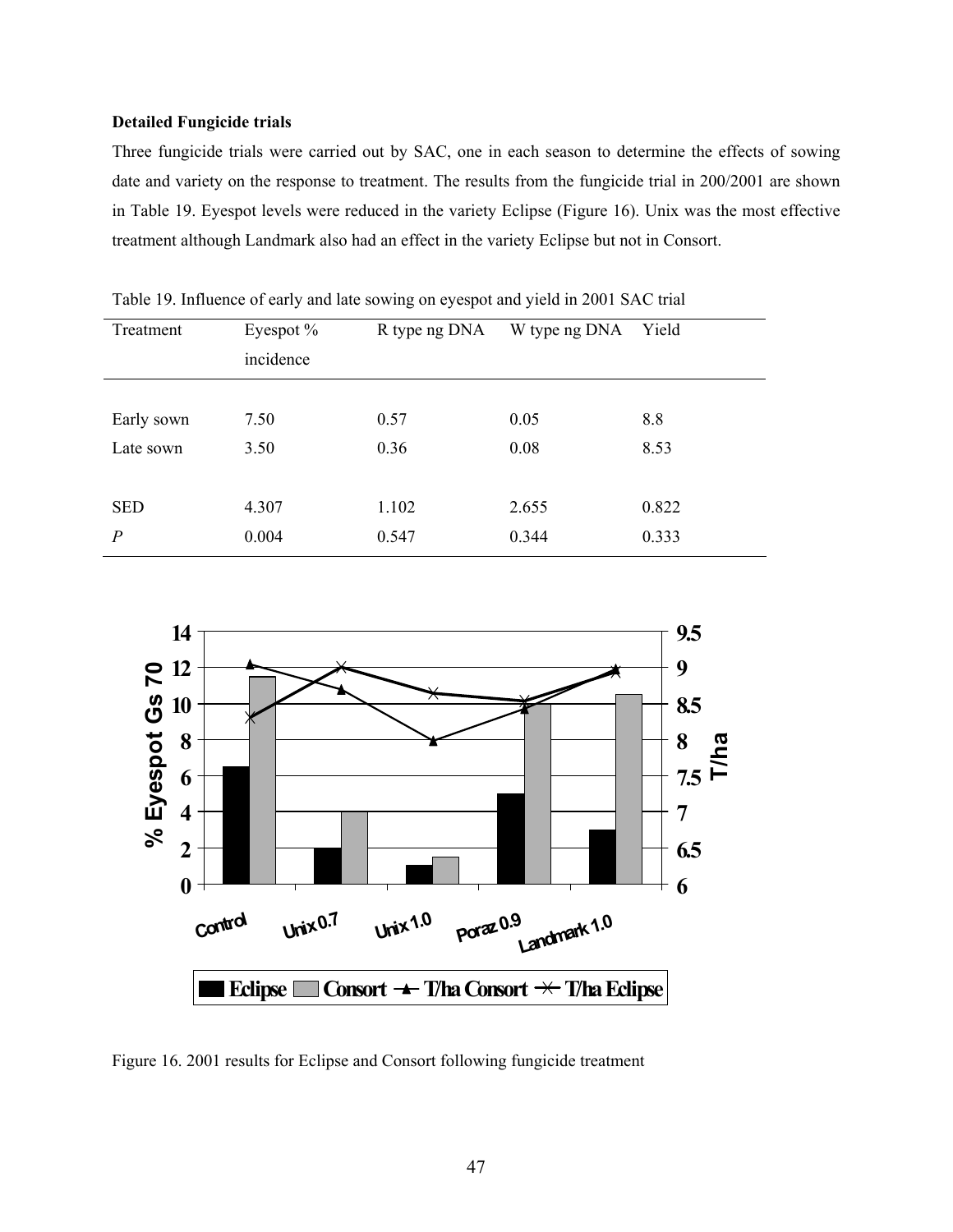**Detailed Fungicide trials**

Three fungicide trials were carried out by SAC, one in each season to determine the effects of sowing date and variety on the response to treatment. The results from the fungicide trial in 200/2001 are shown in Table 19. Eyespot levels were reduced in the variety Eclipse (Figure 16). Unix was the most effective treatment although Landmark also had an effect in the variety Eclipse but not in Consort.

Table 19. Influence of early and late sowing on eyespot and yield in 2001 SAC trial

| Treatment | Eyespot % incidence | R type ng DNA | W type ng DNA | Yield |
|---|---|---|---|---|
| Early sown | 7.50 | 0.57 | 0.05 | 8.8 |
| Late sown | 3.50 | 0.36 | 0.08 | 8.53 |
| SED | 4.307 | 1.102 | 2.655 | 0.822 |
| *P* | 0.004 | 0.547 | 0.344 | 0.333 |

Figure 16. 2001 results for Eclipse and Consort following fungicide treatment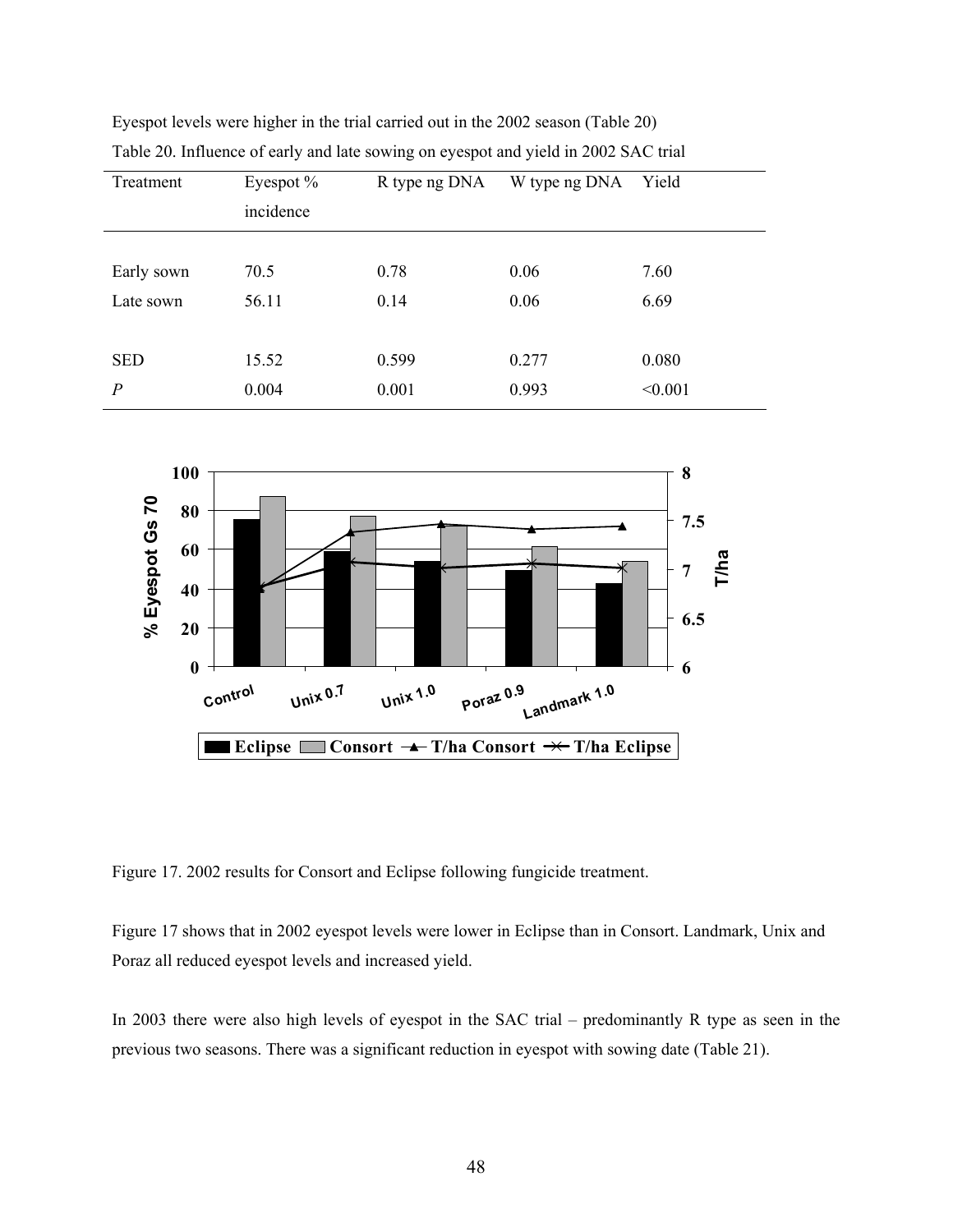Eyespot levels were higher in the trial carried out in the 2002 season (Table 20)

Table 20. Influence of early and late sowing on eyespot and yield in 2002 SAC trial

| Treatment | Eyespot % incidence | R type ng DNA | W type ng DNA | Yield |
|---|---|---|---|---|
| Early sown | 70.5 | 0.78 | 0.06 | 7.60 |
| Late sown | 56.11 | 0.14 | 0.06 | 6.69 |
| SED | 15.52 | 0.599 | 0.277 | 0.080 |
| *P* | 0.004 | 0.001 | 0.993 | <0.001 |

% Eyespot Gs 70

100
80
60
40
20
0

T/ha

8
7.5
7
6.5
6

Control
Unix 0.7
Unix 1.0
Poraz 0.9
Landmark 1.0

Eclipse
Consort
T/ha Consort
T/ha Eclipse

Figure 17. 2002 results for Consort and Eclipse following fungicide treatment.

Figure 17 shows that in 2002 eyespot levels were lower in Eclipse than in Consort. Landmark, Unix and Poraz all reduced eyespot levels and increased yield.

In 2003 there were also high levels of eyespot in the SAC trial – predominantly R type as seen in the previous two seasons. There was a significant reduction in eyespot with sowing date (Table 21).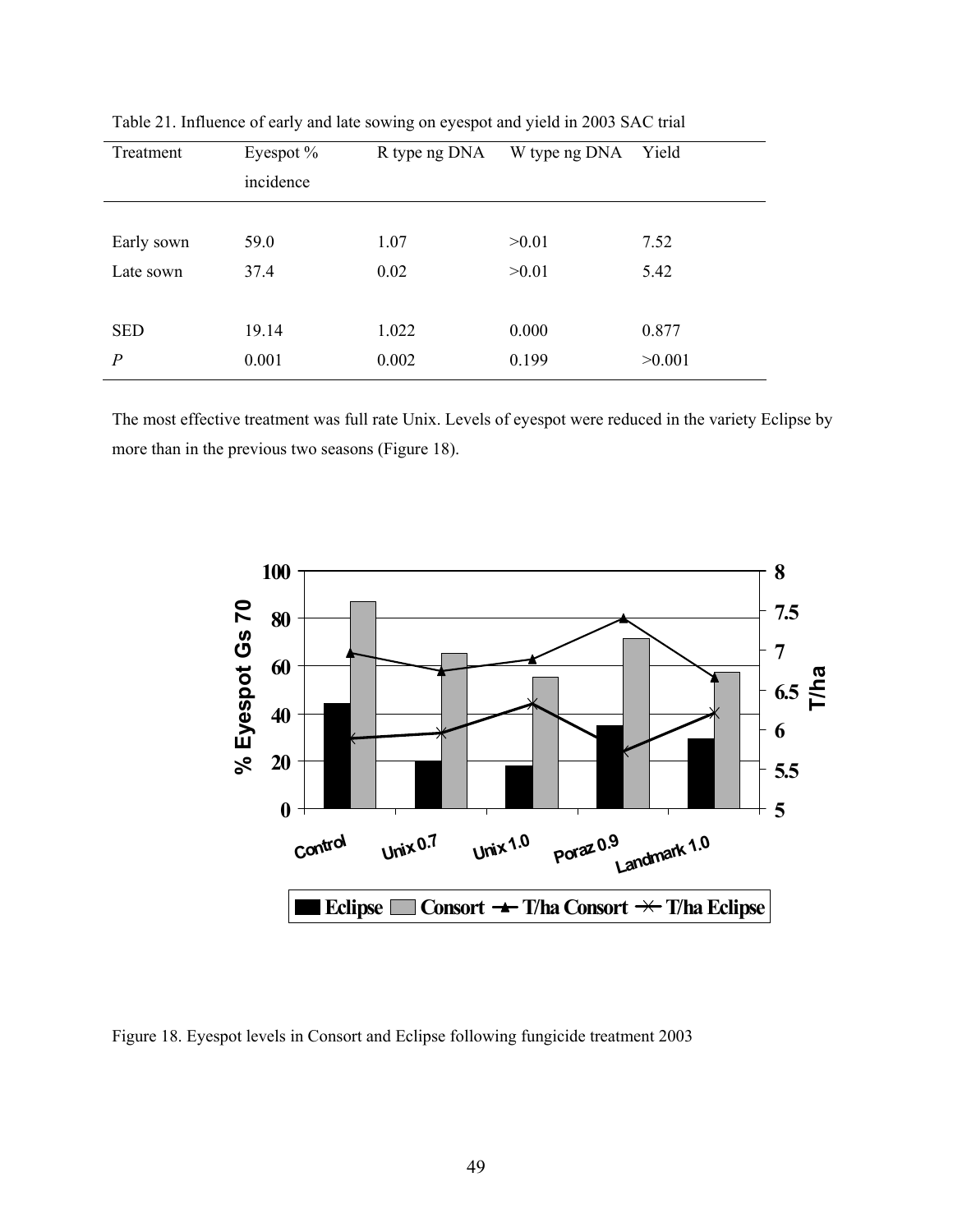Table 21. Influence of early and late sowing on eyespot and yield in 2003 SAC trial

| Treatment | Eyespot % incidence | R type ng DNA | W type ng DNA | Yield |
|---|---|---|---|---|
| Early sown | 59.0 | 1.07 | >0.01 | 7.52 |
| Late sown | 37.4 | 0.02 | >0.01 | 5.42 |
| SED | 19.14 | 1.022 | 0.000 | 0.877 |
| *P* | 0.001 | 0.002 | 0.199 | >0.001 |

The most effective treatment was full rate Unix. Levels of eyespot were reduced in the variety Eclipse by more than in the previous two seasons (Figure 18).

% Eyespot Gs 70

T/ha

100
80
60
40
20
0

8
7.5
7
6.5
6
5.5
5

Control
Unix 0.7
Unix 1.0
Poraz 0.9
Landmark 1.0

Eclipse
Consort
T/ha Consort
T/ha Eclipse

Figure 18. Eyespot levels in Consort and Eclipse following fungicide treatment 2003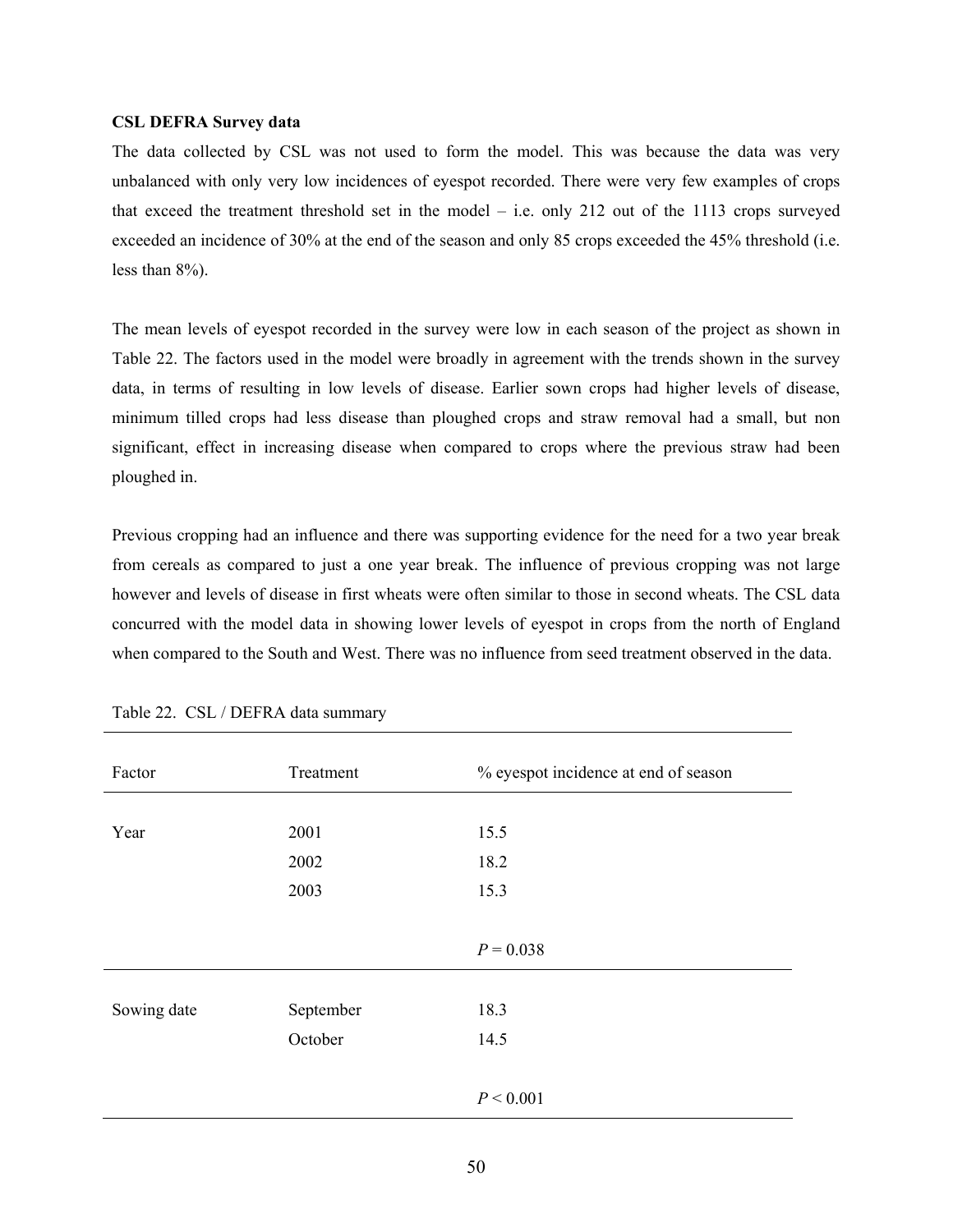**CSL DEFRA Survey data**

The data collected by CSL was not used to form the model. This was because the data was very unbalanced with only very low incidences of eyespot recorded. There were very few examples of crops that exceed the treatment threshold set in the model – i.e. only 212 out of the 1113 crops surveyed exceeded an incidence of 30% at the end of the season and only 85 crops exceeded the 45% threshold (i.e. less than 8%).

The mean levels of eyespot recorded in the survey were low in each season of the project as shown in Table 22. The factors used in the model were broadly in agreement with the trends shown in the survey data, in terms of resulting in low levels of disease. Earlier sown crops had higher levels of disease, minimum tilled crops had less disease than ploughed crops and straw removal had a small, but non significant, effect in increasing disease when compared to crops where the previous straw had been ploughed in.

Previous cropping had an influence and there was supporting evidence for the need for a two year break from cereals as compared to just a one year break. The influence of previous cropping was not large however and levels of disease in first wheats were often similar to those in second wheats. The CSL data concurred with the model data in showing lower levels of eyespot in crops from the north of England when compared to the South and West. There was no influence from seed treatment observed in the data.

Table 22. CSL / DEFRA data summary

| Factor | Treatment | % eyespot incidence at end of season |
|---|---|---|
| Year | 2001 | 15.5 |
| | 2002 | 18.2 |
| | 2003 | 15.3 |
| | | $P = 0.038$ |
| Sowing date | September | 18.3 |
| | October | 14.5 |
| | | $P < 0.001$ |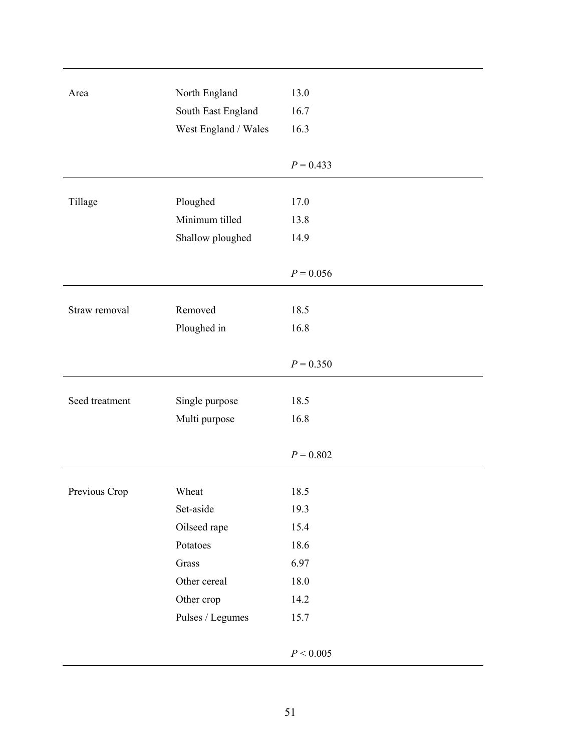| | | |
|---|---|---|
| Area | North England | 13.0 |
| | South East England | 16.7 |
| | West England / Wales | 16.3 |
| | | $P = 0.433$ |
| Tillage | Ploughed | 17.0 |
| | Minimum tilled | 13.8 |
| | Shallow ploughed | 14.9 |
| | | $P = 0.056$ |
| Straw removal | Removed | 18.5 |
| | Ploughed in | 16.8 |
| | | $P = 0.350$ |
| Seed treatment | Single purpose | 18.5 |
| | Multi purpose | 16.8 |
| | | $P = 0.802$ |
| Previous Crop | Wheat | 18.5 |
| | Set-aside | 19.3 |
| | Oilseed rape | 15.4 |
| | Potatoes | 18.6 |
| | Grass | 6.97 |
| | Other cereal | 18.0 |
| | Other crop | 14.2 |
| | Pulses / Legumes | 15.7 |
| | | $P < 0.005$ |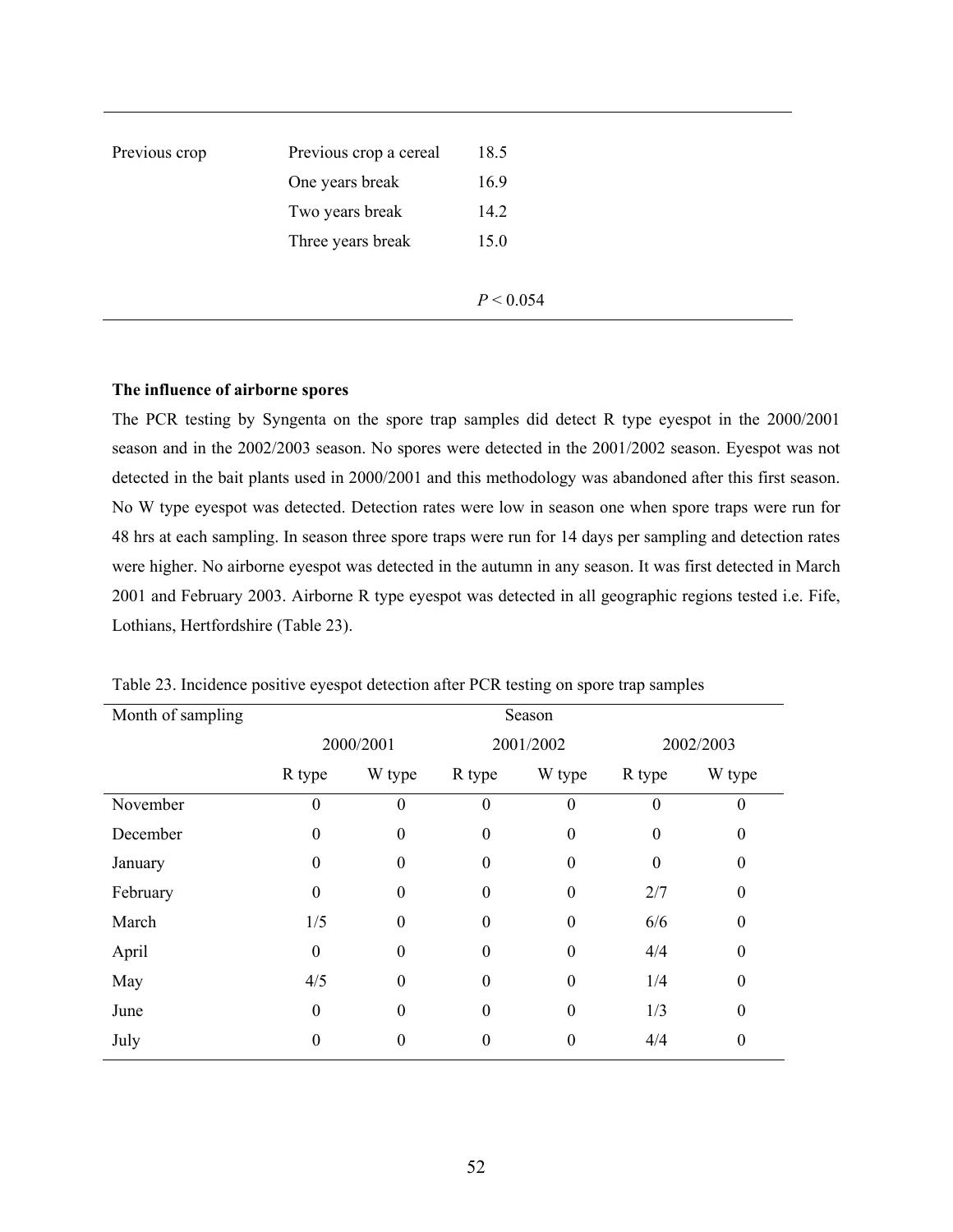| | | |
|---|---|---|
| Previous crop | Previous crop a cereal | 18.5 |
| | One years break | 16.9 |
| | Two years break | 14.2 |
| | Three years break | 15.0 |
| | | |
| | | $P < 0.054$ |

**The influence of airborne spores**

The PCR testing by Syngenta on the spore trap samples did detect R type eyespot in the 2000/2001 season and in the 2002/2003 season. No spores were detected in the 2001/2002 season. Eyespot was not detected in the bait plants used in 2000/2001 and this methodology was abandoned after this first season. No W type eyespot was detected. Detection rates were low in season one when spore traps were run for 48 hrs at each sampling. In season three spore traps were run for 14 days per sampling and detection rates were higher. No airborne eyespot was detected in the autumn in any season. It was first detected in March 2001 and February 2003. Airborne R type eyespot was detected in all geographic regions tested i.e. Fife, Lothians, Hertfordshire (Table 23).

Table 23. Incidence positive eyespot detection after PCR testing on spore trap samples

| Month of sampling | Season | | | | | |
|---|---|---|---|---|---|---|
| | 2000/2001 | | 2001/2002 | | 2002/2003 | |
| | R type | W type | R type | W type | R type | W type |
| November | 0 | 0 | 0 | 0 | 0 | 0 |
| December | 0 | 0 | 0 | 0 | 0 | 0 |
| January | 0 | 0 | 0 | 0 | 0 | 0 |
| February | 0 | 0 | 0 | 0 | 2/7 | 0 |
| March | 1/5 | 0 | 0 | 0 | 6/6 | 0 |
| April | 0 | 0 | 0 | 0 | 4/4 | 0 |
| May | 4/5 | 0 | 0 | 0 | 1/4 | 0 |
| June | 0 | 0 | 0 | 0 | 1/3 | 0 |
| July | 0 | 0 | 0 | 0 | 4/4 | 0 |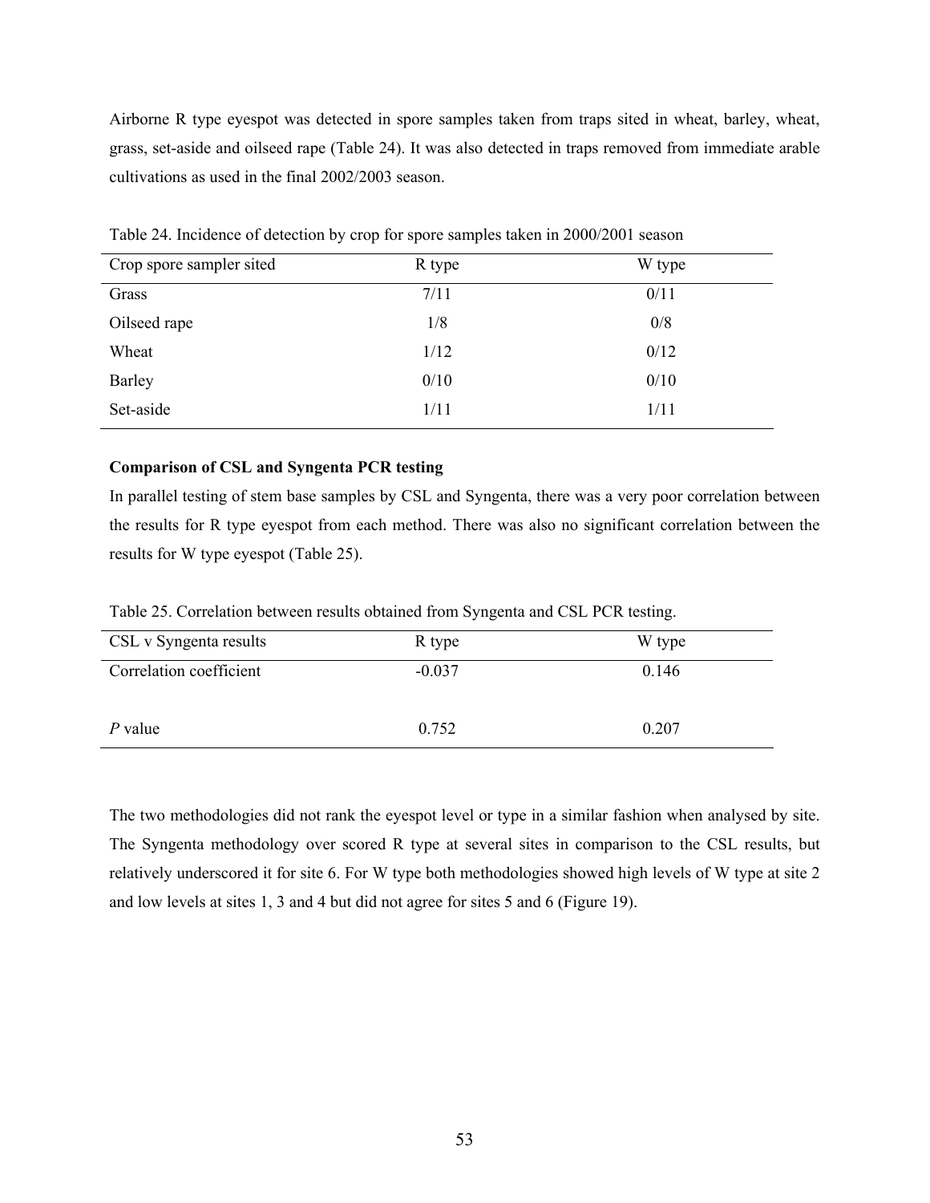Airborne R type eyespot was detected in spore samples taken from traps sited in wheat, barley, wheat, grass, set-aside and oilseed rape (Table 24). It was also detected in traps removed from immediate arable cultivations as used in the final 2002/2003 season.

Table 24. Incidence of detection by crop for spore samples taken in 2000/2001 season

| Crop spore sampler sited | R type | W type |
|---|---|---|
| Grass | 7/11 | 0/11 |
| Oilseed rape | 1/8 | 0/8 |
| Wheat | 1/12 | 0/12 |
| Barley | 0/10 | 0/10 |
| Set-aside | 1/11 | 1/11 |

**Comparison of CSL and Syngenta PCR testing**

In parallel testing of stem base samples by CSL and Syngenta, there was a very poor correlation between the results for R type eyespot from each method. There was also no significant correlation between the results for W type eyespot (Table 25).

Table 25. Correlation between results obtained from Syngenta and CSL PCR testing.

| CSL v Syngenta results | R type | W type |
|---|---|---|
| Correlation coefficient | -0.037 | 0.146 |
| *P* value | 0.752 | 0.207 |

The two methodologies did not rank the eyespot level or type in a similar fashion when analysed by site. The Syngenta methodology over scored R type at several sites in comparison to the CSL results, but relatively underscored it for site 6. For W type both methodologies showed high levels of W type at site 2 and low levels at sites 1, 3 and 4 but did not agree for sites 5 and 6 (Figure 19).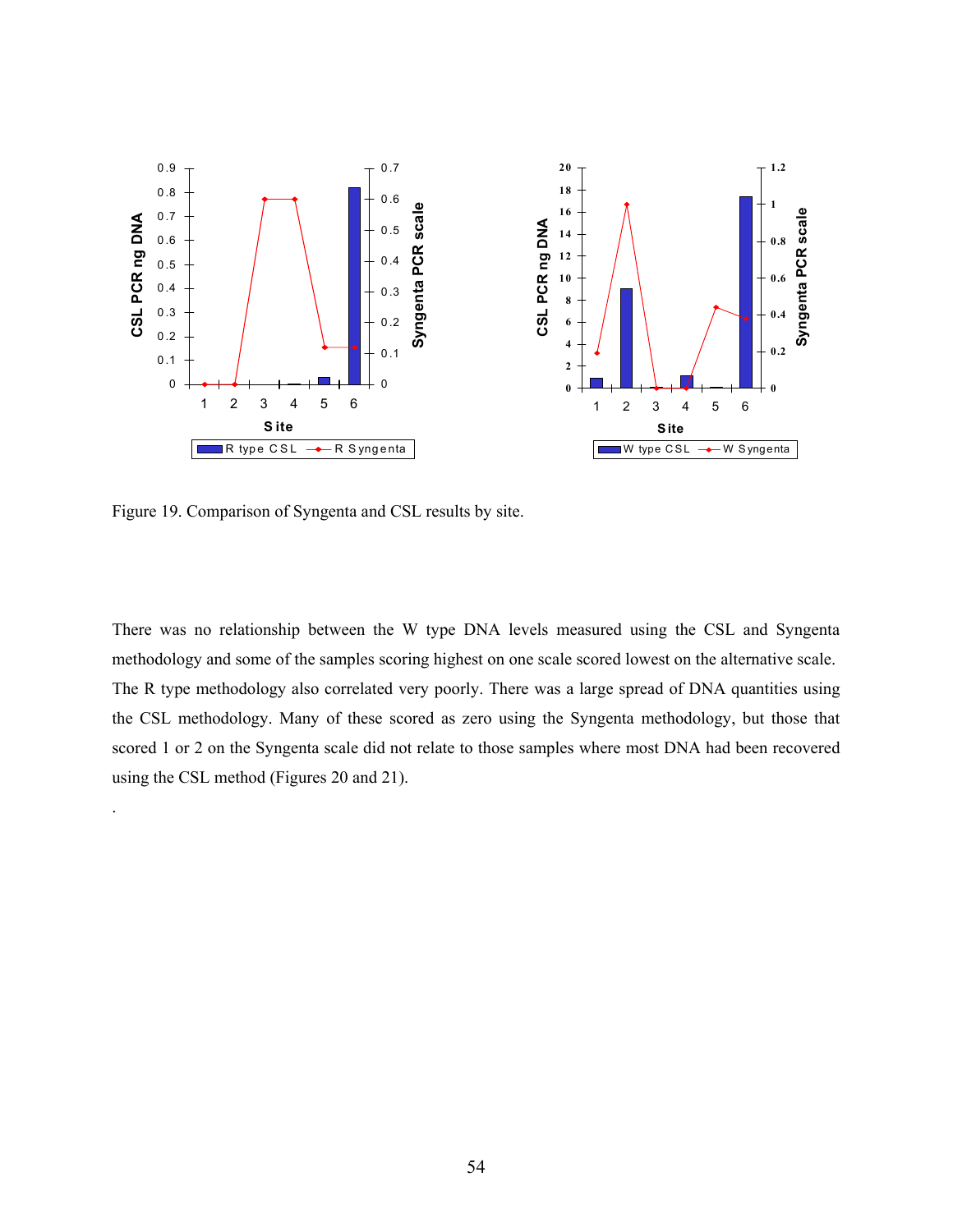0.9
0.8
0.7
0.6
0.5
0.4
0.3
0.2
0.1
0

CSL PCR ng DNA

0.7
0.6
0.5
0.4
0.3
0.2
0.1
0

Syngenta PCR scale

1 2 3 4 5 6

Site

R type CSL — R Syngenta

20
18
16
14
12
10
8
6
4
2
0

CSL PCR ng DNA

1.2
1
0.8
0.6
0.4
0.2
0

Syngenta PCR scale

1 2 3 4 5 6

Site

W type CSL — W Syngenta

Figure 19. Comparison of Syngenta and CSL results by site.

There was no relationship between the W type DNA levels measured using the CSL and Syngenta methodology and some of the samples scoring highest on one scale scored lowest on the alternative scale. The R type methodology also correlated very poorly. There was a large spread of DNA quantities using the CSL methodology. Many of these scored as zero using the Syngenta methodology, but those that scored 1 or 2 on the Syngenta scale did not relate to those samples where most DNA had been recovered using the CSL method (Figures 20 and 21).

.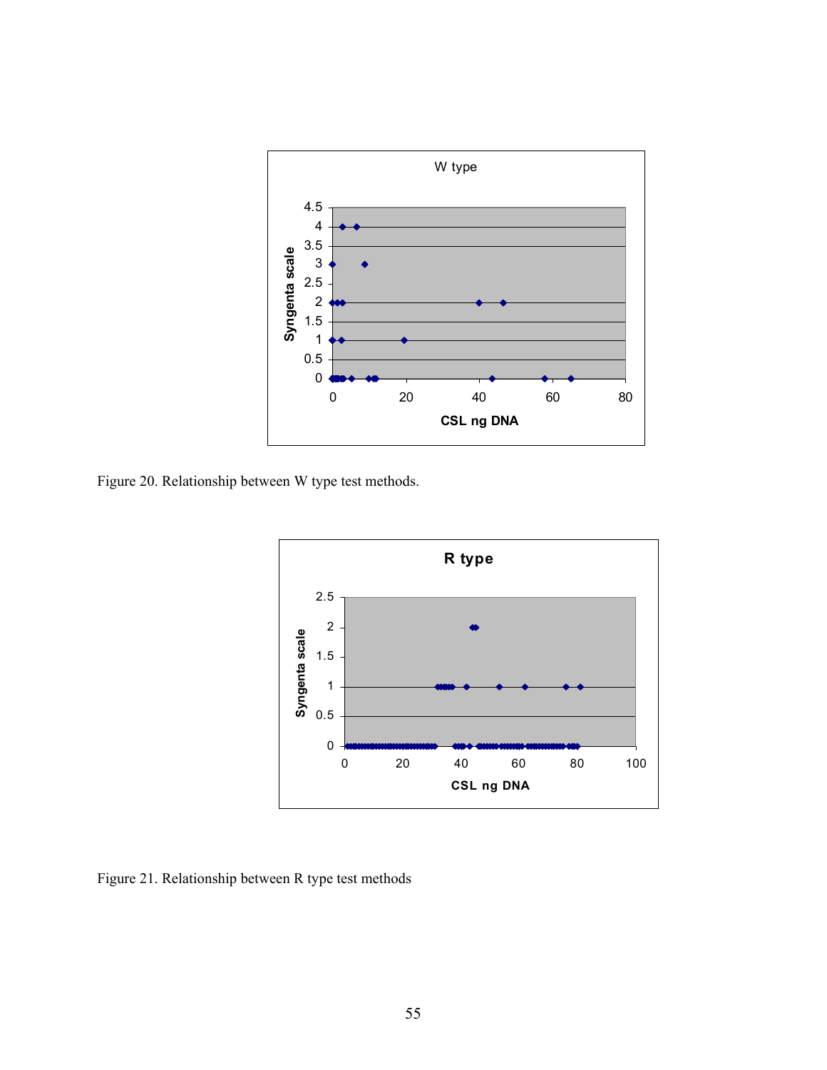W type

4.5
4
3.5
3
2.5
2
1.5
1
0.5
0

Syngenta scale

0
20
40
60
80

CSL ng DNA

Figure 20. Relationship between W type test methods.

R type

2.5
2
1.5
1
0.5
0

Syngenta scale

0
20
40
60
80
100

CSL ng DNA

Figure 21. Relationship between R type test methods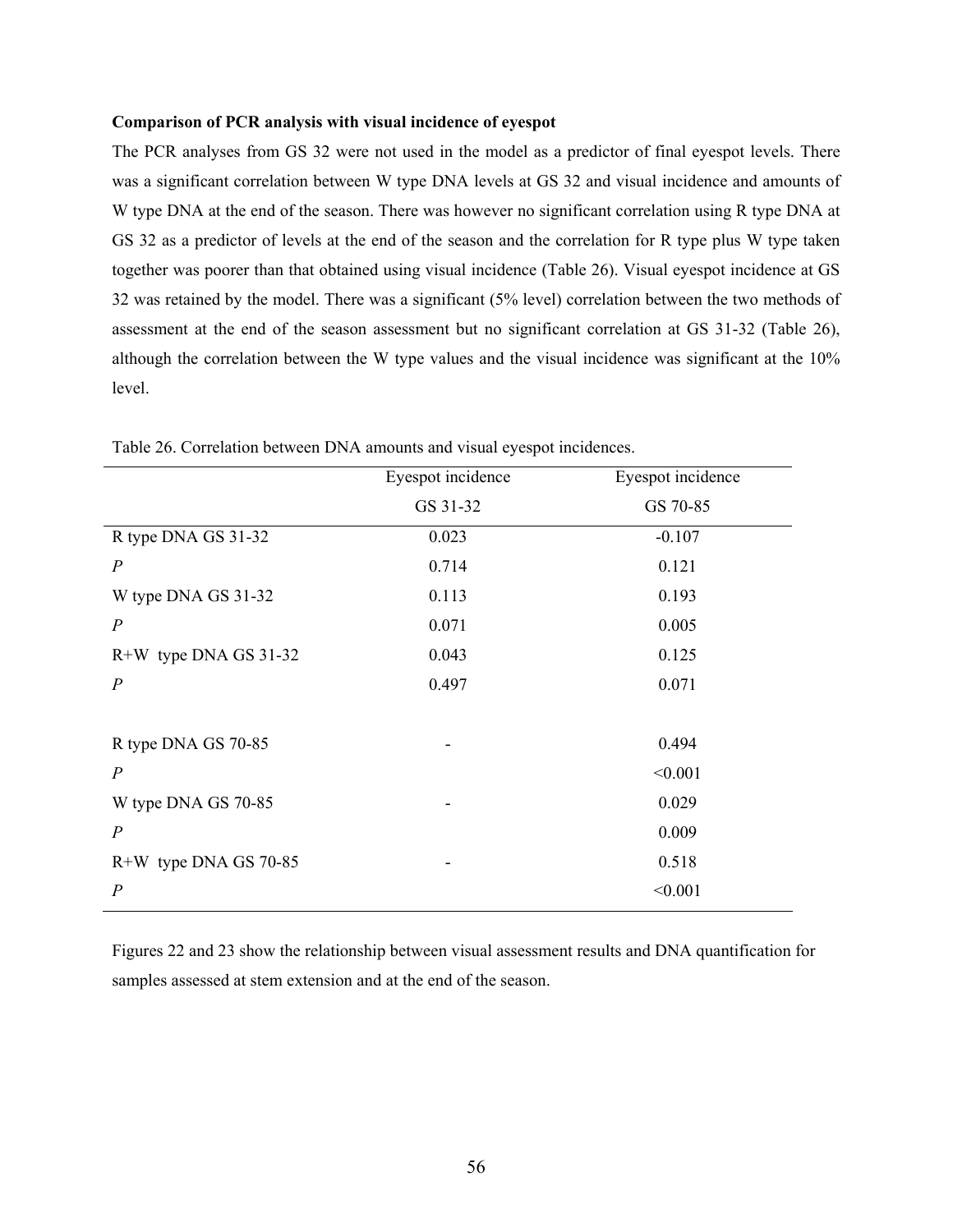**Comparison of PCR analysis with visual incidence of eyespot**

The PCR analyses from GS 32 were not used in the model as a predictor of final eyespot levels. There was a significant correlation between W type DNA levels at GS 32 and visual incidence and amounts of W type DNA at the end of the season. There was however no significant correlation using R type DNA at GS 32 as a predictor of levels at the end of the season and the correlation for R type plus W type taken together was poorer than that obtained using visual incidence (Table 26). Visual eyespot incidence at GS 32 was retained by the model. There was a significant (5% level) correlation between the two methods of assessment at the end of the season assessment but no significant correlation at GS 31-32 (Table 26), although the correlation between the W type values and the visual incidence was significant at the 10% level.

Table 26. Correlation between DNA amounts and visual eyespot incidences.

| | Eyespot incidence GS 31-32 | Eyespot incidence GS 70-85 |
|---|---|---|
| R type DNA GS 31-32 | 0.023 | -0.107 |
| *P* | 0.714 | 0.121 |
| W type DNA GS 31-32 | 0.113 | 0.193 |
| *P* | 0.071 | 0.005 |
| R+W type DNA GS 31-32 | 0.043 | 0.125 |
| *P* | 0.497 | 0.071 |
| | | |
| R type DNA GS 70-85 | - | 0.494 |
| *P* | | <0.001 |
| W type DNA GS 70-85 | - | 0.029 |
| *P* | | 0.009 |
| R+W type DNA GS 70-85 | - | 0.518 |
| *P* | | <0.001 |

Figures 22 and 23 show the relationship between visual assessment results and DNA quantification for samples assessed at stem extension and at the end of the season.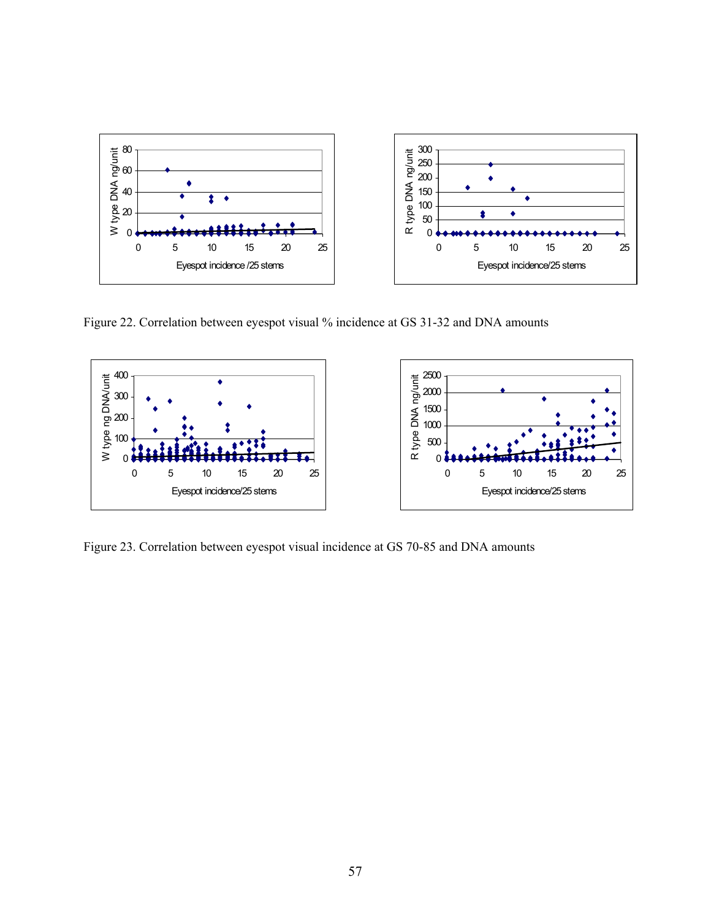W type DNA ng/unit

80
60
40
20
0

0 5 10 15 20 25

Eyespot incidence /25 stems

R type DNA ng/unit

300
250
200
150
100
50
0

0 5 10 15 20 25

Eyespot incidence/25 stems

Figure 22. Correlation between eyespot visual % incidence at GS 31-32 and DNA amounts

W type ng DNA/unit

400
300
200
100
0

0 5 10 15 20 25

Eyespot incidence/25 stems

R type DNA ng/unit

2500
2000
1500
1000
500
0

0 5 10 15 20 25

Eyespot incidence/25 stems

Figure 23. Correlation between eyespot visual incidence at GS 70-85 and DNA amounts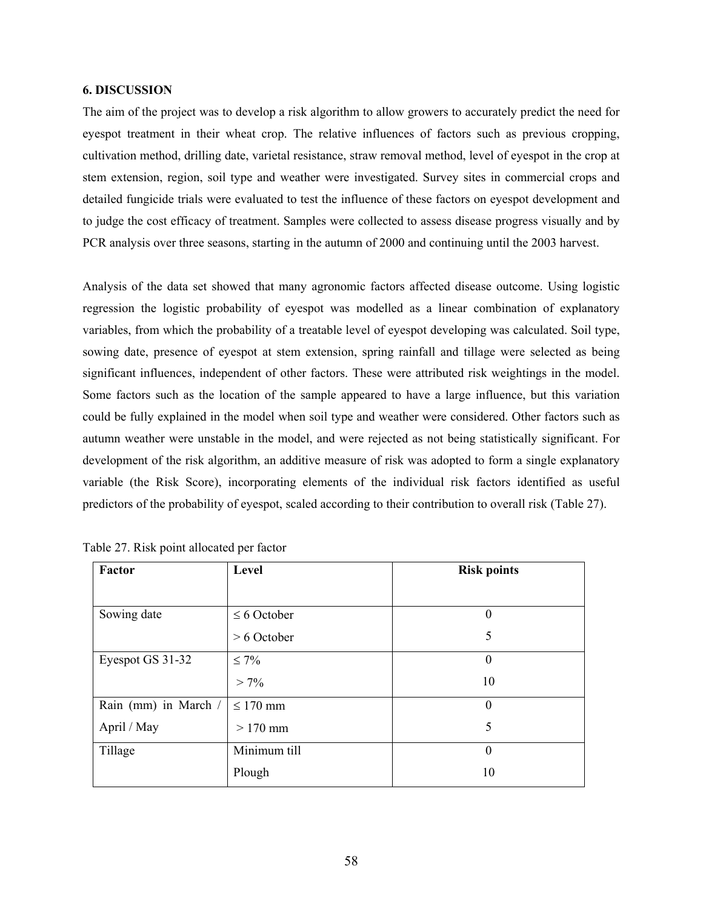## 6. DISCUSSION

The aim of the project was to develop a risk algorithm to allow growers to accurately predict the need for eyespot treatment in their wheat crop. The relative influences of factors such as previous cropping, cultivation method, drilling date, varietal resistance, straw removal method, level of eyespot in the crop at stem extension, region, soil type and weather were investigated. Survey sites in commercial crops and detailed fungicide trials were evaluated to test the influence of these factors on eyespot development and to judge the cost efficacy of treatment. Samples were collected to assess disease progress visually and by PCR analysis over three seasons, starting in the autumn of 2000 and continuing until the 2003 harvest.

Analysis of the data set showed that many agronomic factors affected disease outcome. Using logistic regression the logistic probability of eyespot was modelled as a linear combination of explanatory variables, from which the probability of a treatable level of eyespot developing was calculated. Soil type, sowing date, presence of eyespot at stem extension, spring rainfall and tillage were selected as being significant influences, independent of other factors. These were attributed risk weightings in the model. Some factors such as the location of the sample appeared to have a large influence, but this variation could be fully explained in the model when soil type and weather were considered. Other factors such as autumn weather were unstable in the model, and were rejected as not being statistically significant. For development of the risk algorithm, an additive measure of risk was adopted to form a single explanatory variable (the Risk Score), incorporating elements of the individual risk factors identified as useful predictors of the probability of eyespot, scaled according to their contribution to overall risk (Table 27).

Table 27. Risk point allocated per factor

| Factor | Level | Risk points |
|---|---|---|
| Sowing date | ≤ 6 October | 0 |
| | > 6 October | 5 |
| Eyespot GS 31-32 | ≤ 7% | 0 |
| | > 7% | 10 |
| Rain (mm) in March / April / May | ≤ 170 mm | 0 |
| | > 170 mm | 5 |
| Tillage | Minimum till | 0 |
| | Plough | 10 |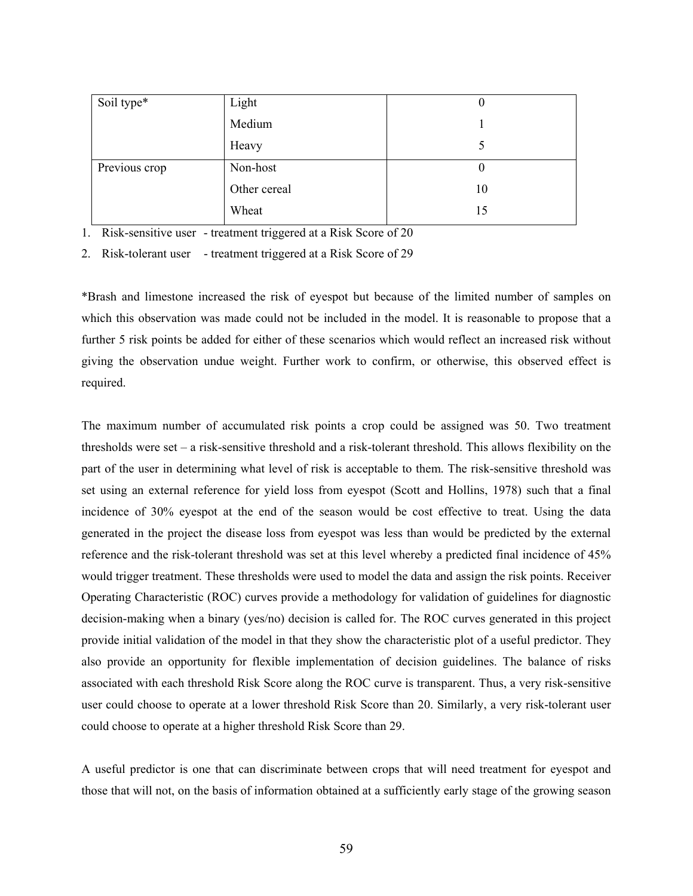| | | |
|---|---|---|
| Soil type* | Light | 0 |
| | Medium | 1 |
| | Heavy | 5 |
| Previous crop | Non-host | 0 |
| | Other cereal | 10 |
| | Wheat | 15 |

1. Risk-sensitive user - treatment triggered at a Risk Score of 20
2. Risk-tolerant user - treatment triggered at a Risk Score of 29

*Brash and limestone increased the risk of eyespot but because of the limited number of samples on which this observation was made could not be included in the model. It is reasonable to propose that a further 5 risk points be added for either of these scenarios which would reflect an increased risk without giving the observation undue weight. Further work to confirm, or otherwise, this observed effect is required.

The maximum number of accumulated risk points a crop could be assigned was 50. Two treatment thresholds were set – a risk-sensitive threshold and a risk-tolerant threshold. This allows flexibility on the part of the user in determining what level of risk is acceptable to them. The risk-sensitive threshold was set using an external reference for yield loss from eyespot (Scott and Hollins, 1978) such that a final incidence of 30% eyespot at the end of the season would be cost effective to treat. Using the data generated in the project the disease loss from eyespot was less than would be predicted by the external reference and the risk-tolerant threshold was set at this level whereby a predicted final incidence of 45% would trigger treatment. These thresholds were used to model the data and assign the risk points. Receiver Operating Characteristic (ROC) curves provide a methodology for validation of guidelines for diagnostic decision-making when a binary (yes/no) decision is called for. The ROC curves generated in this project provide initial validation of the model in that they show the characteristic plot of a useful predictor. They also provide an opportunity for flexible implementation of decision guidelines. The balance of risks associated with each threshold Risk Score along the ROC curve is transparent. Thus, a very risk-sensitive user could choose to operate at a lower threshold Risk Score than 20. Similarly, a very risk-tolerant user could choose to operate at a higher threshold Risk Score than 29.

A useful predictor is one that can discriminate between crops that will need treatment for eyespot and those that will not, on the basis of information obtained at a sufficiently early stage of the growing season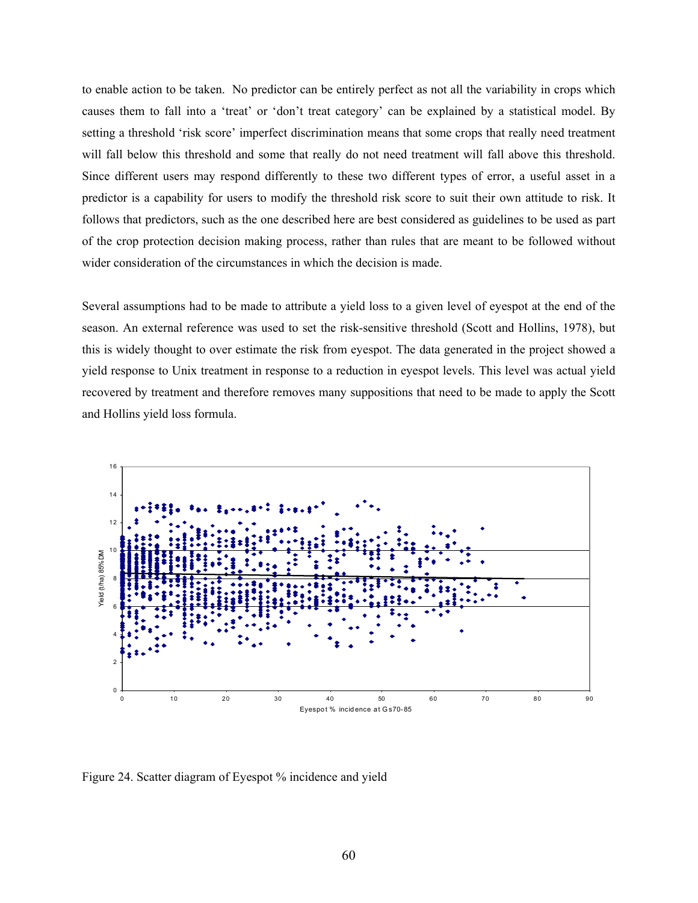to enable action to be taken. No predictor can be entirely perfect as not all the variability in crops which causes them to fall into a 'treat' or 'don't treat category' can be explained by a statistical model. By setting a threshold 'risk score' imperfect discrimination means that some crops that really need treatment will fall below this threshold and some that really do not need treatment will fall above this threshold. Since different users may respond differently to these two different types of error, a useful asset in a predictor is a capability for users to modify the threshold risk score to suit their own attitude to risk. It follows that predictors, such as the one described here are best considered as guidelines to be used as part of the crop protection decision making process, rather than rules that are meant to be followed without wider consideration of the circumstances in which the decision is made.

Several assumptions had to be made to attribute a yield loss to a given level of eyespot at the end of the season. An external reference was used to set the risk-sensitive threshold (Scott and Hollins, 1978), but this is widely thought to over estimate the risk from eyespot. The data generated in the project showed a yield response to Unix treatment in response to a reduction in eyespot levels. This level was actual yield recovered by treatment and therefore removes many suppositions that need to be made to apply the Scott and Hollins yield loss formula.

Yield (t/ha) 85% DM

16
14
12
10
8
6
4
2
0

0 10 20 30 40 50 60 70 80 90

Eyespot % incidence at Gs70-85

Figure 24. Scatter diagram of Eyespot % incidence and yield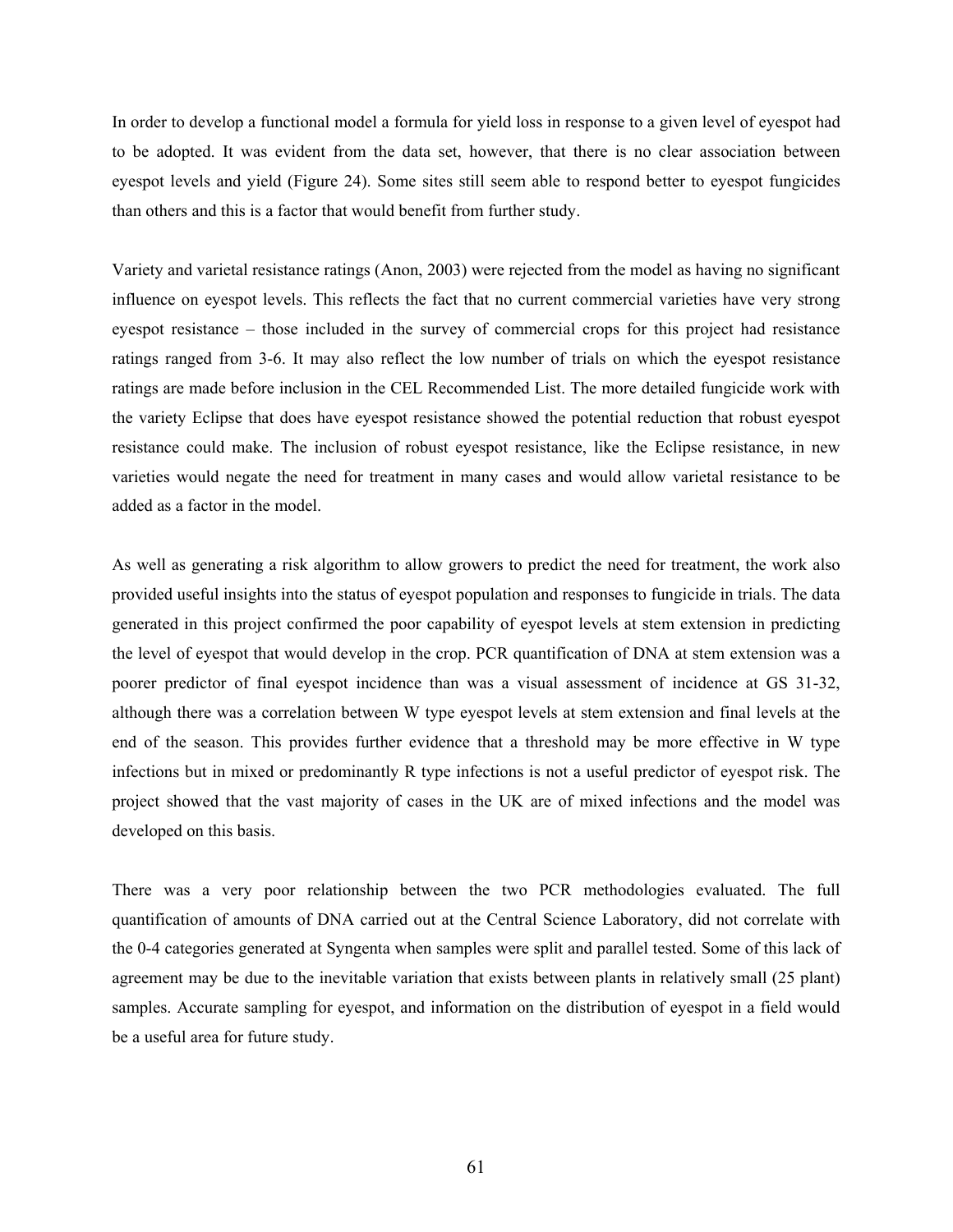In order to develop a functional model a formula for yield loss in response to a given level of eyespot had to be adopted. It was evident from the data set, however, that there is no clear association between eyespot levels and yield (Figure 24). Some sites still seem able to respond better to eyespot fungicides than others and this is a factor that would benefit from further study.

Variety and varietal resistance ratings (Anon, 2003) were rejected from the model as having no significant influence on eyespot levels. This reflects the fact that no current commercial varieties have very strong eyespot resistance – those included in the survey of commercial crops for this project had resistance ratings ranged from 3-6. It may also reflect the low number of trials on which the eyespot resistance ratings are made before inclusion in the CEL Recommended List. The more detailed fungicide work with the variety Eclipse that does have eyespot resistance showed the potential reduction that robust eyespot resistance could make. The inclusion of robust eyespot resistance, like the Eclipse resistance, in new varieties would negate the need for treatment in many cases and would allow varietal resistance to be added as a factor in the model.

As well as generating a risk algorithm to allow growers to predict the need for treatment, the work also provided useful insights into the status of eyespot population and responses to fungicide in trials. The data generated in this project confirmed the poor capability of eyespot levels at stem extension in predicting the level of eyespot that would develop in the crop. PCR quantification of DNA at stem extension was a poorer predictor of final eyespot incidence than was a visual assessment of incidence at GS 31-32, although there was a correlation between W type eyespot levels at stem extension and final levels at the end of the season. This provides further evidence that a threshold may be more effective in W type infections but in mixed or predominantly R type infections is not a useful predictor of eyespot risk. The project showed that the vast majority of cases in the UK are of mixed infections and the model was developed on this basis.

There was a very poor relationship between the two PCR methodologies evaluated. The full quantification of amounts of DNA carried out at the Central Science Laboratory, did not correlate with the 0-4 categories generated at Syngenta when samples were split and parallel tested. Some of this lack of agreement may be due to the inevitable variation that exists between plants in relatively small (25 plant) samples. Accurate sampling for eyespot, and information on the distribution of eyespot in a field would be a useful area for future study.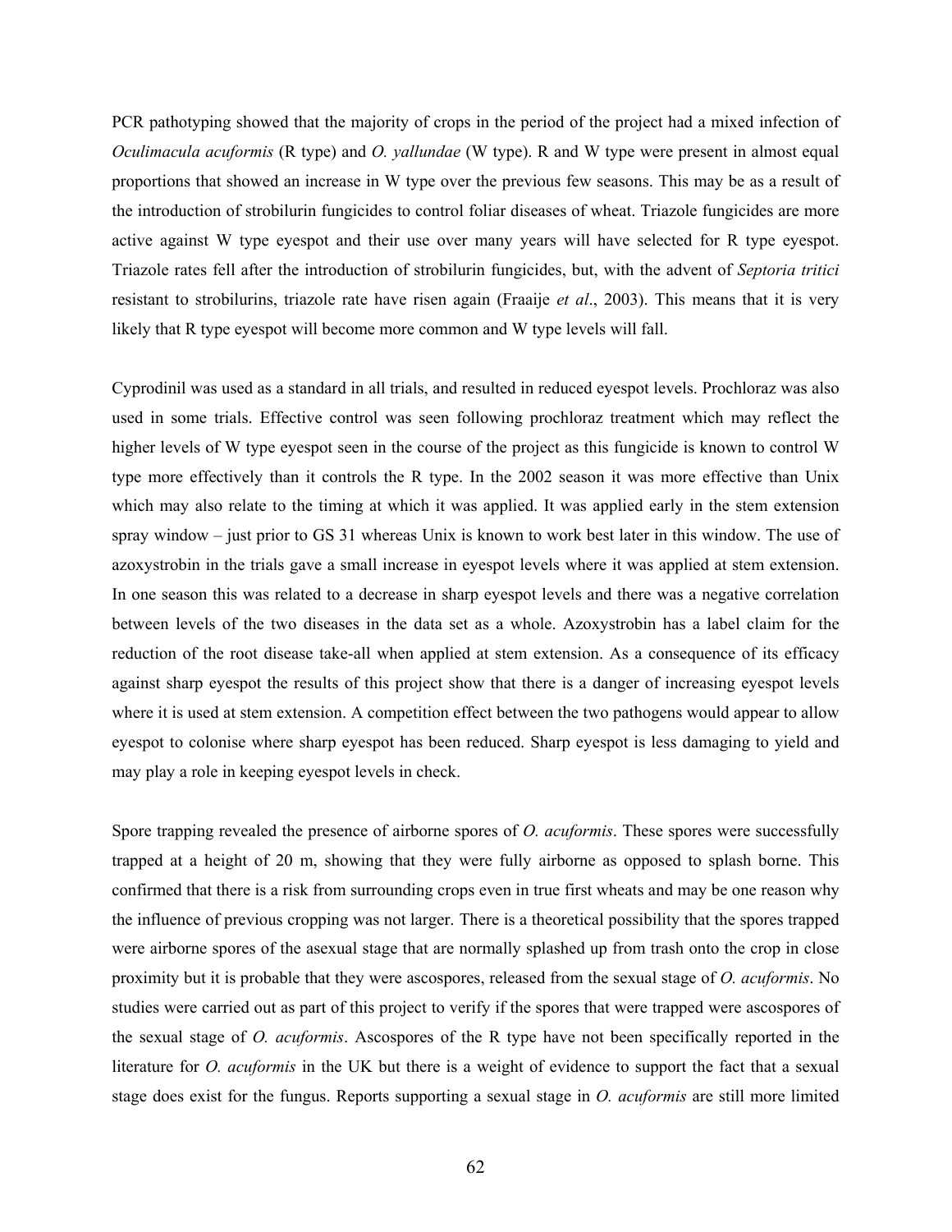PCR pathotyping showed that the majority of crops in the period of the project had a mixed infection of *Oculimacula acuformis* (R type) and *O. yallundae* (W type). R and W type were present in almost equal proportions that showed an increase in W type over the previous few seasons. This may be as a result of the introduction of strobilurin fungicides to control foliar diseases of wheat. Triazole fungicides are more active against W type eyespot and their use over many years will have selected for R type eyespot. Triazole rates fell after the introduction of strobilurin fungicides, but, with the advent of *Septoria tritici* resistant to strobilurins, triazole rate have risen again (Fraaije *et al*., 2003). This means that it is very likely that R type eyespot will become more common and W type levels will fall.

Cyprodinil was used as a standard in all trials, and resulted in reduced eyespot levels. Prochloraz was also used in some trials. Effective control was seen following prochloraz treatment which may reflect the higher levels of W type eyespot seen in the course of the project as this fungicide is known to control W type more effectively than it controls the R type. In the 2002 season it was more effective than Unix which may also relate to the timing at which it was applied. It was applied early in the stem extension spray window – just prior to GS 31 whereas Unix is known to work best later in this window. The use of azoxystrobin in the trials gave a small increase in eyespot levels where it was applied at stem extension. In one season this was related to a decrease in sharp eyespot levels and there was a negative correlation between levels of the two diseases in the data set as a whole. Azoxystrobin has a label claim for the reduction of the root disease take-all when applied at stem extension. As a consequence of its efficacy against sharp eyespot the results of this project show that there is a danger of increasing eyespot levels where it is used at stem extension. A competition effect between the two pathogens would appear to allow eyespot to colonise where sharp eyespot has been reduced. Sharp eyespot is less damaging to yield and may play a role in keeping eyespot levels in check.

Spore trapping revealed the presence of airborne spores of *O. acuformis*. These spores were successfully trapped at a height of 20 m, showing that they were fully airborne as opposed to splash borne. This confirmed that there is a risk from surrounding crops even in true first wheats and may be one reason why the influence of previous cropping was not larger. There is a theoretical possibility that the spores trapped were airborne spores of the asexual stage that are normally splashed up from trash onto the crop in close proximity but it is probable that they were ascospores, released from the sexual stage of *O. acuformis*. No studies were carried out as part of this project to verify if the spores that were trapped were ascospores of the sexual stage of *O. acuformis*. Ascospores of the R type have not been specifically reported in the literature for *O. acuformis* in the UK but there is a weight of evidence to support the fact that a sexual stage does exist for the fungus. Reports supporting a sexual stage in *O. acuformis* are still more limited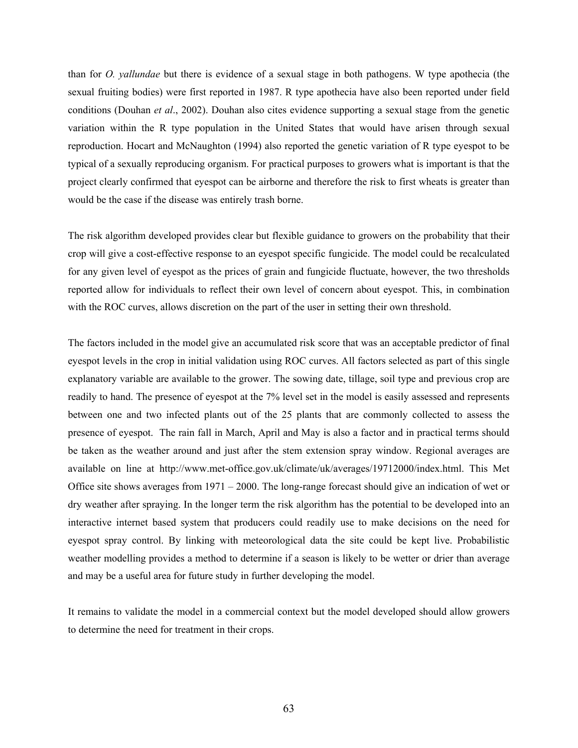than for *O. yallundae* but there is evidence of a sexual stage in both pathogens. W type apothecia (the sexual fruiting bodies) were first reported in 1987. R type apothecia have also been reported under field conditions (Douhan *et al*., 2002). Douhan also cites evidence supporting a sexual stage from the genetic variation within the R type population in the United States that would have arisen through sexual reproduction. Hocart and McNaughton (1994) also reported the genetic variation of R type eyespot to be typical of a sexually reproducing organism. For practical purposes to growers what is important is that the project clearly confirmed that eyespot can be airborne and therefore the risk to first wheats is greater than would be the case if the disease was entirely trash borne.

The risk algorithm developed provides clear but flexible guidance to growers on the probability that their crop will give a cost-effective response to an eyespot specific fungicide. The model could be recalculated for any given level of eyespot as the prices of grain and fungicide fluctuate, however, the two thresholds reported allow for individuals to reflect their own level of concern about eyespot. This, in combination with the ROC curves, allows discretion on the part of the user in setting their own threshold.

The factors included in the model give an accumulated risk score that was an acceptable predictor of final eyespot levels in the crop in initial validation using ROC curves. All factors selected as part of this single explanatory variable are available to the grower. The sowing date, tillage, soil type and previous crop are readily to hand. The presence of eyespot at the 7% level set in the model is easily assessed and represents between one and two infected plants out of the 25 plants that are commonly collected to assess the presence of eyespot. The rain fall in March, April and May is also a factor and in practical terms should be taken as the weather around and just after the stem extension spray window. Regional averages are available on line at http://www.met-office.gov.uk/climate/uk/averages/19712000/index.html. This Met Office site shows averages from 1971 – 2000. The long-range forecast should give an indication of wet or dry weather after spraying. In the longer term the risk algorithm has the potential to be developed into an interactive internet based system that producers could readily use to make decisions on the need for eyespot spray control. By linking with meteorological data the site could be kept live. Probabilistic weather modelling provides a method to determine if a season is likely to be wetter or drier than average and may be a useful area for future study in further developing the model.

It remains to validate the model in a commercial context but the model developed should allow growers to determine the need for treatment in their crops.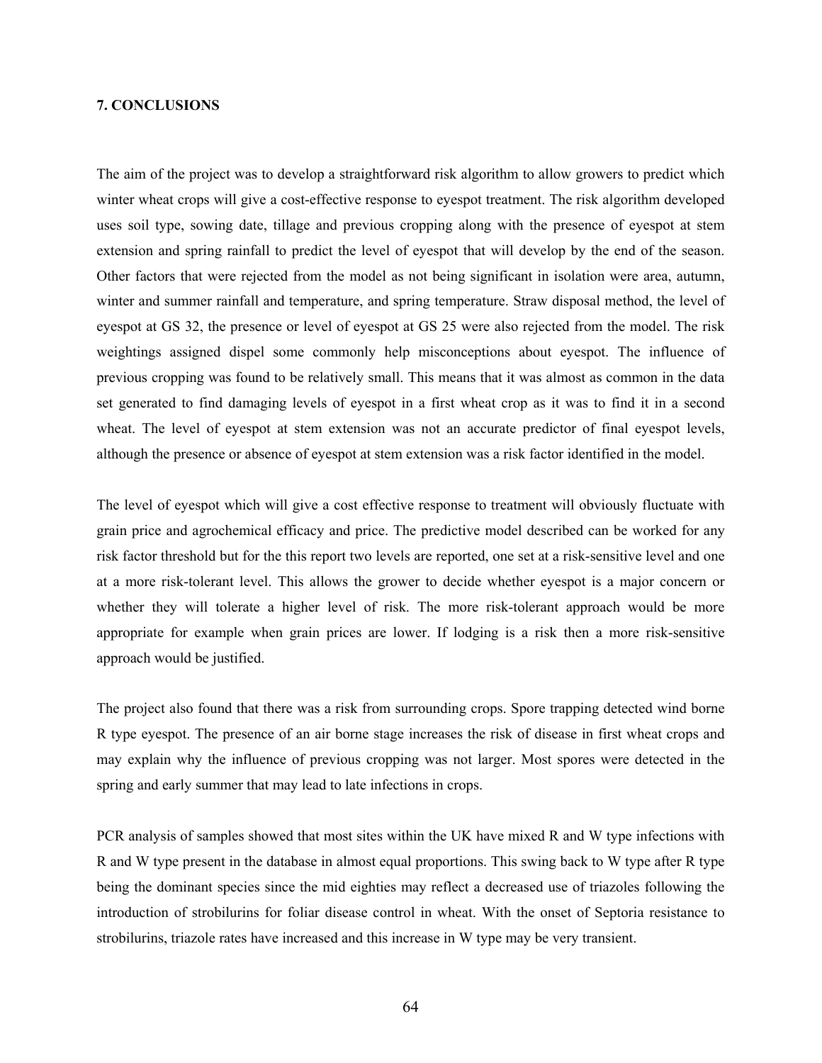## 7. CONCLUSIONS

The aim of the project was to develop a straightforward risk algorithm to allow growers to predict which winter wheat crops will give a cost-effective response to eyespot treatment. The risk algorithm developed uses soil type, sowing date, tillage and previous cropping along with the presence of eyespot at stem extension and spring rainfall to predict the level of eyespot that will develop by the end of the season. Other factors that were rejected from the model as not being significant in isolation were area, autumn, winter and summer rainfall and temperature, and spring temperature. Straw disposal method, the level of eyespot at GS 32, the presence or level of eyespot at GS 25 were also rejected from the model. The risk weightings assigned dispel some commonly help misconceptions about eyespot. The influence of previous cropping was found to be relatively small. This means that it was almost as common in the data set generated to find damaging levels of eyespot in a first wheat crop as it was to find it in a second wheat. The level of eyespot at stem extension was not an accurate predictor of final eyespot levels, although the presence or absence of eyespot at stem extension was a risk factor identified in the model.

The level of eyespot which will give a cost effective response to treatment will obviously fluctuate with grain price and agrochemical efficacy and price. The predictive model described can be worked for any risk factor threshold but for the this report two levels are reported, one set at a risk-sensitive level and one at a more risk-tolerant level. This allows the grower to decide whether eyespot is a major concern or whether they will tolerate a higher level of risk. The more risk-tolerant approach would be more appropriate for example when grain prices are lower. If lodging is a risk then a more risk-sensitive approach would be justified.

The project also found that there was a risk from surrounding crops. Spore trapping detected wind borne R type eyespot. The presence of an air borne stage increases the risk of disease in first wheat crops and may explain why the influence of previous cropping was not larger. Most spores were detected in the spring and early summer that may lead to late infections in crops.

PCR analysis of samples showed that most sites within the UK have mixed R and W type infections with R and W type present in the database in almost equal proportions. This swing back to W type after R type being the dominant species since the mid eighties may reflect a decreased use of triazoles following the introduction of strobilurins for foliar disease control in wheat. With the onset of Septoria resistance to strobilurins, triazole rates have increased and this increase in W type may be very transient.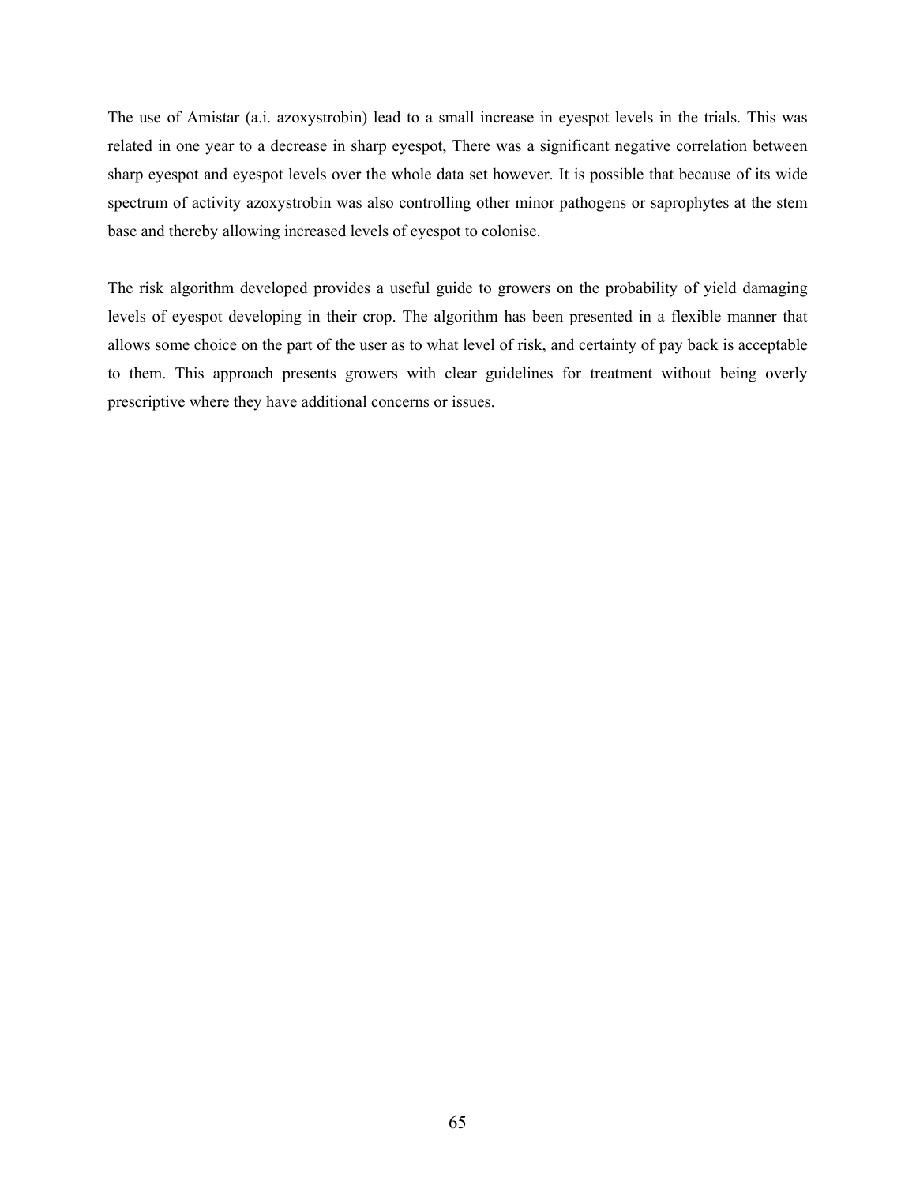The use of Amistar (a.i. azoxystrobin) lead to a small increase in eyespot levels in the trials. This was related in one year to a decrease in sharp eyespot, There was a significant negative correlation between sharp eyespot and eyespot levels over the whole data set however. It is possible that because of its wide spectrum of activity azoxystrobin was also controlling other minor pathogens or saprophytes at the stem base and thereby allowing increased levels of eyespot to colonise.

The risk algorithm developed provides a useful guide to growers on the probability of yield damaging levels of eyespot developing in their crop. The algorithm has been presented in a flexible manner that allows some choice on the part of the user as to what level of risk, and certainty of pay back is acceptable to them. This approach presents growers with clear guidelines for treatment without being overly prescriptive where they have additional concerns or issues.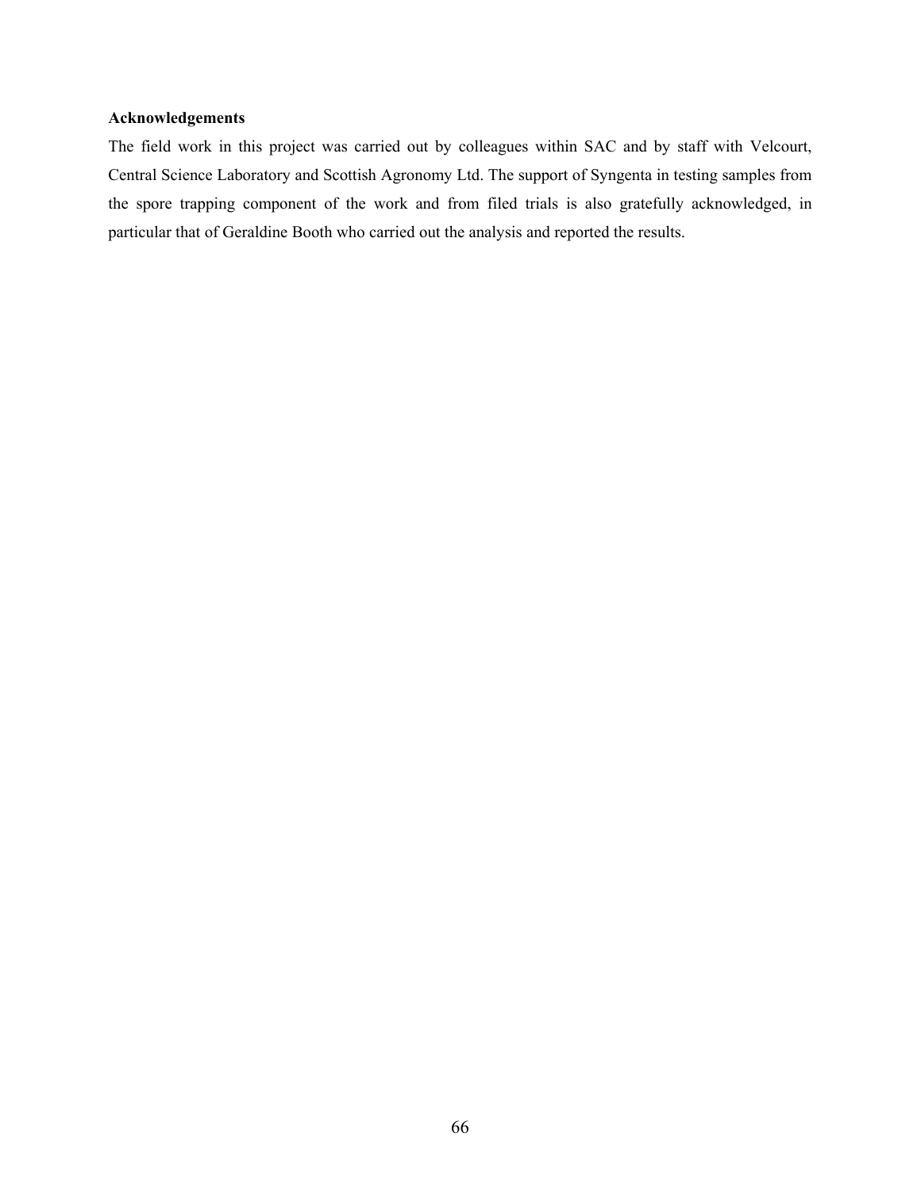**Acknowledgements**

The field work in this project was carried out by colleagues within SAC and by staff with Velcourt, Central Science Laboratory and Scottish Agronomy Ltd. The support of Syngenta in testing samples from the spore trapping component of the work and from filed trials is also gratefully acknowledged, in particular that of Geraldine Booth who carried out the analysis and reported the results.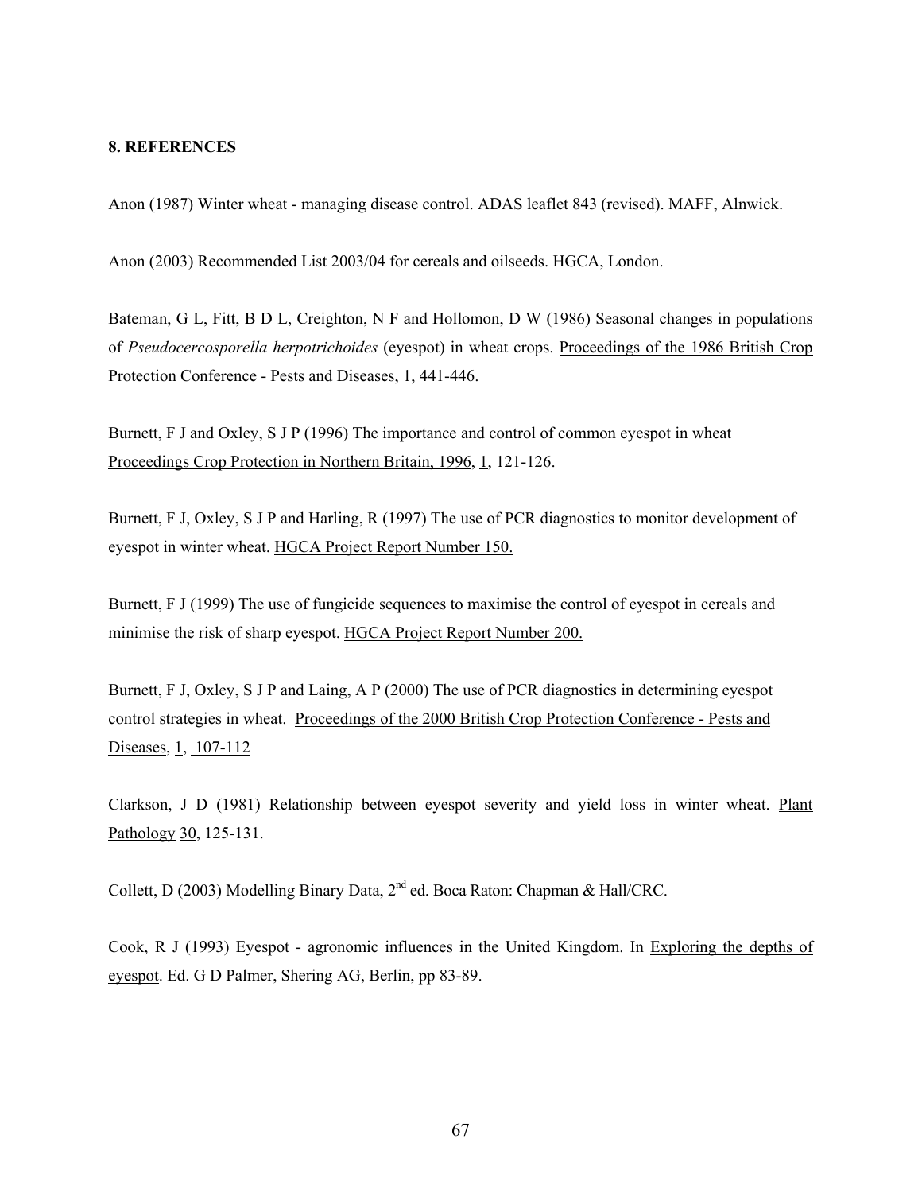## 8. REFERENCES

Anon (1987) Winter wheat - managing disease control. ADAS leaflet 843 (revised). MAFF, Alnwick.

Anon (2003) Recommended List 2003/04 for cereals and oilseeds. HGCA, London.

Bateman, G L, Fitt, B D L, Creighton, N F and Hollomon, D W (1986) Seasonal changes in populations of *Pseudocercosporella herpotrichoides* (eyespot) in wheat crops. Proceedings of the 1986 British Crop Protection Conference - Pests and Diseases, 1, 441-446.

Burnett, F J and Oxley, S J P (1996) The importance and control of common eyespot in wheat Proceedings Crop Protection in Northern Britain, 1996, 1, 121-126.

Burnett, F J, Oxley, S J P and Harling, R (1997) The use of PCR diagnostics to monitor development of eyespot in winter wheat. HGCA Project Report Number 150.

Burnett, F J (1999) The use of fungicide sequences to maximise the control of eyespot in cereals and minimise the risk of sharp eyespot. HGCA Project Report Number 200.

Burnett, F J, Oxley, S J P and Laing, A P (2000) The use of PCR diagnostics in determining eyespot control strategies in wheat. Proceedings of the 2000 British Crop Protection Conference - Pests and Diseases, 1, 107-112

Clarkson, J D (1981) Relationship between eyespot severity and yield loss in winter wheat. Plant Pathology 30, 125-131.

Collett, D (2003) Modelling Binary Data, 2nd ed. Boca Raton: Chapman & Hall/CRC.

Cook, R J (1993) Eyespot - agronomic influences in the United Kingdom. In Exploring the depths of eyespot. Ed. G D Palmer, Shering AG, Berlin, pp 83-89.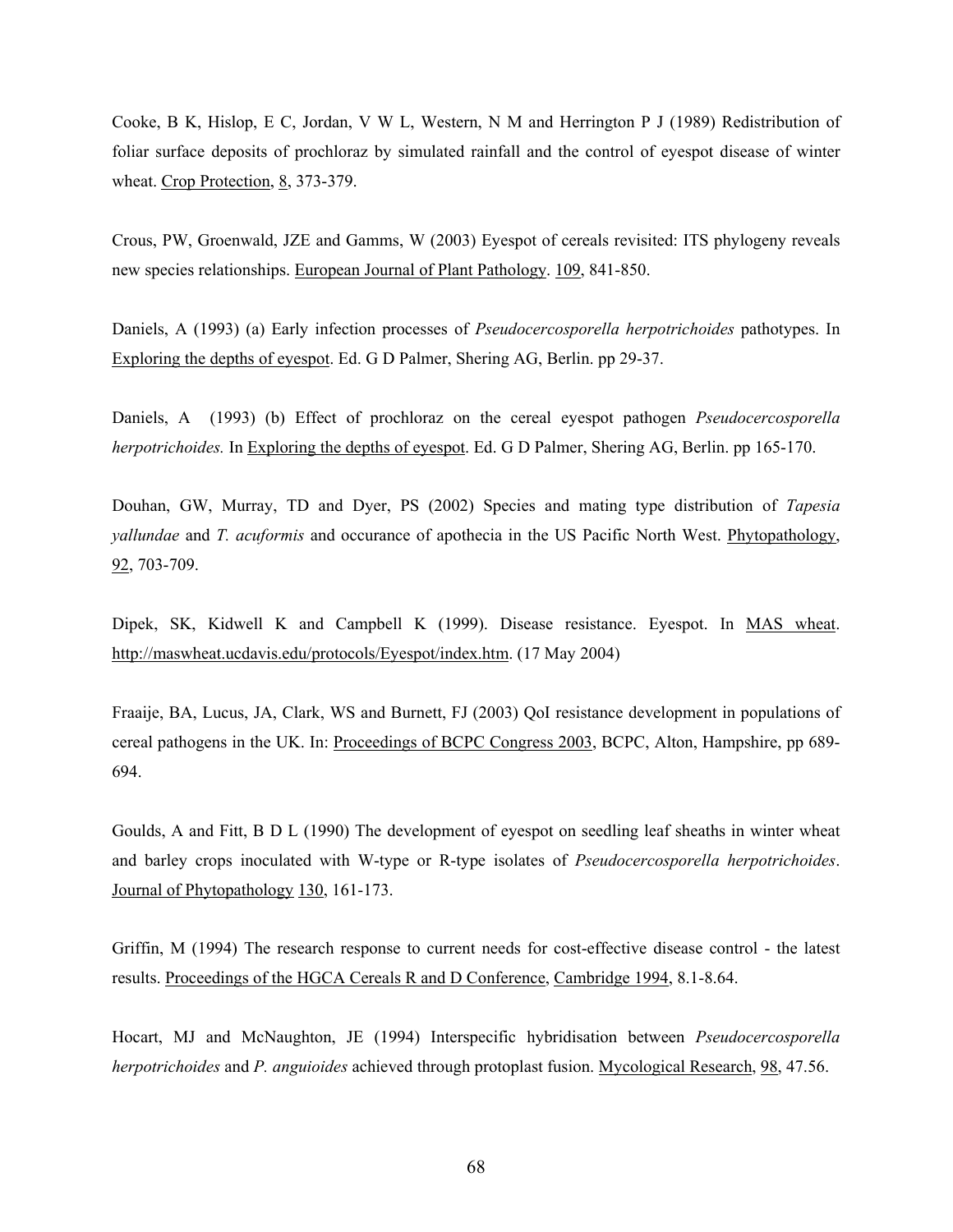Cooke, B K, Hislop, E C, Jordan, V W L, Western, N M and Herrington P J (1989) Redistribution of foliar surface deposits of prochloraz by simulated rainfall and the control of eyespot disease of winter wheat. Crop Protection, 8, 373-379.

Crous, PW, Groenwald, JZE and Gamms, W (2003) Eyespot of cereals revisited: ITS phylogeny reveals new species relationships. European Journal of Plant Pathology. 109, 841-850.

Daniels, A (1993) (a) Early infection processes of *Pseudocercosporella herpotrichoides* pathotypes. In Exploring the depths of eyespot. Ed. G D Palmer, Shering AG, Berlin. pp 29-37.

Daniels, A (1993) (b) Effect of prochloraz on the cereal eyespot pathogen *Pseudocercosporella herpotrichoides.* In Exploring the depths of eyespot. Ed. G D Palmer, Shering AG, Berlin. pp 165-170.

Douhan, GW, Murray, TD and Dyer, PS (2002) Species and mating type distribution of *Tapesia yallundae* and *T. acuformis* and occurance of apothecia in the US Pacific North West. Phytopathology, 92, 703-709.

Dipek, SK, Kidwell K and Campbell K (1999). Disease resistance. Eyespot. In MAS wheat. http://maswheat.ucdavis.edu/protocols/Eyespot/index.htm. (17 May 2004)

Fraaije, BA, Lucus, JA, Clark, WS and Burnett, FJ (2003) QoI resistance development in populations of cereal pathogens in the UK. In: Proceedings of BCPC Congress 2003, BCPC, Alton, Hampshire, pp 689-694.

Goulds, A and Fitt, B D L (1990) The development of eyespot on seedling leaf sheaths in winter wheat and barley crops inoculated with W-type or R-type isolates of *Pseudocercosporella herpotrichoides*. Journal of Phytopathology 130, 161-173.

Griffin, M (1994) The research response to current needs for cost-effective disease control - the latest results. Proceedings of the HGCA Cereals R and D Conference, Cambridge 1994, 8.1-8.64.

Hocart, MJ and McNaughton, JE (1994) Interspecific hybridisation between *Pseudocercosporella herpotrichoides* and *P. anguioides* achieved through protoplast fusion. Mycological Research, 98, 47.56.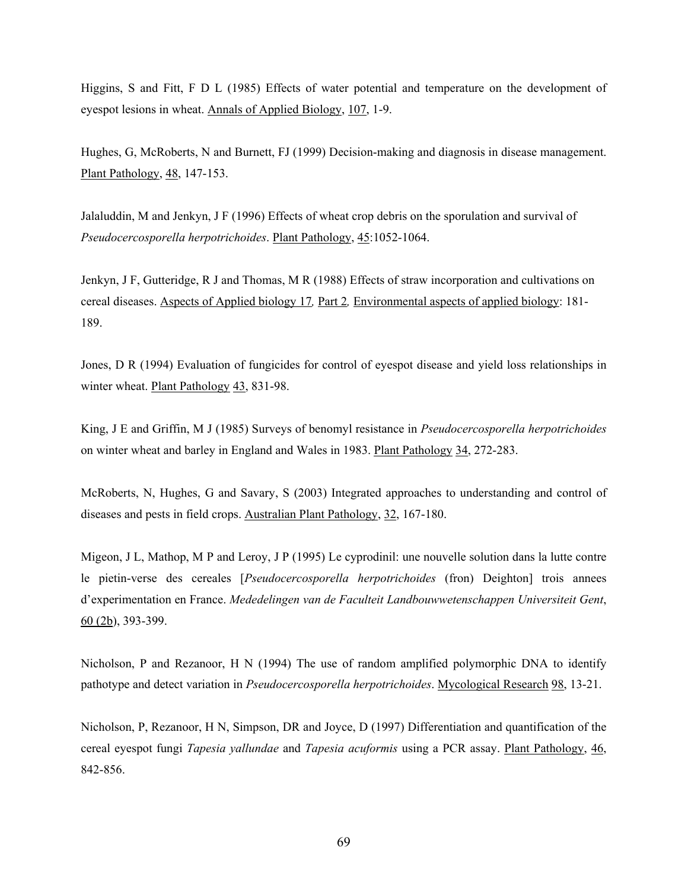Higgins, S and Fitt, F D L (1985) Effects of water potential and temperature on the development of eyespot lesions in wheat. Annals of Applied Biology, 107, 1-9.

Hughes, G, McRoberts, N and Burnett, FJ (1999) Decision-making and diagnosis in disease management. Plant Pathology, 48, 147-153.

Jalaluddin, M and Jenkyn, J F (1996) Effects of wheat crop debris on the sporulation and survival of *Pseudocercosporella herpotrichoides*. Plant Pathology, 45:1052-1064.

Jenkyn, J F, Gutteridge, R J and Thomas, M R (1988) Effects of straw incorporation and cultivations on cereal diseases. Aspects of Applied biology 17*,* Part 2*,* Environmental aspects of applied biology: 181-189.

Jones, D R (1994) Evaluation of fungicides for control of eyespot disease and yield loss relationships in winter wheat. Plant Pathology 43, 831-98.

King, J E and Griffin, M J (1985) Surveys of benomyl resistance in *Pseudocercosporella herpotrichoides* on winter wheat and barley in England and Wales in 1983. Plant Pathology 34, 272-283.

McRoberts, N, Hughes, G and Savary, S (2003) Integrated approaches to understanding and control of diseases and pests in field crops. Australian Plant Pathology, 32, 167-180.

Migeon, J L, Mathop, M P and Leroy, J P (1995) Le cyprodinil: une nouvelle solution dans la lutte contre le pietin-verse des cereales [*Pseudocercosporella herpotrichoides* (fron) Deighton] trois annees d'experimentation en France. *Mededelingen van de Faculteit Landbouwwetenschappen Universiteit Gent*, 60 (2b), 393-399.

Nicholson, P and Rezanoor, H N (1994) The use of random amplified polymorphic DNA to identify pathotype and detect variation in *Pseudocercosporella herpotrichoides*. Mycological Research 98, 13-21.

Nicholson, P, Rezanoor, H N, Simpson, DR and Joyce, D (1997) Differentiation and quantification of the cereal eyespot fungi *Tapesia yallundae* and *Tapesia acuformis* using a PCR assay. Plant Pathology, 46, 842-856.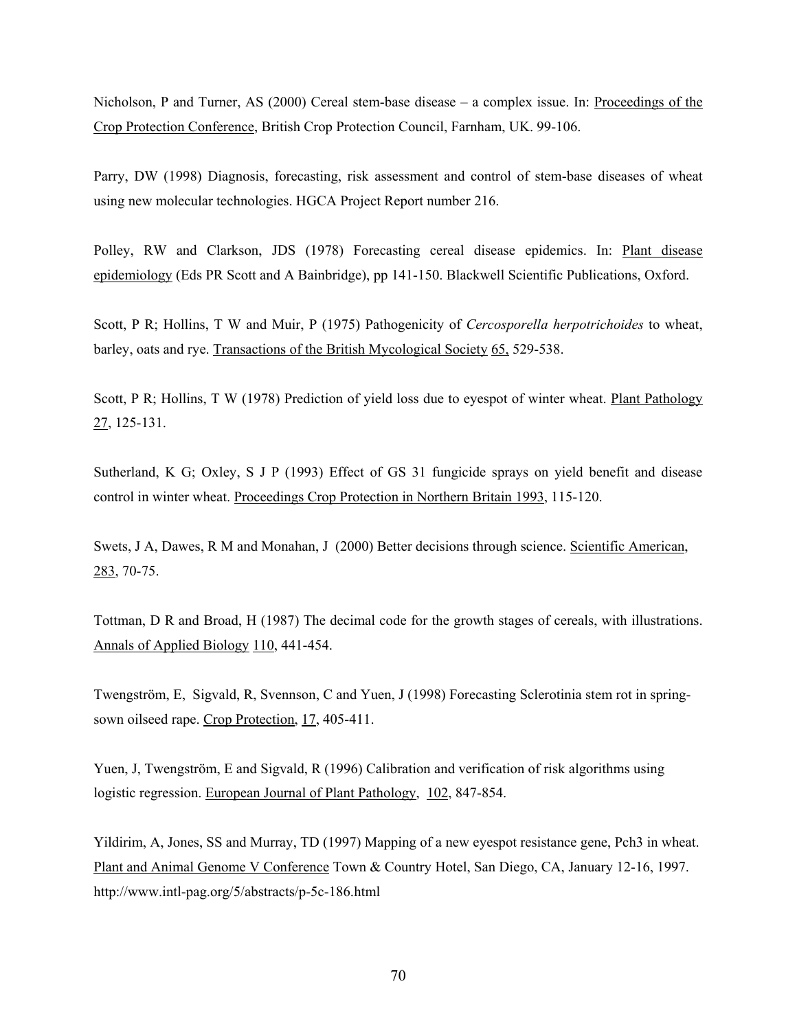Nicholson, P and Turner, AS (2000) Cereal stem-base disease – a complex issue. In: Proceedings of the Crop Protection Conference, British Crop Protection Council, Farnham, UK. 99-106.

Parry, DW (1998) Diagnosis, forecasting, risk assessment and control of stem-base diseases of wheat using new molecular technologies. HGCA Project Report number 216.

Polley, RW and Clarkson, JDS (1978) Forecasting cereal disease epidemics. In: Plant disease epidemiology (Eds PR Scott and A Bainbridge), pp 141-150. Blackwell Scientific Publications, Oxford.

Scott, P R; Hollins, T W and Muir, P (1975) Pathogenicity of *Cercosporella herpotrichoides* to wheat, barley, oats and rye. Transactions of the British Mycological Society 65, 529-538.

Scott, P R; Hollins, T W (1978) Prediction of yield loss due to eyespot of winter wheat. Plant Pathology 27, 125-131.

Sutherland, K G; Oxley, S J P (1993) Effect of GS 31 fungicide sprays on yield benefit and disease control in winter wheat. Proceedings Crop Protection in Northern Britain 1993, 115-120.

Swets, J A, Dawes, R M and Monahan, J (2000) Better decisions through science. Scientific American, 283, 70-75.

Tottman, D R and Broad, H (1987) The decimal code for the growth stages of cereals, with illustrations. Annals of Applied Biology 110, 441-454.

Twengström, E, Sigvald, R, Svennson, C and Yuen, J (1998) Forecasting Sclerotinia stem rot in spring-sown oilseed rape. Crop Protection, 17, 405-411.

Yuen, J, Twengström, E and Sigvald, R (1996) Calibration and verification of risk algorithms using logistic regression. European Journal of Plant Pathology, 102, 847-854.

Yildirim, A, Jones, SS and Murray, TD (1997) Mapping of a new eyespot resistance gene, Pch3 in wheat. Plant and Animal Genome V Conference Town & Country Hotel, San Diego, CA, January 12-16, 1997. http://www.intl-pag.org/5/abstracts/p-5c-186.html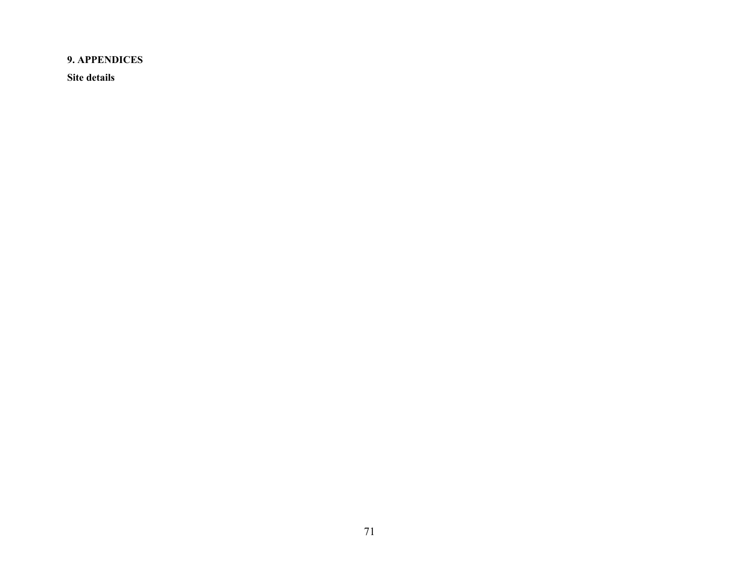# 9. APPENDICES

**Site details**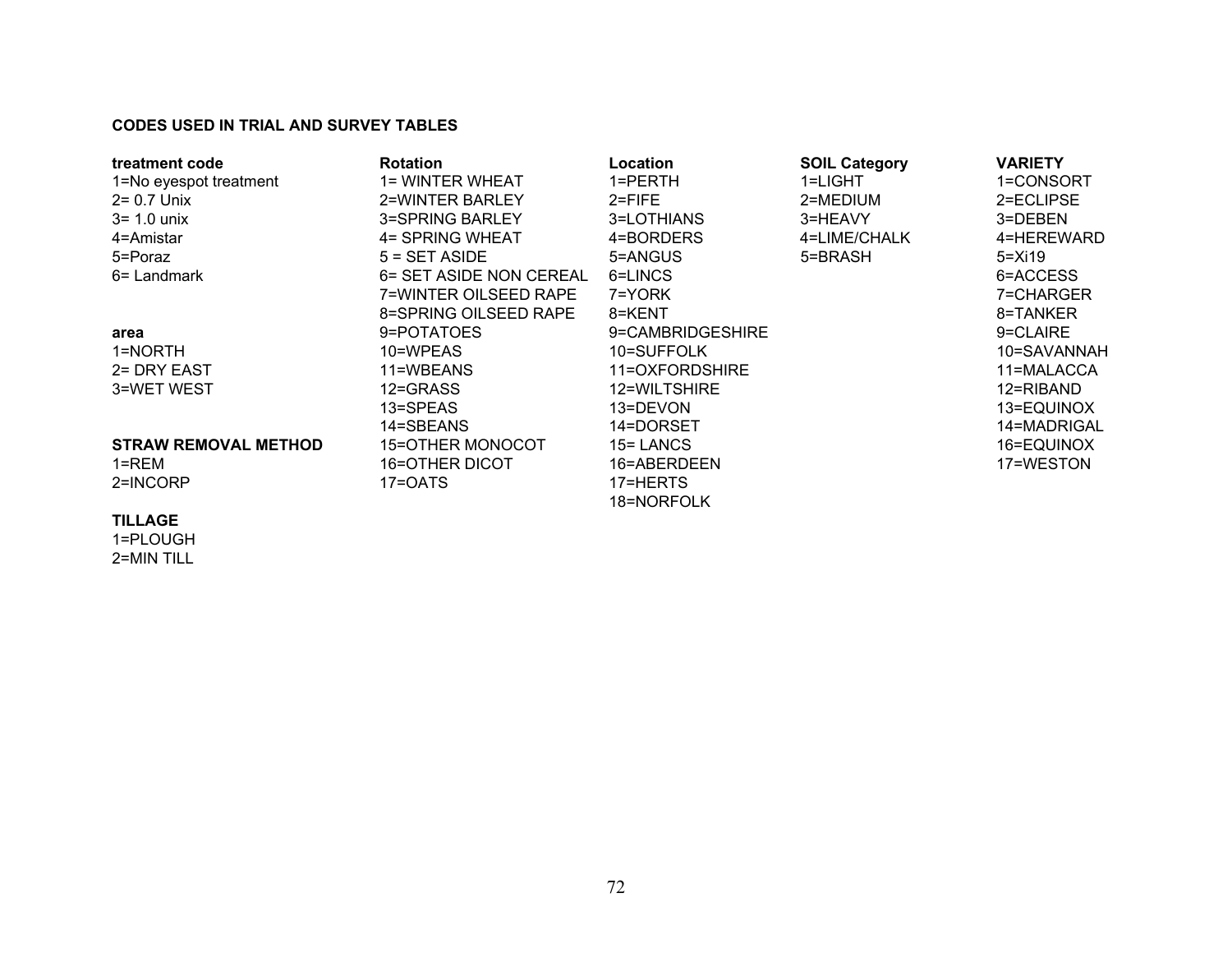**CODES USED IN TRIAL AND SURVEY TABLES**

**treatment code**
1=No eyespot treatment
2= 0.7 Unix
3= 1.0 unix
4=Amistar
5=Poraz
6= Landmark

**area**
1=NORTH
2= DRY EAST
3=WET WEST

**STRAW REMOVAL METHOD**
1=REM
2=INCORP

**TILLAGE**
1=PLOUGH
2=MIN TILL

**Rotation**
1= WINTER WHEAT
2=WINTER BARLEY
3=SPRING BARLEY
4= SPRING WHEAT
5 = SET ASIDE
6= SET ASIDE NON CEREAL
7=WINTER OILSEED RAPE
8=SPRING OILSEED RAPE
9=POTATOES
10=WPEAS
11=WBEANS
12=GRASS
13=SPEAS
14=SBEANS
15=OTHER MONOCOT
16=OTHER DICOT
17=OATS

**Location**
1=PERTH
2=FIFE
3=LOTHIANS
4=BORDERS
5=ANGUS
6=LINCS
7=YORK
8=KENT
9=CAMBRIDGESHIRE
10=SUFFOLK
11=OXFORDSHIRE
12=WILTSHIRE
13=DEVON
14=DORSET
15= LANCS
16=ABERDEEN
17=HERTS
18=NORFOLK

**SOIL Category**
1=LIGHT
2=MEDIUM
3=HEAVY
4=LIME/CHALK
5=BRASH

**VARIETY**
1=CONSORT
2=ECLIPSE
3=DEBEN
4=HEREWARD
5=Xi19
6=ACCESS
7=CHARGER
8=TANKER
9=CLAIRE
10=SAVANNAH
11=MALACCA
12=RIBAND
13=EQUINOX
14=MADRIGAL
16=EQUINOX
17=WESTON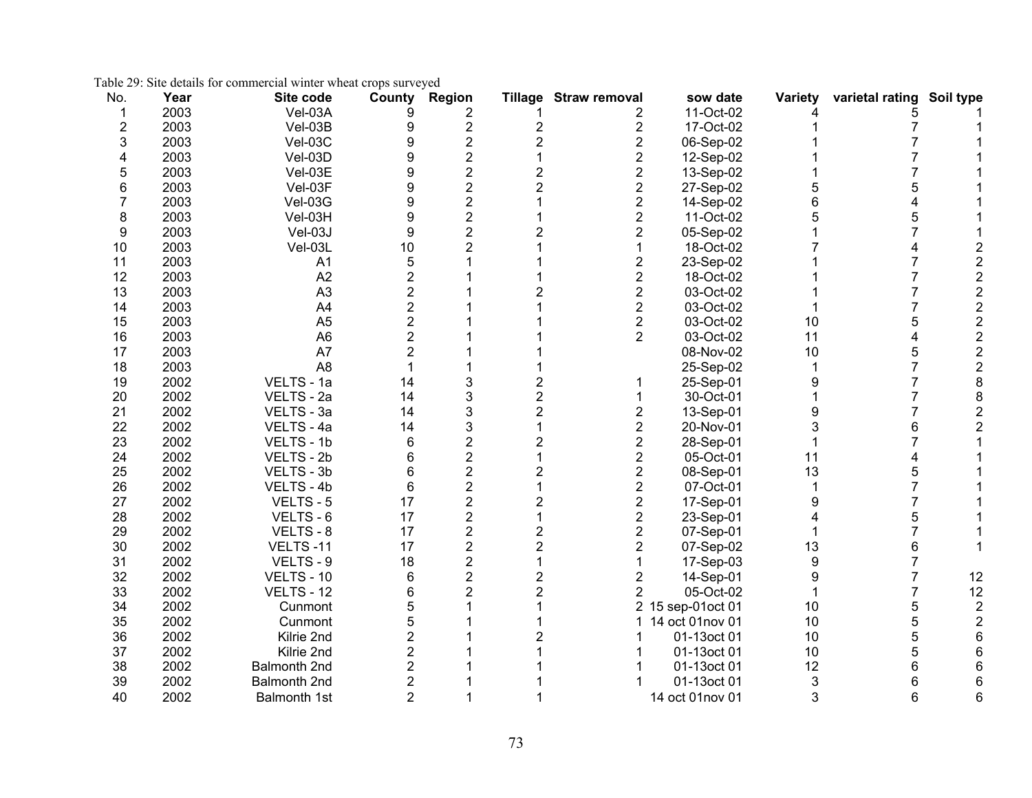Table 29: Site details for commercial winter wheat crops surveyed

| No. | Year | Site code | County | Region | Tillage | Straw removal | sow date | Variety | varietal rating | Soil type |
|---|---|---|---|---|---|---|---|---|---|---|
| 1 | 2003 | Vel-03A | 9 | 2 | 1 | 2 | 11-Oct-02 | 4 | 5 | 1 |
| 2 | 2003 | Vel-03B | 9 | 2 | 2 | 2 | 17-Oct-02 | 1 | 7 | 1 |
| 3 | 2003 | Vel-03C | 9 | 2 | 2 | 2 | 06-Sep-02 | 1 | 7 | 1 |
| 4 | 2003 | Vel-03D | 9 | 2 | 1 | 2 | 12-Sep-02 | 1 | 7 | 1 |
| 5 | 2003 | Vel-03E | 9 | 2 | 2 | 2 | 13-Sep-02 | 1 | 7 | 1 |
| 6 | 2003 | Vel-03F | 9 | 2 | 2 | 2 | 27-Sep-02 | 5 | 5 | 1 |
| 7 | 2003 | Vel-03G | 9 | 2 | 1 | 2 | 14-Sep-02 | 6 | 4 | 1 |
| 8 | 2003 | Vel-03H | 9 | 2 | 1 | 2 | 11-Oct-02 | 5 | 5 | 1 |
| 9 | 2003 | Vel-03J | 9 | 2 | 2 | 2 | 05-Sep-02 | 1 | 7 | 1 |
| 10 | 2003 | Vel-03L | 10 | 2 | 1 | 1 | 18-Oct-02 | 7 | 4 | 2 |
| 11 | 2003 | A1 | 5 | 1 | 1 | 2 | 23-Sep-02 | 1 | 7 | 2 |
| 12 | 2003 | A2 | 2 | 1 | 1 | 2 | 18-Oct-02 | 1 | 7 | 2 |
| 13 | 2003 | A3 | 2 | 1 | 2 | 2 | 03-Oct-02 | 1 | 7 | 2 |
| 14 | 2003 | A4 | 2 | 1 | 1 | 2 | 03-Oct-02 | 1 | 7 | 2 |
| 15 | 2003 | A5 | 2 | 1 | 1 | 2 | 03-Oct-02 | 10 | 5 | 2 |
| 16 | 2003 | A6 | 2 | 1 | 1 | 2 | 03-Oct-02 | 11 | 4 | 2 |
| 17 | 2003 | A7 | 2 | 1 | 1 | | 08-Nov-02 | 10 | 5 | 2 |
| 18 | 2003 | A8 | 1 | 1 | 1 | | 25-Sep-02 | 1 | 7 | 2 |
| 19 | 2002 | VELTS - 1a | 14 | 3 | 2 | 1 | 25-Sep-01 | 9 | 7 | 8 |
| 20 | 2002 | VELTS - 2a | 14 | 3 | 2 | 1 | 30-Oct-01 | 1 | 7 | 8 |
| 21 | 2002 | VELTS - 3a | 14 | 3 | 2 | 2 | 13-Sep-01 | 9 | 7 | 2 |
| 22 | 2002 | VELTS - 4a | 14 | 3 | 1 | 2 | 20-Nov-01 | 3 | 6 | 2 |
| 23 | 2002 | VELTS - 1b | 6 | 2 | 2 | 2 | 28-Sep-01 | 1 | 7 | 1 |
| 24 | 2002 | VELTS - 2b | 6 | 2 | 1 | 2 | 05-Oct-01 | 11 | 4 | 1 |
| 25 | 2002 | VELTS - 3b | 6 | 2 | 2 | 2 | 08-Sep-01 | 13 | 5 | 1 |
| 26 | 2002 | VELTS - 4b | 6 | 2 | 1 | 2 | 07-Oct-01 | 1 | 7 | 1 |
| 27 | 2002 | VELTS - 5 | 17 | 2 | 2 | 2 | 17-Sep-01 | 9 | 7 | 1 |
| 28 | 2002 | VELTS - 6 | 17 | 2 | 1 | 2 | 23-Sep-01 | 4 | 5 | 1 |
| 29 | 2002 | VELTS - 8 | 17 | 2 | 2 | 2 | 07-Sep-01 | 1 | 7 | 1 |
| 30 | 2002 | VELTS -11 | 17 | 2 | 2 | 2 | 07-Sep-02 | 13 | 6 | 1 |
| 31 | 2002 | VELTS - 9 | 18 | 2 | 1 | 1 | 17-Sep-03 | 9 | 7 | |
| 32 | 2002 | VELTS - 10 | 6 | 2 | 2 | 2 | 14-Sep-01 | 9 | 7 | 12 |
| 33 | 2002 | VELTS - 12 | 6 | 2 | 2 | 2 | 05-Oct-02 | 1 | 7 | 12 |
| 34 | 2002 | Cunmont | 5 | 1 | 1 | 2 | 15 sep-01oct 01 | 10 | 5 | 2 |
| 35 | 2002 | Cunmont | 5 | 1 | 1 | 1 | 14 oct 01nov 01 | 10 | 5 | 2 |
| 36 | 2002 | Kilrie 2nd | 2 | 1 | 2 | 1 | 01-13oct 01 | 10 | 5 | 6 |
| 37 | 2002 | Kilrie 2nd | 2 | 1 | 1 | 1 | 01-13oct 01 | 10 | 5 | 6 |
| 38 | 2002 | Balmonth 2nd | 2 | 1 | 1 | 1 | 01-13oct 01 | 12 | 6 | 6 |
| 39 | 2002 | Balmonth 2nd | 2 | 1 | 1 | 1 | 01-13oct 01 | 3 | 6 | 6 |
| 40 | 2002 | Balmonth 1st | 2 | 1 | 1 | | 14 oct 01nov 01 | 3 | 6 | 6 |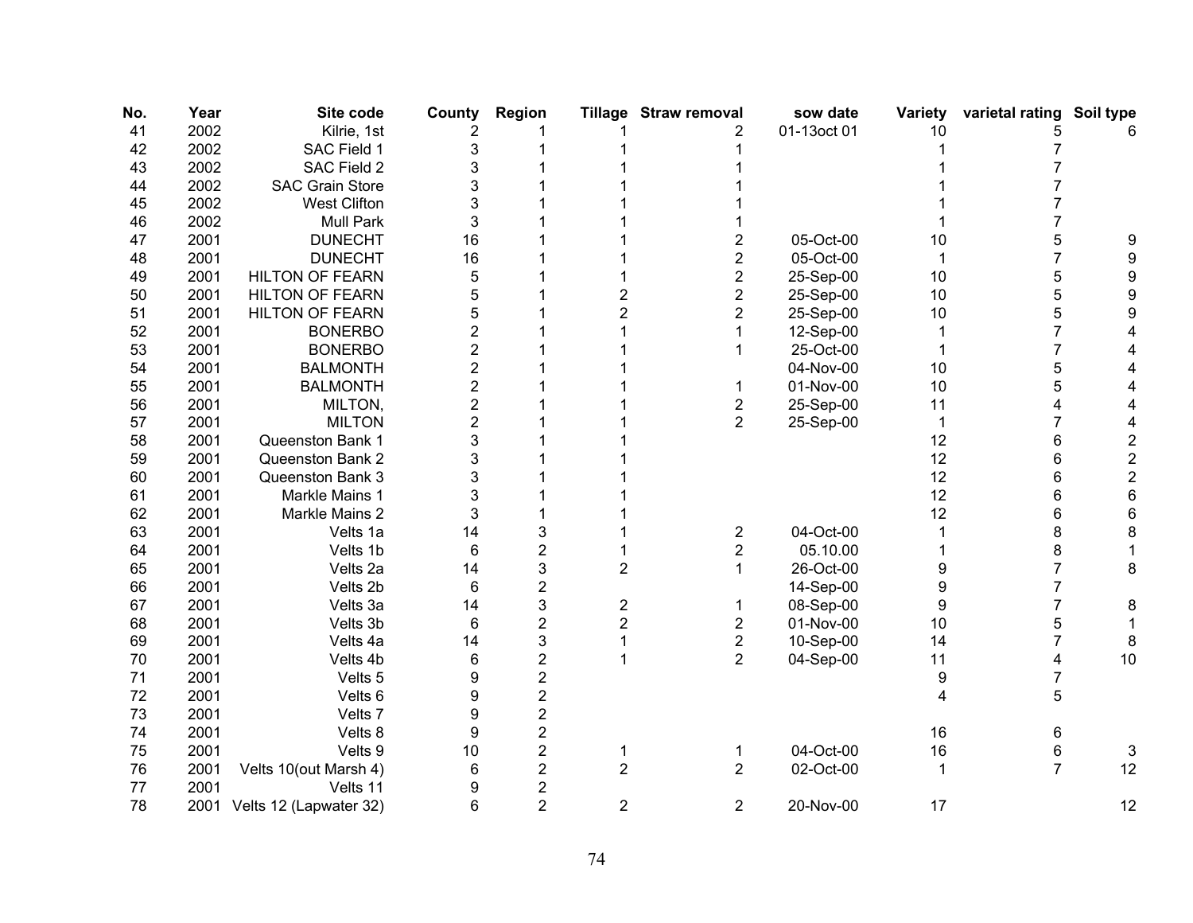| No. | Year | Site code | County | Region | Tillage | Straw removal | sow date | Variety | varietal rating | Soil type |
|---|---|---|---|---|---|---|---|---|---|---|
| 41 | 2002 | Kilrie, 1st | 2 | 1 | 1 | 2 | 01-13oct 01 | 10 | 5 | 6 |
| 42 | 2002 | SAC Field 1 | 3 | 1 | 1 | 1 | | 1 | 7 | |
| 43 | 2002 | SAC Field 2 | 3 | 1 | 1 | 1 | | 1 | 7 | |
| 44 | 2002 | SAC Grain Store | 3 | 1 | 1 | 1 | | 1 | 7 | |
| 45 | 2002 | West Clifton | 3 | 1 | 1 | 1 | | 1 | 7 | |
| 46 | 2002 | Mull Park | 3 | 1 | 1 | 1 | | 1 | 7 | |
| 47 | 2001 | DUNECHT | 16 | 1 | 1 | 2 | 05-Oct-00 | 10 | 5 | 9 |
| 48 | 2001 | DUNECHT | 16 | 1 | 1 | 2 | 05-Oct-00 | 1 | 7 | 9 |
| 49 | 2001 | HILTON OF FEARN | 5 | 1 | 1 | 2 | 25-Sep-00 | 10 | 5 | 9 |
| 50 | 2001 | HILTON OF FEARN | 5 | 1 | 2 | 2 | 25-Sep-00 | 10 | 5 | 9 |
| 51 | 2001 | HILTON OF FEARN | 5 | 1 | 2 | 2 | 25-Sep-00 | 10 | 5 | 9 |
| 52 | 2001 | BONERBO | 2 | 1 | 1 | 1 | 12-Sep-00 | 1 | 7 | 4 |
| 53 | 2001 | BONERBO | 2 | 1 | 1 | 1 | 25-Oct-00 | 1 | 7 | 4 |
| 54 | 2001 | BALMONTH | 2 | 1 | 1 | | 04-Nov-00 | 10 | 5 | 4 |
| 55 | 2001 | BALMONTH | 2 | 1 | 1 | 1 | 01-Nov-00 | 10 | 5 | 4 |
| 56 | 2001 | MILTON, | 2 | 1 | 1 | 2 | 25-Sep-00 | 11 | 4 | 4 |
| 57 | 2001 | MILTON | 2 | 1 | 1 | 2 | 25-Sep-00 | 1 | 7 | 4 |
| 58 | 2001 | Queenston Bank 1 | 3 | 1 | 1 | | | 12 | 6 | 2 |
| 59 | 2001 | Queenston Bank 2 | 3 | 1 | 1 | | | 12 | 6 | 2 |
| 60 | 2001 | Queenston Bank 3 | 3 | 1 | 1 | | | 12 | 6 | 2 |
| 61 | 2001 | Markle Mains 1 | 3 | 1 | 1 | | | 12 | 6 | 6 |
| 62 | 2001 | Markle Mains 2 | 3 | 1 | 1 | | | 12 | 6 | 6 |
| 63 | 2001 | Velts 1a | 14 | 3 | 1 | 2 | 04-Oct-00 | 1 | 8 | 8 |
| 64 | 2001 | Velts 1b | 6 | 2 | 1 | 2 | 05.10.00 | 1 | 8 | 1 |
| 65 | 2001 | Velts 2a | 14 | 3 | 2 | 1 | 26-Oct-00 | 9 | 7 | 8 |
| 66 | 2001 | Velts 2b | 6 | 2 | | | 14-Sep-00 | 9 | 7 | |
| 67 | 2001 | Velts 3a | 14 | 3 | 2 | 1 | 08-Sep-00 | 9 | 7 | 8 |
| 68 | 2001 | Velts 3b | 6 | 2 | 2 | 2 | 01-Nov-00 | 10 | 5 | 1 |
| 69 | 2001 | Velts 4a | 14 | 3 | 1 | 2 | 10-Sep-00 | 14 | 7 | 8 |
| 70 | 2001 | Velts 4b | 6 | 2 | 1 | 2 | 04-Sep-00 | 11 | 4 | 10 |
| 71 | 2001 | Velts 5 | 9 | 2 | | | | 9 | 7 | |
| 72 | 2001 | Velts 6 | 9 | 2 | | | | 4 | 5 | |
| 73 | 2001 | Velts 7 | 9 | 2 | | | | | | |
| 74 | 2001 | Velts 8 | 9 | 2 | | | | 16 | 6 | |
| 75 | 2001 | Velts 9 | 10 | 2 | 1 | 1 | 04-Oct-00 | 16 | 6 | 3 |
| 76 | 2001 | Velts 10(out Marsh 4) | 6 | 2 | 2 | 2 | 02-Oct-00 | 1 | 7 | 12 |
| 77 | 2001 | Velts 11 | 9 | 2 | | | | | | |
| 78 | 2001 | Velts 12 (Lapwater 32) | 6 | 2 | 2 | 2 | 20-Nov-00 | 17 | | 12 |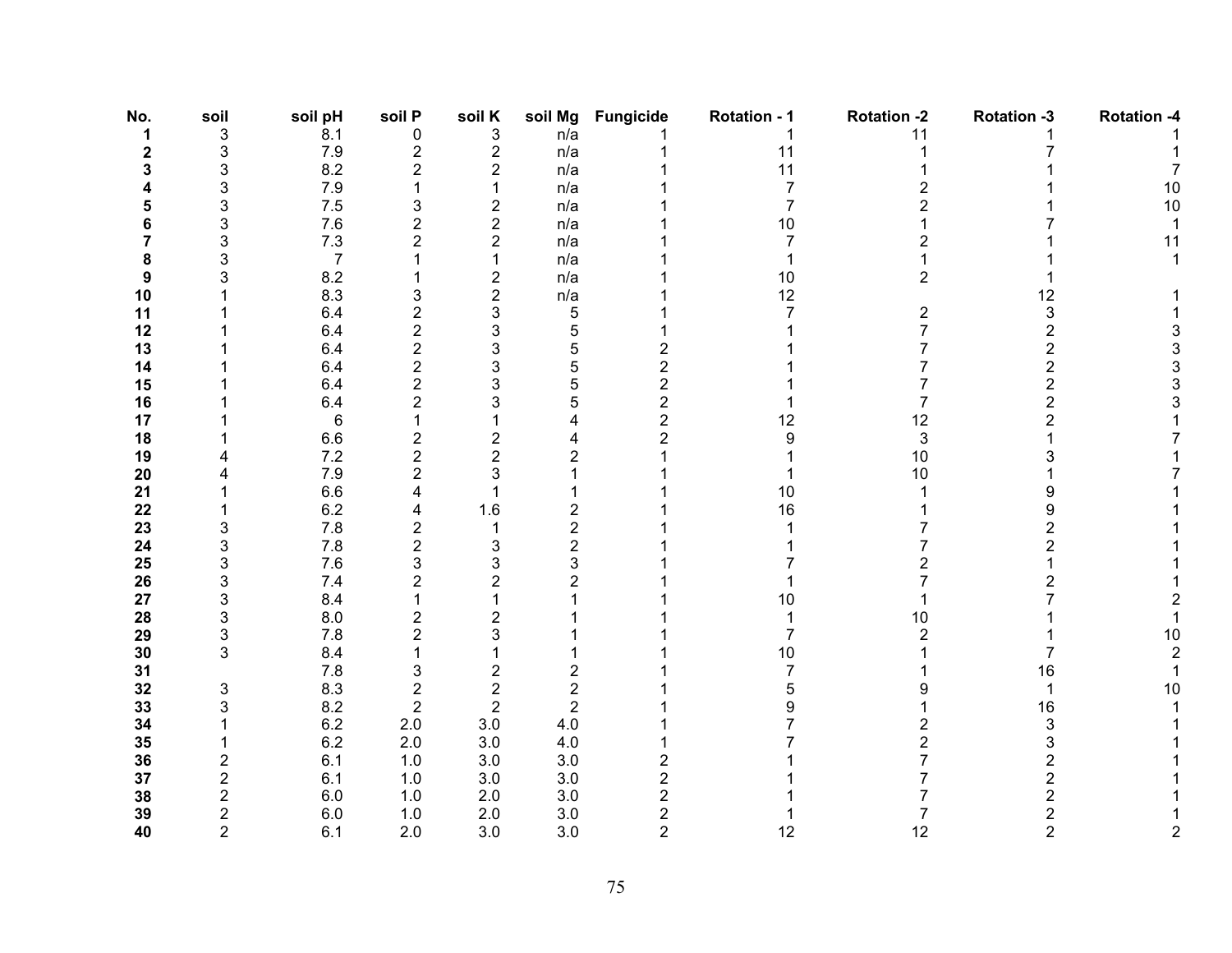| No. | soil | soil pH | soil P | soil K | soil Mg | Fungicide | Rotation - 1 | Rotation -2 | Rotation -3 | Rotation -4 |
|---|---|---|---|---|---|---|---|---|---|---|
| **1** | 3 | 8.1 | 0 | 3 | n/a | 1 | 1 | 11 | 1 | 1 |
| **2** | 3 | 7.9 | 2 | 2 | n/a | 1 | 11 | 1 | 7 | 1 |
| **3** | 3 | 8.2 | 2 | 2 | n/a | 1 | 11 | 1 | 1 | 7 |
| **4** | 3 | 7.9 | 1 | 1 | n/a | 1 | 7 | 2 | 1 | 10 |
| **5** | 3 | 7.5 | 3 | 2 | n/a | 1 | 7 | 2 | 1 | 10 |
| **6** | 3 | 7.6 | 2 | 2 | n/a | 1 | 10 | 1 | 7 | 1 |
| **7** | 3 | 7.3 | 2 | 2 | n/a | 1 | 7 | 2 | 1 | 11 |
| **8** | 3 | 7 | 1 | 1 | n/a | 1 | 1 | 1 | 1 | 1 |
| **9** | 3 | 8.2 | 1 | 2 | n/a | 1 | 10 | 2 | 1 | |
| **10** | 1 | 8.3 | 3 | 2 | n/a | 1 | 12 | | 12 | 1 |
| **11** | 1 | 6.4 | 2 | 3 | 5 | 1 | 7 | 2 | 3 | 1 |
| **12** | 1 | 6.4 | 2 | 3 | 5 | 1 | 1 | 7 | 2 | 3 |
| **13** | 1 | 6.4 | 2 | 3 | 5 | 2 | 1 | 7 | 2 | 3 |
| **14** | 1 | 6.4 | 2 | 3 | 5 | 2 | 1 | 7 | 2 | 3 |
| **15** | 1 | 6.4 | 2 | 3 | 5 | 2 | 1 | 7 | 2 | 3 |
| **16** | 1 | 6.4 | 2 | 3 | 5 | 2 | 1 | 7 | 2 | 3 |
| **17** | 1 | 6 | 1 | 1 | 4 | 2 | 12 | 12 | 2 | 1 |
| **18** | 1 | 6.6 | 2 | 2 | 4 | 2 | 9 | 3 | 1 | 7 |
| **19** | 4 | 7.2 | 2 | 2 | 2 | 1 | 1 | 10 | 3 | 1 |
| **20** | 4 | 7.9 | 2 | 3 | 1 | 1 | 1 | 10 | 1 | 7 |
| **21** | 1 | 6.6 | 4 | 1 | 1 | 1 | 10 | 1 | 9 | 1 |
| **22** | 1 | 6.2 | 4 | 1.6 | 2 | 1 | 16 | 1 | 9 | 1 |
| **23** | 3 | 7.8 | 2 | 1 | 2 | 1 | 1 | 7 | 2 | 1 |
| **24** | 3 | 7.8 | 2 | 3 | 2 | 1 | 1 | 7 | 2 | 1 |
| **25** | 3 | 7.6 | 3 | 3 | 3 | 1 | 7 | 2 | 1 | 1 |
| **26** | 3 | 7.4 | 2 | 2 | 2 | 1 | 1 | 7 | 2 | 1 |
| **27** | 3 | 8.4 | 1 | 1 | 1 | 1 | 10 | 1 | 7 | 2 |
| **28** | 3 | 8.0 | 2 | 2 | 1 | 1 | 1 | 10 | 1 | 1 |
| **29** | 3 | 7.8 | 2 | 3 | 1 | 1 | 7 | 2 | 1 | 10 |
| **30** | 3 | 8.4 | 1 | 1 | 1 | 1 | 10 | 1 | 7 | 2 |
| **31** | | 7.8 | 3 | 2 | 2 | 1 | 7 | 1 | 16 | 1 |
| **32** | 3 | 8.3 | 2 | 2 | 2 | 1 | 5 | 9 | 1 | 10 |
| **33** | 3 | 8.2 | 2 | 2 | 2 | 1 | 9 | 1 | 16 | 1 |
| **34** | 1 | 6.2 | 2.0 | 3.0 | 4.0 | 1 | 7 | 2 | 3 | 1 |
| **35** | 1 | 6.2 | 2.0 | 3.0 | 4.0 | 1 | 7 | 2 | 3 | 1 |
| **36** | 2 | 6.1 | 1.0 | 3.0 | 3.0 | 2 | 1 | 7 | 2 | 1 |
| **37** | 2 | 6.1 | 1.0 | 3.0 | 3.0 | 2 | 1 | 7 | 2 | 1 |
| **38** | 2 | 6.0 | 1.0 | 2.0 | 3.0 | 2 | 1 | 7 | 2 | 1 |
| **39** | 2 | 6.0 | 1.0 | 2.0 | 3.0 | 2 | 1 | 7 | 2 | 1 |
| **40** | 2 | 6.1 | 2.0 | 3.0 | 3.0 | 2 | 12 | 12 | 2 | 2 |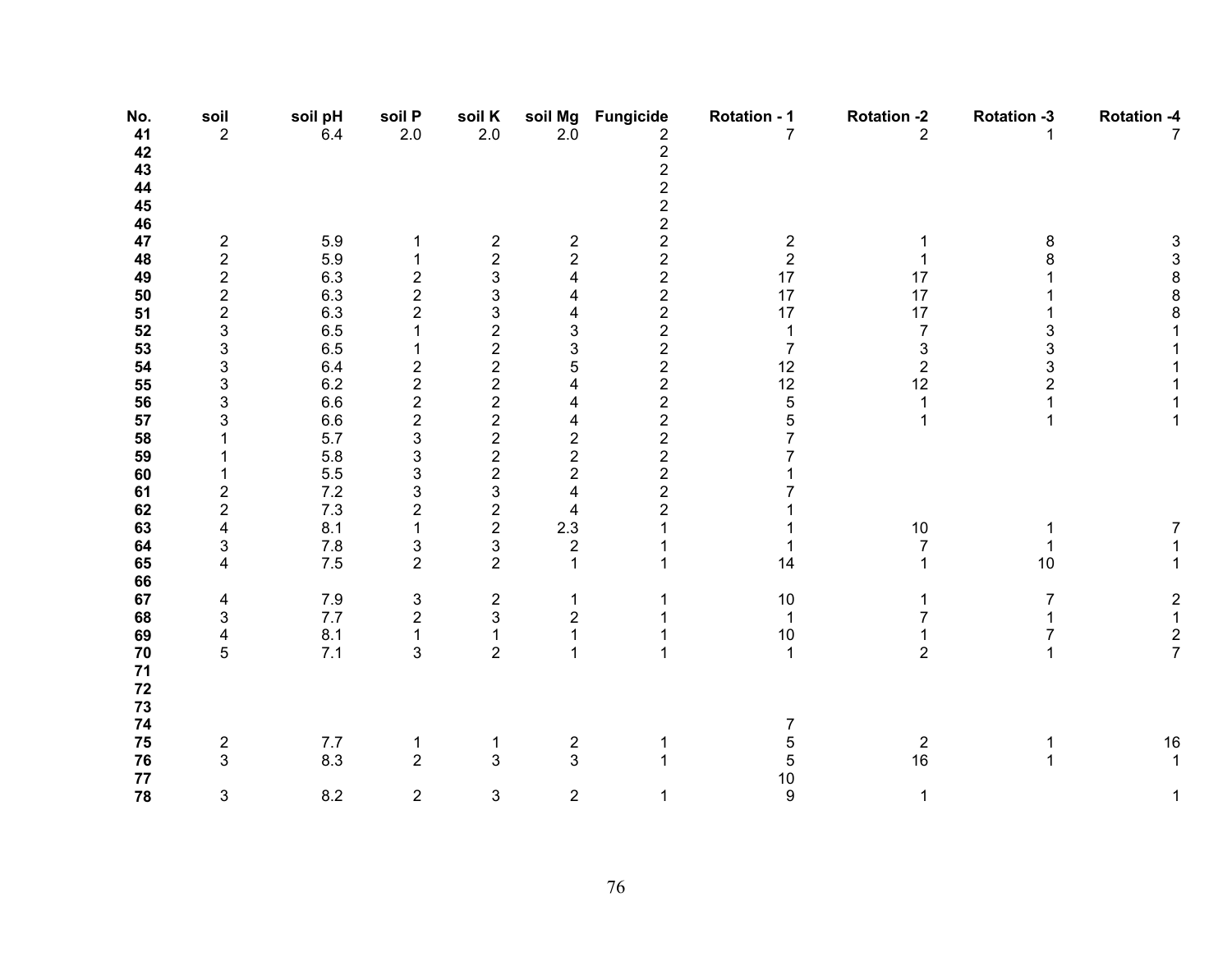| No. | soil | soil pH | soil P | soil K | soil Mg | Fungicide | Rotation - 1 | Rotation -2 | Rotation -3 | Rotation -4 |
|---|---|---|---|---|---|---|---|---|---|---|
| **41** | 2 | 6.4 | 2.0 | 2.0 | 2.0 | 2 | 7 | 2 | 1 | 7 |
| **42** | | | | | | 2 | | | | |
| **43** | | | | | | 2 | | | | |
| **44** | | | | | | 2 | | | | |
| **45** | | | | | | 2 | | | | |
| **46** | | | | | | 2 | | | | |
| **47** | 2 | 5.9 | 1 | 2 | 2 | 2 | 2 | 1 | 8 | 3 |
| **48** | 2 | 5.9 | 1 | 2 | 2 | 2 | 2 | 1 | 8 | 3 |
| **49** | 2 | 6.3 | 2 | 3 | 4 | 2 | 17 | 17 | 1 | 8 |
| **50** | 2 | 6.3 | 2 | 3 | 4 | 2 | 17 | 17 | 1 | 8 |
| **51** | 2 | 6.3 | 2 | 3 | 4 | 2 | 17 | 17 | 1 | 8 |
| **52** | 3 | 6.5 | 1 | 2 | 3 | 2 | 1 | 7 | 3 | 1 |
| **53** | 3 | 6.5 | 1 | 2 | 3 | 2 | 7 | 3 | 3 | 1 |
| **54** | 3 | 6.4 | 2 | 2 | 5 | 2 | 12 | 2 | 3 | 1 |
| **55** | 3 | 6.2 | 2 | 2 | 4 | 2 | 12 | 12 | 2 | 1 |
| **56** | 3 | 6.6 | 2 | 2 | 4 | 2 | 5 | 1 | 1 | 1 |
| **57** | 3 | 6.6 | 2 | 2 | 4 | 2 | 5 | 1 | 1 | 1 |
| **58** | 1 | 5.7 | 3 | 2 | 2 | 2 | 7 | | | |
| **59** | 1 | 5.8 | 3 | 2 | 2 | 2 | 7 | | | |
| **60** | 1 | 5.5 | 3 | 2 | 2 | 2 | 1 | | | |
| **61** | 2 | 7.2 | 3 | 3 | 4 | 2 | 7 | | | |
| **62** | 2 | 7.3 | 2 | 2 | 4 | 2 | 1 | | | |
| **63** | 4 | 8.1 | 1 | 2 | 2.3 | 1 | 1 | 10 | 1 | 7 |
| **64** | 3 | 7.8 | 3 | 3 | 2 | 1 | 1 | 7 | 1 | 1 |
| **65** | 4 | 7.5 | 2 | 2 | 1 | 1 | 14 | 1 | 10 | 1 |
| **66** | | | | | | | | | | |
| **67** | 4 | 7.9 | 3 | 2 | 1 | 1 | 10 | 1 | 7 | 2 |
| **68** | 3 | 7.7 | 2 | 3 | 2 | 1 | 1 | 7 | 1 | 1 |
| **69** | 4 | 8.1 | 1 | 1 | 1 | 1 | 10 | 1 | 7 | 2 |
| **70** | 5 | 7.1 | 3 | 2 | 1 | 1 | 1 | 2 | 1 | 7 |
| **71** | | | | | | | | | | |
| **72** | | | | | | | | | | |
| **73** | | | | | | | | | | |
| **74** | | | | | | | 7 | | | |
| **75** | 2 | 7.7 | 1 | 1 | 2 | 1 | 5 | 2 | 1 | 16 |
| **76** | 3 | 8.3 | 2 | 3 | 3 | 1 | 5 | 16 | 1 | 1 |
| **77** | | | | | | | 10 | | | |
| **78** | 3 | 8.2 | 2 | 3 | 2 | 1 | 9 | 1 | | 1 |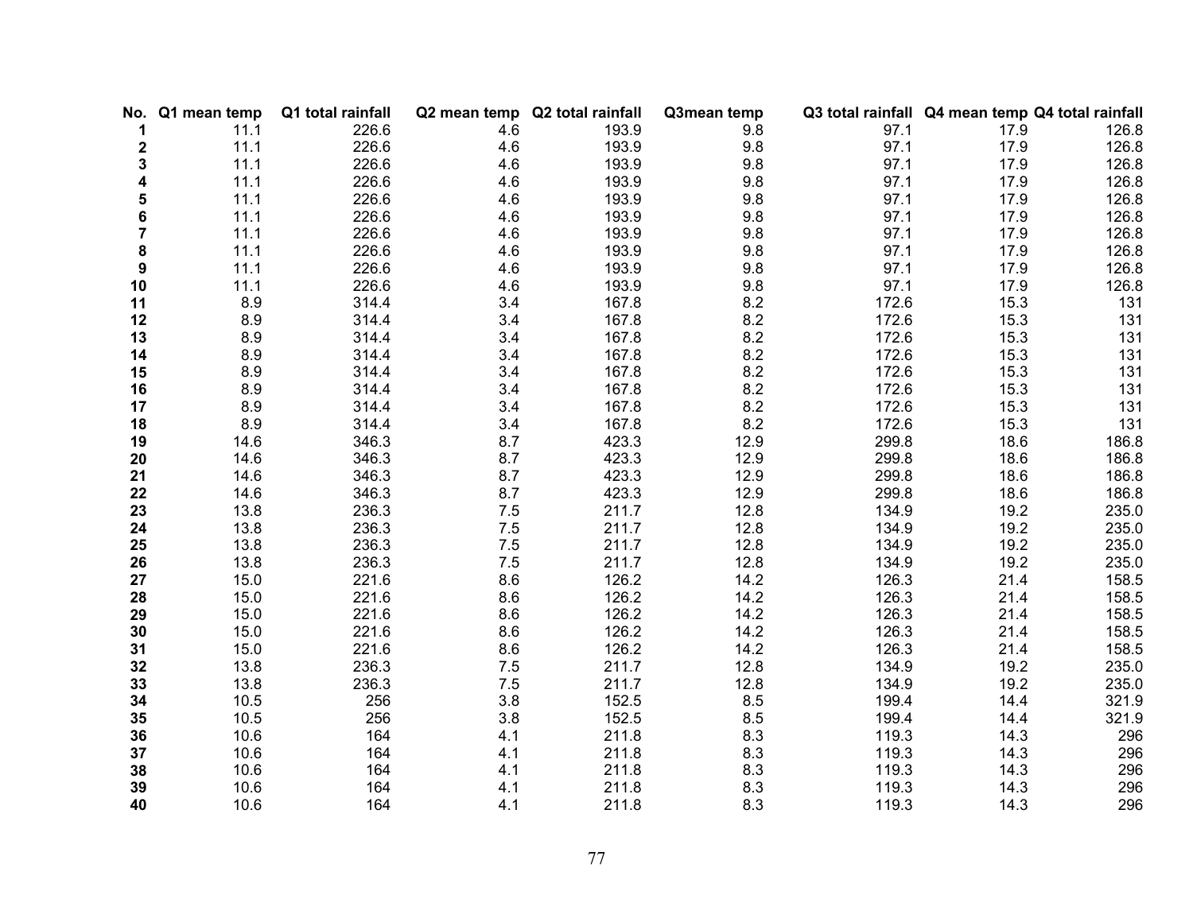| No. | Q1 mean temp | Q1 total rainfall | Q2 mean temp | Q2 total rainfall | Q3mean temp | Q3 total rainfall | Q4 mean temp | Q4 total rainfall |
|---|---|---|---|---|---|---|---|---|
| 1 | 11.1 | 226.6 | 4.6 | 193.9 | 9.8 | 97.1 | 17.9 | 126.8 |
| 2 | 11.1 | 226.6 | 4.6 | 193.9 | 9.8 | 97.1 | 17.9 | 126.8 |
| 3 | 11.1 | 226.6 | 4.6 | 193.9 | 9.8 | 97.1 | 17.9 | 126.8 |
| 4 | 11.1 | 226.6 | 4.6 | 193.9 | 9.8 | 97.1 | 17.9 | 126.8 |
| 5 | 11.1 | 226.6 | 4.6 | 193.9 | 9.8 | 97.1 | 17.9 | 126.8 |
| 6 | 11.1 | 226.6 | 4.6 | 193.9 | 9.8 | 97.1 | 17.9 | 126.8 |
| 7 | 11.1 | 226.6 | 4.6 | 193.9 | 9.8 | 97.1 | 17.9 | 126.8 |
| 8 | 11.1 | 226.6 | 4.6 | 193.9 | 9.8 | 97.1 | 17.9 | 126.8 |
| 9 | 11.1 | 226.6 | 4.6 | 193.9 | 9.8 | 97.1 | 17.9 | 126.8 |
| 10 | 11.1 | 226.6 | 4.6 | 193.9 | 9.8 | 97.1 | 17.9 | 126.8 |
| 11 | 8.9 | 314.4 | 3.4 | 167.8 | 8.2 | 172.6 | 15.3 | 131 |
| 12 | 8.9 | 314.4 | 3.4 | 167.8 | 8.2 | 172.6 | 15.3 | 131 |
| 13 | 8.9 | 314.4 | 3.4 | 167.8 | 8.2 | 172.6 | 15.3 | 131 |
| 14 | 8.9 | 314.4 | 3.4 | 167.8 | 8.2 | 172.6 | 15.3 | 131 |
| 15 | 8.9 | 314.4 | 3.4 | 167.8 | 8.2 | 172.6 | 15.3 | 131 |
| 16 | 8.9 | 314.4 | 3.4 | 167.8 | 8.2 | 172.6 | 15.3 | 131 |
| 17 | 8.9 | 314.4 | 3.4 | 167.8 | 8.2 | 172.6 | 15.3 | 131 |
| 18 | 8.9 | 314.4 | 3.4 | 167.8 | 8.2 | 172.6 | 15.3 | 131 |
| 19 | 14.6 | 346.3 | 8.7 | 423.3 | 12.9 | 299.8 | 18.6 | 186.8 |
| 20 | 14.6 | 346.3 | 8.7 | 423.3 | 12.9 | 299.8 | 18.6 | 186.8 |
| 21 | 14.6 | 346.3 | 8.7 | 423.3 | 12.9 | 299.8 | 18.6 | 186.8 |
| 22 | 14.6 | 346.3 | 8.7 | 423.3 | 12.9 | 299.8 | 18.6 | 186.8 |
| 23 | 13.8 | 236.3 | 7.5 | 211.7 | 12.8 | 134.9 | 19.2 | 235.0 |
| 24 | 13.8 | 236.3 | 7.5 | 211.7 | 12.8 | 134.9 | 19.2 | 235.0 |
| 25 | 13.8 | 236.3 | 7.5 | 211.7 | 12.8 | 134.9 | 19.2 | 235.0 |
| 26 | 13.8 | 236.3 | 7.5 | 211.7 | 12.8 | 134.9 | 19.2 | 235.0 |
| 27 | 15.0 | 221.6 | 8.6 | 126.2 | 14.2 | 126.3 | 21.4 | 158.5 |
| 28 | 15.0 | 221.6 | 8.6 | 126.2 | 14.2 | 126.3 | 21.4 | 158.5 |
| 29 | 15.0 | 221.6 | 8.6 | 126.2 | 14.2 | 126.3 | 21.4 | 158.5 |
| 30 | 15.0 | 221.6 | 8.6 | 126.2 | 14.2 | 126.3 | 21.4 | 158.5 |
| 31 | 15.0 | 221.6 | 8.6 | 126.2 | 14.2 | 126.3 | 21.4 | 158.5 |
| 32 | 13.8 | 236.3 | 7.5 | 211.7 | 12.8 | 134.9 | 19.2 | 235.0 |
| 33 | 13.8 | 236.3 | 7.5 | 211.7 | 12.8 | 134.9 | 19.2 | 235.0 |
| 34 | 10.5 | 256 | 3.8 | 152.5 | 8.5 | 199.4 | 14.4 | 321.9 |
| 35 | 10.5 | 256 | 3.8 | 152.5 | 8.5 | 199.4 | 14.4 | 321.9 |
| 36 | 10.6 | 164 | 4.1 | 211.8 | 8.3 | 119.3 | 14.3 | 296 |
| 37 | 10.6 | 164 | 4.1 | 211.8 | 8.3 | 119.3 | 14.3 | 296 |
| 38 | 10.6 | 164 | 4.1 | 211.8 | 8.3 | 119.3 | 14.3 | 296 |
| 39 | 10.6 | 164 | 4.1 | 211.8 | 8.3 | 119.3 | 14.3 | 296 |
| 40 | 10.6 | 164 | 4.1 | 211.8 | 8.3 | 119.3 | 14.3 | 296 |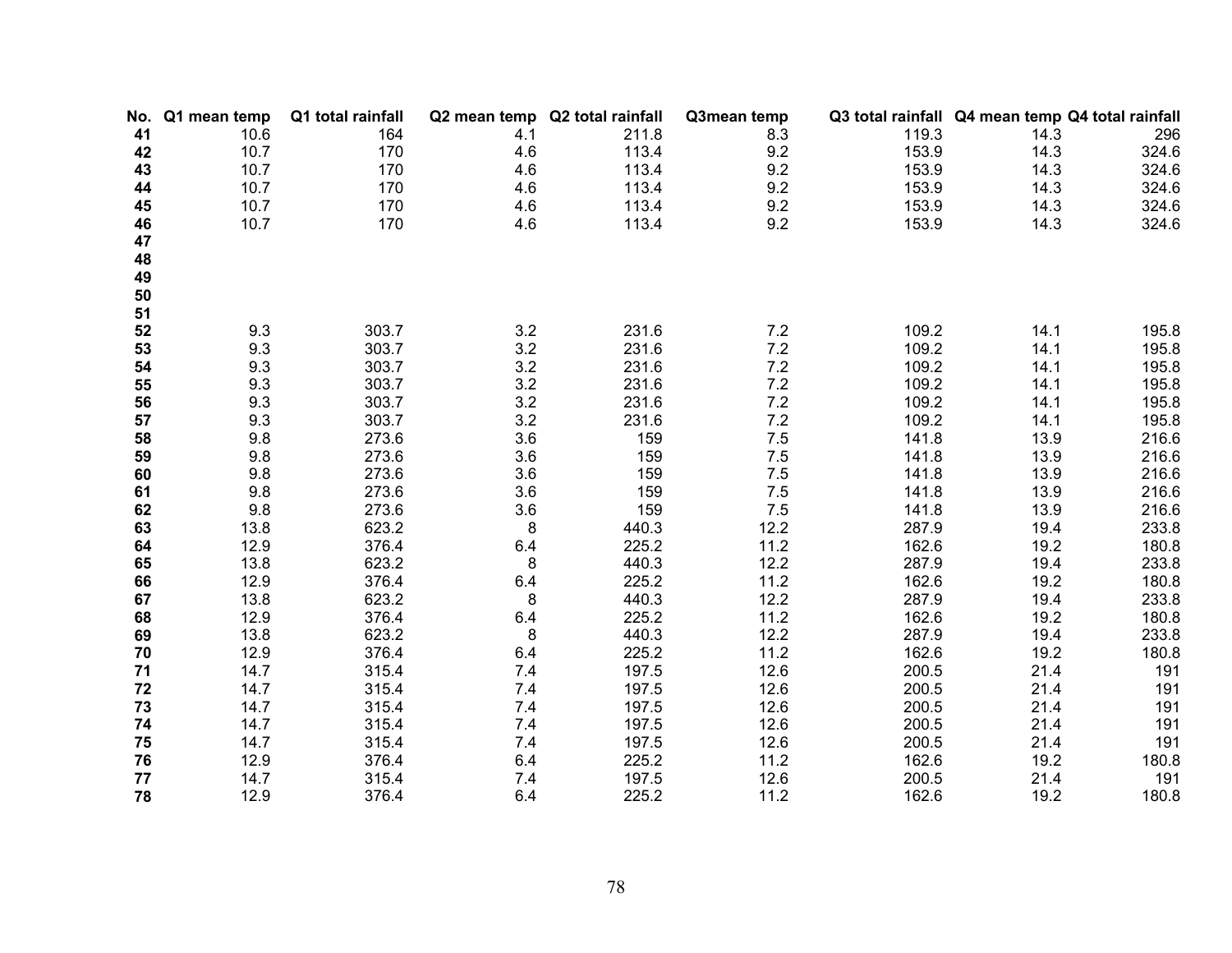| No. | Q1 mean temp | Q1 total rainfall | Q2 mean temp | Q2 total rainfall | Q3mean temp | Q3 total rainfall | Q4 mean temp | Q4 total rainfall |
|---|---|---|---|---|---|---|---|---|
| **41** | 10.6 | 164 | 4.1 | 211.8 | 8.3 | 119.3 | 14.3 | 296 |
| **42** | 10.7 | 170 | 4.6 | 113.4 | 9.2 | 153.9 | 14.3 | 324.6 |
| **43** | 10.7 | 170 | 4.6 | 113.4 | 9.2 | 153.9 | 14.3 | 324.6 |
| **44** | 10.7 | 170 | 4.6 | 113.4 | 9.2 | 153.9 | 14.3 | 324.6 |
| **45** | 10.7 | 170 | 4.6 | 113.4 | 9.2 | 153.9 | 14.3 | 324.6 |
| **46** | 10.7 | 170 | 4.6 | 113.4 | 9.2 | 153.9 | 14.3 | 324.6 |
| **47** | | | | | | | | |
| **48** | | | | | | | | |
| **49** | | | | | | | | |
| **50** | | | | | | | | |
| **51** | | | | | | | | |
| **52** | 9.3 | 303.7 | 3.2 | 231.6 | 7.2 | 109.2 | 14.1 | 195.8 |
| **53** | 9.3 | 303.7 | 3.2 | 231.6 | 7.2 | 109.2 | 14.1 | 195.8 |
| **54** | 9.3 | 303.7 | 3.2 | 231.6 | 7.2 | 109.2 | 14.1 | 195.8 |
| **55** | 9.3 | 303.7 | 3.2 | 231.6 | 7.2 | 109.2 | 14.1 | 195.8 |
| **56** | 9.3 | 303.7 | 3.2 | 231.6 | 7.2 | 109.2 | 14.1 | 195.8 |
| **57** | 9.3 | 303.7 | 3.2 | 231.6 | 7.2 | 109.2 | 14.1 | 195.8 |
| **58** | 9.8 | 273.6 | 3.6 | 159 | 7.5 | 141.8 | 13.9 | 216.6 |
| **59** | 9.8 | 273.6 | 3.6 | 159 | 7.5 | 141.8 | 13.9 | 216.6 |
| **60** | 9.8 | 273.6 | 3.6 | 159 | 7.5 | 141.8 | 13.9 | 216.6 |
| **61** | 9.8 | 273.6 | 3.6 | 159 | 7.5 | 141.8 | 13.9 | 216.6 |
| **62** | 9.8 | 273.6 | 3.6 | 159 | 7.5 | 141.8 | 13.9 | 216.6 |
| **63** | 13.8 | 623.2 | 8 | 440.3 | 12.2 | 287.9 | 19.4 | 233.8 |
| **64** | 12.9 | 376.4 | 6.4 | 225.2 | 11.2 | 162.6 | 19.2 | 180.8 |
| **65** | 13.8 | 623.2 | 8 | 440.3 | 12.2 | 287.9 | 19.4 | 233.8 |
| **66** | 12.9 | 376.4 | 6.4 | 225.2 | 11.2 | 162.6 | 19.2 | 180.8 |
| **67** | 13.8 | 623.2 | 8 | 440.3 | 12.2 | 287.9 | 19.4 | 233.8 |
| **68** | 12.9 | 376.4 | 6.4 | 225.2 | 11.2 | 162.6 | 19.2 | 180.8 |
| **69** | 13.8 | 623.2 | 8 | 440.3 | 12.2 | 287.9 | 19.4 | 233.8 |
| **70** | 12.9 | 376.4 | 6.4 | 225.2 | 11.2 | 162.6 | 19.2 | 180.8 |
| **71** | 14.7 | 315.4 | 7.4 | 197.5 | 12.6 | 200.5 | 21.4 | 191 |
| **72** | 14.7 | 315.4 | 7.4 | 197.5 | 12.6 | 200.5 | 21.4 | 191 |
| **73** | 14.7 | 315.4 | 7.4 | 197.5 | 12.6 | 200.5 | 21.4 | 191 |
| **74** | 14.7 | 315.4 | 7.4 | 197.5 | 12.6 | 200.5 | 21.4 | 191 |
| **75** | 14.7 | 315.4 | 7.4 | 197.5 | 12.6 | 200.5 | 21.4 | 191 |
| **76** | 12.9 | 376.4 | 6.4 | 225.2 | 11.2 | 162.6 | 19.2 | 180.8 |
| **77** | 14.7 | 315.4 | 7.4 | 197.5 | 12.6 | 200.5 | 21.4 | 191 |
| **78** | 12.9 | 376.4 | 6.4 | 225.2 | 11.2 | 162.6 | 19.2 | 180.8 |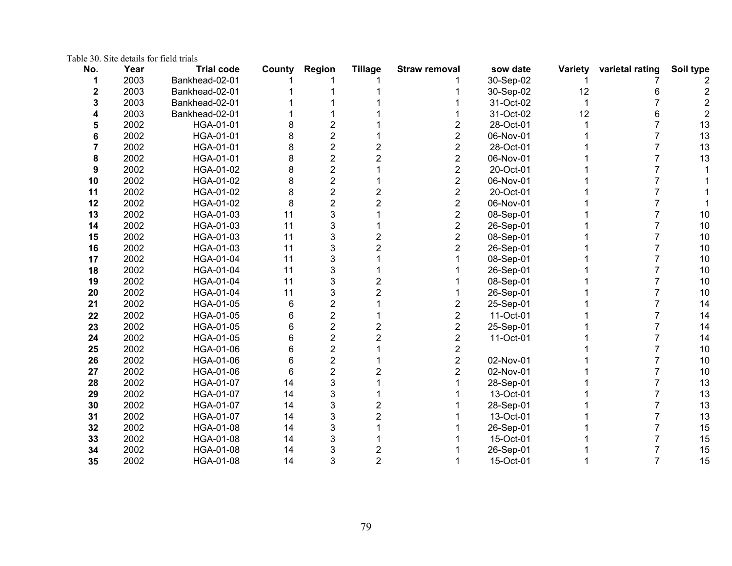Table 30. Site details for field trials

| No. | Year | Trial code | County | Region | Tillage | Straw removal | sow date | Variety | varietal rating | Soil type |
|---|---|---|---|---|---|---|---|---|---|---|
| 1 | 2003 | Bankhead-02-01 | 1 | 1 | 1 | 1 | 30-Sep-02 | 1 | 7 | 2 |
| 2 | 2003 | Bankhead-02-01 | 1 | 1 | 1 | 1 | 30-Sep-02 | 12 | 6 | 2 |
| 3 | 2003 | Bankhead-02-01 | 1 | 1 | 1 | 1 | 31-Oct-02 | 1 | 7 | 2 |
| 4 | 2003 | Bankhead-02-01 | 1 | 1 | 1 | 1 | 31-Oct-02 | 12 | 6 | 2 |
| 5 | 2002 | HGA-01-01 | 8 | 2 | 1 | 2 | 28-Oct-01 | 1 | 7 | 13 |
| 6 | 2002 | HGA-01-01 | 8 | 2 | 1 | 2 | 06-Nov-01 | 1 | 7 | 13 |
| 7 | 2002 | HGA-01-01 | 8 | 2 | 2 | 2 | 28-Oct-01 | 1 | 7 | 13 |
| 8 | 2002 | HGA-01-01 | 8 | 2 | 2 | 2 | 06-Nov-01 | 1 | 7 | 13 |
| 9 | 2002 | HGA-01-02 | 8 | 2 | 1 | 2 | 20-Oct-01 | 1 | 7 | 1 |
| 10 | 2002 | HGA-01-02 | 8 | 2 | 1 | 2 | 06-Nov-01 | 1 | 7 | 1 |
| 11 | 2002 | HGA-01-02 | 8 | 2 | 2 | 2 | 20-Oct-01 | 1 | 7 | 1 |
| 12 | 2002 | HGA-01-02 | 8 | 2 | 2 | 2 | 06-Nov-01 | 1 | 7 | 1 |
| 13 | 2002 | HGA-01-03 | 11 | 3 | 1 | 2 | 08-Sep-01 | 1 | 7 | 10 |
| 14 | 2002 | HGA-01-03 | 11 | 3 | 1 | 2 | 26-Sep-01 | 1 | 7 | 10 |
| 15 | 2002 | HGA-01-03 | 11 | 3 | 2 | 2 | 08-Sep-01 | 1 | 7 | 10 |
| 16 | 2002 | HGA-01-03 | 11 | 3 | 2 | 2 | 26-Sep-01 | 1 | 7 | 10 |
| 17 | 2002 | HGA-01-04 | 11 | 3 | 1 | 1 | 08-Sep-01 | 1 | 7 | 10 |
| 18 | 2002 | HGA-01-04 | 11 | 3 | 1 | 1 | 26-Sep-01 | 1 | 7 | 10 |
| 19 | 2002 | HGA-01-04 | 11 | 3 | 2 | 1 | 08-Sep-01 | 1 | 7 | 10 |
| 20 | 2002 | HGA-01-04 | 11 | 3 | 2 | 1 | 26-Sep-01 | 1 | 7 | 10 |
| 21 | 2002 | HGA-01-05 | 6 | 2 | 1 | 2 | 25-Sep-01 | 1 | 7 | 14 |
| 22 | 2002 | HGA-01-05 | 6 | 2 | 1 | 2 | 11-Oct-01 | 1 | 7 | 14 |
| 23 | 2002 | HGA-01-05 | 6 | 2 | 2 | 2 | 25-Sep-01 | 1 | 7 | 14 |
| 24 | 2002 | HGA-01-05 | 6 | 2 | 2 | 2 | 11-Oct-01 | 1 | 7 | 14 |
| 25 | 2002 | HGA-01-06 | 6 | 2 | 1 | 2 | | 1 | 7 | 10 |
| 26 | 2002 | HGA-01-06 | 6 | 2 | 1 | 2 | 02-Nov-01 | 1 | 7 | 10 |
| 27 | 2002 | HGA-01-06 | 6 | 2 | 2 | 2 | 02-Nov-01 | 1 | 7 | 10 |
| 28 | 2002 | HGA-01-07 | 14 | 3 | 1 | 1 | 28-Sep-01 | 1 | 7 | 13 |
| 29 | 2002 | HGA-01-07 | 14 | 3 | 1 | 1 | 13-Oct-01 | 1 | 7 | 13 |
| 30 | 2002 | HGA-01-07 | 14 | 3 | 2 | 1 | 28-Sep-01 | 1 | 7 | 13 |
| 31 | 2002 | HGA-01-07 | 14 | 3 | 2 | 1 | 13-Oct-01 | 1 | 7 | 13 |
| 32 | 2002 | HGA-01-08 | 14 | 3 | 1 | 1 | 26-Sep-01 | 1 | 7 | 15 |
| 33 | 2002 | HGA-01-08 | 14 | 3 | 1 | 1 | 15-Oct-01 | 1 | 7 | 15 |
| 34 | 2002 | HGA-01-08 | 14 | 3 | 2 | 1 | 26-Sep-01 | 1 | 7 | 15 |
| 35 | 2002 | HGA-01-08 | 14 | 3 | 2 | 1 | 15-Oct-01 | 1 | 7 | 15 |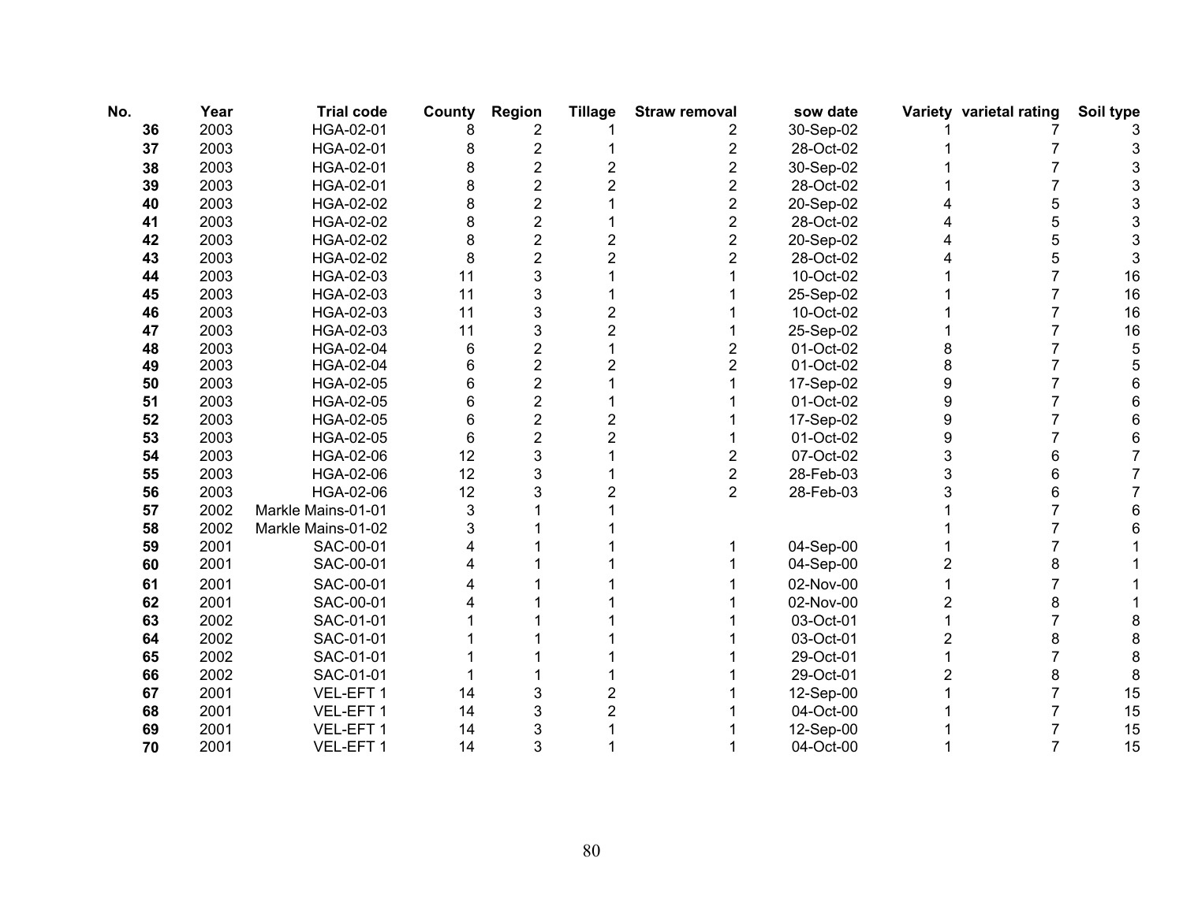| No. | Year | Trial code | County | Region | Tillage | Straw removal | sow date | Variety | varietal rating | Soil type |
|---|---|---|---|---|---|---|---|---|---|---|
| **36** | 2003 | HGA-02-01 | 8 | 2 | 1 | 2 | 30-Sep-02 | 1 | 7 | 3 |
| **37** | 2003 | HGA-02-01 | 8 | 2 | 1 | 2 | 28-Oct-02 | 1 | 7 | 3 |
| **38** | 2003 | HGA-02-01 | 8 | 2 | 2 | 2 | 30-Sep-02 | 1 | 7 | 3 |
| **39** | 2003 | HGA-02-01 | 8 | 2 | 2 | 2 | 28-Oct-02 | 1 | 7 | 3 |
| **40** | 2003 | HGA-02-02 | 8 | 2 | 1 | 2 | 20-Sep-02 | 4 | 5 | 3 |
| **41** | 2003 | HGA-02-02 | 8 | 2 | 1 | 2 | 28-Oct-02 | 4 | 5 | 3 |
| **42** | 2003 | HGA-02-02 | 8 | 2 | 2 | 2 | 20-Sep-02 | 4 | 5 | 3 |
| **43** | 2003 | HGA-02-02 | 8 | 2 | 2 | 2 | 28-Oct-02 | 4 | 5 | 3 |
| **44** | 2003 | HGA-02-03 | 11 | 3 | 1 | 1 | 10-Oct-02 | 1 | 7 | 16 |
| **45** | 2003 | HGA-02-03 | 11 | 3 | 1 | 1 | 25-Sep-02 | 1 | 7 | 16 |
| **46** | 2003 | HGA-02-03 | 11 | 3 | 2 | 1 | 10-Oct-02 | 1 | 7 | 16 |
| **47** | 2003 | HGA-02-03 | 11 | 3 | 2 | 1 | 25-Sep-02 | 1 | 7 | 16 |
| **48** | 2003 | HGA-02-04 | 6 | 2 | 1 | 2 | 01-Oct-02 | 8 | 7 | 5 |
| **49** | 2003 | HGA-02-04 | 6 | 2 | 2 | 2 | 01-Oct-02 | 8 | 7 | 5 |
| **50** | 2003 | HGA-02-05 | 6 | 2 | 1 | 1 | 17-Sep-02 | 9 | 7 | 6 |
| **51** | 2003 | HGA-02-05 | 6 | 2 | 1 | 1 | 01-Oct-02 | 9 | 7 | 6 |
| **52** | 2003 | HGA-02-05 | 6 | 2 | 2 | 1 | 17-Sep-02 | 9 | 7 | 6 |
| **53** | 2003 | HGA-02-05 | 6 | 2 | 2 | 1 | 01-Oct-02 | 9 | 7 | 6 |
| **54** | 2003 | HGA-02-06 | 12 | 3 | 1 | 2 | 07-Oct-02 | 3 | 6 | 7 |
| **55** | 2003 | HGA-02-06 | 12 | 3 | 1 | 2 | 28-Feb-03 | 3 | 6 | 7 |
| **56** | 2003 | HGA-02-06 | 12 | 3 | 2 | 2 | 28-Feb-03 | 3 | 6 | 7 |
| **57** | 2002 | Markle Mains-01-01 | 3 | 1 | 1 | | | 1 | 7 | 6 |
| **58** | 2002 | Markle Mains-01-02 | 3 | 1 | 1 | | | 1 | 7 | 6 |
| **59** | 2001 | SAC-00-01 | 4 | 1 | 1 | 1 | 04-Sep-00 | 1 | 7 | 1 |
| **60** | 2001 | SAC-00-01 | 4 | 1 | 1 | 1 | 04-Sep-00 | 2 | 8 | 1 |
| **61** | 2001 | SAC-00-01 | 4 | 1 | 1 | 1 | 02-Nov-00 | 1 | 7 | 1 |
| **62** | 2001 | SAC-00-01 | 4 | 1 | 1 | 1 | 02-Nov-00 | 2 | 8 | 1 |
| **63** | 2002 | SAC-01-01 | 1 | 1 | 1 | 1 | 03-Oct-01 | 1 | 7 | 8 |
| **64** | 2002 | SAC-01-01 | 1 | 1 | 1 | 1 | 03-Oct-01 | 2 | 8 | 8 |
| **65** | 2002 | SAC-01-01 | 1 | 1 | 1 | 1 | 29-Oct-01 | 1 | 7 | 8 |
| **66** | 2002 | SAC-01-01 | 1 | 1 | 1 | 1 | 29-Oct-01 | 2 | 8 | 8 |
| **67** | 2001 | VEL-EFT 1 | 14 | 3 | 2 | 1 | 12-Sep-00 | 1 | 7 | 15 |
| **68** | 2001 | VEL-EFT 1 | 14 | 3 | 2 | 1 | 04-Oct-00 | 1 | 7 | 15 |
| **69** | 2001 | VEL-EFT 1 | 14 | 3 | 1 | 1 | 12-Sep-00 | 1 | 7 | 15 |
| **70** | 2001 | VEL-EFT 1 | 14 | 3 | 1 | 1 | 04-Oct-00 | 1 | 7 | 15 |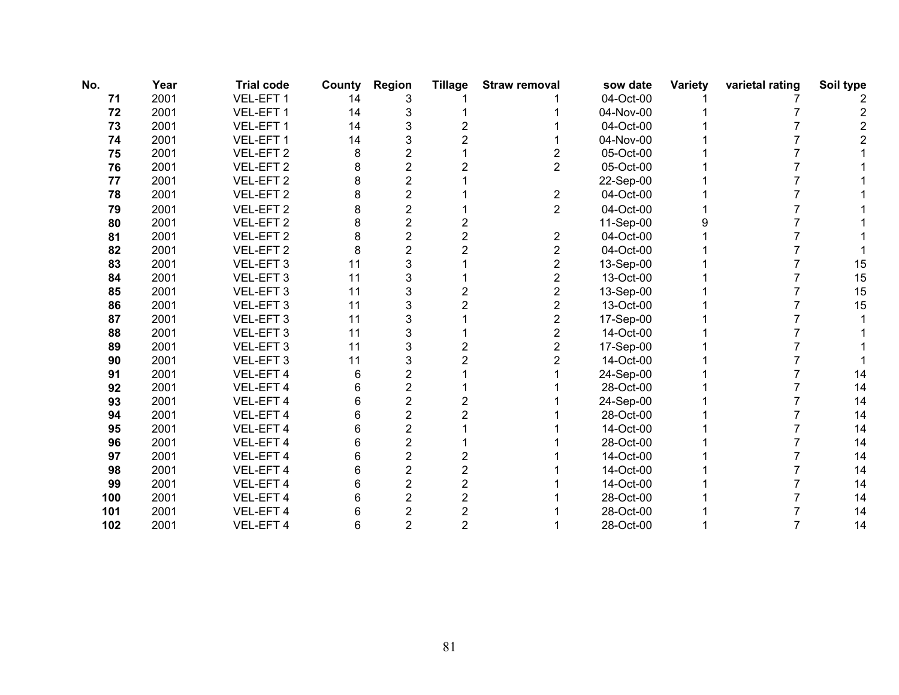| No. | Year | Trial code | County | Region | Tillage | Straw removal | sow date | Variety | varietal rating | Soil type |
|---|---|---|---|---|---|---|---|---|---|---|
| **71** | 2001 | VEL-EFT 1 | 14 | 3 | 1 | 1 | 04-Oct-00 | 1 | 7 | 2 |
| **72** | 2001 | VEL-EFT 1 | 14 | 3 | 1 | 1 | 04-Nov-00 | 1 | 7 | 2 |
| **73** | 2001 | VEL-EFT 1 | 14 | 3 | 2 | 1 | 04-Oct-00 | 1 | 7 | 2 |
| **74** | 2001 | VEL-EFT 1 | 14 | 3 | 2 | 1 | 04-Nov-00 | 1 | 7 | 2 |
| **75** | 2001 | VEL-EFT 2 | 8 | 2 | 1 | 2 | 05-Oct-00 | 1 | 7 | 1 |
| **76** | 2001 | VEL-EFT 2 | 8 | 2 | 2 | 2 | 05-Oct-00 | 1 | 7 | 1 |
| **77** | 2001 | VEL-EFT 2 | 8 | 2 | 1 | | 22-Sep-00 | 1 | 7 | 1 |
| **78** | 2001 | VEL-EFT 2 | 8 | 2 | 1 | 2 | 04-Oct-00 | 1 | 7 | 1 |
| **79** | 2001 | VEL-EFT 2 | 8 | 2 | 1 | 2 | 04-Oct-00 | 1 | 7 | 1 |
| **80** | 2001 | VEL-EFT 2 | 8 | 2 | 2 | | 11-Sep-00 | 9 | 7 | 1 |
| **81** | 2001 | VEL-EFT 2 | 8 | 2 | 2 | 2 | 04-Oct-00 | 1 | 7 | 1 |
| **82** | 2001 | VEL-EFT 2 | 8 | 2 | 2 | 2 | 04-Oct-00 | 1 | 7 | 1 |
| **83** | 2001 | VEL-EFT 3 | 11 | 3 | 1 | 2 | 13-Sep-00 | 1 | 7 | 15 |
| **84** | 2001 | VEL-EFT 3 | 11 | 3 | 1 | 2 | 13-Oct-00 | 1 | 7 | 15 |
| **85** | 2001 | VEL-EFT 3 | 11 | 3 | 2 | 2 | 13-Sep-00 | 1 | 7 | 15 |
| **86** | 2001 | VEL-EFT 3 | 11 | 3 | 2 | 2 | 13-Oct-00 | 1 | 7 | 15 |
| **87** | 2001 | VEL-EFT 3 | 11 | 3 | 1 | 2 | 17-Sep-00 | 1 | 7 | 1 |
| **88** | 2001 | VEL-EFT 3 | 11 | 3 | 1 | 2 | 14-Oct-00 | 1 | 7 | 1 |
| **89** | 2001 | VEL-EFT 3 | 11 | 3 | 2 | 2 | 17-Sep-00 | 1 | 7 | 1 |
| **90** | 2001 | VEL-EFT 3 | 11 | 3 | 2 | 2 | 14-Oct-00 | 1 | 7 | 1 |
| **91** | 2001 | VEL-EFT 4 | 6 | 2 | 1 | 1 | 24-Sep-00 | 1 | 7 | 14 |
| **92** | 2001 | VEL-EFT 4 | 6 | 2 | 1 | 1 | 28-Oct-00 | 1 | 7 | 14 |
| **93** | 2001 | VEL-EFT 4 | 6 | 2 | 2 | 1 | 24-Sep-00 | 1 | 7 | 14 |
| **94** | 2001 | VEL-EFT 4 | 6 | 2 | 2 | 1 | 28-Oct-00 | 1 | 7 | 14 |
| **95** | 2001 | VEL-EFT 4 | 6 | 2 | 1 | 1 | 14-Oct-00 | 1 | 7 | 14 |
| **96** | 2001 | VEL-EFT 4 | 6 | 2 | 1 | 1 | 28-Oct-00 | 1 | 7 | 14 |
| **97** | 2001 | VEL-EFT 4 | 6 | 2 | 2 | 1 | 14-Oct-00 | 1 | 7 | 14 |
| **98** | 2001 | VEL-EFT 4 | 6 | 2 | 2 | 1 | 14-Oct-00 | 1 | 7 | 14 |
| **99** | 2001 | VEL-EFT 4 | 6 | 2 | 2 | 1 | 14-Oct-00 | 1 | 7 | 14 |
| **100** | 2001 | VEL-EFT 4 | 6 | 2 | 2 | 1 | 28-Oct-00 | 1 | 7 | 14 |
| **101** | 2001 | VEL-EFT 4 | 6 | 2 | 2 | 1 | 28-Oct-00 | 1 | 7 | 14 |
| **102** | 2001 | VEL-EFT 4 | 6 | 2 | 2 | 1 | 28-Oct-00 | 1 | 7 | 14 |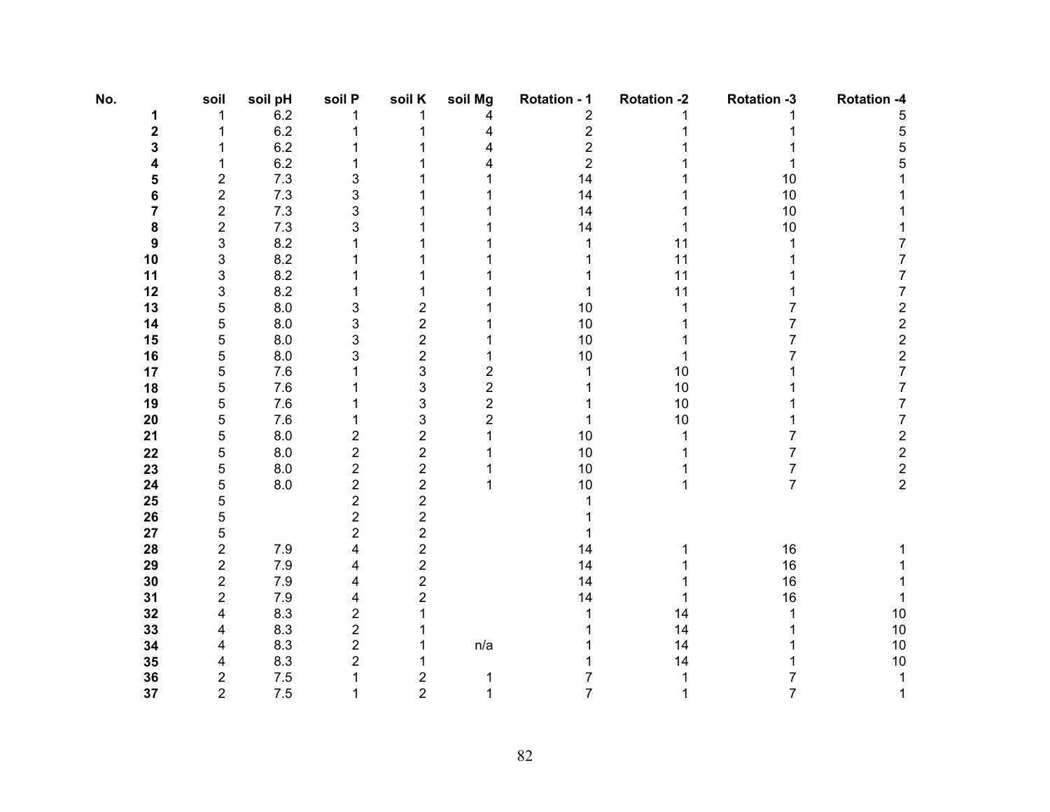| No. | soil | soil pH | soil P | soil K | soil Mg | Rotation - 1 | Rotation -2 | Rotation -3 | Rotation -4 |
|---|---|---|---|---|---|---|---|---|---|
| **1** | 1 | 6.2 | 1 | 1 | 4 | 2 | 1 | 1 | 5 |
| **2** | 1 | 6.2 | 1 | 1 | 4 | 2 | 1 | 1 | 5 |
| **3** | 1 | 6.2 | 1 | 1 | 4 | 2 | 1 | 1 | 5 |
| **4** | 1 | 6.2 | 1 | 1 | 4 | 2 | 1 | 1 | 5 |
| **5** | 2 | 7.3 | 3 | 1 | 1 | 14 | 1 | 10 | 1 |
| **6** | 2 | 7.3 | 3 | 1 | 1 | 14 | 1 | 10 | 1 |
| **7** | 2 | 7.3 | 3 | 1 | 1 | 14 | 1 | 10 | 1 |
| **8** | 2 | 7.3 | 3 | 1 | 1 | 14 | 1 | 10 | 1 |
| **9** | 3 | 8.2 | 1 | 1 | 1 | 1 | 11 | 1 | 7 |
| **10** | 3 | 8.2 | 1 | 1 | 1 | 1 | 11 | 1 | 7 |
| **11** | 3 | 8.2 | 1 | 1 | 1 | 1 | 11 | 1 | 7 |
| **12** | 3 | 8.2 | 1 | 1 | 1 | 1 | 11 | 1 | 7 |
| **13** | 5 | 8.0 | 3 | 2 | 1 | 10 | 1 | 7 | 2 |
| **14** | 5 | 8.0 | 3 | 2 | 1 | 10 | 1 | 7 | 2 |
| **15** | 5 | 8.0 | 3 | 2 | 1 | 10 | 1 | 7 | 2 |
| **16** | 5 | 8.0 | 3 | 2 | 1 | 10 | 1 | 7 | 2 |
| **17** | 5 | 7.6 | 1 | 3 | 2 | 1 | 10 | 1 | 7 |
| **18** | 5 | 7.6 | 1 | 3 | 2 | 1 | 10 | 1 | 7 |
| **19** | 5 | 7.6 | 1 | 3 | 2 | 1 | 10 | 1 | 7 |
| **20** | 5 | 7.6 | 1 | 3 | 2 | 1 | 10 | 1 | 7 |
| **21** | 5 | 8.0 | 2 | 2 | 1 | 10 | 1 | 7 | 2 |
| **22** | 5 | 8.0 | 2 | 2 | 1 | 10 | 1 | 7 | 2 |
| **23** | 5 | 8.0 | 2 | 2 | 1 | 10 | 1 | 7 | 2 |
| **24** | 5 | 8.0 | 2 | 2 | 1 | 10 | 1 | 7 | 2 |
| **25** | 5 | | 2 | 2 | | 1 | | | |
| **26** | 5 | | 2 | 2 | | 1 | | | |
| **27** | 5 | | 2 | 2 | | 1 | | | |
| **28** | 2 | 7.9 | 4 | 2 | | 14 | 1 | 16 | 1 |
| **29** | 2 | 7.9 | 4 | 2 | | 14 | 1 | 16 | 1 |
| **30** | 2 | 7.9 | 4 | 2 | | 14 | 1 | 16 | 1 |
| **31** | 2 | 7.9 | 4 | 2 | | 14 | 1 | 16 | 1 |
| **32** | 4 | 8.3 | 2 | 1 | | 1 | 14 | 1 | 10 |
| **33** | 4 | 8.3 | 2 | 1 | | 1 | 14 | 1 | 10 |
| **34** | 4 | 8.3 | 2 | 1 | n/a | 1 | 14 | 1 | 10 |
| **35** | 4 | 8.3 | 2 | 1 | | 1 | 14 | 1 | 10 |
| **36** | 2 | 7.5 | 1 | 2 | 1 | 7 | 1 | 7 | 1 |
| **37** | 2 | 7.5 | 1 | 2 | 1 | 7 | 1 | 7 | 1 |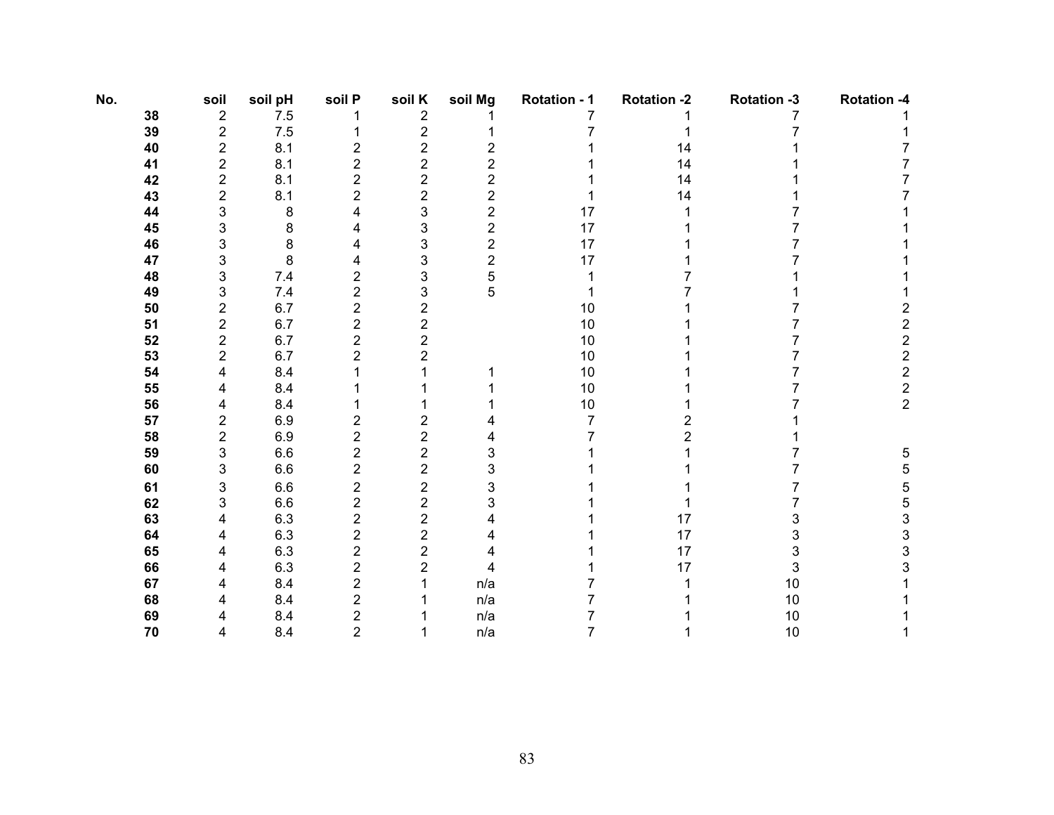| No. | soil | soil pH | soil P | soil K | soil Mg | Rotation - 1 | Rotation -2 | Rotation -3 | Rotation -4 |
|---|---|---|---|---|---|---|---|---|---|
| **38** | 2 | 7.5 | 1 | 2 | 1 | 7 | 1 | 7 | 1 |
| **39** | 2 | 7.5 | 1 | 2 | 1 | 7 | 1 | 7 | 1 |
| **40** | 2 | 8.1 | 2 | 2 | 2 | 1 | 14 | 1 | 7 |
| **41** | 2 | 8.1 | 2 | 2 | 2 | 1 | 14 | 1 | 7 |
| **42** | 2 | 8.1 | 2 | 2 | 2 | 1 | 14 | 1 | 7 |
| **43** | 2 | 8.1 | 2 | 2 | 2 | 1 | 14 | 1 | 7 |
| **44** | 3 | 8 | 4 | 3 | 2 | 17 | 1 | 7 | 1 |
| **45** | 3 | 8 | 4 | 3 | 2 | 17 | 1 | 7 | 1 |
| **46** | 3 | 8 | 4 | 3 | 2 | 17 | 1 | 7 | 1 |
| **47** | 3 | 8 | 4 | 3 | 2 | 17 | 1 | 7 | 1 |
| **48** | 3 | 7.4 | 2 | 3 | 5 | 1 | 7 | 1 | 1 |
| **49** | 3 | 7.4 | 2 | 3 | 5 | 1 | 7 | 1 | 1 |
| **50** | 2 | 6.7 | 2 | 2 | | 10 | 1 | 7 | 2 |
| **51** | 2 | 6.7 | 2 | 2 | | 10 | 1 | 7 | 2 |
| **52** | 2 | 6.7 | 2 | 2 | | 10 | 1 | 7 | 2 |
| **53** | 2 | 6.7 | 2 | 2 | | 10 | 1 | 7 | 2 |
| **54** | 4 | 8.4 | 1 | 1 | 1 | 10 | 1 | 7 | 2 |
| **55** | 4 | 8.4 | 1 | 1 | 1 | 10 | 1 | 7 | 2 |
| **56** | 4 | 8.4 | 1 | 1 | 1 | 10 | 1 | 7 | 2 |
| **57** | 2 | 6.9 | 2 | 2 | 4 | 7 | 2 | 1 | |
| **58** | 2 | 6.9 | 2 | 2 | 4 | 7 | 2 | 1 | |
| **59** | 3 | 6.6 | 2 | 2 | 3 | 1 | 1 | 7 | 5 |
| **60** | 3 | 6.6 | 2 | 2 | 3 | 1 | 1 | 7 | 5 |
| **61** | 3 | 6.6 | 2 | 2 | 3 | 1 | 1 | 7 | 5 |
| **62** | 3 | 6.6 | 2 | 2 | 3 | 1 | 1 | 7 | 5 |
| **63** | 4 | 6.3 | 2 | 2 | 4 | 1 | 17 | 3 | 3 |
| **64** | 4 | 6.3 | 2 | 2 | 4 | 1 | 17 | 3 | 3 |
| **65** | 4 | 6.3 | 2 | 2 | 4 | 1 | 17 | 3 | 3 |
| **66** | 4 | 6.3 | 2 | 2 | 4 | 1 | 17 | 3 | 3 |
| **67** | 4 | 8.4 | 2 | 1 | n/a | 7 | 1 | 10 | 1 |
| **68** | 4 | 8.4 | 2 | 1 | n/a | 7 | 1 | 10 | 1 |
| **69** | 4 | 8.4 | 2 | 1 | n/a | 7 | 1 | 10 | 1 |
| **70** | 4 | 8.4 | 2 | 1 | n/a | 7 | 1 | 10 | 1 |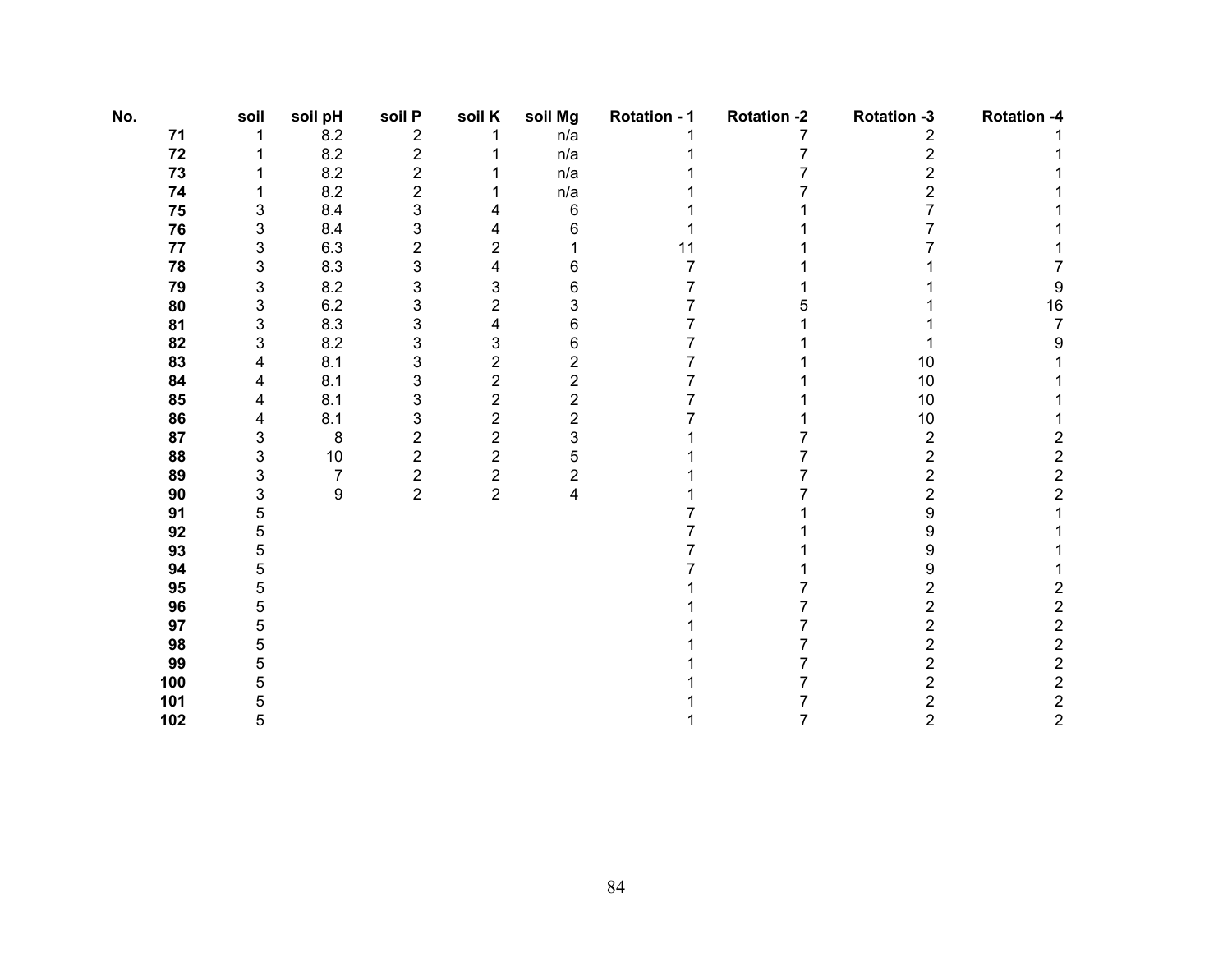| No. | soil | soil pH | soil P | soil K | soil Mg | Rotation - 1 | Rotation -2 | Rotation -3 | Rotation -4 |
|---|---|---|---|---|---|---|---|---|---|
| **71** | 1 | 8.2 | 2 | 1 | n/a | 1 | 7 | 2 | 1 |
| **72** | 1 | 8.2 | 2 | 1 | n/a | 1 | 7 | 2 | 1 |
| **73** | 1 | 8.2 | 2 | 1 | n/a | 1 | 7 | 2 | 1 |
| **74** | 1 | 8.2 | 2 | 1 | n/a | 1 | 7 | 2 | 1 |
| **75** | 3 | 8.4 | 3 | 4 | 6 | 1 | 1 | 7 | 1 |
| **76** | 3 | 8.4 | 3 | 4 | 6 | 1 | 1 | 7 | 1 |
| **77** | 3 | 6.3 | 2 | 2 | 1 | 11 | 1 | 7 | 1 |
| **78** | 3 | 8.3 | 3 | 4 | 6 | 7 | 1 | 1 | 7 |
| **79** | 3 | 8.2 | 3 | 3 | 6 | 7 | 1 | 1 | 9 |
| **80** | 3 | 6.2 | 3 | 2 | 3 | 7 | 5 | 1 | 16 |
| **81** | 3 | 8.3 | 3 | 4 | 6 | 7 | 1 | 1 | 7 |
| **82** | 3 | 8.2 | 3 | 3 | 6 | 7 | 1 | 1 | 9 |
| **83** | 4 | 8.1 | 3 | 2 | 2 | 7 | 1 | 10 | 1 |
| **84** | 4 | 8.1 | 3 | 2 | 2 | 7 | 1 | 10 | 1 |
| **85** | 4 | 8.1 | 3 | 2 | 2 | 7 | 1 | 10 | 1 |
| **86** | 4 | 8.1 | 3 | 2 | 2 | 7 | 1 | 10 | 1 |
| **87** | 3 | 8 | 2 | 2 | 3 | 1 | 7 | 2 | 2 |
| **88** | 3 | 10 | 2 | 2 | 5 | 1 | 7 | 2 | 2 |
| **89** | 3 | 7 | 2 | 2 | 2 | 1 | 7 | 2 | 2 |
| **90** | 3 | 9 | 2 | 2 | 4 | 1 | 7 | 2 | 2 |
| **91** | 5 | | | | | 7 | 1 | 9 | 1 |
| **92** | 5 | | | | | 7 | 1 | 9 | 1 |
| **93** | 5 | | | | | 7 | 1 | 9 | 1 |
| **94** | 5 | | | | | 7 | 1 | 9 | 1 |
| **95** | 5 | | | | | 1 | 7 | 2 | 2 |
| **96** | 5 | | | | | 1 | 7 | 2 | 2 |
| **97** | 5 | | | | | 1 | 7 | 2 | 2 |
| **98** | 5 | | | | | 1 | 7 | 2 | 2 |
| **99** | 5 | | | | | 1 | 7 | 2 | 2 |
| **100** | 5 | | | | | 1 | 7 | 2 | 2 |
| **101** | 5 | | | | | 1 | 7 | 2 | 2 |
| **102** | 5 | | | | | 1 | 7 | 2 | 2 |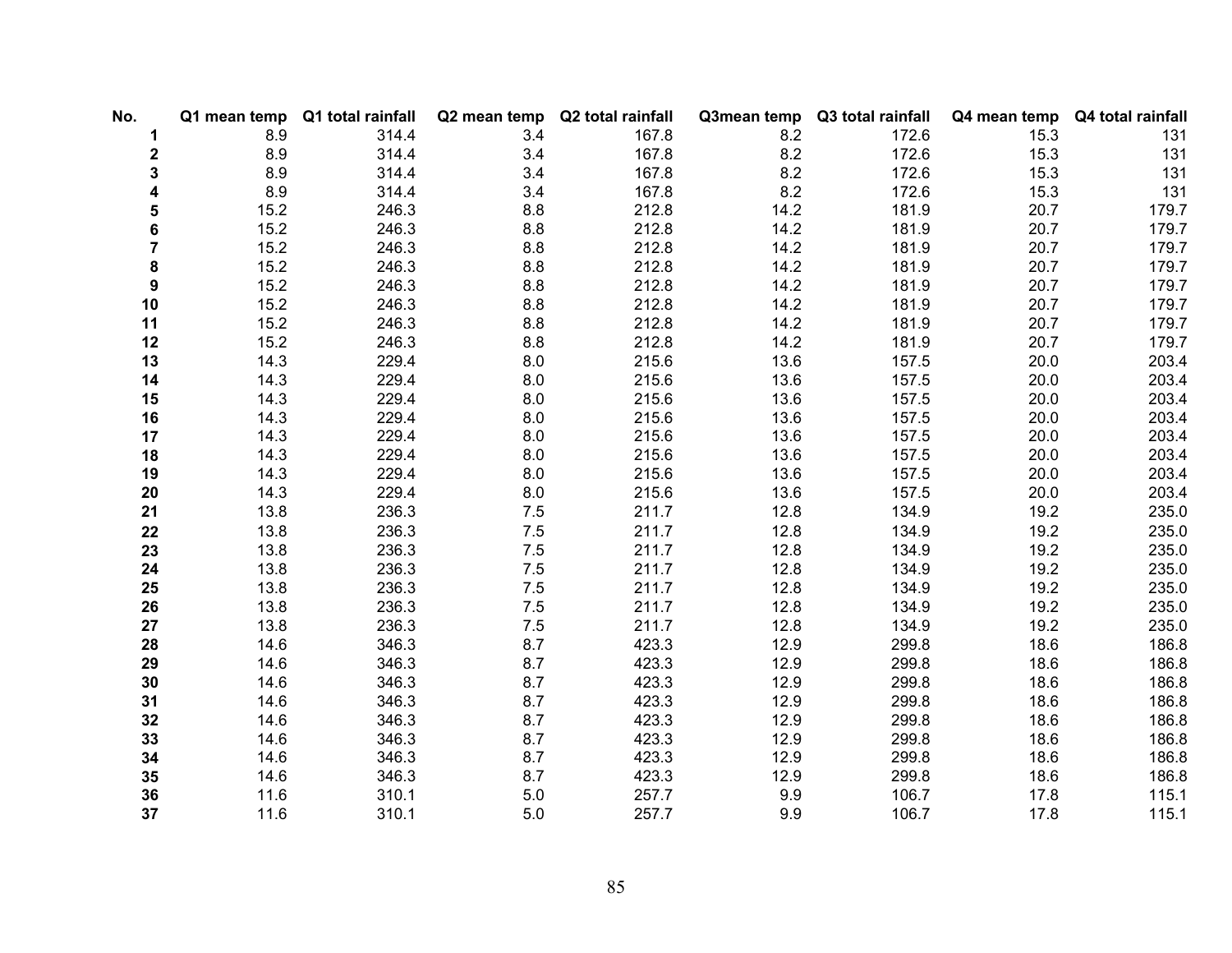| No. | Q1 mean temp | Q1 total rainfall | Q2 mean temp | Q2 total rainfall | Q3mean temp | Q3 total rainfall | Q4 mean temp | Q4 total rainfall |
|---|---|---|---|---|---|---|---|---|
| 1 | 8.9 | 314.4 | 3.4 | 167.8 | 8.2 | 172.6 | 15.3 | 131 |
| 2 | 8.9 | 314.4 | 3.4 | 167.8 | 8.2 | 172.6 | 15.3 | 131 |
| 3 | 8.9 | 314.4 | 3.4 | 167.8 | 8.2 | 172.6 | 15.3 | 131 |
| 4 | 8.9 | 314.4 | 3.4 | 167.8 | 8.2 | 172.6 | 15.3 | 131 |
| 5 | 15.2 | 246.3 | 8.8 | 212.8 | 14.2 | 181.9 | 20.7 | 179.7 |
| 6 | 15.2 | 246.3 | 8.8 | 212.8 | 14.2 | 181.9 | 20.7 | 179.7 |
| 7 | 15.2 | 246.3 | 8.8 | 212.8 | 14.2 | 181.9 | 20.7 | 179.7 |
| 8 | 15.2 | 246.3 | 8.8 | 212.8 | 14.2 | 181.9 | 20.7 | 179.7 |
| 9 | 15.2 | 246.3 | 8.8 | 212.8 | 14.2 | 181.9 | 20.7 | 179.7 |
| 10 | 15.2 | 246.3 | 8.8 | 212.8 | 14.2 | 181.9 | 20.7 | 179.7 |
| 11 | 15.2 | 246.3 | 8.8 | 212.8 | 14.2 | 181.9 | 20.7 | 179.7 |
| 12 | 15.2 | 246.3 | 8.8 | 212.8 | 14.2 | 181.9 | 20.7 | 179.7 |
| 13 | 14.3 | 229.4 | 8.0 | 215.6 | 13.6 | 157.5 | 20.0 | 203.4 |
| 14 | 14.3 | 229.4 | 8.0 | 215.6 | 13.6 | 157.5 | 20.0 | 203.4 |
| 15 | 14.3 | 229.4 | 8.0 | 215.6 | 13.6 | 157.5 | 20.0 | 203.4 |
| 16 | 14.3 | 229.4 | 8.0 | 215.6 | 13.6 | 157.5 | 20.0 | 203.4 |
| 17 | 14.3 | 229.4 | 8.0 | 215.6 | 13.6 | 157.5 | 20.0 | 203.4 |
| 18 | 14.3 | 229.4 | 8.0 | 215.6 | 13.6 | 157.5 | 20.0 | 203.4 |
| 19 | 14.3 | 229.4 | 8.0 | 215.6 | 13.6 | 157.5 | 20.0 | 203.4 |
| 20 | 14.3 | 229.4 | 8.0 | 215.6 | 13.6 | 157.5 | 20.0 | 203.4 |
| 21 | 13.8 | 236.3 | 7.5 | 211.7 | 12.8 | 134.9 | 19.2 | 235.0 |
| 22 | 13.8 | 236.3 | 7.5 | 211.7 | 12.8 | 134.9 | 19.2 | 235.0 |
| 23 | 13.8 | 236.3 | 7.5 | 211.7 | 12.8 | 134.9 | 19.2 | 235.0 |
| 24 | 13.8 | 236.3 | 7.5 | 211.7 | 12.8 | 134.9 | 19.2 | 235.0 |
| 25 | 13.8 | 236.3 | 7.5 | 211.7 | 12.8 | 134.9 | 19.2 | 235.0 |
| 26 | 13.8 | 236.3 | 7.5 | 211.7 | 12.8 | 134.9 | 19.2 | 235.0 |
| 27 | 13.8 | 236.3 | 7.5 | 211.7 | 12.8 | 134.9 | 19.2 | 235.0 |
| 28 | 14.6 | 346.3 | 8.7 | 423.3 | 12.9 | 299.8 | 18.6 | 186.8 |
| 29 | 14.6 | 346.3 | 8.7 | 423.3 | 12.9 | 299.8 | 18.6 | 186.8 |
| 30 | 14.6 | 346.3 | 8.7 | 423.3 | 12.9 | 299.8 | 18.6 | 186.8 |
| 31 | 14.6 | 346.3 | 8.7 | 423.3 | 12.9 | 299.8 | 18.6 | 186.8 |
| 32 | 14.6 | 346.3 | 8.7 | 423.3 | 12.9 | 299.8 | 18.6 | 186.8 |
| 33 | 14.6 | 346.3 | 8.7 | 423.3 | 12.9 | 299.8 | 18.6 | 186.8 |
| 34 | 14.6 | 346.3 | 8.7 | 423.3 | 12.9 | 299.8 | 18.6 | 186.8 |
| 35 | 14.6 | 346.3 | 8.7 | 423.3 | 12.9 | 299.8 | 18.6 | 186.8 |
| 36 | 11.6 | 310.1 | 5.0 | 257.7 | 9.9 | 106.7 | 17.8 | 115.1 |
| 37 | 11.6 | 310.1 | 5.0 | 257.7 | 9.9 | 106.7 | 17.8 | 115.1 |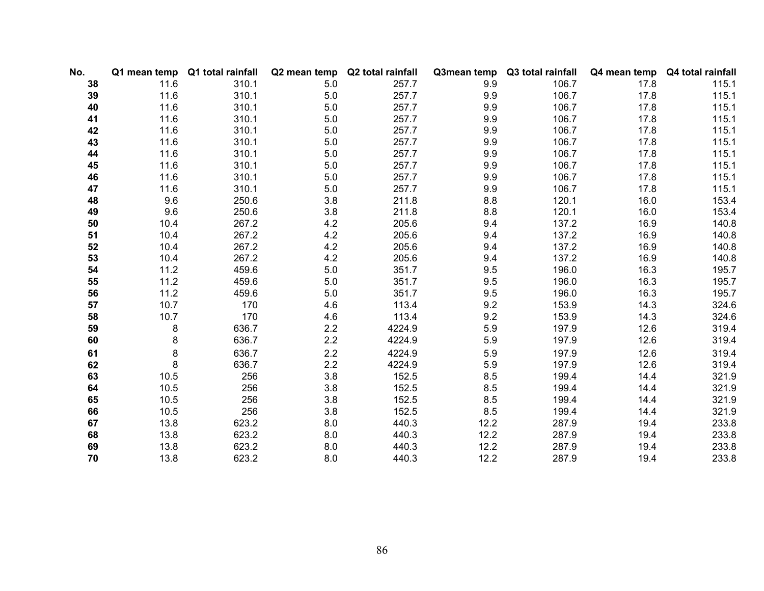| No. | Q1 mean temp | Q1 total rainfall | Q2 mean temp | Q2 total rainfall | Q3mean temp | Q3 total rainfall | Q4 mean temp | Q4 total rainfall |
|---|---|---|---|---|---|---|---|---|
| **38** | 11.6 | 310.1 | 5.0 | 257.7 | 9.9 | 106.7 | 17.8 | 115.1 |
| **39** | 11.6 | 310.1 | 5.0 | 257.7 | 9.9 | 106.7 | 17.8 | 115.1 |
| **40** | 11.6 | 310.1 | 5.0 | 257.7 | 9.9 | 106.7 | 17.8 | 115.1 |
| **41** | 11.6 | 310.1 | 5.0 | 257.7 | 9.9 | 106.7 | 17.8 | 115.1 |
| **42** | 11.6 | 310.1 | 5.0 | 257.7 | 9.9 | 106.7 | 17.8 | 115.1 |
| **43** | 11.6 | 310.1 | 5.0 | 257.7 | 9.9 | 106.7 | 17.8 | 115.1 |
| **44** | 11.6 | 310.1 | 5.0 | 257.7 | 9.9 | 106.7 | 17.8 | 115.1 |
| **45** | 11.6 | 310.1 | 5.0 | 257.7 | 9.9 | 106.7 | 17.8 | 115.1 |
| **46** | 11.6 | 310.1 | 5.0 | 257.7 | 9.9 | 106.7 | 17.8 | 115.1 |
| **47** | 11.6 | 310.1 | 5.0 | 257.7 | 9.9 | 106.7 | 17.8 | 115.1 |
| **48** | 9.6 | 250.6 | 3.8 | 211.8 | 8.8 | 120.1 | 16.0 | 153.4 |
| **49** | 9.6 | 250.6 | 3.8 | 211.8 | 8.8 | 120.1 | 16.0 | 153.4 |
| **50** | 10.4 | 267.2 | 4.2 | 205.6 | 9.4 | 137.2 | 16.9 | 140.8 |
| **51** | 10.4 | 267.2 | 4.2 | 205.6 | 9.4 | 137.2 | 16.9 | 140.8 |
| **52** | 10.4 | 267.2 | 4.2 | 205.6 | 9.4 | 137.2 | 16.9 | 140.8 |
| **53** | 10.4 | 267.2 | 4.2 | 205.6 | 9.4 | 137.2 | 16.9 | 140.8 |
| **54** | 11.2 | 459.6 | 5.0 | 351.7 | 9.5 | 196.0 | 16.3 | 195.7 |
| **55** | 11.2 | 459.6 | 5.0 | 351.7 | 9.5 | 196.0 | 16.3 | 195.7 |
| **56** | 11.2 | 459.6 | 5.0 | 351.7 | 9.5 | 196.0 | 16.3 | 195.7 |
| **57** | 10.7 | 170 | 4.6 | 113.4 | 9.2 | 153.9 | 14.3 | 324.6 |
| **58** | 10.7 | 170 | 4.6 | 113.4 | 9.2 | 153.9 | 14.3 | 324.6 |
| **59** | 8 | 636.7 | 2.2 | 4224.9 | 5.9 | 197.9 | 12.6 | 319.4 |
| **60** | 8 | 636.7 | 2.2 | 4224.9 | 5.9 | 197.9 | 12.6 | 319.4 |
| **61** | 8 | 636.7 | 2.2 | 4224.9 | 5.9 | 197.9 | 12.6 | 319.4 |
| **62** | 8 | 636.7 | 2.2 | 4224.9 | 5.9 | 197.9 | 12.6 | 319.4 |
| **63** | 10.5 | 256 | 3.8 | 152.5 | 8.5 | 199.4 | 14.4 | 321.9 |
| **64** | 10.5 | 256 | 3.8 | 152.5 | 8.5 | 199.4 | 14.4 | 321.9 |
| **65** | 10.5 | 256 | 3.8 | 152.5 | 8.5 | 199.4 | 14.4 | 321.9 |
| **66** | 10.5 | 256 | 3.8 | 152.5 | 8.5 | 199.4 | 14.4 | 321.9 |
| **67** | 13.8 | 623.2 | 8.0 | 440.3 | 12.2 | 287.9 | 19.4 | 233.8 |
| **68** | 13.8 | 623.2 | 8.0 | 440.3 | 12.2 | 287.9 | 19.4 | 233.8 |
| **69** | 13.8 | 623.2 | 8.0 | 440.3 | 12.2 | 287.9 | 19.4 | 233.8 |
| **70** | 13.8 | 623.2 | 8.0 | 440.3 | 12.2 | 287.9 | 19.4 | 233.8 |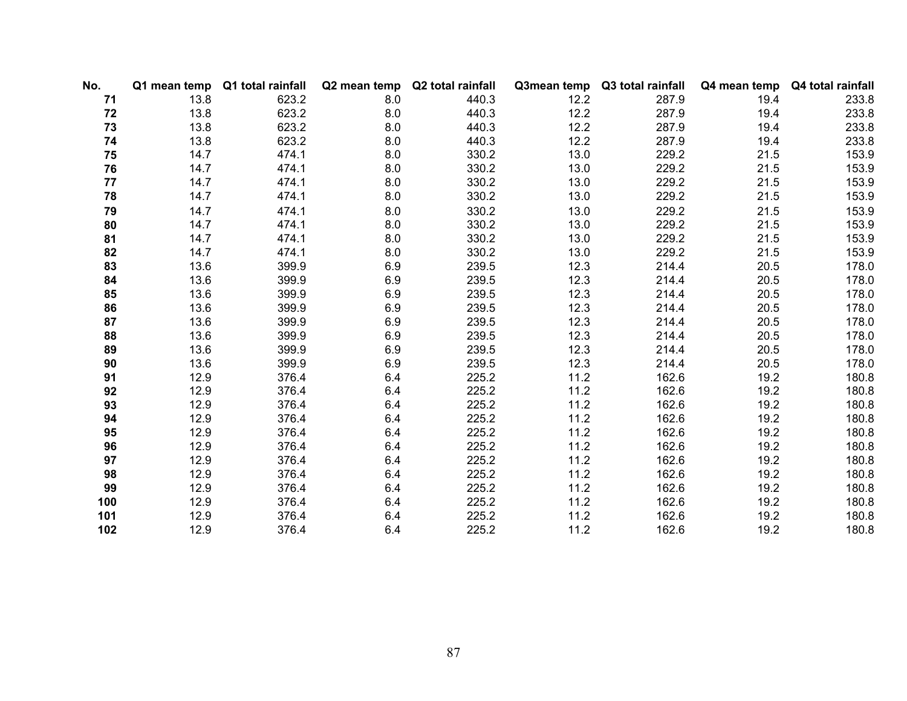| No. | Q1 mean temp | Q1 total rainfall | Q2 mean temp | Q2 total rainfall | Q3mean temp | Q3 total rainfall | Q4 mean temp | Q4 total rainfall |
|---|---|---|---|---|---|---|---|---|
| 71 | 13.8 | 623.2 | 8.0 | 440.3 | 12.2 | 287.9 | 19.4 | 233.8 |
| 72 | 13.8 | 623.2 | 8.0 | 440.3 | 12.2 | 287.9 | 19.4 | 233.8 |
| 73 | 13.8 | 623.2 | 8.0 | 440.3 | 12.2 | 287.9 | 19.4 | 233.8 |
| 74 | 13.8 | 623.2 | 8.0 | 440.3 | 12.2 | 287.9 | 19.4 | 233.8 |
| 75 | 14.7 | 474.1 | 8.0 | 330.2 | 13.0 | 229.2 | 21.5 | 153.9 |
| 76 | 14.7 | 474.1 | 8.0 | 330.2 | 13.0 | 229.2 | 21.5 | 153.9 |
| 77 | 14.7 | 474.1 | 8.0 | 330.2 | 13.0 | 229.2 | 21.5 | 153.9 |
| 78 | 14.7 | 474.1 | 8.0 | 330.2 | 13.0 | 229.2 | 21.5 | 153.9 |
| 79 | 14.7 | 474.1 | 8.0 | 330.2 | 13.0 | 229.2 | 21.5 | 153.9 |
| 80 | 14.7 | 474.1 | 8.0 | 330.2 | 13.0 | 229.2 | 21.5 | 153.9 |
| 81 | 14.7 | 474.1 | 8.0 | 330.2 | 13.0 | 229.2 | 21.5 | 153.9 |
| 82 | 14.7 | 474.1 | 8.0 | 330.2 | 13.0 | 229.2 | 21.5 | 153.9 |
| 83 | 13.6 | 399.9 | 6.9 | 239.5 | 12.3 | 214.4 | 20.5 | 178.0 |
| 84 | 13.6 | 399.9 | 6.9 | 239.5 | 12.3 | 214.4 | 20.5 | 178.0 |
| 85 | 13.6 | 399.9 | 6.9 | 239.5 | 12.3 | 214.4 | 20.5 | 178.0 |
| 86 | 13.6 | 399.9 | 6.9 | 239.5 | 12.3 | 214.4 | 20.5 | 178.0 |
| 87 | 13.6 | 399.9 | 6.9 | 239.5 | 12.3 | 214.4 | 20.5 | 178.0 |
| 88 | 13.6 | 399.9 | 6.9 | 239.5 | 12.3 | 214.4 | 20.5 | 178.0 |
| 89 | 13.6 | 399.9 | 6.9 | 239.5 | 12.3 | 214.4 | 20.5 | 178.0 |
| 90 | 13.6 | 399.9 | 6.9 | 239.5 | 12.3 | 214.4 | 20.5 | 178.0 |
| 91 | 12.9 | 376.4 | 6.4 | 225.2 | 11.2 | 162.6 | 19.2 | 180.8 |
| 92 | 12.9 | 376.4 | 6.4 | 225.2 | 11.2 | 162.6 | 19.2 | 180.8 |
| 93 | 12.9 | 376.4 | 6.4 | 225.2 | 11.2 | 162.6 | 19.2 | 180.8 |
| 94 | 12.9 | 376.4 | 6.4 | 225.2 | 11.2 | 162.6 | 19.2 | 180.8 |
| 95 | 12.9 | 376.4 | 6.4 | 225.2 | 11.2 | 162.6 | 19.2 | 180.8 |
| 96 | 12.9 | 376.4 | 6.4 | 225.2 | 11.2 | 162.6 | 19.2 | 180.8 |
| 97 | 12.9 | 376.4 | 6.4 | 225.2 | 11.2 | 162.6 | 19.2 | 180.8 |
| 98 | 12.9 | 376.4 | 6.4 | 225.2 | 11.2 | 162.6 | 19.2 | 180.8 |
| 99 | 12.9 | 376.4 | 6.4 | 225.2 | 11.2 | 162.6 | 19.2 | 180.8 |
| 100 | 12.9 | 376.4 | 6.4 | 225.2 | 11.2 | 162.6 | 19.2 | 180.8 |
| 101 | 12.9 | 376.4 | 6.4 | 225.2 | 11.2 | 162.6 | 19.2 | 180.8 |
| 102 | 12.9 | 376.4 | 6.4 | 225.2 | 11.2 | 162.6 | 19.2 | 180.8 |